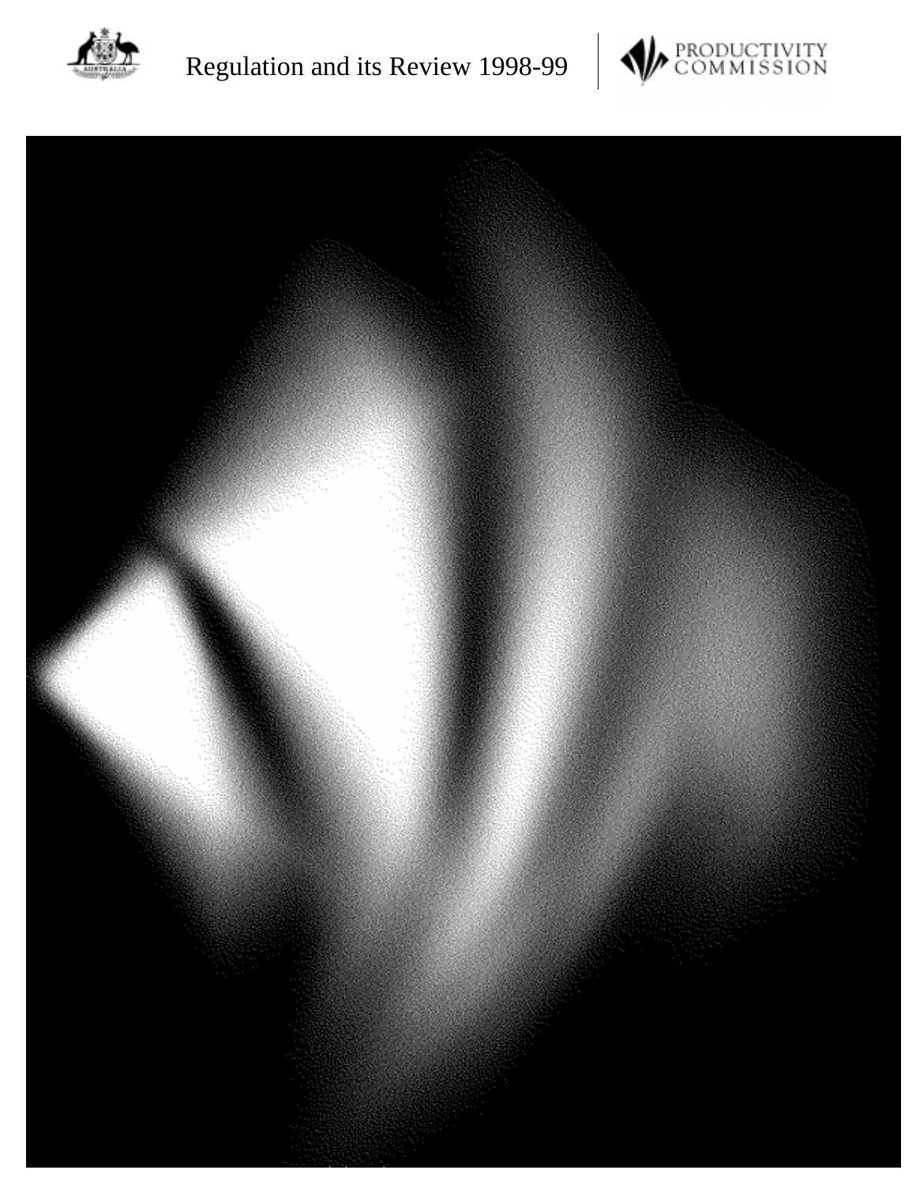# Regulation and its Review 1998-99

PRODUCTIVITY COMMISSION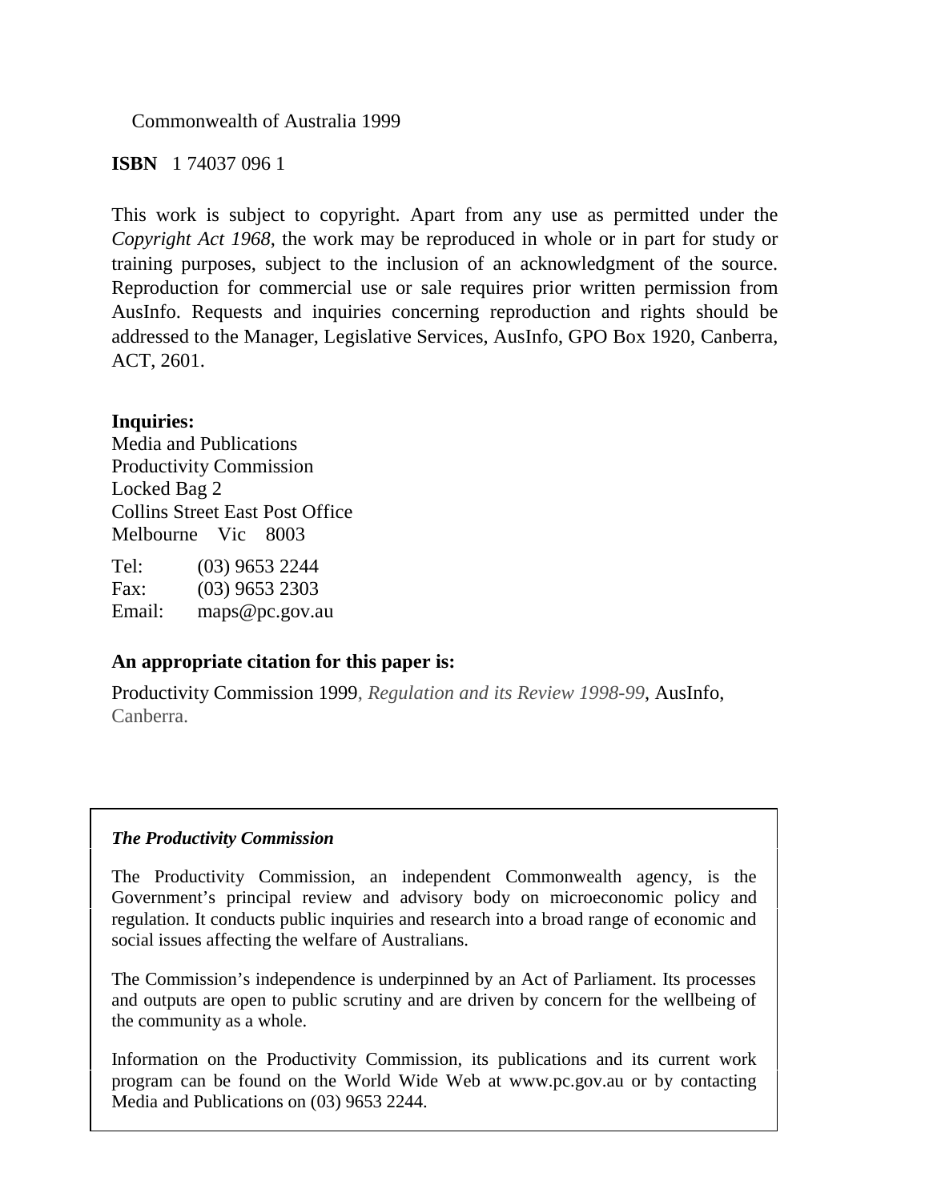Commonwealth of Australia 1999

**ISBN** 1 74037 096 1

This work is subject to copyright. Apart from any use as permitted under the *Copyright Act 1968*, the work may be reproduced in whole or in part for study or training purposes, subject to the inclusion of an acknowledgment of the source. Reproduction for commercial use or sale requires prior written permission from AusInfo. Requests and inquiries concerning reproduction and rights should be addressed to the Manager, Legislative Services, AusInfo, GPO Box 1920, Canberra, ACT, 2601.

**Inquiries:**
Media and Publications
Productivity Commission
Locked Bag 2
Collins Street East Post Office
Melbourne Vic 8003

Tel: (03) 9653 2244
Fax: (03) 9653 2303
Email: maps@pc.gov.au

**An appropriate citation for this paper is:**

Productivity Commission 1999, *Regulation and its Review 1998-99*, AusInfo, Canberra.

***The Productivity Commission***

The Productivity Commission, an independent Commonwealth agency, is the Government's principal review and advisory body on microeconomic policy and regulation. It conducts public inquiries and research into a broad range of economic and social issues affecting the welfare of Australians.

The Commission's independence is underpinned by an Act of Parliament. Its processes and outputs are open to public scrutiny and are driven by concern for the wellbeing of the community as a whole.

Information on the Productivity Commission, its publications and its current work program can be found on the World Wide Web at www.pc.gov.au or by contacting Media and Publications on (03) 9653 2244.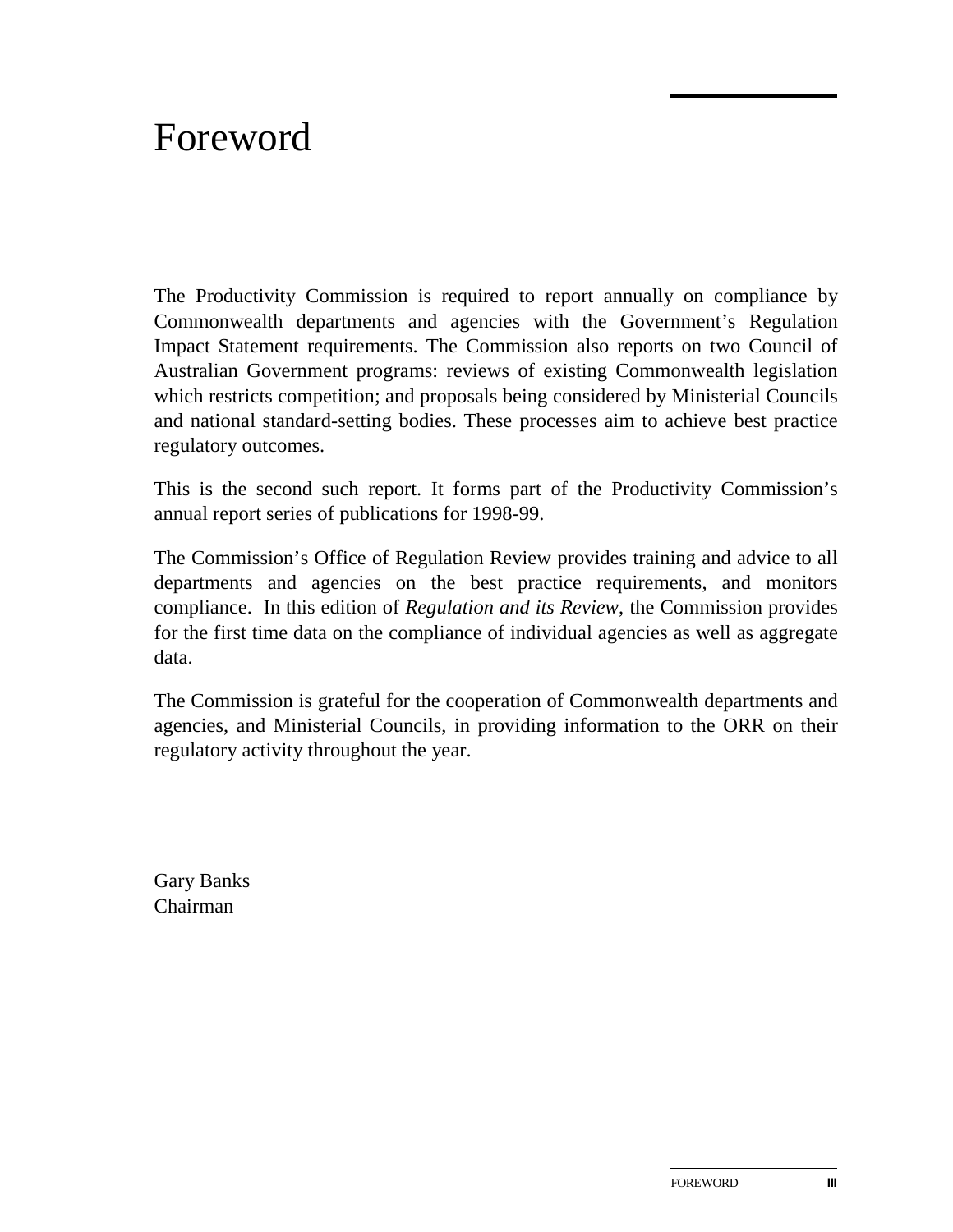# Foreword

The Productivity Commission is required to report annually on compliance by Commonwealth departments and agencies with the Government's Regulation Impact Statement requirements. The Commission also reports on two Council of Australian Government programs: reviews of existing Commonwealth legislation which restricts competition; and proposals being considered by Ministerial Councils and national standard-setting bodies. These processes aim to achieve best practice regulatory outcomes.

This is the second such report. It forms part of the Productivity Commission's annual report series of publications for 1998-99.

The Commission's Office of Regulation Review provides training and advice to all departments and agencies on the best practice requirements, and monitors compliance. In this edition of *Regulation and its Review*, the Commission provides for the first time data on the compliance of individual agencies as well as aggregate data.

The Commission is grateful for the cooperation of Commonwealth departments and agencies, and Ministerial Councils, in providing information to the ORR on their regulatory activity throughout the year.

Gary Banks
Chairman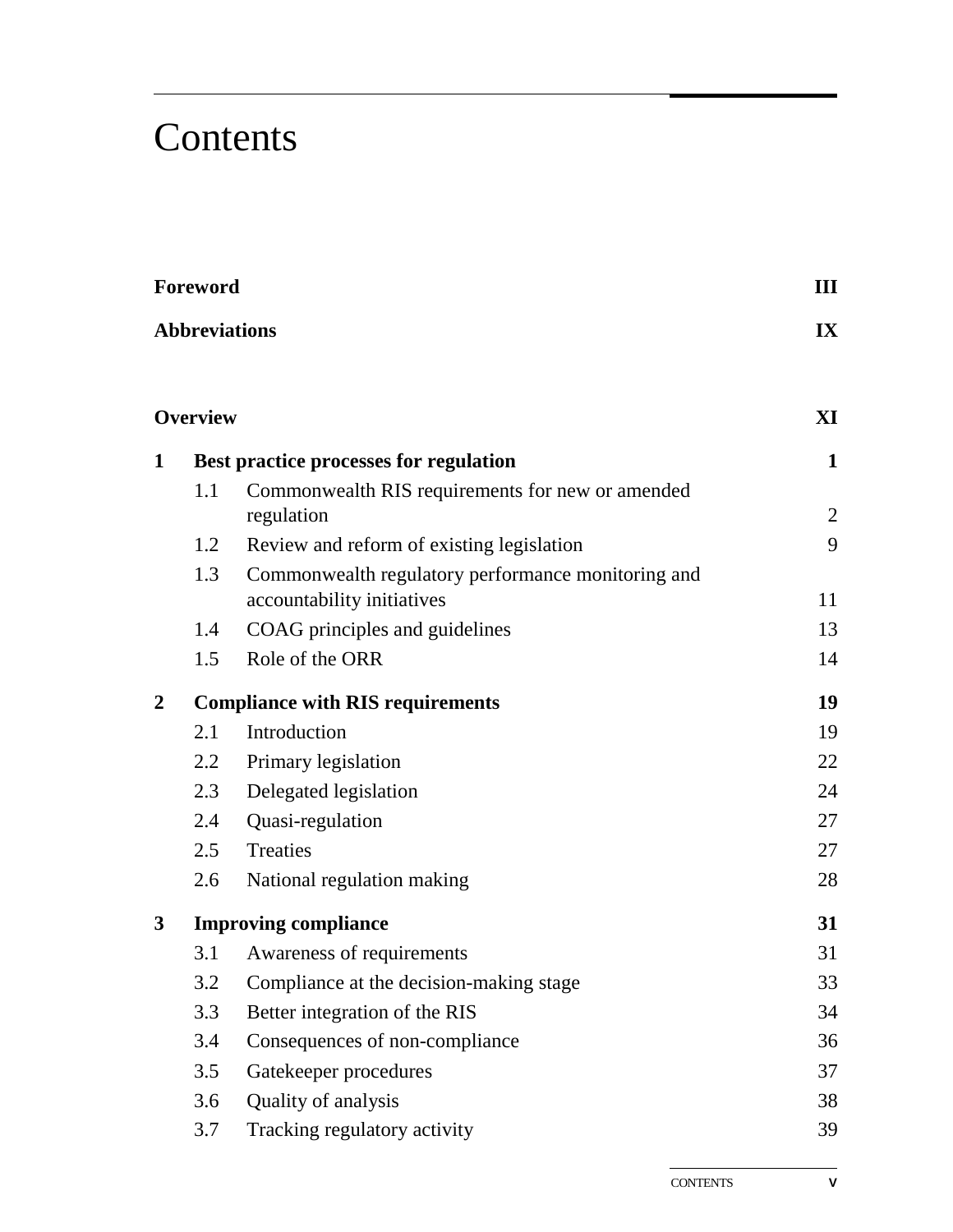# Contents

| | | |
|---|---|---|
| **Foreword** | | **III** |
| **Abbreviations** | | **IX** |
| **Overview** | | **XI** |
| **1** | **Best practice processes for regulation** | **1** |
| 1.1 | Commonwealth RIS requirements for new or amended regulation | 2 |
| 1.2 | Review and reform of existing legislation | 9 |
| 1.3 | Commonwealth regulatory performance monitoring and accountability initiatives | 11 |
| 1.4 | COAG principles and guidelines | 13 |
| 1.5 | Role of the ORR | 14 |
| **2** | **Compliance with RIS requirements** | **19** |
| 2.1 | Introduction | 19 |
| 2.2 | Primary legislation | 22 |
| 2.3 | Delegated legislation | 24 |
| 2.4 | Quasi-regulation | 27 |
| 2.5 | Treaties | 27 |
| 2.6 | National regulation making | 28 |
| **3** | **Improving compliance** | **31** |
| 3.1 | Awareness of requirements | 31 |
| 3.2 | Compliance at the decision-making stage | 33 |
| 3.3 | Better integration of the RIS | 34 |
| 3.4 | Consequences of non-compliance | 36 |
| 3.5 | Gatekeeper procedures | 37 |
| 3.6 | Quality of analysis | 38 |
| 3.7 | Tracking regulatory activity | 39 |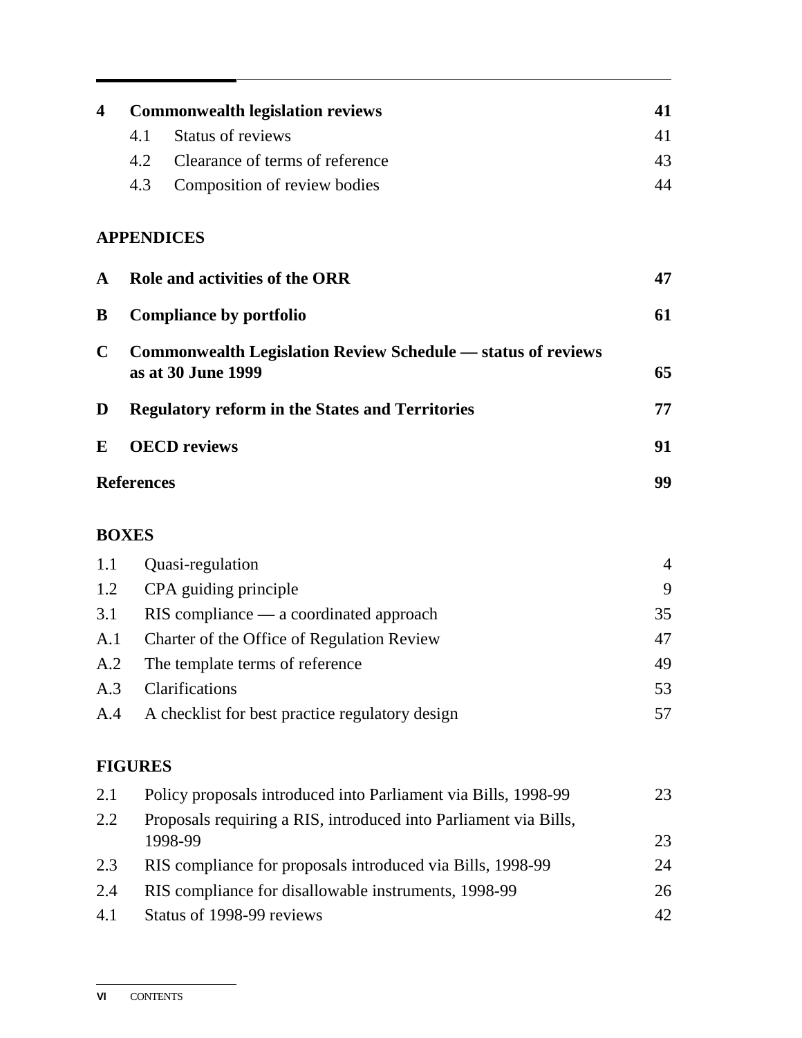| | | |
|---|---|---|
| **4** | **Commonwealth legislation reviews** | **41** |
| | 4.1 Status of reviews | 41 |
| | 4.2 Clearance of terms of reference | 43 |
| | 4.3 Composition of review bodies | 44 |

## APPENDICES

| | | |
|---|---|---|
| **A** | **Role and activities of the ORR** | **47** |
| **B** | **Compliance by portfolio** | **61** |
| **C** | **Commonwealth Legislation Review Schedule — status of reviews as at 30 June 1999** | **65** |
| **D** | **Regulatory reform in the States and Territories** | **77** |
| **E** | **OECD reviews** | **91** |
| | **References** | **99** |

## BOXES

| | | |
|---|---|---|
| 1.1 | Quasi-regulation | 4 |
| 1.2 | CPA guiding principle | 9 |
| 3.1 | RIS compliance — a coordinated approach | 35 |
| A.1 | Charter of the Office of Regulation Review | 47 |
| A.2 | The template terms of reference | 49 |
| A.3 | Clarifications | 53 |
| A.4 | A checklist for best practice regulatory design | 57 |

## FIGURES

| | | |
|---|---|---|
| 2.1 | Policy proposals introduced into Parliament via Bills, 1998-99 | 23 |
| 2.2 | Proposals requiring a RIS, introduced into Parliament via Bills, 1998-99 | 23 |
| 2.3 | RIS compliance for proposals introduced via Bills, 1998-99 | 24 |
| 2.4 | RIS compliance for disallowable instruments, 1998-99 | 26 |
| 4.1 | Status of 1998-99 reviews | 42 |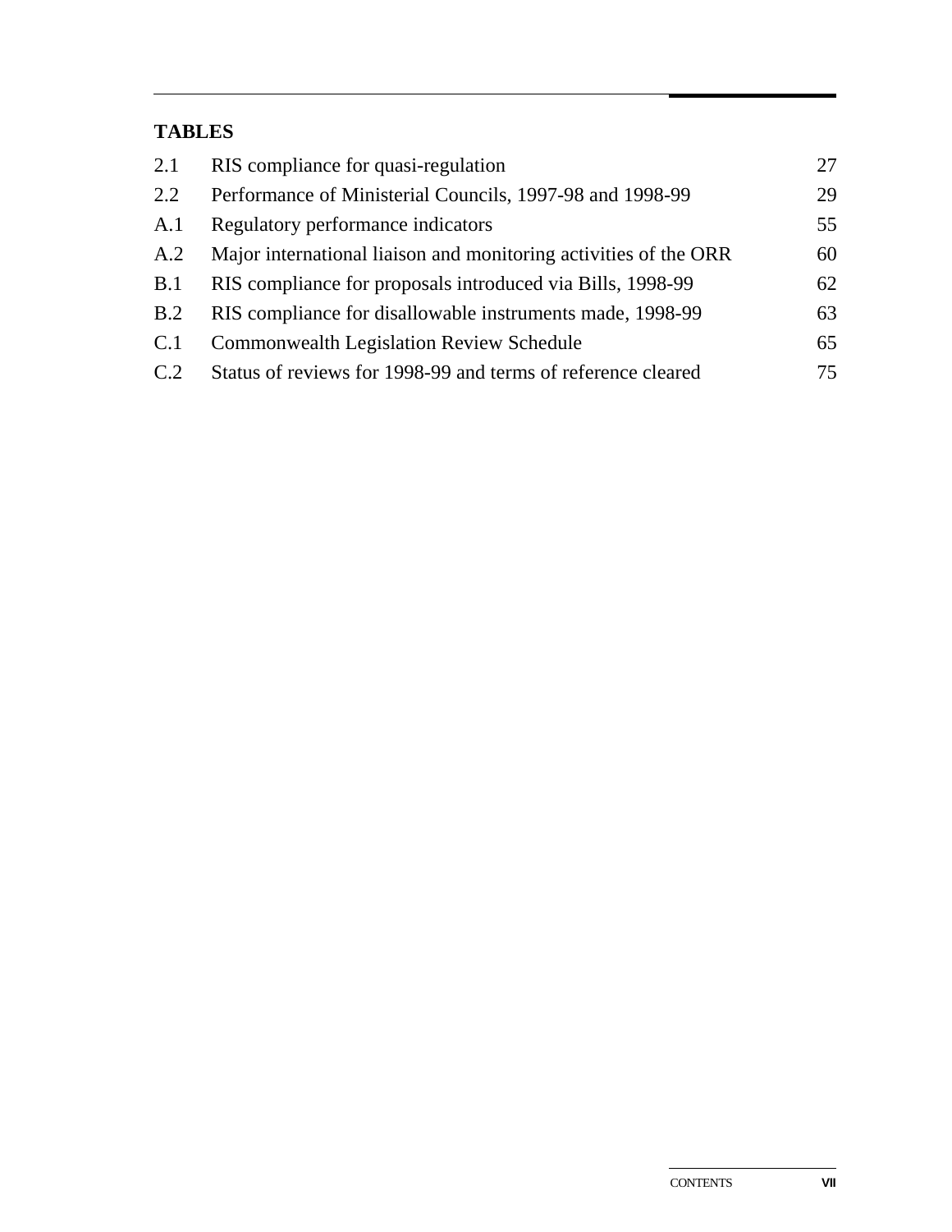## TABLES

| | | |
|---|---|---|
| 2.1 | RIS compliance for quasi-regulation | 27 |
| 2.2 | Performance of Ministerial Councils, 1997-98 and 1998-99 | 29 |
| A.1 | Regulatory performance indicators | 55 |
| A.2 | Major international liaison and monitoring activities of the ORR | 60 |
| B.1 | RIS compliance for proposals introduced via Bills, 1998-99 | 62 |
| B.2 | RIS compliance for disallowable instruments made, 1998-99 | 63 |
| C.1 | Commonwealth Legislation Review Schedule | 65 |
| C.2 | Status of reviews for 1998-99 and terms of reference cleared | 75 |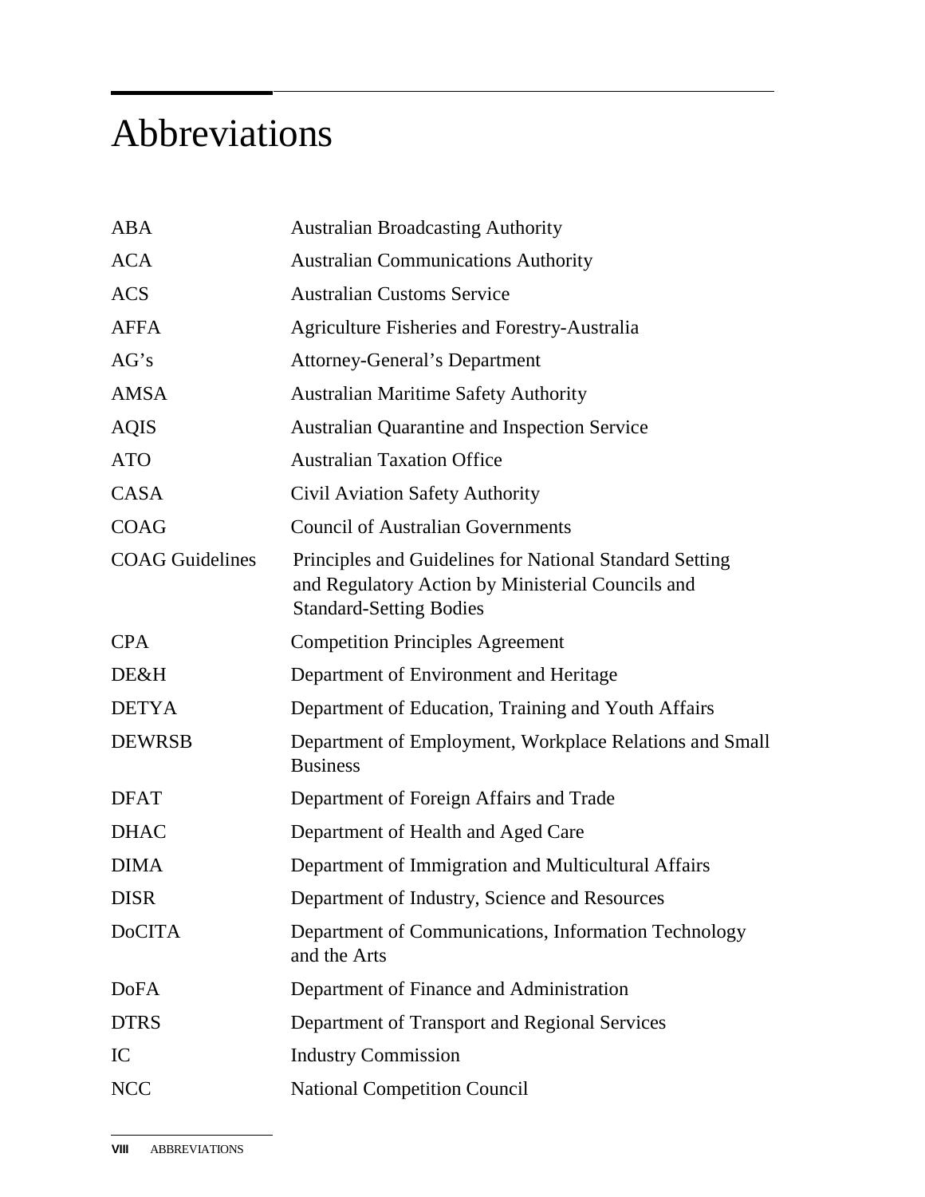# Abbreviations

| | |
|---|---|
| ABA | Australian Broadcasting Authority |
| ACA | Australian Communications Authority |
| ACS | Australian Customs Service |
| AFFA | Agriculture Fisheries and Forestry-Australia |
| AG's | Attorney-General's Department |
| AMSA | Australian Maritime Safety Authority |
| AQIS | Australian Quarantine and Inspection Service |
| ATO | Australian Taxation Office |
| CASA | Civil Aviation Safety Authority |
| COAG | Council of Australian Governments |
| COAG Guidelines | Principles and Guidelines for National Standard Setting and Regulatory Action by Ministerial Councils and Standard-Setting Bodies |
| CPA | Competition Principles Agreement |
| DE&H | Department of Environment and Heritage |
| DETYA | Department of Education, Training and Youth Affairs |
| DEWRSB | Department of Employment, Workplace Relations and Small Business |
| DFAT | Department of Foreign Affairs and Trade |
| DHAC | Department of Health and Aged Care |
| DIMA | Department of Immigration and Multicultural Affairs |
| DISR | Department of Industry, Science and Resources |
| DoCITA | Department of Communications, Information Technology and the Arts |
| DoFA | Department of Finance and Administration |
| DTRS | Department of Transport and Regional Services |
| IC | Industry Commission |
| NCC | National Competition Council |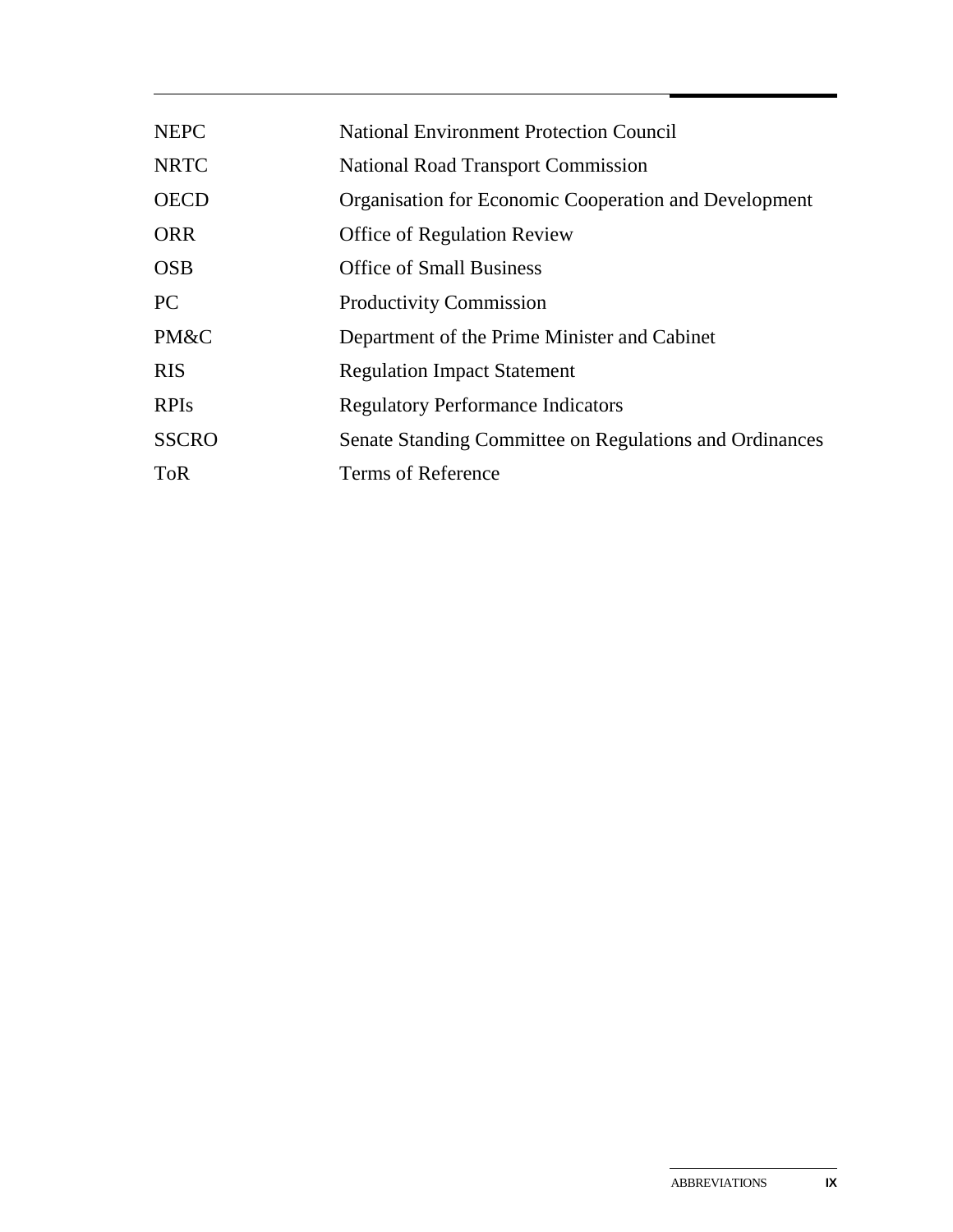| | |
|---|---|
| NEPC | National Environment Protection Council |
| NRTC | National Road Transport Commission |
| OECD | Organisation for Economic Cooperation and Development |
| ORR | Office of Regulation Review |
| OSB | Office of Small Business |
| PC | Productivity Commission |
| PM&C | Department of the Prime Minister and Cabinet |
| RIS | Regulation Impact Statement |
| RPIs | Regulatory Performance Indicators |
| SSCRO | Senate Standing Committee on Regulations and Ordinances |
| ToR | Terms of Reference |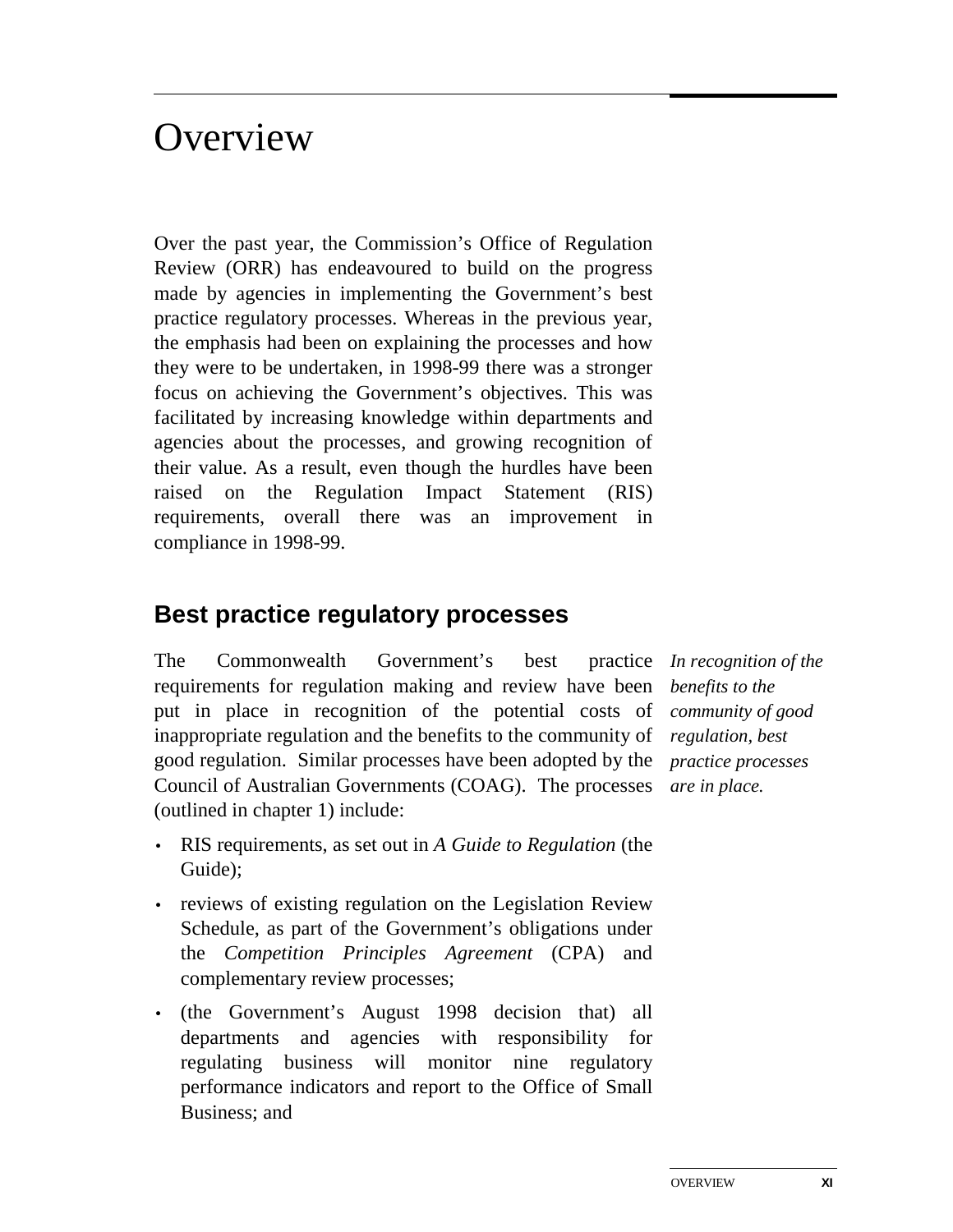# Overview

Over the past year, the Commission's Office of Regulation Review (ORR) has endeavoured to build on the progress made by agencies in implementing the Government's best practice regulatory processes. Whereas in the previous year, the emphasis had been on explaining the processes and how they were to be undertaken, in 1998-99 there was a stronger focus on achieving the Government's objectives. This was facilitated by increasing knowledge within departments and agencies about the processes, and growing recognition of their value. As a result, even though the hurdles have been raised on the Regulation Impact Statement (RIS) requirements, overall there was an improvement in compliance in 1998-99.

## Best practice regulatory processes

*In recognition of the benefits to the community of good regulation, best practice processes are in place.*

The Commonwealth Government's best practice requirements for regulation making and review have been put in place in recognition of the potential costs of inappropriate regulation and the benefits to the community of good regulation. Similar processes have been adopted by the Council of Australian Governments (COAG). The processes (outlined in chapter 1) include:

- RIS requirements, as set out in *A Guide to Regulation* (the Guide);
- reviews of existing regulation on the Legislation Review Schedule, as part of the Government's obligations under the *Competition Principles Agreement* (CPA) and complementary review processes;
- (the Government's August 1998 decision that) all departments and agencies with responsibility for regulating business will monitor nine regulatory performance indicators and report to the Office of Small Business; and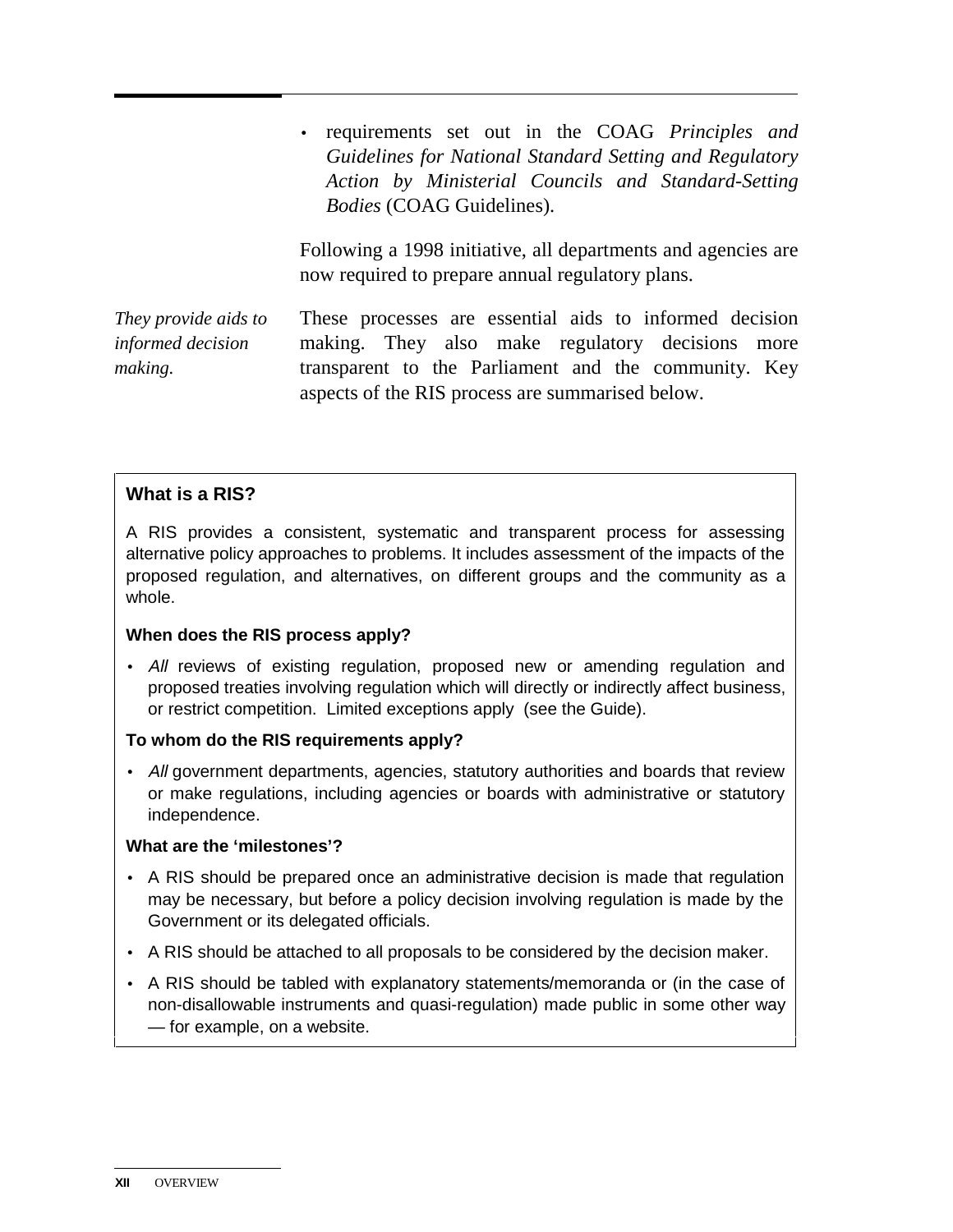- requirements set out in the COAG *Principles and Guidelines for National Standard Setting and Regulatory Action by Ministerial Councils and Standard-Setting Bodies* (COAG Guidelines).

Following a 1998 initiative, all departments and agencies are now required to prepare annual regulatory plans.

*They provide aids to informed decision making.*

These processes are essential aids to informed decision making. They also make regulatory decisions more transparent to the Parliament and the community. Key aspects of the RIS process are summarised below.

**What is a RIS?**

A RIS provides a consistent, systematic and transparent process for assessing alternative policy approaches to problems. It includes assessment of the impacts of the proposed regulation, and alternatives, on different groups and the community as a whole.

**When does the RIS process apply?**

- *All* reviews of existing regulation, proposed new or amending regulation and proposed treaties involving regulation which will directly or indirectly affect business, or restrict competition. Limited exceptions apply (see the Guide).

**To whom do the RIS requirements apply?**

- *All* government departments, agencies, statutory authorities and boards that review or make regulations, including agencies or boards with administrative or statutory independence.

**What are the 'milestones'?**

- A RIS should be prepared once an administrative decision is made that regulation may be necessary, but before a policy decision involving regulation is made by the Government or its delegated officials.
- A RIS should be attached to all proposals to be considered by the decision maker.
- A RIS should be tabled with explanatory statements/memoranda or (in the case of non-disallowable instruments and quasi-regulation) made public in some other way — for example, on a website.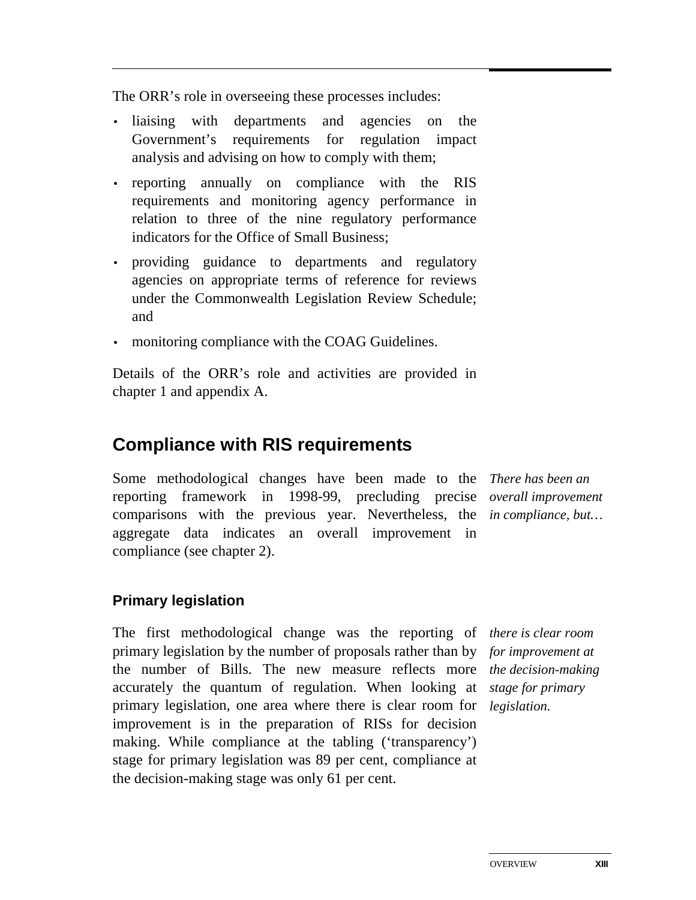The ORR's role in overseeing these processes includes:

- liaising with departments and agencies on the Government's requirements for regulation impact analysis and advising on how to comply with them;
- reporting annually on compliance with the RIS requirements and monitoring agency performance in relation to three of the nine regulatory performance indicators for the Office of Small Business;
- providing guidance to departments and regulatory agencies on appropriate terms of reference for reviews under the Commonwealth Legislation Review Schedule; and
- monitoring compliance with the COAG Guidelines.

Details of the ORR's role and activities are provided in chapter 1 and appendix A.

## Compliance with RIS requirements

*There has been an overall improvement in compliance, but…*

Some methodological changes have been made to the reporting framework in 1998-99, precluding precise comparisons with the previous year. Nevertheless, the aggregate data indicates an overall improvement in compliance (see chapter 2).

### Primary legislation

*there is clear room for improvement at the decision-making stage for primary legislation.*

The first methodological change was the reporting of primary legislation by the number of proposals rather than by the number of Bills. The new measure reflects more accurately the quantum of regulation. When looking at primary legislation, one area where there is clear room for improvement is in the preparation of RISs for decision making. While compliance at the tabling ('transparency') stage for primary legislation was 89 per cent, compliance at the decision-making stage was only 61 per cent.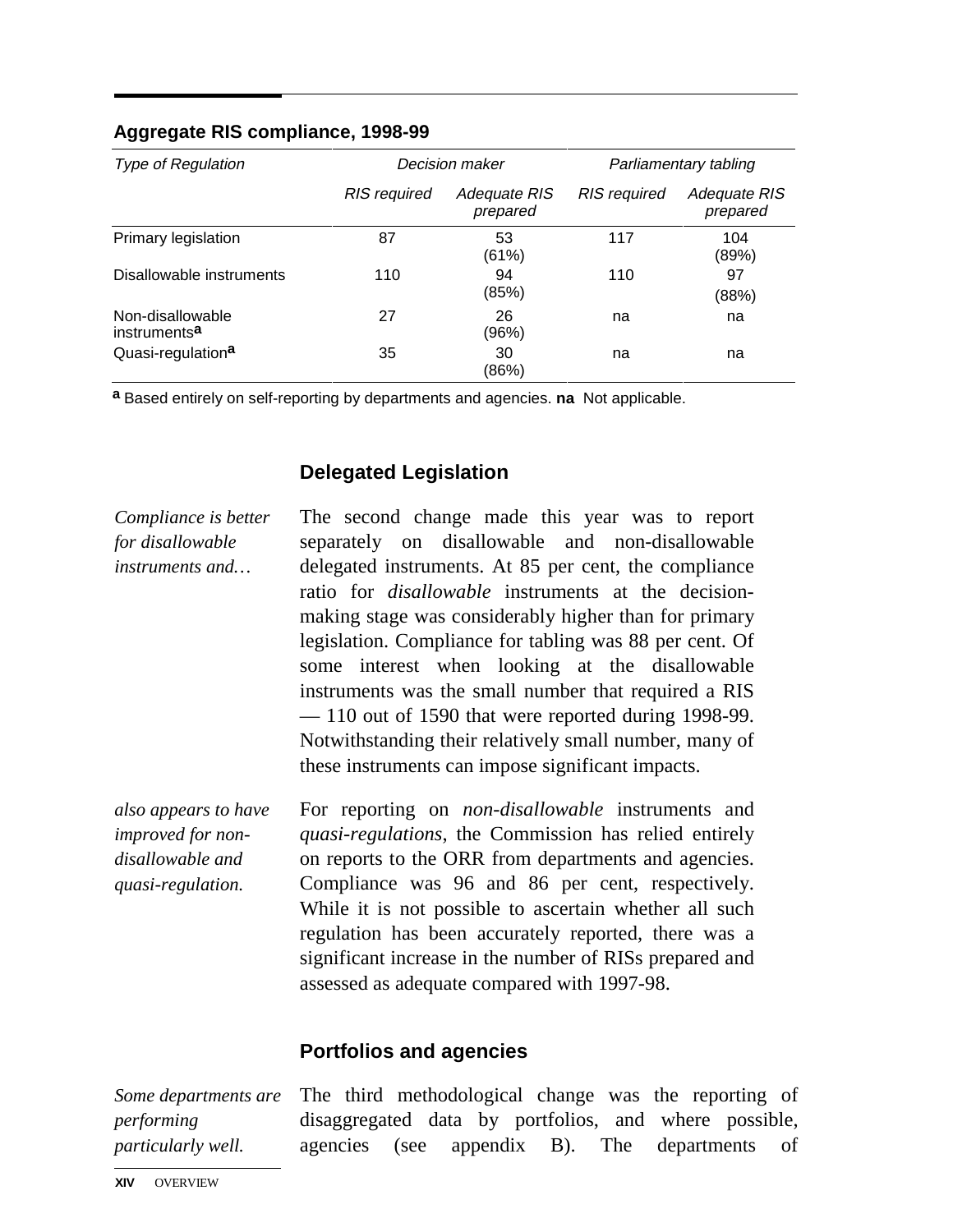**Aggregate RIS compliance, 1998-99**

| *Type of Regulation* | *Decision maker* | | *Parliamentary tabling* | |
|---|---|---|---|---|
| | *RIS required* | *Adequate RIS prepared* | *RIS required* | *Adequate RIS prepared* |
| Primary legislation | 87 | 53 (61%) | 117 | 104 (89%) |
| Disallowable instruments | 110 | 94 (85%) | 110 | 97 (88%) |
| Non-disallowable instruments[a] | 27 | 26 (96%) | na | na |
| Quasi-regulation[a] | 35 | 30 (86%) | na | na |

[a] Based entirely on self-reporting by departments and agencies. **na** Not applicable.

### Delegated Legislation

*Compliance is better for disallowable instruments and…*

The second change made this year was to report separately on disallowable and non-disallowable delegated instruments. At 85 per cent, the compliance ratio for *disallowable* instruments at the decision-making stage was considerably higher than for primary legislation. Compliance for tabling was 88 per cent. Of some interest when looking at the disallowable instruments was the small number that required a RIS — 110 out of 1590 that were reported during 1998-99. Notwithstanding their relatively small number, many of these instruments can impose significant impacts.

*also appears to have improved for non-disallowable and quasi-regulation.*

For reporting on *non-disallowable* instruments and *quasi-regulations*, the Commission has relied entirely on reports to the ORR from departments and agencies. Compliance was 96 and 86 per cent, respectively. While it is not possible to ascertain whether all such regulation has been accurately reported, there was a significant increase in the number of RISs prepared and assessed as adequate compared with 1997-98.

### Portfolios and agencies

*Some departments are performing particularly well.*

The third methodological change was the reporting of disaggregated data by portfolios, and where possible, agencies (see appendix B). The departments of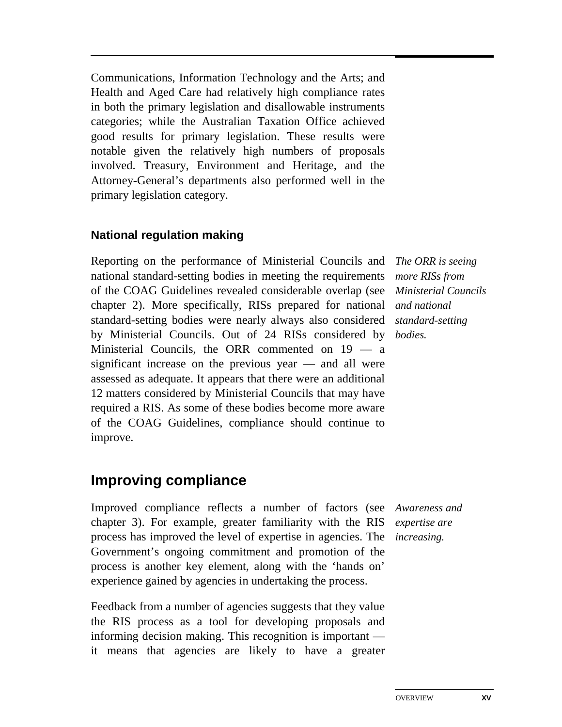Communications, Information Technology and the Arts; and Health and Aged Care had relatively high compliance rates in both the primary legislation and disallowable instruments categories; while the Australian Taxation Office achieved good results for primary legislation. These results were notable given the relatively high numbers of proposals involved. Treasury, Environment and Heritage, and the Attorney-General's departments also performed well in the primary legislation category.

### National regulation making

*The ORR is seeing more RISs from Ministerial Councils and national standard-setting bodies.*

Reporting on the performance of Ministerial Councils and national standard-setting bodies in meeting the requirements of the COAG Guidelines revealed considerable overlap (see chapter 2). More specifically, RISs prepared for national standard-setting bodies were nearly always also considered by Ministerial Councils. Out of 24 RISs considered by Ministerial Councils, the ORR commented on 19 — a significant increase on the previous year — and all were assessed as adequate. It appears that there were an additional 12 matters considered by Ministerial Councils that may have required a RIS. As some of these bodies become more aware of the COAG Guidelines, compliance should continue to improve.

## Improving compliance

*Awareness and expertise are increasing.*

Improved compliance reflects a number of factors (see chapter 3). For example, greater familiarity with the RIS process has improved the level of expertise in agencies. The Government's ongoing commitment and promotion of the process is another key element, along with the 'hands on' experience gained by agencies in undertaking the process.

Feedback from a number of agencies suggests that they value the RIS process as a tool for developing proposals and informing decision making. This recognition is important — it means that agencies are likely to have a greater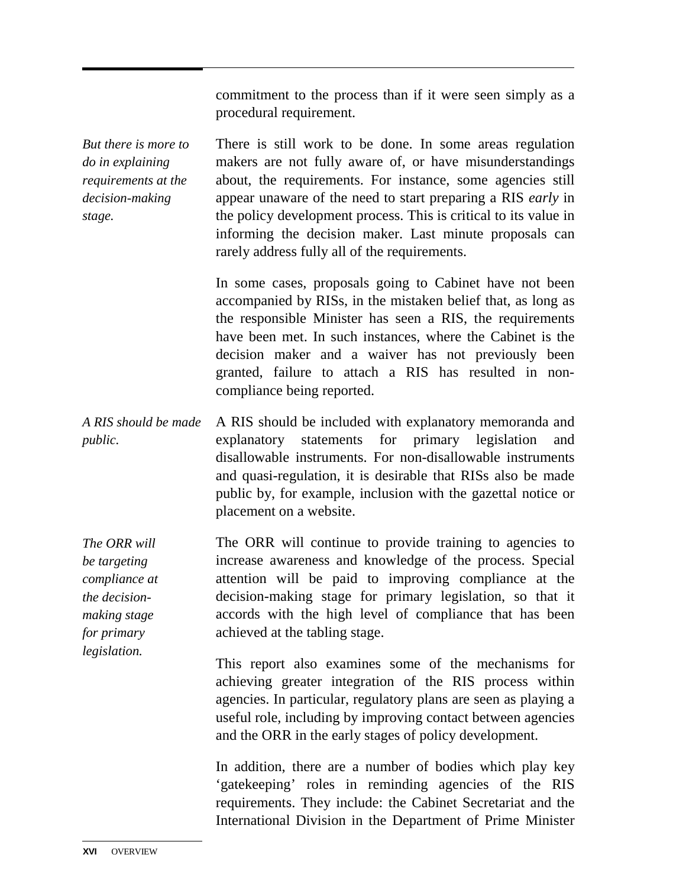commitment to the process than if it were seen simply as a procedural requirement.

*But there is more to do in explaining requirements at the decision-making stage.*

There is still work to be done. In some areas regulation makers are not fully aware of, or have misunderstandings about, the requirements. For instance, some agencies still appear unaware of the need to start preparing a RIS *early* in the policy development process. This is critical to its value in informing the decision maker. Last minute proposals can rarely address fully all of the requirements.

In some cases, proposals going to Cabinet have not been accompanied by RISs, in the mistaken belief that, as long as the responsible Minister has seen a RIS, the requirements have been met. In such instances, where the Cabinet is the decision maker and a waiver has not previously been granted, failure to attach a RIS has resulted in non-compliance being reported.

*A RIS should be made public.*

A RIS should be included with explanatory memoranda and explanatory statements for primary legislation and disallowable instruments. For non-disallowable instruments and quasi-regulation, it is desirable that RISs also be made public by, for example, inclusion with the gazettal notice or placement on a website.

*The ORR will be targeting compliance at the decision-making stage for primary legislation.*

The ORR will continue to provide training to agencies to increase awareness and knowledge of the process. Special attention will be paid to improving compliance at the decision-making stage for primary legislation, so that it accords with the high level of compliance that has been achieved at the tabling stage.

This report also examines some of the mechanisms for achieving greater integration of the RIS process within agencies. In particular, regulatory plans are seen as playing a useful role, including by improving contact between agencies and the ORR in the early stages of policy development.

In addition, there are a number of bodies which play key 'gatekeeping' roles in reminding agencies of the RIS requirements. They include: the Cabinet Secretariat and the International Division in the Department of Prime Minister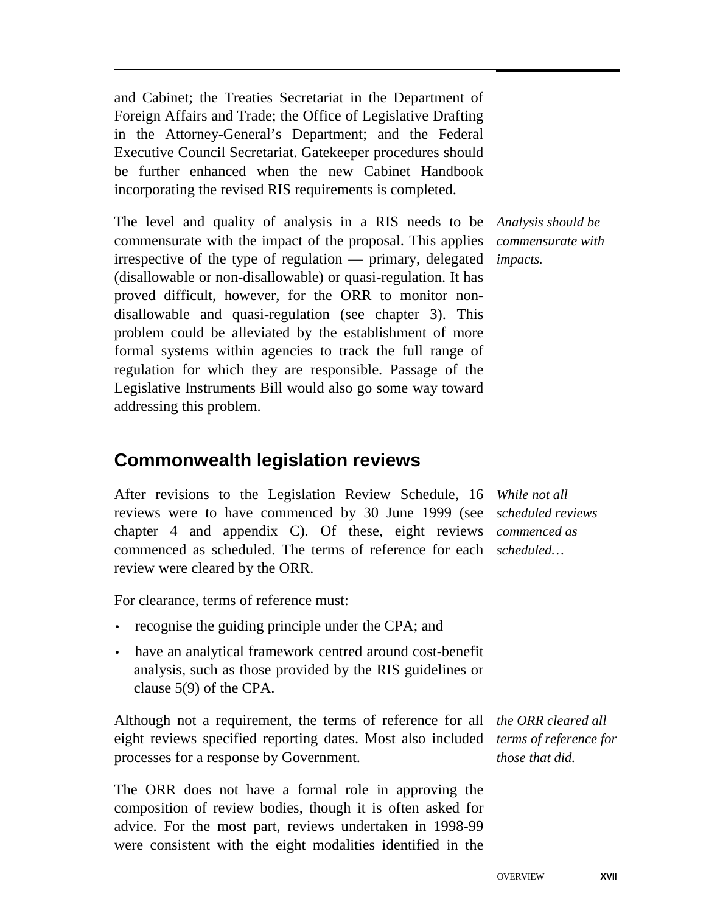and Cabinet; the Treaties Secretariat in the Department of Foreign Affairs and Trade; the Office of Legislative Drafting in the Attorney-General's Department; and the Federal Executive Council Secretariat. Gatekeeper procedures should be further enhanced when the new Cabinet Handbook incorporating the revised RIS requirements is completed.

*Analysis should be commensurate with impacts.*

The level and quality of analysis in a RIS needs to be commensurate with the impact of the proposal. This applies irrespective of the type of regulation — primary, delegated (disallowable or non-disallowable) or quasi-regulation. It has proved difficult, however, for the ORR to monitor non-disallowable and quasi-regulation (see chapter 3). This problem could be alleviated by the establishment of more formal systems within agencies to track the full range of regulation for which they are responsible. Passage of the Legislative Instruments Bill would also go some way toward addressing this problem.

## Commonwealth legislation reviews

*While not all scheduled reviews commenced as scheduled…*

After revisions to the Legislation Review Schedule, 16 reviews were to have commenced by 30 June 1999 (see chapter 4 and appendix C). Of these, eight reviews commenced as scheduled. The terms of reference for each review were cleared by the ORR.

For clearance, terms of reference must:

- recognise the guiding principle under the CPA; and
- have an analytical framework centred around cost-benefit analysis, such as those provided by the RIS guidelines or clause 5(9) of the CPA.

*the ORR cleared all terms of reference for those that did.*

Although not a requirement, the terms of reference for all eight reviews specified reporting dates. Most also included processes for a response by Government.

The ORR does not have a formal role in approving the composition of review bodies, though it is often asked for advice. For the most part, reviews undertaken in 1998-99 were consistent with the eight modalities identified in the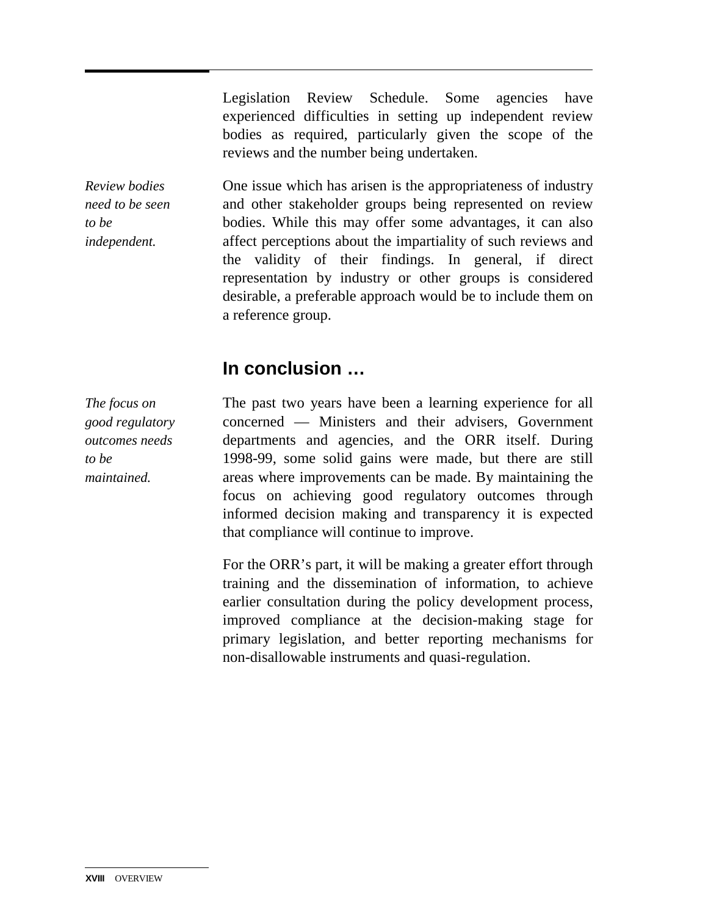Legislation Review Schedule. Some agencies have experienced difficulties in setting up independent review bodies as required, particularly given the scope of the reviews and the number being undertaken.

*Review bodies need to be seen to be independent.*

One issue which has arisen is the appropriateness of industry and other stakeholder groups being represented on review bodies. While this may offer some advantages, it can also affect perceptions about the impartiality of such reviews and the validity of their findings. In general, if direct representation by industry or other groups is considered desirable, a preferable approach would be to include them on a reference group.

## In conclusion …

*The focus on good regulatory outcomes needs to be maintained.*

The past two years have been a learning experience for all concerned — Ministers and their advisers, Government departments and agencies, and the ORR itself. During 1998-99, some solid gains were made, but there are still areas where improvements can be made. By maintaining the focus on achieving good regulatory outcomes through informed decision making and transparency it is expected that compliance will continue to improve.

For the ORR's part, it will be making a greater effort through training and the dissemination of information, to achieve earlier consultation during the policy development process, improved compliance at the decision-making stage for primary legislation, and better reporting mechanisms for non-disallowable instruments and quasi-regulation.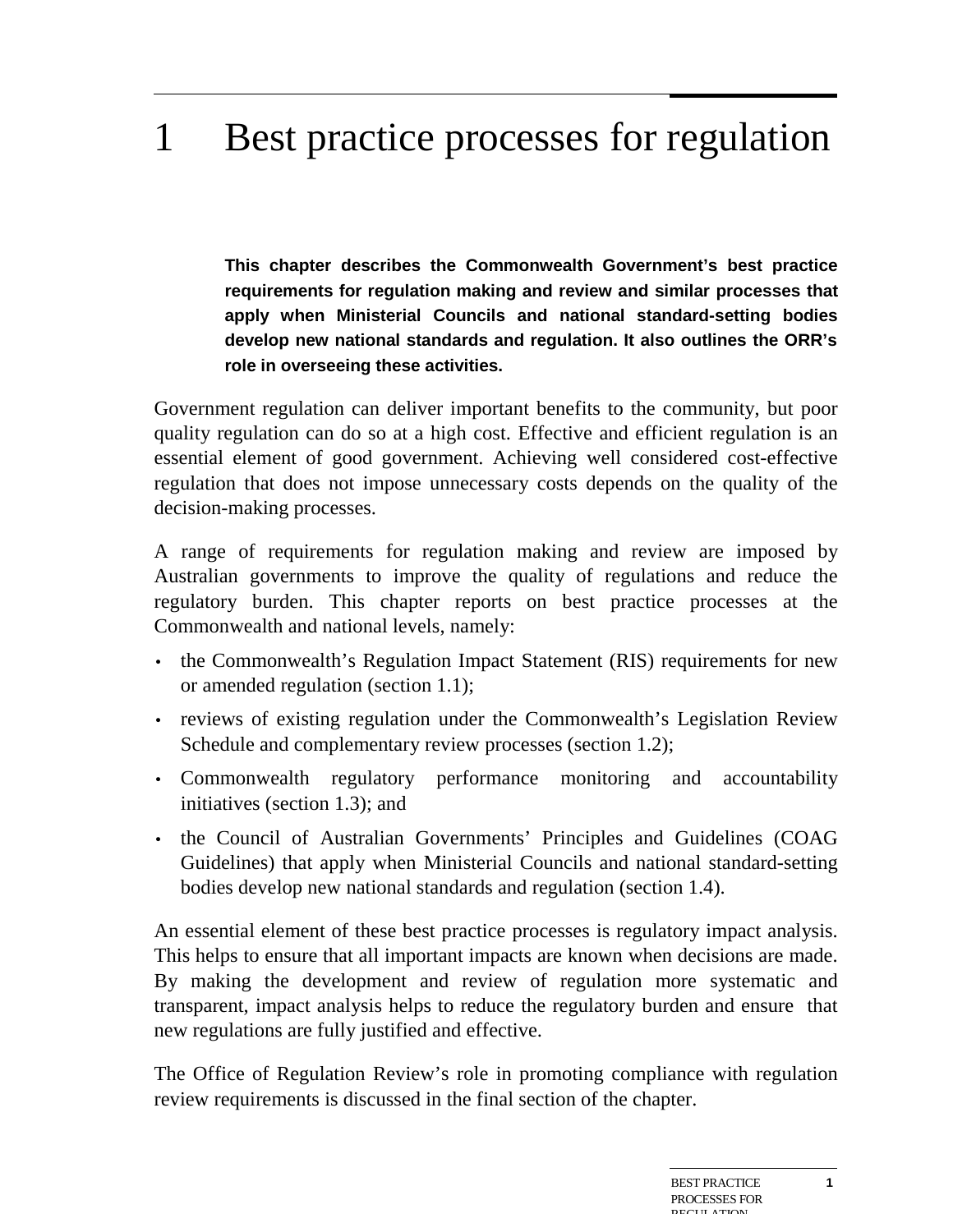# 1 Best practice processes for regulation

**This chapter describes the Commonwealth Government's best practice requirements for regulation making and review and similar processes that apply when Ministerial Councils and national standard-setting bodies develop new national standards and regulation. It also outlines the ORR's role in overseeing these activities.**

Government regulation can deliver important benefits to the community, but poor quality regulation can do so at a high cost. Effective and efficient regulation is an essential element of good government. Achieving well considered cost-effective regulation that does not impose unnecessary costs depends on the quality of the decision-making processes.

A range of requirements for regulation making and review are imposed by Australian governments to improve the quality of regulations and reduce the regulatory burden. This chapter reports on best practice processes at the Commonwealth and national levels, namely:

- the Commonwealth's Regulation Impact Statement (RIS) requirements for new or amended regulation (section 1.1);
- reviews of existing regulation under the Commonwealth's Legislation Review Schedule and complementary review processes (section 1.2);
- Commonwealth regulatory performance monitoring and accountability initiatives (section 1.3); and
- the Council of Australian Governments' Principles and Guidelines (COAG Guidelines) that apply when Ministerial Councils and national standard-setting bodies develop new national standards and regulation (section 1.4).

An essential element of these best practice processes is regulatory impact analysis. This helps to ensure that all important impacts are known when decisions are made. By making the development and review of regulation more systematic and transparent, impact analysis helps to reduce the regulatory burden and ensure that new regulations are fully justified and effective.

The Office of Regulation Review's role in promoting compliance with regulation review requirements is discussed in the final section of the chapter.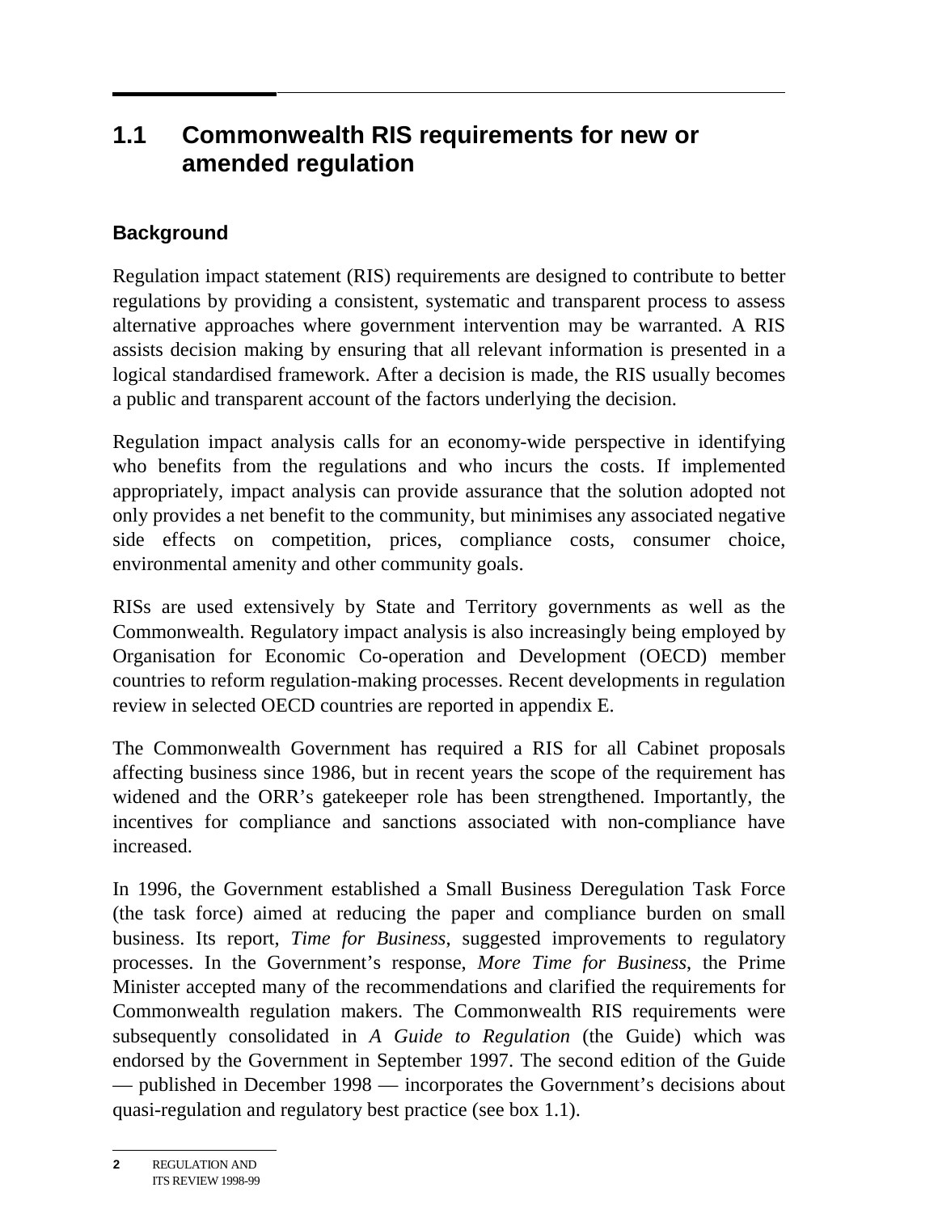## 1.1 Commonwealth RIS requirements for new or amended regulation

### Background

Regulation impact statement (RIS) requirements are designed to contribute to better regulations by providing a consistent, systematic and transparent process to assess alternative approaches where government intervention may be warranted. A RIS assists decision making by ensuring that all relevant information is presented in a logical standardised framework. After a decision is made, the RIS usually becomes a public and transparent account of the factors underlying the decision.

Regulation impact analysis calls for an economy-wide perspective in identifying who benefits from the regulations and who incurs the costs. If implemented appropriately, impact analysis can provide assurance that the solution adopted not only provides a net benefit to the community, but minimises any associated negative side effects on competition, prices, compliance costs, consumer choice, environmental amenity and other community goals.

RISs are used extensively by State and Territory governments as well as the Commonwealth. Regulatory impact analysis is also increasingly being employed by Organisation for Economic Co-operation and Development (OECD) member countries to reform regulation-making processes. Recent developments in regulation review in selected OECD countries are reported in appendix E.

The Commonwealth Government has required a RIS for all Cabinet proposals affecting business since 1986, but in recent years the scope of the requirement has widened and the ORR's gatekeeper role has been strengthened. Importantly, the incentives for compliance and sanctions associated with non-compliance have increased.

In 1996, the Government established a Small Business Deregulation Task Force (the task force) aimed at reducing the paper and compliance burden on small business. Its report, *Time for Business*, suggested improvements to regulatory processes. In the Government's response, *More Time for Business*, the Prime Minister accepted many of the recommendations and clarified the requirements for Commonwealth regulation makers. The Commonwealth RIS requirements were subsequently consolidated in *A Guide to Regulation* (the Guide) which was endorsed by the Government in September 1997. The second edition of the Guide — published in December 1998 — incorporates the Government's decisions about quasi-regulation and regulatory best practice (see box 1.1).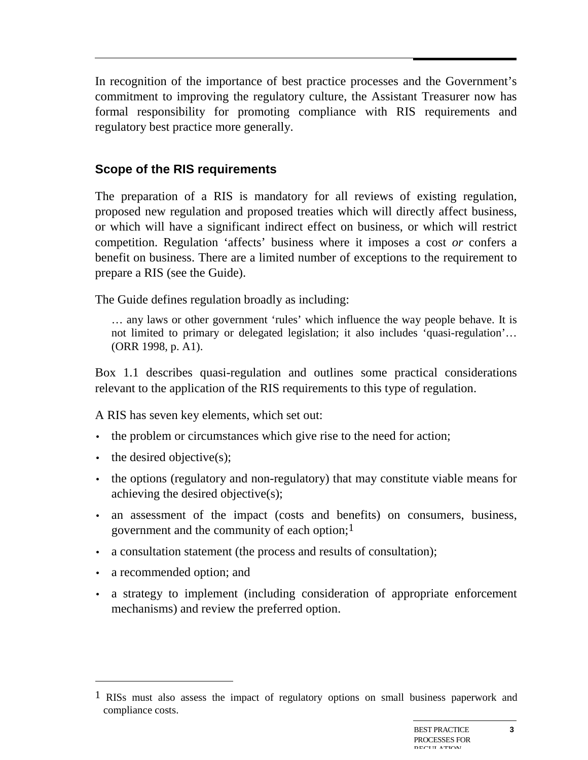In recognition of the importance of best practice processes and the Government's commitment to improving the regulatory culture, the Assistant Treasurer now has formal responsibility for promoting compliance with RIS requirements and regulatory best practice more generally.

### Scope of the RIS requirements

The preparation of a RIS is mandatory for all reviews of existing regulation, proposed new regulation and proposed treaties which will directly affect business, or which will have a significant indirect effect on business, or which will restrict competition. Regulation 'affects' business where it imposes a cost *or* confers a benefit on business. There are a limited number of exceptions to the requirement to prepare a RIS (see the Guide).

The Guide defines regulation broadly as including:

> … any laws or other government 'rules' which influence the way people behave. It is not limited to primary or delegated legislation; it also includes 'quasi-regulation'… (ORR 1998, p. A1).

Box 1.1 describes quasi-regulation and outlines some practical considerations relevant to the application of the RIS requirements to this type of regulation.

A RIS has seven key elements, which set out:

- the problem or circumstances which give rise to the need for action;
- the desired objective(s);
- the options (regulatory and non-regulatory) that may constitute viable means for achieving the desired objective(s);
- an assessment of the impact (costs and benefits) on consumers, business, government and the community of each option;[1]
- a consultation statement (the process and results of consultation);
- a recommended option; and
- a strategy to implement (including consideration of appropriate enforcement mechanisms) and review the preferred option.

---

[1] RISs must also assess the impact of regulatory options on small business paperwork and compliance costs.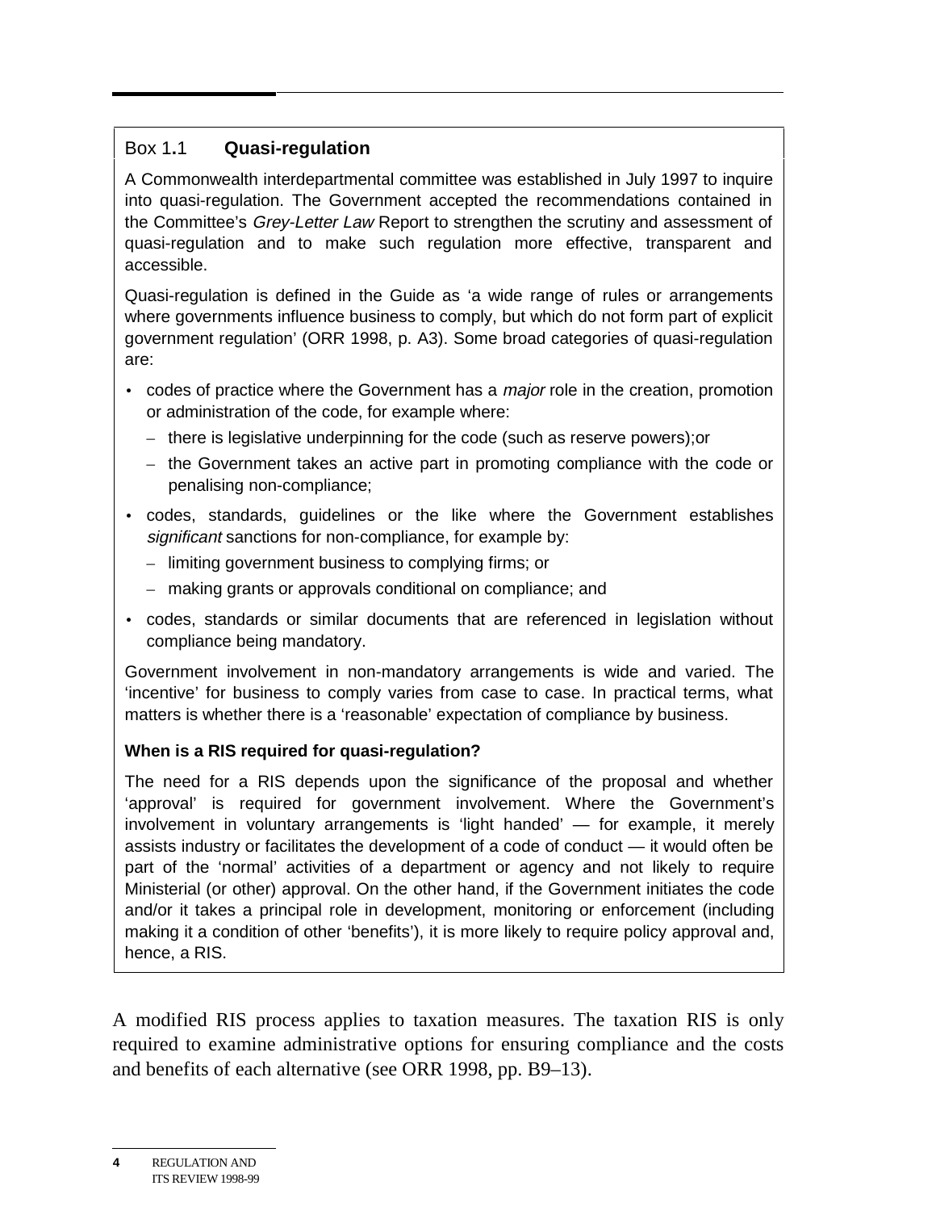### Box 1.1 **Quasi-regulation**

A Commonwealth interdepartmental committee was established in July 1997 to inquire into quasi-regulation. The Government accepted the recommendations contained in the Committee's *Grey-Letter Law* Report to strengthen the scrutiny and assessment of quasi-regulation and to make such regulation more effective, transparent and accessible.

Quasi-regulation is defined in the Guide as 'a wide range of rules or arrangements where governments influence business to comply, but which do not form part of explicit government regulation' (ORR 1998, p. A3). Some broad categories of quasi-regulation are:

- codes of practice where the Government has a *major* role in the creation, promotion or administration of the code, for example where:
  - there is legislative underpinning for the code (such as reserve powers);or
  - the Government takes an active part in promoting compliance with the code or penalising non-compliance;
- codes, standards, guidelines or the like where the Government establishes *significant* sanctions for non-compliance, for example by:
  - limiting government business to complying firms; or
  - making grants or approvals conditional on compliance; and
- codes, standards or similar documents that are referenced in legislation without compliance being mandatory.

Government involvement in non-mandatory arrangements is wide and varied. The 'incentive' for business to comply varies from case to case. In practical terms, what matters is whether there is a 'reasonable' expectation of compliance by business.

**When is a RIS required for quasi-regulation?**

The need for a RIS depends upon the significance of the proposal and whether 'approval' is required for government involvement. Where the Government's involvement in voluntary arrangements is 'light handed' — for example, it merely assists industry or facilitates the development of a code of conduct — it would often be part of the 'normal' activities of a department or agency and not likely to require Ministerial (or other) approval. On the other hand, if the Government initiates the code and/or it takes a principal role in development, monitoring or enforcement (including making it a condition of other 'benefits'), it is more likely to require policy approval and, hence, a RIS.

A modified RIS process applies to taxation measures. The taxation RIS is only required to examine administrative options for ensuring compliance and the costs and benefits of each alternative (see ORR 1998, pp. B9–13).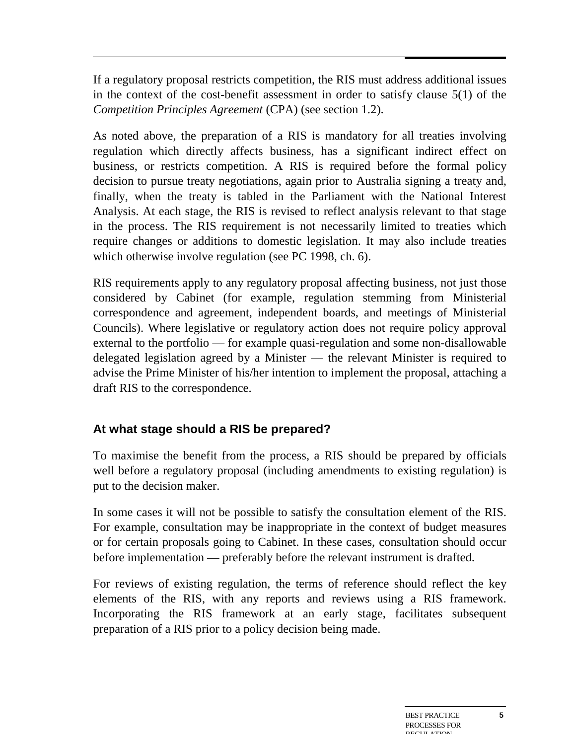If a regulatory proposal restricts competition, the RIS must address additional issues in the context of the cost-benefit assessment in order to satisfy clause 5(1) of the *Competition Principles Agreement* (CPA) (see section 1.2).

As noted above, the preparation of a RIS is mandatory for all treaties involving regulation which directly affects business, has a significant indirect effect on business, or restricts competition. A RIS is required before the formal policy decision to pursue treaty negotiations, again prior to Australia signing a treaty and, finally, when the treaty is tabled in the Parliament with the National Interest Analysis. At each stage, the RIS is revised to reflect analysis relevant to that stage in the process. The RIS requirement is not necessarily limited to treaties which require changes or additions to domestic legislation. It may also include treaties which otherwise involve regulation (see PC 1998, ch. 6).

RIS requirements apply to any regulatory proposal affecting business, not just those considered by Cabinet (for example, regulation stemming from Ministerial correspondence and agreement, independent boards, and meetings of Ministerial Councils). Where legislative or regulatory action does not require policy approval external to the portfolio — for example quasi-regulation and some non-disallowable delegated legislation agreed by a Minister — the relevant Minister is required to advise the Prime Minister of his/her intention to implement the proposal, attaching a draft RIS to the correspondence.

## At what stage should a RIS be prepared?

To maximise the benefit from the process, a RIS should be prepared by officials well before a regulatory proposal (including amendments to existing regulation) is put to the decision maker.

In some cases it will not be possible to satisfy the consultation element of the RIS. For example, consultation may be inappropriate in the context of budget measures or for certain proposals going to Cabinet. In these cases, consultation should occur before implementation — preferably before the relevant instrument is drafted.

For reviews of existing regulation, the terms of reference should reflect the key elements of the RIS, with any reports and reviews using a RIS framework. Incorporating the RIS framework at an early stage, facilitates subsequent preparation of a RIS prior to a policy decision being made.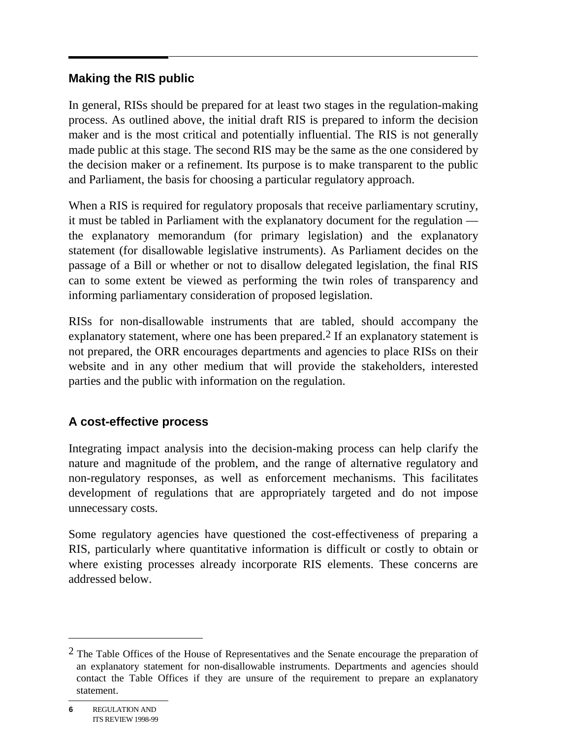## Making the RIS public

In general, RISs should be prepared for at least two stages in the regulation-making process. As outlined above, the initial draft RIS is prepared to inform the decision maker and is the most critical and potentially influential. The RIS is not generally made public at this stage. The second RIS may be the same as the one considered by the decision maker or a refinement. Its purpose is to make transparent to the public and Parliament, the basis for choosing a particular regulatory approach.

When a RIS is required for regulatory proposals that receive parliamentary scrutiny, it must be tabled in Parliament with the explanatory document for the regulation — the explanatory memorandum (for primary legislation) and the explanatory statement (for disallowable legislative instruments). As Parliament decides on the passage of a Bill or whether or not to disallow delegated legislation, the final RIS can to some extent be viewed as performing the twin roles of transparency and informing parliamentary consideration of proposed legislation.

RISs for non-disallowable instruments that are tabled, should accompany the explanatory statement, where one has been prepared.[2] If an explanatory statement is not prepared, the ORR encourages departments and agencies to place RISs on their website and in any other medium that will provide the stakeholders, interested parties and the public with information on the regulation.

## A cost-effective process

Integrating impact analysis into the decision-making process can help clarify the nature and magnitude of the problem, and the range of alternative regulatory and non-regulatory responses, as well as enforcement mechanisms. This facilitates development of regulations that are appropriately targeted and do not impose unnecessary costs.

Some regulatory agencies have questioned the cost-effectiveness of preparing a RIS, particularly where quantitative information is difficult or costly to obtain or where existing processes already incorporate RIS elements. These concerns are addressed below.

---

[2] The Table Offices of the House of Representatives and the Senate encourage the preparation of an explanatory statement for non-disallowable instruments. Departments and agencies should contact the Table Offices if they are unsure of the requirement to prepare an explanatory statement.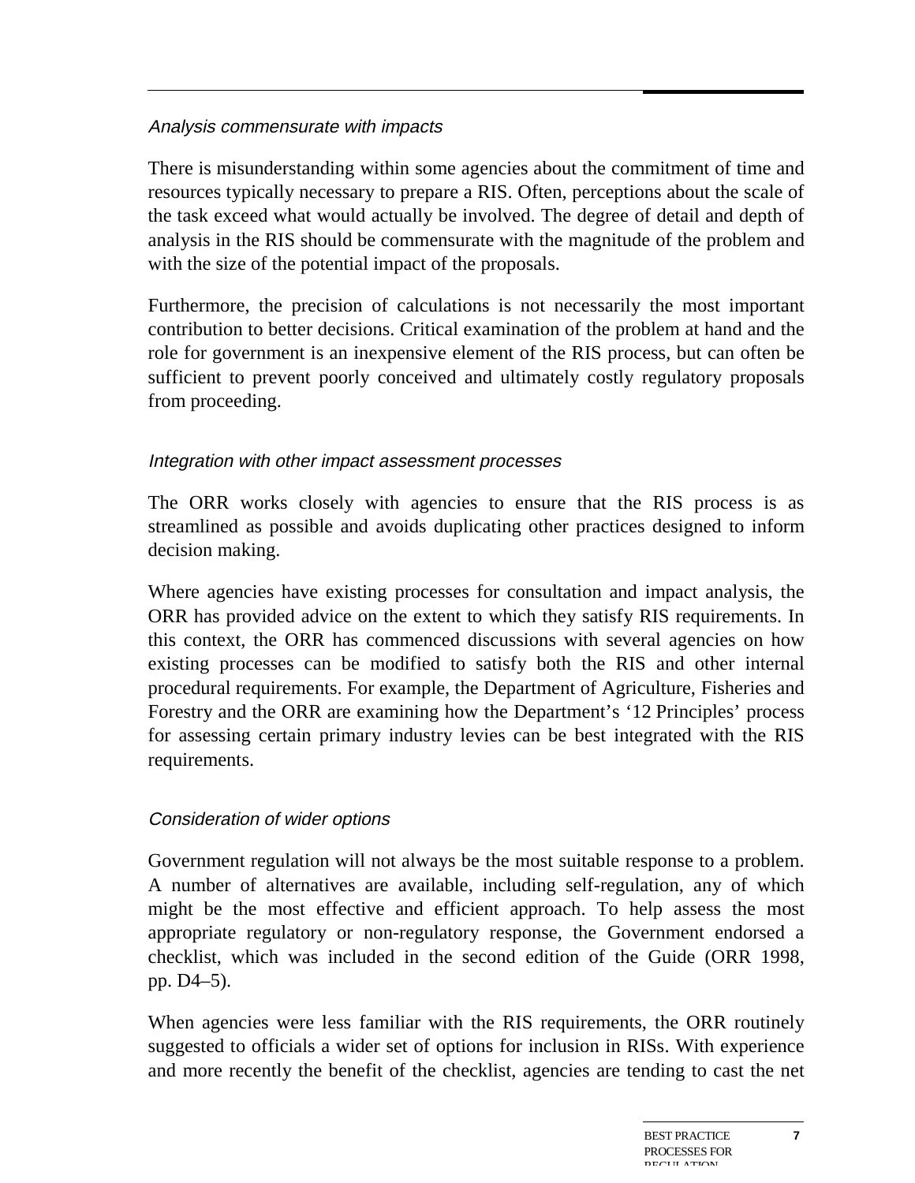*Analysis commensurate with impacts*

There is misunderstanding within some agencies about the commitment of time and resources typically necessary to prepare a RIS. Often, perceptions about the scale of the task exceed what would actually be involved. The degree of detail and depth of analysis in the RIS should be commensurate with the magnitude of the problem and with the size of the potential impact of the proposals.

Furthermore, the precision of calculations is not necessarily the most important contribution to better decisions. Critical examination of the problem at hand and the role for government is an inexpensive element of the RIS process, but can often be sufficient to prevent poorly conceived and ultimately costly regulatory proposals from proceeding.

*Integration with other impact assessment processes*

The ORR works closely with agencies to ensure that the RIS process is as streamlined as possible and avoids duplicating other practices designed to inform decision making.

Where agencies have existing processes for consultation and impact analysis, the ORR has provided advice on the extent to which they satisfy RIS requirements. In this context, the ORR has commenced discussions with several agencies on how existing processes can be modified to satisfy both the RIS and other internal procedural requirements. For example, the Department of Agriculture, Fisheries and Forestry and the ORR are examining how the Department's '12 Principles' process for assessing certain primary industry levies can be best integrated with the RIS requirements.

*Consideration of wider options*

Government regulation will not always be the most suitable response to a problem. A number of alternatives are available, including self-regulation, any of which might be the most effective and efficient approach. To help assess the most appropriate regulatory or non-regulatory response, the Government endorsed a checklist, which was included in the second edition of the Guide (ORR 1998, pp. D4–5).

When agencies were less familiar with the RIS requirements, the ORR routinely suggested to officials a wider set of options for inclusion in RISs. With experience and more recently the benefit of the checklist, agencies are tending to cast the net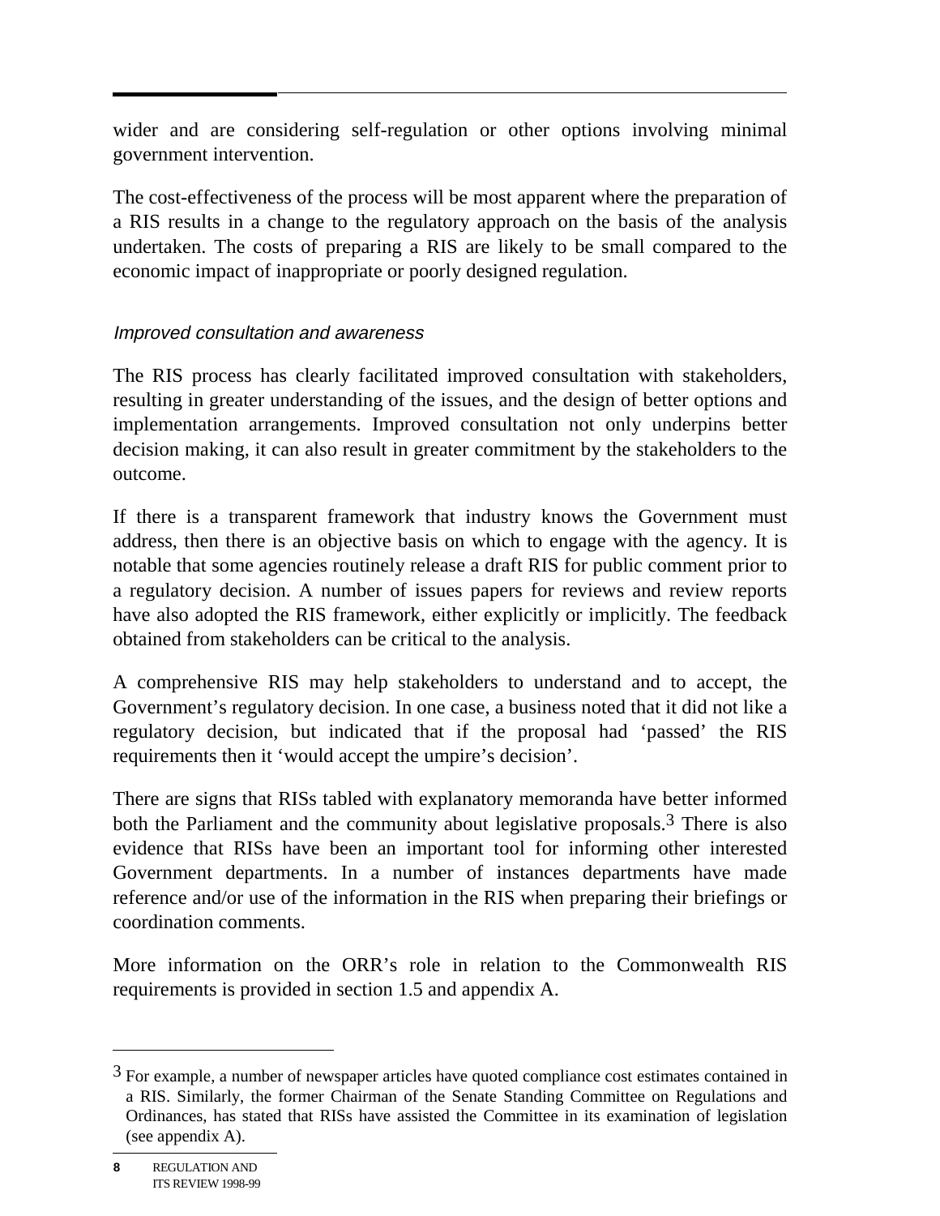wider and are considering self-regulation or other options involving minimal government intervention.

The cost-effectiveness of the process will be most apparent where the preparation of a RIS results in a change to the regulatory approach on the basis of the analysis undertaken. The costs of preparing a RIS are likely to be small compared to the economic impact of inappropriate or poorly designed regulation.

#### *Improved consultation and awareness*

The RIS process has clearly facilitated improved consultation with stakeholders, resulting in greater understanding of the issues, and the design of better options and implementation arrangements. Improved consultation not only underpins better decision making, it can also result in greater commitment by the stakeholders to the outcome.

If there is a transparent framework that industry knows the Government must address, then there is an objective basis on which to engage with the agency. It is notable that some agencies routinely release a draft RIS for public comment prior to a regulatory decision. A number of issues papers for reviews and review reports have also adopted the RIS framework, either explicitly or implicitly. The feedback obtained from stakeholders can be critical to the analysis.

A comprehensive RIS may help stakeholders to understand and to accept, the Government's regulatory decision. In one case, a business noted that it did not like a regulatory decision, but indicated that if the proposal had 'passed' the RIS requirements then it 'would accept the umpire's decision'.

There are signs that RISs tabled with explanatory memoranda have better informed both the Parliament and the community about legislative proposals.[3] There is also evidence that RISs have been an important tool for informing other interested Government departments. In a number of instances departments have made reference and/or use of the information in the RIS when preparing their briefings or coordination comments.

More information on the ORR's role in relation to the Commonwealth RIS requirements is provided in section 1.5 and appendix A.

---

[3] For example, a number of newspaper articles have quoted compliance cost estimates contained in a RIS. Similarly, the former Chairman of the Senate Standing Committee on Regulations and Ordinances, has stated that RISs have assisted the Committee in its examination of legislation (see appendix A).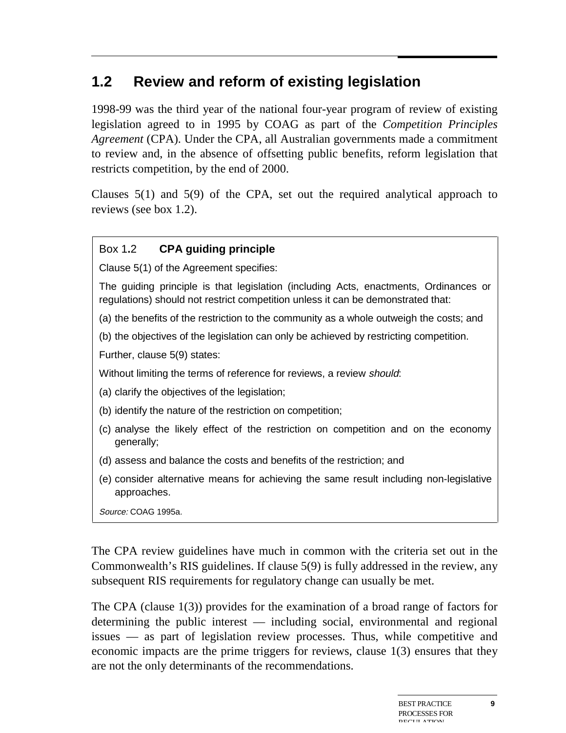## 1.2 Review and reform of existing legislation

1998-99 was the third year of the national four-year program of review of existing legislation agreed to in 1995 by COAG as part of the *Competition Principles Agreement* (CPA). Under the CPA, all Australian governments made a commitment to review and, in the absence of offsetting public benefits, reform legislation that restricts competition, by the end of 2000.

Clauses 5(1) and 5(9) of the CPA, set out the required analytical approach to reviews (see box 1.2).

> **Box 1.2 CPA guiding principle**
>
> Clause 5(1) of the Agreement specifies:
>
> The guiding principle is that legislation (including Acts, enactments, Ordinances or regulations) should not restrict competition unless it can be demonstrated that:
>
> (a) the benefits of the restriction to the community as a whole outweigh the costs; and
>
> (b) the objectives of the legislation can only be achieved by restricting competition.
>
> Further, clause 5(9) states:
>
> Without limiting the terms of reference for reviews, a review *should*:
>
> (a) clarify the objectives of the legislation;
>
> (b) identify the nature of the restriction on competition;
>
> (c) analyse the likely effect of the restriction on competition and on the economy generally;
>
> (d) assess and balance the costs and benefits of the restriction; and
>
> (e) consider alternative means for achieving the same result including non-legislative approaches.
>
> *Source:* COAG 1995a.

The CPA review guidelines have much in common with the criteria set out in the Commonwealth's RIS guidelines. If clause 5(9) is fully addressed in the review, any subsequent RIS requirements for regulatory change can usually be met.

The CPA (clause 1(3)) provides for the examination of a broad range of factors for determining the public interest — including social, environmental and regional issues — as part of legislation review processes. Thus, while competitive and economic impacts are the prime triggers for reviews, clause 1(3) ensures that they are not the only determinants of the recommendations.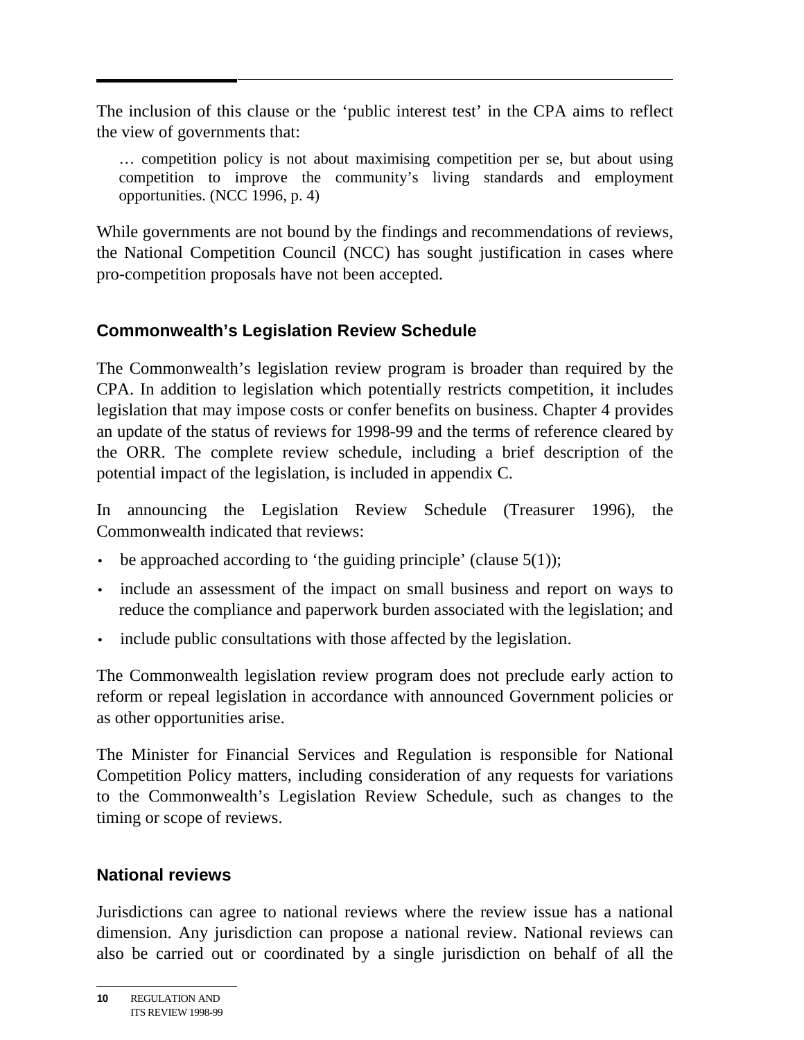The inclusion of this clause or the 'public interest test' in the CPA aims to reflect the view of governments that:

> … competition policy is not about maximising competition per se, but about using competition to improve the community's living standards and employment opportunities. (NCC 1996, p. 4)

While governments are not bound by the findings and recommendations of reviews, the National Competition Council (NCC) has sought justification in cases where pro-competition proposals have not been accepted.

### Commonwealth's Legislation Review Schedule

The Commonwealth's legislation review program is broader than required by the CPA. In addition to legislation which potentially restricts competition, it includes legislation that may impose costs or confer benefits on business. Chapter 4 provides an update of the status of reviews for 1998-99 and the terms of reference cleared by the ORR. The complete review schedule, including a brief description of the potential impact of the legislation, is included in appendix C.

In announcing the Legislation Review Schedule (Treasurer 1996), the Commonwealth indicated that reviews:

- be approached according to 'the guiding principle' (clause 5(1));
- include an assessment of the impact on small business and report on ways to reduce the compliance and paperwork burden associated with the legislation; and
- include public consultations with those affected by the legislation.

The Commonwealth legislation review program does not preclude early action to reform or repeal legislation in accordance with announced Government policies or as other opportunities arise.

The Minister for Financial Services and Regulation is responsible for National Competition Policy matters, including consideration of any requests for variations to the Commonwealth's Legislation Review Schedule, such as changes to the timing or scope of reviews.

### National reviews

Jurisdictions can agree to national reviews where the review issue has a national dimension. Any jurisdiction can propose a national review. National reviews can also be carried out or coordinated by a single jurisdiction on behalf of all the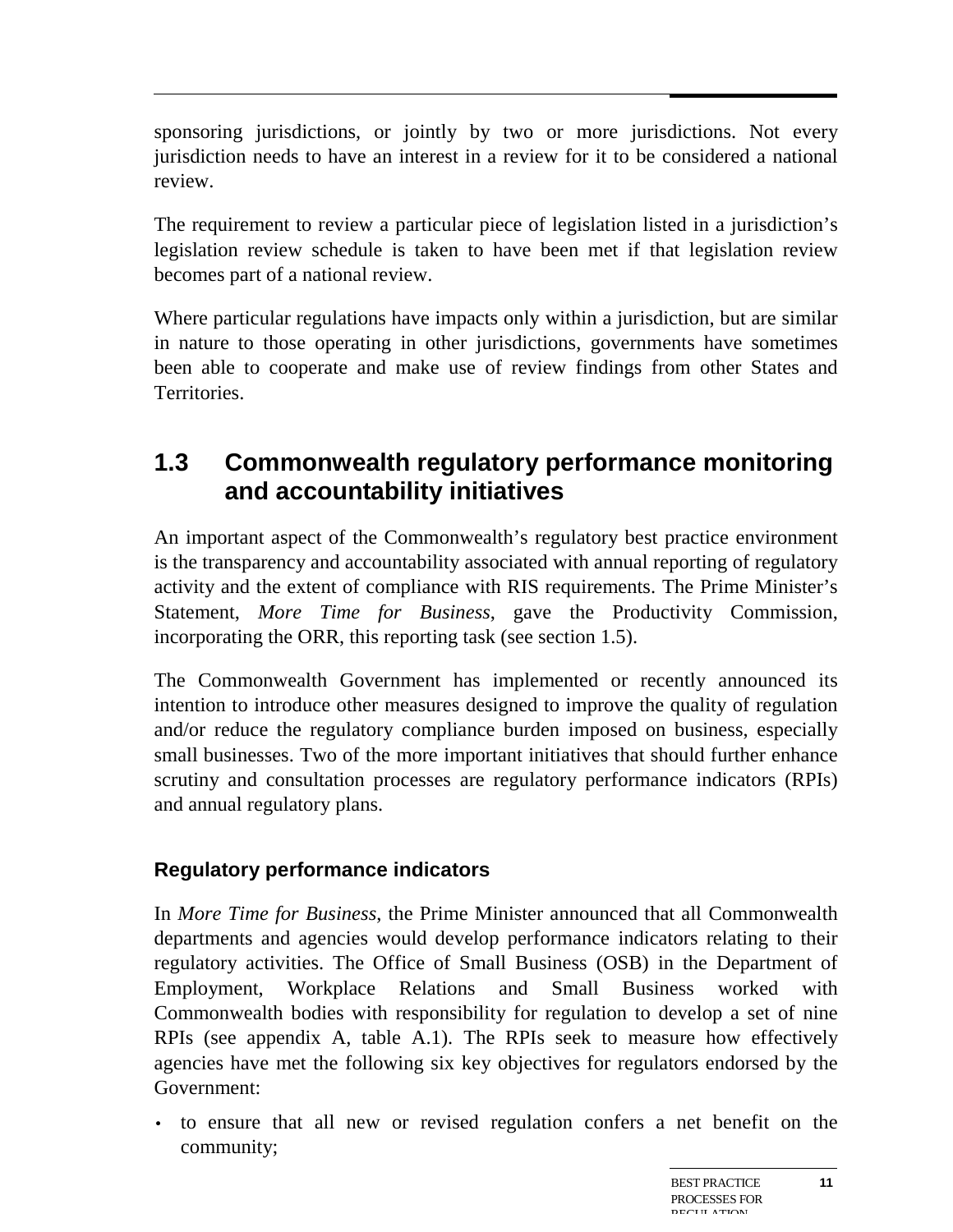sponsoring jurisdictions, or jointly by two or more jurisdictions. Not every jurisdiction needs to have an interest in a review for it to be considered a national review.

The requirement to review a particular piece of legislation listed in a jurisdiction's legislation review schedule is taken to have been met if that legislation review becomes part of a national review.

Where particular regulations have impacts only within a jurisdiction, but are similar in nature to those operating in other jurisdictions, governments have sometimes been able to cooperate and make use of review findings from other States and Territories.

## 1.3 Commonwealth regulatory performance monitoring and accountability initiatives

An important aspect of the Commonwealth's regulatory best practice environment is the transparency and accountability associated with annual reporting of regulatory activity and the extent of compliance with RIS requirements. The Prime Minister's Statement, *More Time for Business*, gave the Productivity Commission, incorporating the ORR, this reporting task (see section 1.5).

The Commonwealth Government has implemented or recently announced its intention to introduce other measures designed to improve the quality of regulation and/or reduce the regulatory compliance burden imposed on business, especially small businesses. Two of the more important initiatives that should further enhance scrutiny and consultation processes are regulatory performance indicators (RPIs) and annual regulatory plans.

### Regulatory performance indicators

In *More Time for Business*, the Prime Minister announced that all Commonwealth departments and agencies would develop performance indicators relating to their regulatory activities. The Office of Small Business (OSB) in the Department of Employment, Workplace Relations and Small Business worked with Commonwealth bodies with responsibility for regulation to develop a set of nine RPIs (see appendix A, table A.1). The RPIs seek to measure how effectively agencies have met the following six key objectives for regulators endorsed by the Government:

- to ensure that all new or revised regulation confers a net benefit on the community;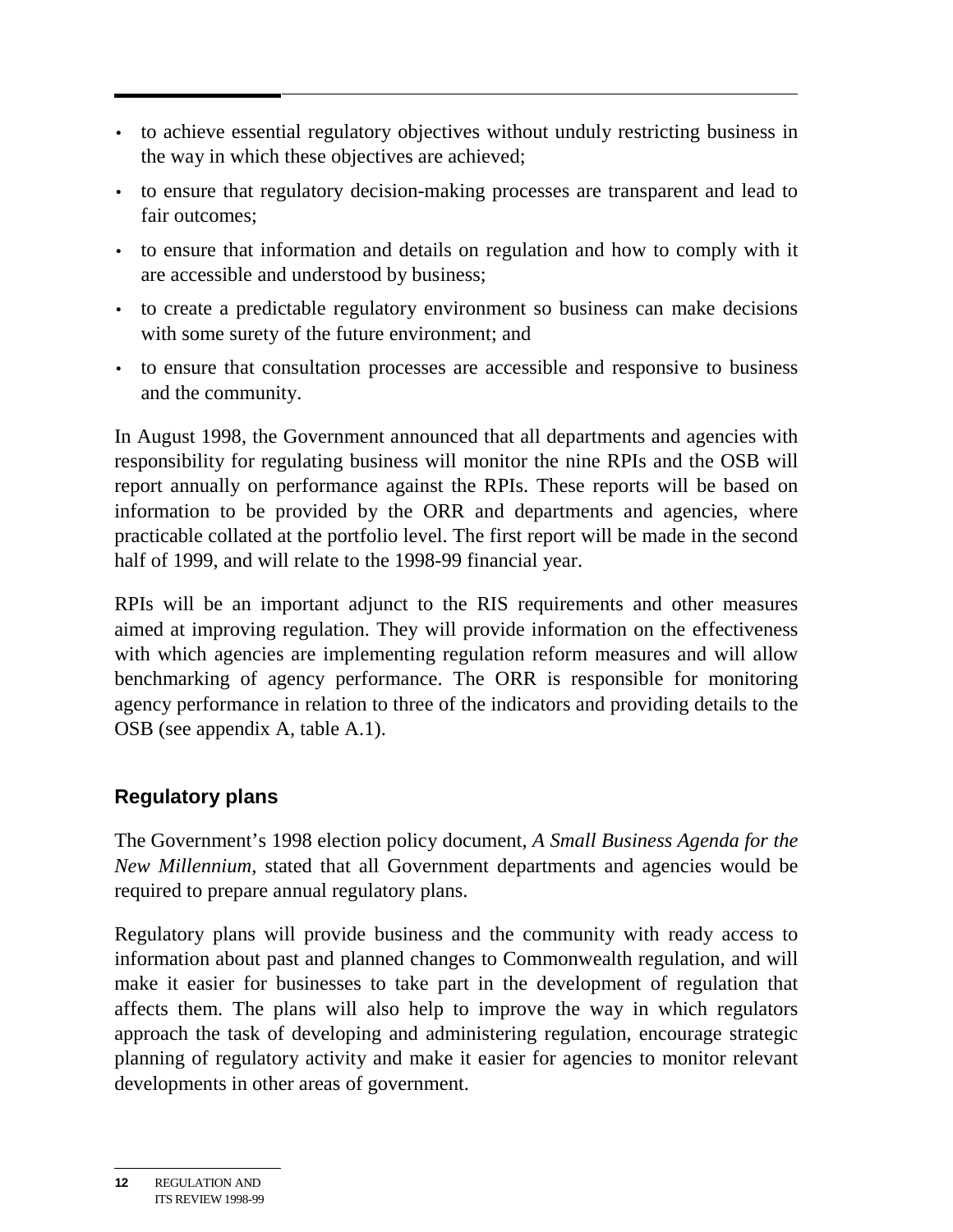- to achieve essential regulatory objectives without unduly restricting business in the way in which these objectives are achieved;
- to ensure that regulatory decision-making processes are transparent and lead to fair outcomes;
- to ensure that information and details on regulation and how to comply with it are accessible and understood by business;
- to create a predictable regulatory environment so business can make decisions with some surety of the future environment; and
- to ensure that consultation processes are accessible and responsive to business and the community.

In August 1998, the Government announced that all departments and agencies with responsibility for regulating business will monitor the nine RPIs and the OSB will report annually on performance against the RPIs. These reports will be based on information to be provided by the ORR and departments and agencies, where practicable collated at the portfolio level. The first report will be made in the second half of 1999, and will relate to the 1998-99 financial year.

RPIs will be an important adjunct to the RIS requirements and other measures aimed at improving regulation. They will provide information on the effectiveness with which agencies are implementing regulation reform measures and will allow benchmarking of agency performance. The ORR is responsible for monitoring agency performance in relation to three of the indicators and providing details to the OSB (see appendix A, table A.1).

### Regulatory plans

The Government's 1998 election policy document, *A Small Business Agenda for the New Millennium*, stated that all Government departments and agencies would be required to prepare annual regulatory plans.

Regulatory plans will provide business and the community with ready access to information about past and planned changes to Commonwealth regulation, and will make it easier for businesses to take part in the development of regulation that affects them. The plans will also help to improve the way in which regulators approach the task of developing and administering regulation, encourage strategic planning of regulatory activity and make it easier for agencies to monitor relevant developments in other areas of government.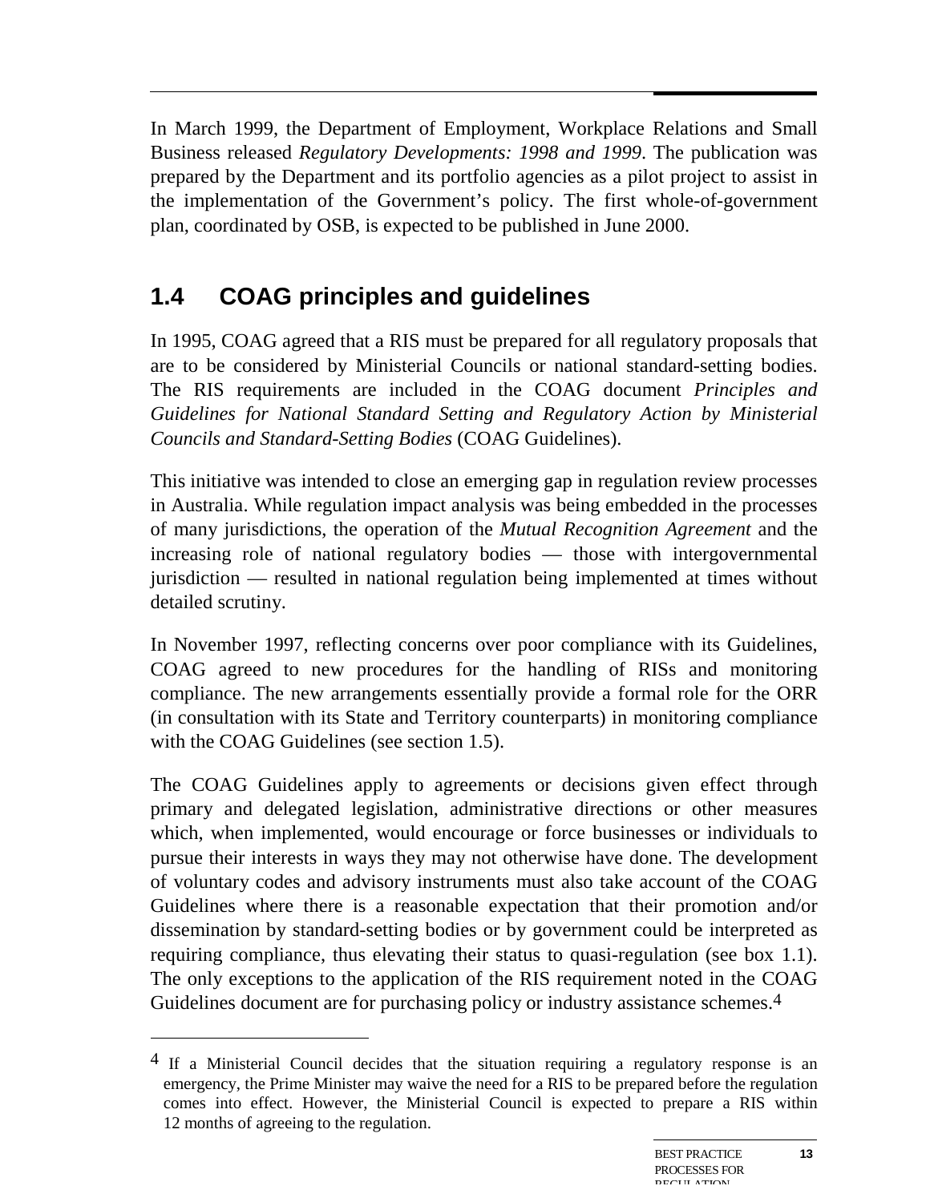In March 1999, the Department of Employment, Workplace Relations and Small Business released *Regulatory Developments: 1998 and 1999*. The publication was prepared by the Department and its portfolio agencies as a pilot project to assist in the implementation of the Government's policy. The first whole-of-government plan, coordinated by OSB, is expected to be published in June 2000.

## 1.4 COAG principles and guidelines

In 1995, COAG agreed that a RIS must be prepared for all regulatory proposals that are to be considered by Ministerial Councils or national standard-setting bodies. The RIS requirements are included in the COAG document *Principles and Guidelines for National Standard Setting and Regulatory Action by Ministerial Councils and Standard-Setting Bodies* (COAG Guidelines).

This initiative was intended to close an emerging gap in regulation review processes in Australia. While regulation impact analysis was being embedded in the processes of many jurisdictions, the operation of the *Mutual Recognition Agreement* and the increasing role of national regulatory bodies — those with intergovernmental jurisdiction — resulted in national regulation being implemented at times without detailed scrutiny.

In November 1997, reflecting concerns over poor compliance with its Guidelines, COAG agreed to new procedures for the handling of RISs and monitoring compliance. The new arrangements essentially provide a formal role for the ORR (in consultation with its State and Territory counterparts) in monitoring compliance with the COAG Guidelines (see section 1.5).

The COAG Guidelines apply to agreements or decisions given effect through primary and delegated legislation, administrative directions or other measures which, when implemented, would encourage or force businesses or individuals to pursue their interests in ways they may not otherwise have done. The development of voluntary codes and advisory instruments must also take account of the COAG Guidelines where there is a reasonable expectation that their promotion and/or dissemination by standard-setting bodies or by government could be interpreted as requiring compliance, thus elevating their status to quasi-regulation (see box 1.1). The only exceptions to the application of the RIS requirement noted in the COAG Guidelines document are for purchasing policy or industry assistance schemes.[4]

---

[4] If a Ministerial Council decides that the situation requiring a regulatory response is an emergency, the Prime Minister may waive the need for a RIS to be prepared before the regulation comes into effect. However, the Ministerial Council is expected to prepare a RIS within 12 months of agreeing to the regulation.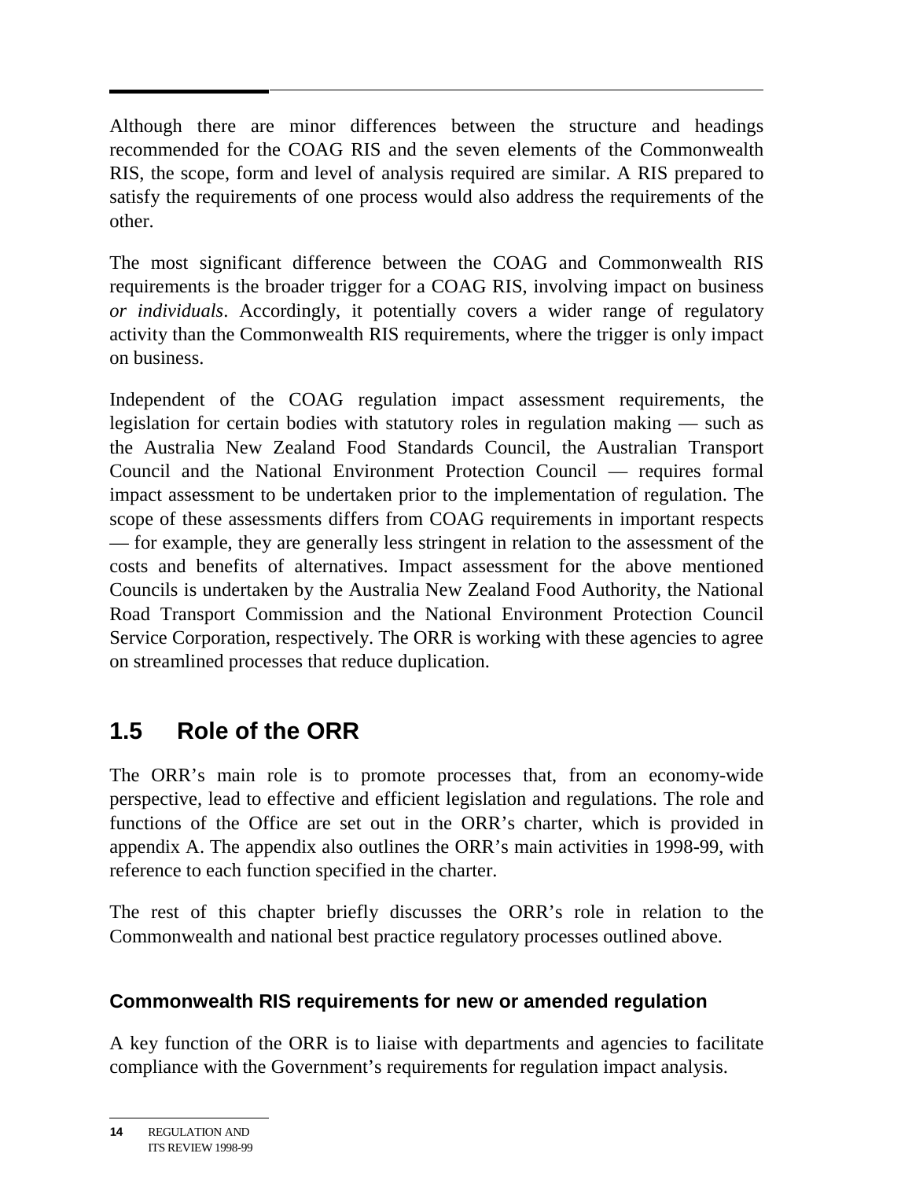Although there are minor differences between the structure and headings recommended for the COAG RIS and the seven elements of the Commonwealth RIS, the scope, form and level of analysis required are similar. A RIS prepared to satisfy the requirements of one process would also address the requirements of the other.

The most significant difference between the COAG and Commonwealth RIS requirements is the broader trigger for a COAG RIS, involving impact on business *or individuals*. Accordingly, it potentially covers a wider range of regulatory activity than the Commonwealth RIS requirements, where the trigger is only impact on business.

Independent of the COAG regulation impact assessment requirements, the legislation for certain bodies with statutory roles in regulation making — such as the Australia New Zealand Food Standards Council, the Australian Transport Council and the National Environment Protection Council — requires formal impact assessment to be undertaken prior to the implementation of regulation. The scope of these assessments differs from COAG requirements in important respects — for example, they are generally less stringent in relation to the assessment of the costs and benefits of alternatives. Impact assessment for the above mentioned Councils is undertaken by the Australia New Zealand Food Authority, the National Road Transport Commission and the National Environment Protection Council Service Corporation, respectively. The ORR is working with these agencies to agree on streamlined processes that reduce duplication.

## 1.5 Role of the ORR

The ORR's main role is to promote processes that, from an economy-wide perspective, lead to effective and efficient legislation and regulations. The role and functions of the Office are set out in the ORR's charter, which is provided in appendix A. The appendix also outlines the ORR's main activities in 1998-99, with reference to each function specified in the charter.

The rest of this chapter briefly discusses the ORR's role in relation to the Commonwealth and national best practice regulatory processes outlined above.

### Commonwealth RIS requirements for new or amended regulation

A key function of the ORR is to liaise with departments and agencies to facilitate compliance with the Government's requirements for regulation impact analysis.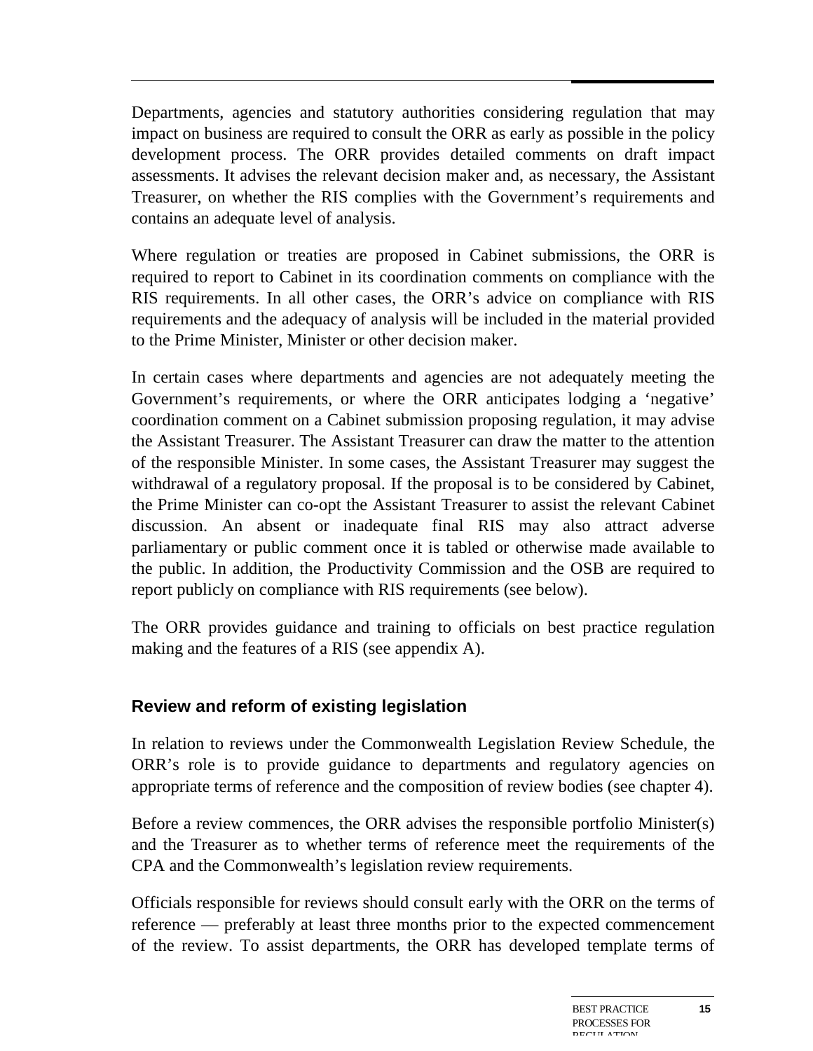Departments, agencies and statutory authorities considering regulation that may impact on business are required to consult the ORR as early as possible in the policy development process. The ORR provides detailed comments on draft impact assessments. It advises the relevant decision maker and, as necessary, the Assistant Treasurer, on whether the RIS complies with the Government's requirements and contains an adequate level of analysis.

Where regulation or treaties are proposed in Cabinet submissions, the ORR is required to report to Cabinet in its coordination comments on compliance with the RIS requirements. In all other cases, the ORR's advice on compliance with RIS requirements and the adequacy of analysis will be included in the material provided to the Prime Minister, Minister or other decision maker.

In certain cases where departments and agencies are not adequately meeting the Government's requirements, or where the ORR anticipates lodging a 'negative' coordination comment on a Cabinet submission proposing regulation, it may advise the Assistant Treasurer. The Assistant Treasurer can draw the matter to the attention of the responsible Minister. In some cases, the Assistant Treasurer may suggest the withdrawal of a regulatory proposal. If the proposal is to be considered by Cabinet, the Prime Minister can co-opt the Assistant Treasurer to assist the relevant Cabinet discussion. An absent or inadequate final RIS may also attract adverse parliamentary or public comment once it is tabled or otherwise made available to the public. In addition, the Productivity Commission and the OSB are required to report publicly on compliance with RIS requirements (see below).

The ORR provides guidance and training to officials on best practice regulation making and the features of a RIS (see appendix A).

### Review and reform of existing legislation

In relation to reviews under the Commonwealth Legislation Review Schedule, the ORR's role is to provide guidance to departments and regulatory agencies on appropriate terms of reference and the composition of review bodies (see chapter 4).

Before a review commences, the ORR advises the responsible portfolio Minister(s) and the Treasurer as to whether terms of reference meet the requirements of the CPA and the Commonwealth's legislation review requirements.

Officials responsible for reviews should consult early with the ORR on the terms of reference — preferably at least three months prior to the expected commencement of the review. To assist departments, the ORR has developed template terms of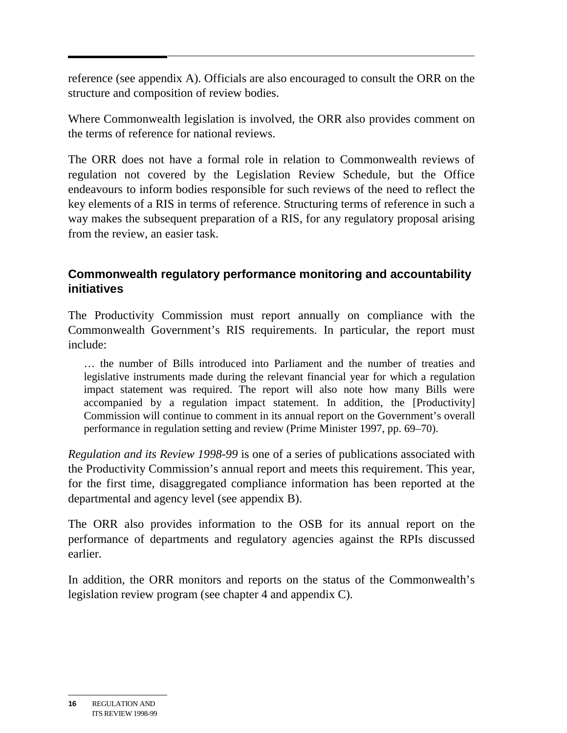reference (see appendix A). Officials are also encouraged to consult the ORR on the structure and composition of review bodies.

Where Commonwealth legislation is involved, the ORR also provides comment on the terms of reference for national reviews.

The ORR does not have a formal role in relation to Commonwealth reviews of regulation not covered by the Legislation Review Schedule, but the Office endeavours to inform bodies responsible for such reviews of the need to reflect the key elements of a RIS in terms of reference. Structuring terms of reference in such a way makes the subsequent preparation of a RIS, for any regulatory proposal arising from the review, an easier task.

### Commonwealth regulatory performance monitoring and accountability initiatives

The Productivity Commission must report annually on compliance with the Commonwealth Government's RIS requirements. In particular, the report must include:

> … the number of Bills introduced into Parliament and the number of treaties and legislative instruments made during the relevant financial year for which a regulation impact statement was required. The report will also note how many Bills were accompanied by a regulation impact statement. In addition, the [Productivity] Commission will continue to comment in its annual report on the Government's overall performance in regulation setting and review (Prime Minister 1997, pp. 69–70).

*Regulation and its Review 1998-99* is one of a series of publications associated with the Productivity Commission's annual report and meets this requirement. This year, for the first time, disaggregated compliance information has been reported at the departmental and agency level (see appendix B).

The ORR also provides information to the OSB for its annual report on the performance of departments and regulatory agencies against the RPIs discussed earlier.

In addition, the ORR monitors and reports on the status of the Commonwealth's legislation review program (see chapter 4 and appendix C).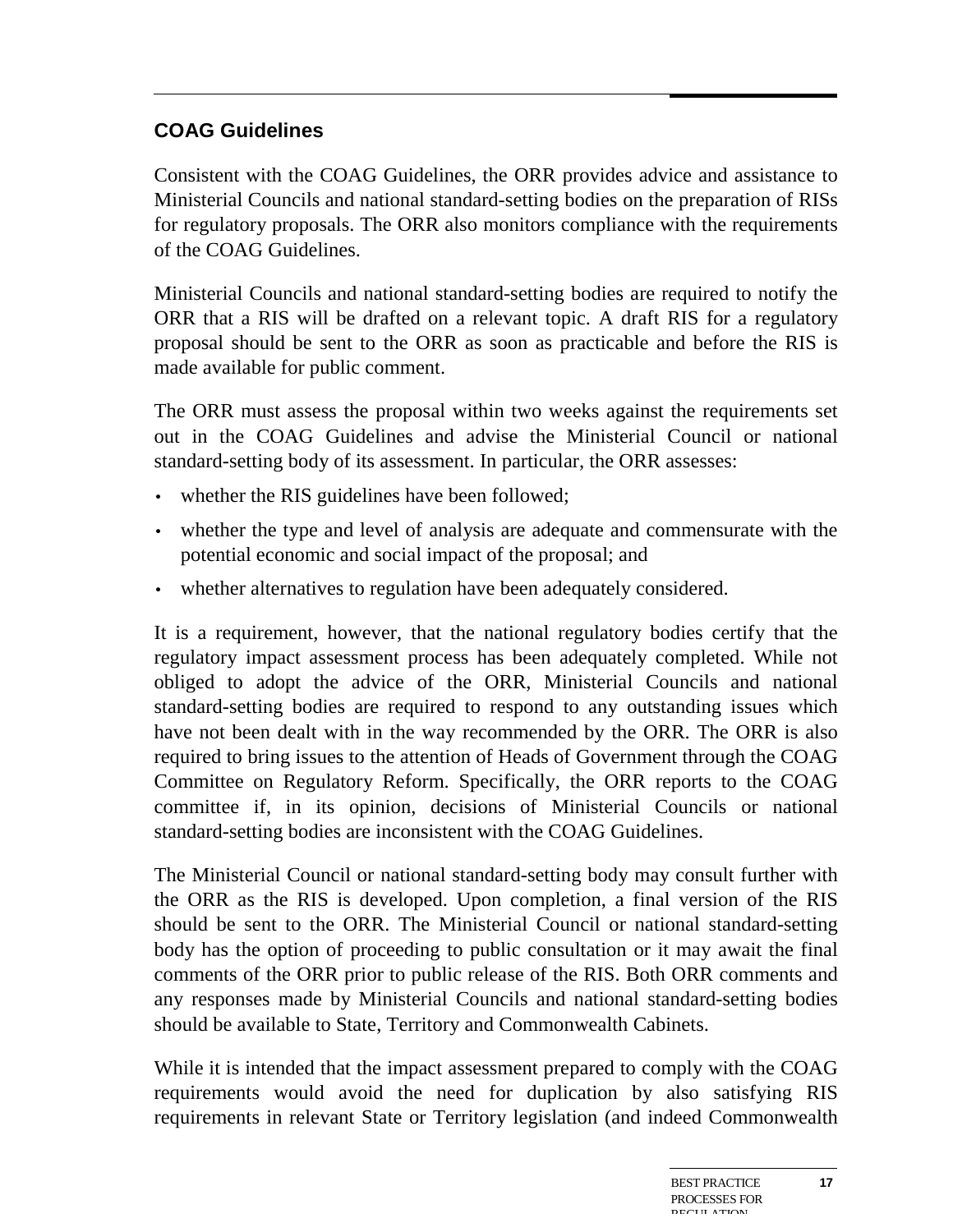## COAG Guidelines

Consistent with the COAG Guidelines, the ORR provides advice and assistance to Ministerial Councils and national standard-setting bodies on the preparation of RISs for regulatory proposals. The ORR also monitors compliance with the requirements of the COAG Guidelines.

Ministerial Councils and national standard-setting bodies are required to notify the ORR that a RIS will be drafted on a relevant topic. A draft RIS for a regulatory proposal should be sent to the ORR as soon as practicable and before the RIS is made available for public comment.

The ORR must assess the proposal within two weeks against the requirements set out in the COAG Guidelines and advise the Ministerial Council or national standard-setting body of its assessment. In particular, the ORR assesses:

- whether the RIS guidelines have been followed;
- whether the type and level of analysis are adequate and commensurate with the potential economic and social impact of the proposal; and
- whether alternatives to regulation have been adequately considered.

It is a requirement, however, that the national regulatory bodies certify that the regulatory impact assessment process has been adequately completed. While not obliged to adopt the advice of the ORR, Ministerial Councils and national standard-setting bodies are required to respond to any outstanding issues which have not been dealt with in the way recommended by the ORR. The ORR is also required to bring issues to the attention of Heads of Government through the COAG Committee on Regulatory Reform. Specifically, the ORR reports to the COAG committee if, in its opinion, decisions of Ministerial Councils or national standard-setting bodies are inconsistent with the COAG Guidelines.

The Ministerial Council or national standard-setting body may consult further with the ORR as the RIS is developed. Upon completion, a final version of the RIS should be sent to the ORR. The Ministerial Council or national standard-setting body has the option of proceeding to public consultation or it may await the final comments of the ORR prior to public release of the RIS. Both ORR comments and any responses made by Ministerial Councils and national standard-setting bodies should be available to State, Territory and Commonwealth Cabinets.

While it is intended that the impact assessment prepared to comply with the COAG requirements would avoid the need for duplication by also satisfying RIS requirements in relevant State or Territory legislation (and indeed Commonwealth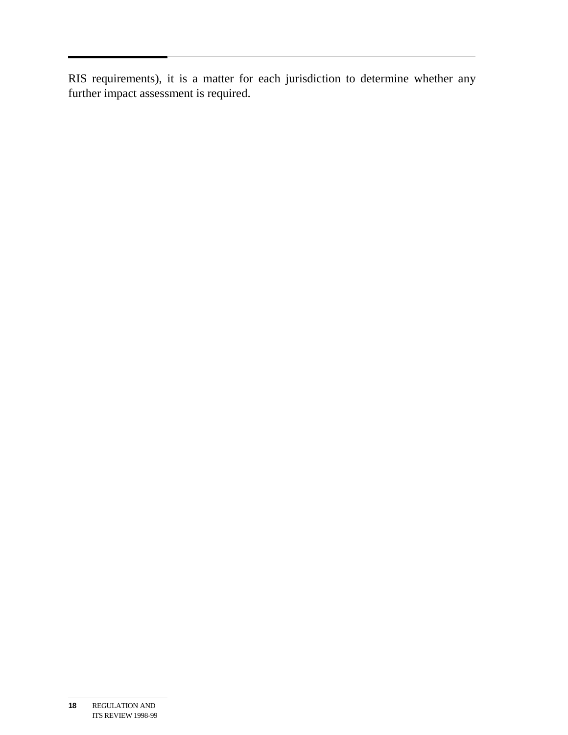RIS requirements), it is a matter for each jurisdiction to determine whether any further impact assessment is required.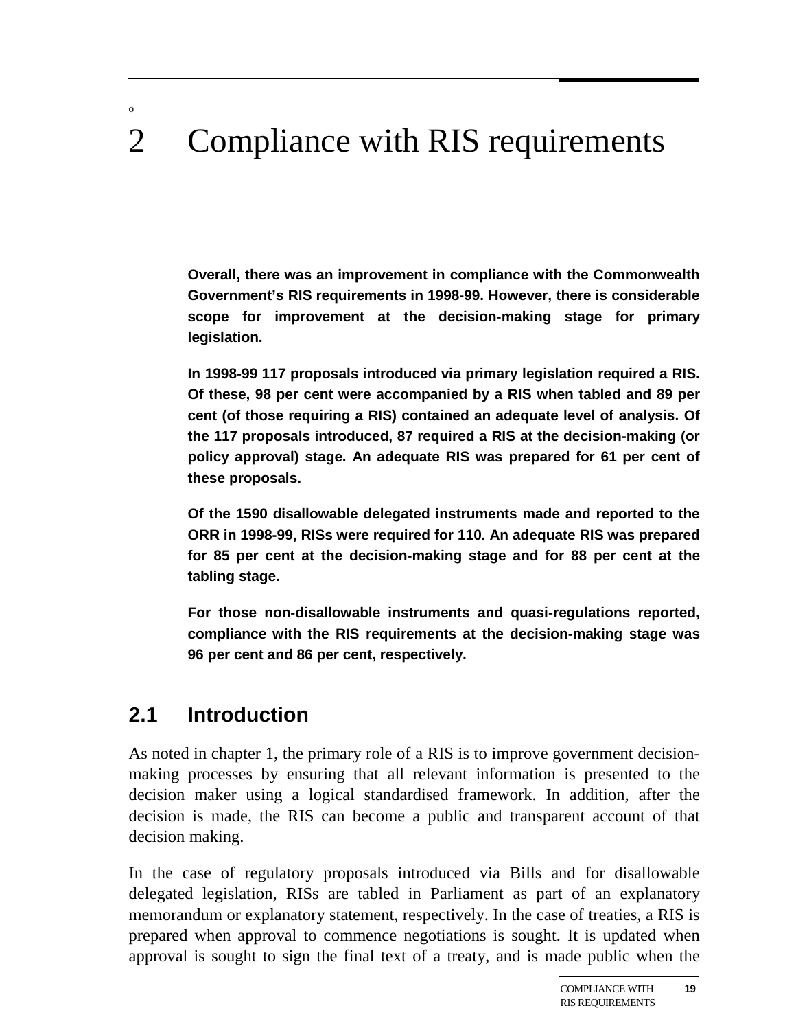# 2 Compliance with RIS requirements

**Overall, there was an improvement in compliance with the Commonwealth Government's RIS requirements in 1998-99. However, there is considerable scope for improvement at the decision-making stage for primary legislation.**

**In 1998-99 117 proposals introduced via primary legislation required a RIS. Of these, 98 per cent were accompanied by a RIS when tabled and 89 per cent (of those requiring a RIS) contained an adequate level of analysis. Of the 117 proposals introduced, 87 required a RIS at the decision-making (or policy approval) stage. An adequate RIS was prepared for 61 per cent of these proposals.**

**Of the 1590 disallowable delegated instruments made and reported to the ORR in 1998-99, RISs were required for 110. An adequate RIS was prepared for 85 per cent at the decision-making stage and for 88 per cent at the tabling stage.**

**For those non-disallowable instruments and quasi-regulations reported, compliance with the RIS requirements at the decision-making stage was 96 per cent and 86 per cent, respectively.**

## 2.1 Introduction

As noted in chapter 1, the primary role of a RIS is to improve government decision-making processes by ensuring that all relevant information is presented to the decision maker using a logical standardised framework. In addition, after the decision is made, the RIS can become a public and transparent account of that decision making.

In the case of regulatory proposals introduced via Bills and for disallowable delegated legislation, RISs are tabled in Parliament as part of an explanatory memorandum or explanatory statement, respectively. In the case of treaties, a RIS is prepared when approval to commence negotiations is sought. It is updated when approval is sought to sign the final text of a treaty, and is made public when the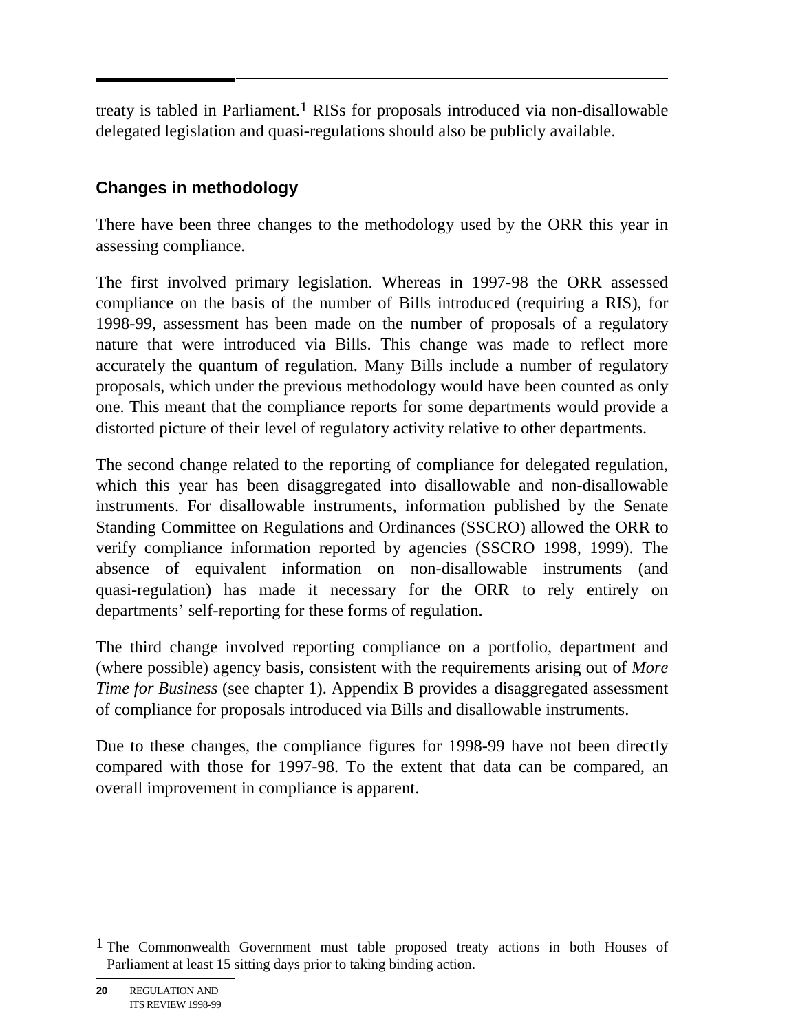treaty is tabled in Parliament.[1] RISs for proposals introduced via non-disallowable delegated legislation and quasi-regulations should also be publicly available.

### Changes in methodology

There have been three changes to the methodology used by the ORR this year in assessing compliance.

The first involved primary legislation. Whereas in 1997-98 the ORR assessed compliance on the basis of the number of Bills introduced (requiring a RIS), for 1998-99, assessment has been made on the number of proposals of a regulatory nature that were introduced via Bills. This change was made to reflect more accurately the quantum of regulation. Many Bills include a number of regulatory proposals, which under the previous methodology would have been counted as only one. This meant that the compliance reports for some departments would provide a distorted picture of their level of regulatory activity relative to other departments.

The second change related to the reporting of compliance for delegated regulation, which this year has been disaggregated into disallowable and non-disallowable instruments. For disallowable instruments, information published by the Senate Standing Committee on Regulations and Ordinances (SSCRO) allowed the ORR to verify compliance information reported by agencies (SSCRO 1998, 1999). The absence of equivalent information on non-disallowable instruments (and quasi-regulation) has made it necessary for the ORR to rely entirely on departments' self-reporting for these forms of regulation.

The third change involved reporting compliance on a portfolio, department and (where possible) agency basis, consistent with the requirements arising out of *More Time for Business* (see chapter 1). Appendix B provides a disaggregated assessment of compliance for proposals introduced via Bills and disallowable instruments.

Due to these changes, the compliance figures for 1998-99 have not been directly compared with those for 1997-98. To the extent that data can be compared, an overall improvement in compliance is apparent.

---

[1] The Commonwealth Government must table proposed treaty actions in both Houses of Parliament at least 15 sitting days prior to taking binding action.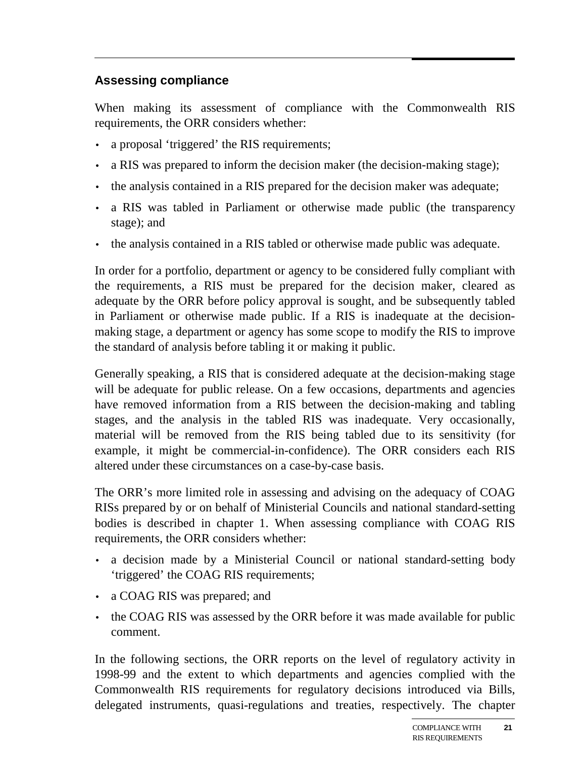## Assessing compliance

When making its assessment of compliance with the Commonwealth RIS requirements, the ORR considers whether:

- a proposal 'triggered' the RIS requirements;
- a RIS was prepared to inform the decision maker (the decision-making stage);
- the analysis contained in a RIS prepared for the decision maker was adequate;
- a RIS was tabled in Parliament or otherwise made public (the transparency stage); and
- the analysis contained in a RIS tabled or otherwise made public was adequate.

In order for a portfolio, department or agency to be considered fully compliant with the requirements, a RIS must be prepared for the decision maker, cleared as adequate by the ORR before policy approval is sought, and be subsequently tabled in Parliament or otherwise made public. If a RIS is inadequate at the decision-making stage, a department or agency has some scope to modify the RIS to improve the standard of analysis before tabling it or making it public.

Generally speaking, a RIS that is considered adequate at the decision-making stage will be adequate for public release. On a few occasions, departments and agencies have removed information from a RIS between the decision-making and tabling stages, and the analysis in the tabled RIS was inadequate. Very occasionally, material will be removed from the RIS being tabled due to its sensitivity (for example, it might be commercial-in-confidence). The ORR considers each RIS altered under these circumstances on a case-by-case basis.

The ORR's more limited role in assessing and advising on the adequacy of COAG RISs prepared by or on behalf of Ministerial Councils and national standard-setting bodies is described in chapter 1. When assessing compliance with COAG RIS requirements, the ORR considers whether:

- a decision made by a Ministerial Council or national standard-setting body 'triggered' the COAG RIS requirements;
- a COAG RIS was prepared; and
- the COAG RIS was assessed by the ORR before it was made available for public comment.

In the following sections, the ORR reports on the level of regulatory activity in 1998-99 and the extent to which departments and agencies complied with the Commonwealth RIS requirements for regulatory decisions introduced via Bills, delegated instruments, quasi-regulations and treaties, respectively. The chapter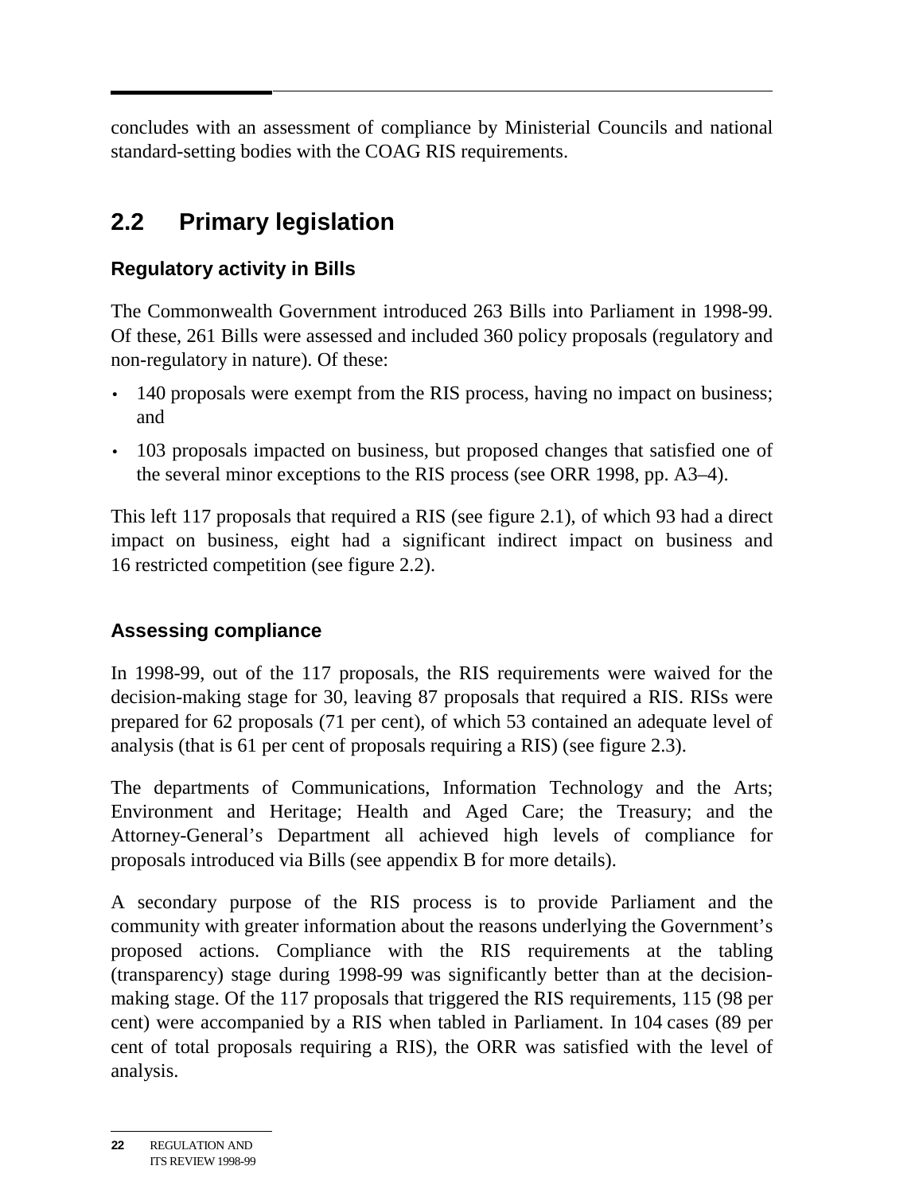concludes with an assessment of compliance by Ministerial Councils and national standard-setting bodies with the COAG RIS requirements.

## 2.2 Primary legislation

### Regulatory activity in Bills

The Commonwealth Government introduced 263 Bills into Parliament in 1998-99. Of these, 261 Bills were assessed and included 360 policy proposals (regulatory and non-regulatory in nature). Of these:

- 140 proposals were exempt from the RIS process, having no impact on business; and
- 103 proposals impacted on business, but proposed changes that satisfied one of the several minor exceptions to the RIS process (see ORR 1998, pp. A3–4).

This left 117 proposals that required a RIS (see figure 2.1), of which 93 had a direct impact on business, eight had a significant indirect impact on business and 16 restricted competition (see figure 2.2).

### Assessing compliance

In 1998-99, out of the 117 proposals, the RIS requirements were waived for the decision-making stage for 30, leaving 87 proposals that required a RIS. RISs were prepared for 62 proposals (71 per cent), of which 53 contained an adequate level of analysis (that is 61 per cent of proposals requiring a RIS) (see figure 2.3).

The departments of Communications, Information Technology and the Arts; Environment and Heritage; Health and Aged Care; the Treasury; and the Attorney-General's Department all achieved high levels of compliance for proposals introduced via Bills (see appendix B for more details).

A secondary purpose of the RIS process is to provide Parliament and the community with greater information about the reasons underlying the Government's proposed actions. Compliance with the RIS requirements at the tabling (transparency) stage during 1998-99 was significantly better than at the decision-making stage. Of the 117 proposals that triggered the RIS requirements, 115 (98 per cent) were accompanied by a RIS when tabled in Parliament. In 104 cases (89 per cent of total proposals requiring a RIS), the ORR was satisfied with the level of analysis.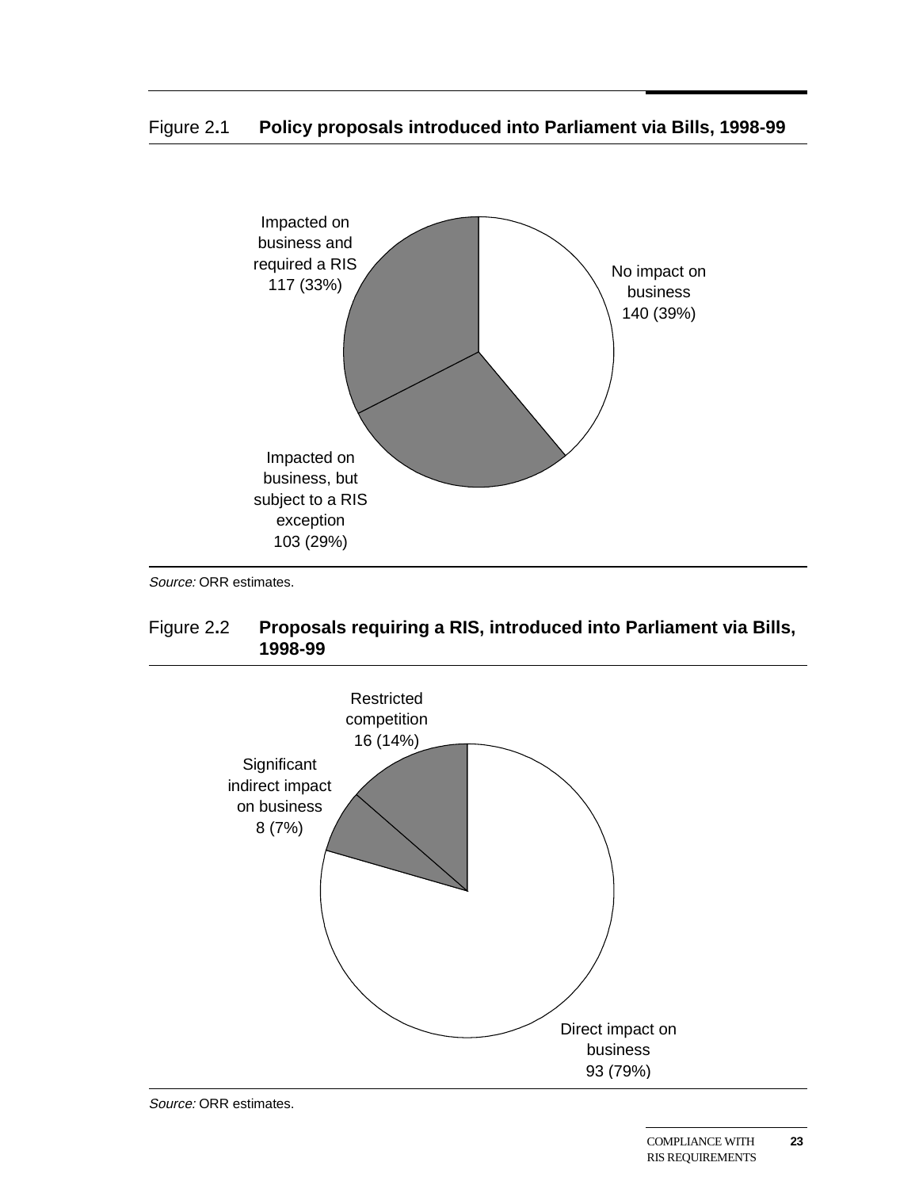Figure 2.1 **Policy proposals introduced into Parliament via Bills, 1998-99**

Impacted on business and required a RIS 117 (33%)

No impact on business 140 (39%)

Impacted on business, but subject to a RIS exception 103 (29%)

*Source:* ORR estimates.

Figure 2.2 **Proposals requiring a RIS, introduced into Parliament via Bills, 1998-99**

Restricted competition 16 (14%)

Significant indirect impact on business 8 (7%)

Direct impact on business 93 (79%)

*Source:* ORR estimates.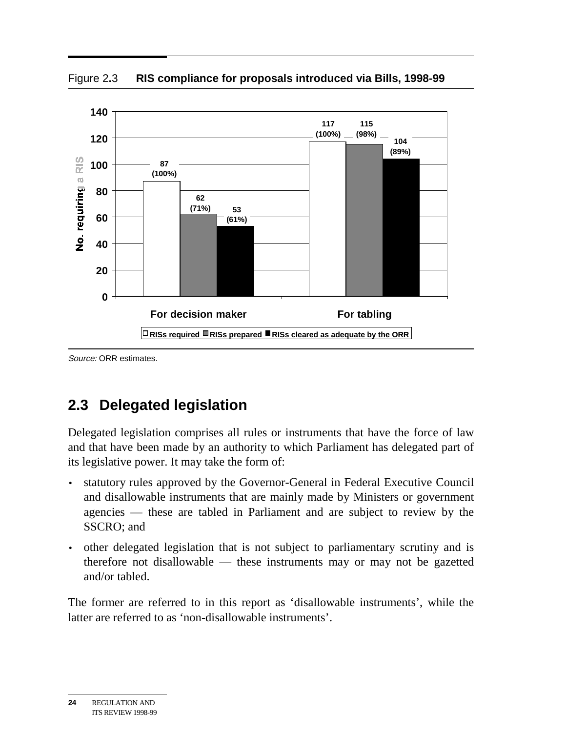Figure 2.3 **RIS compliance for proposals introduced via Bills, 1998-99**

| | RISs required | RISs prepared | RISs cleared as adequate by the ORR |
|---|---|---|---|
| For decision maker | 87 (100%) | 62 (71%) | 53 (61%) |
| For tabling | 117 (100%) | 115 (98%) | 104 (89%) |

*Source:* ORR estimates.

## 2.3 Delegated legislation

Delegated legislation comprises all rules or instruments that have the force of law and that have been made by an authority to which Parliament has delegated part of its legislative power. It may take the form of:

- statutory rules approved by the Governor-General in Federal Executive Council and disallowable instruments that are mainly made by Ministers or government agencies — these are tabled in Parliament and are subject to review by the SSCRO; and
- other delegated legislation that is not subject to parliamentary scrutiny and is therefore not disallowable — these instruments may or may not be gazetted and/or tabled.

The former are referred to in this report as 'disallowable instruments', while the latter are referred to as 'non-disallowable instruments'.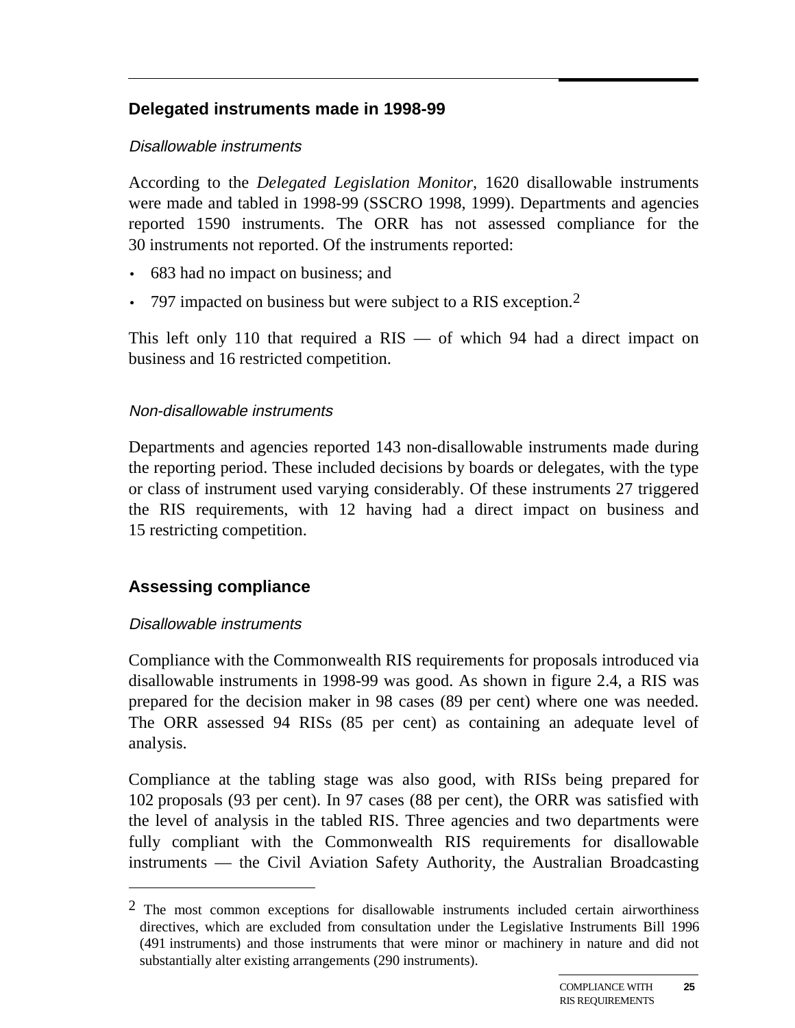## Delegated instruments made in 1998-99

### *Disallowable instruments*

According to the *Delegated Legislation Monitor*, 1620 disallowable instruments were made and tabled in 1998-99 (SSCRO 1998, 1999). Departments and agencies reported 1590 instruments. The ORR has not assessed compliance for the 30 instruments not reported. Of the instruments reported:

- 683 had no impact on business; and
- 797 impacted on business but were subject to a RIS exception.[2]

This left only 110 that required a RIS — of which 94 had a direct impact on business and 16 restricted competition.

### *Non-disallowable instruments*

Departments and agencies reported 143 non-disallowable instruments made during the reporting period. These included decisions by boards or delegates, with the type or class of instrument used varying considerably. Of these instruments 27 triggered the RIS requirements, with 12 having had a direct impact on business and 15 restricting competition.

## Assessing compliance

### *Disallowable instruments*

Compliance with the Commonwealth RIS requirements for proposals introduced via disallowable instruments in 1998-99 was good. As shown in figure 2.4, a RIS was prepared for the decision maker in 98 cases (89 per cent) where one was needed. The ORR assessed 94 RISs (85 per cent) as containing an adequate level of analysis.

Compliance at the tabling stage was also good, with RISs being prepared for 102 proposals (93 per cent). In 97 cases (88 per cent), the ORR was satisfied with the level of analysis in the tabled RIS. Three agencies and two departments were fully compliant with the Commonwealth RIS requirements for disallowable instruments — the Civil Aviation Safety Authority, the Australian Broadcasting

---

[2] The most common exceptions for disallowable instruments included certain airworthiness directives, which are excluded from consultation under the Legislative Instruments Bill 1996 (491 instruments) and those instruments that were minor or machinery in nature and did not substantially alter existing arrangements (290 instruments).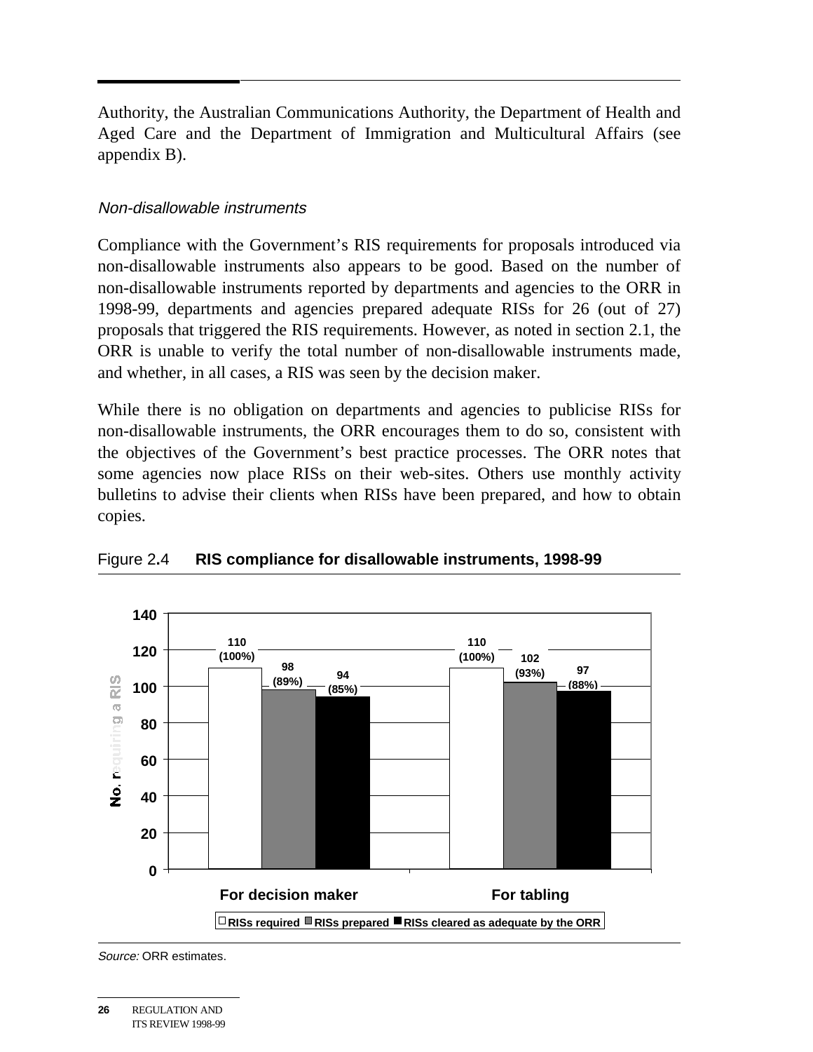Authority, the Australian Communications Authority, the Department of Health and Aged Care and the Department of Immigration and Multicultural Affairs (see appendix B).

*Non-disallowable instruments*

Compliance with the Government's RIS requirements for proposals introduced via non-disallowable instruments also appears to be good. Based on the number of non-disallowable instruments reported by departments and agencies to the ORR in 1998-99, departments and agencies prepared adequate RISs for 26 (out of 27) proposals that triggered the RIS requirements. However, as noted in section 2.1, the ORR is unable to verify the total number of non-disallowable instruments made, and whether, in all cases, a RIS was seen by the decision maker.

While there is no obligation on departments and agencies to publicise RISs for non-disallowable instruments, the ORR encourages them to do so, consistent with the objectives of the Government's best practice processes. The ORR notes that some agencies now place RISs on their web-sites. Others use monthly activity bulletins to advise their clients when RISs have been prepared, and how to obtain copies.

Figure 2.4 **RIS compliance for disallowable instruments, 1998-99**

| No. requiring a RIS | RISs required | RISs prepared | RISs cleared as adequate by the ORR |
|---|---|---|---|
| For decision maker | 110 (100%) | 98 (89%) | 94 (85%) |
| For tabling | 110 (100%) | 102 (93%) | 97 (88%) |

*Source:* ORR estimates.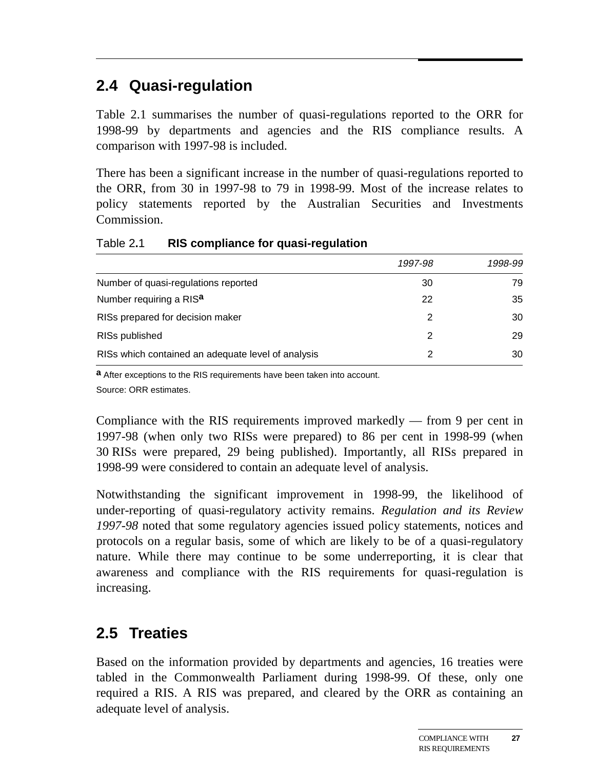## 2.4 Quasi-regulation

Table 2.1 summarises the number of quasi-regulations reported to the ORR for 1998-99 by departments and agencies and the RIS compliance results. A comparison with 1997-98 is included.

There has been a significant increase in the number of quasi-regulations reported to the ORR, from 30 in 1997-98 to 79 in 1998-99. Most of the increase relates to policy statements reported by the Australian Securities and Investments Commission.

Table 2.1 **RIS compliance for quasi-regulation**

| | *1997-98* | *1998-99* |
|---|---|---|
| Number of quasi-regulations reported | 30 | 79 |
| Number requiring a RIS[a] | 22 | 35 |
| RISs prepared for decision maker | 2 | 30 |
| RISs published | 2 | 29 |
| RISs which contained an adequate level of analysis | 2 | 30 |

[a] After exceptions to the RIS requirements have been taken into account.

Source: ORR estimates.

Compliance with the RIS requirements improved markedly — from 9 per cent in 1997-98 (when only two RISs were prepared) to 86 per cent in 1998-99 (when 30 RISs were prepared, 29 being published). Importantly, all RISs prepared in 1998-99 were considered to contain an adequate level of analysis.

Notwithstanding the significant improvement in 1998-99, the likelihood of under-reporting of quasi-regulatory activity remains. *Regulation and its Review 1997-98* noted that some regulatory agencies issued policy statements, notices and protocols on a regular basis, some of which are likely to be of a quasi-regulatory nature. While there may continue to be some underreporting, it is clear that awareness and compliance with the RIS requirements for quasi-regulation is increasing.

## 2.5 Treaties

Based on the information provided by departments and agencies, 16 treaties were tabled in the Commonwealth Parliament during 1998-99. Of these, only one required a RIS. A RIS was prepared, and cleared by the ORR as containing an adequate level of analysis.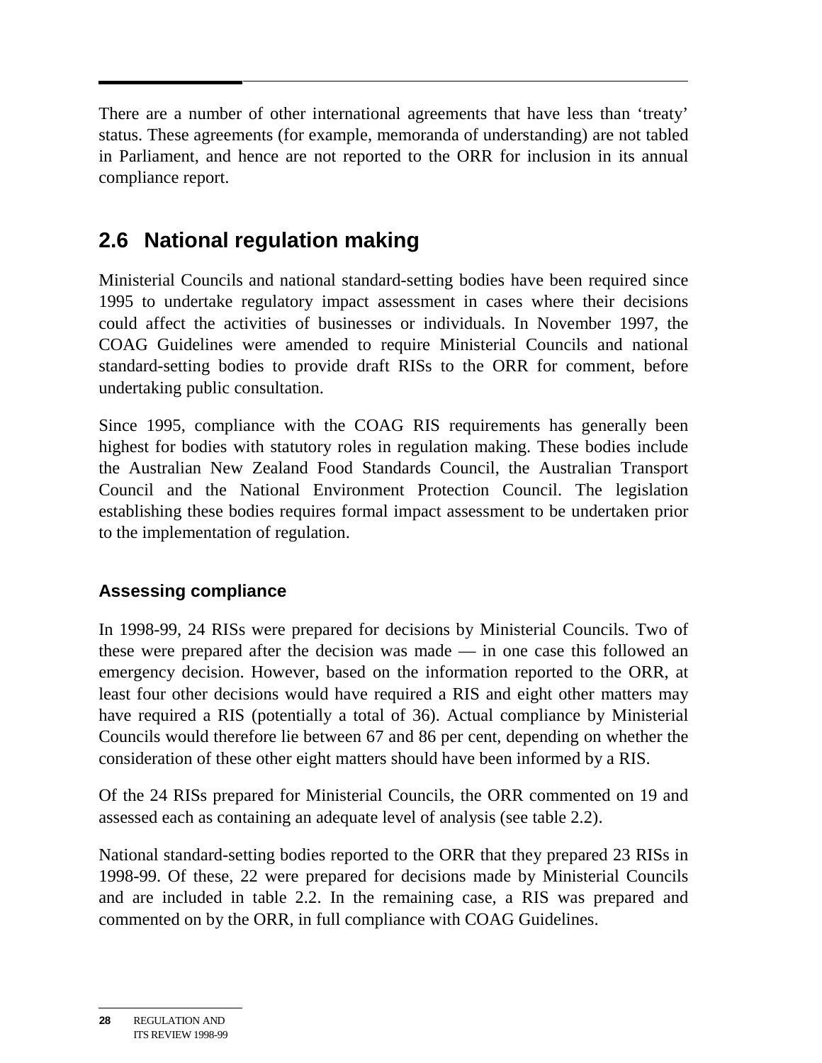There are a number of other international agreements that have less than 'treaty' status. These agreements (for example, memoranda of understanding) are not tabled in Parliament, and hence are not reported to the ORR for inclusion in its annual compliance report.

## 2.6 National regulation making

Ministerial Councils and national standard-setting bodies have been required since 1995 to undertake regulatory impact assessment in cases where their decisions could affect the activities of businesses or individuals. In November 1997, the COAG Guidelines were amended to require Ministerial Councils and national standard-setting bodies to provide draft RISs to the ORR for comment, before undertaking public consultation.

Since 1995, compliance with the COAG RIS requirements has generally been highest for bodies with statutory roles in regulation making. These bodies include the Australian New Zealand Food Standards Council, the Australian Transport Council and the National Environment Protection Council. The legislation establishing these bodies requires formal impact assessment to be undertaken prior to the implementation of regulation.

### Assessing compliance

In 1998-99, 24 RISs were prepared for decisions by Ministerial Councils. Two of these were prepared after the decision was made — in one case this followed an emergency decision. However, based on the information reported to the ORR, at least four other decisions would have required a RIS and eight other matters may have required a RIS (potentially a total of 36). Actual compliance by Ministerial Councils would therefore lie between 67 and 86 per cent, depending on whether the consideration of these other eight matters should have been informed by a RIS.

Of the 24 RISs prepared for Ministerial Councils, the ORR commented on 19 and assessed each as containing an adequate level of analysis (see table 2.2).

National standard-setting bodies reported to the ORR that they prepared 23 RISs in 1998-99. Of these, 22 were prepared for decisions made by Ministerial Councils and are included in table 2.2. In the remaining case, a RIS was prepared and commented on by the ORR, in full compliance with COAG Guidelines.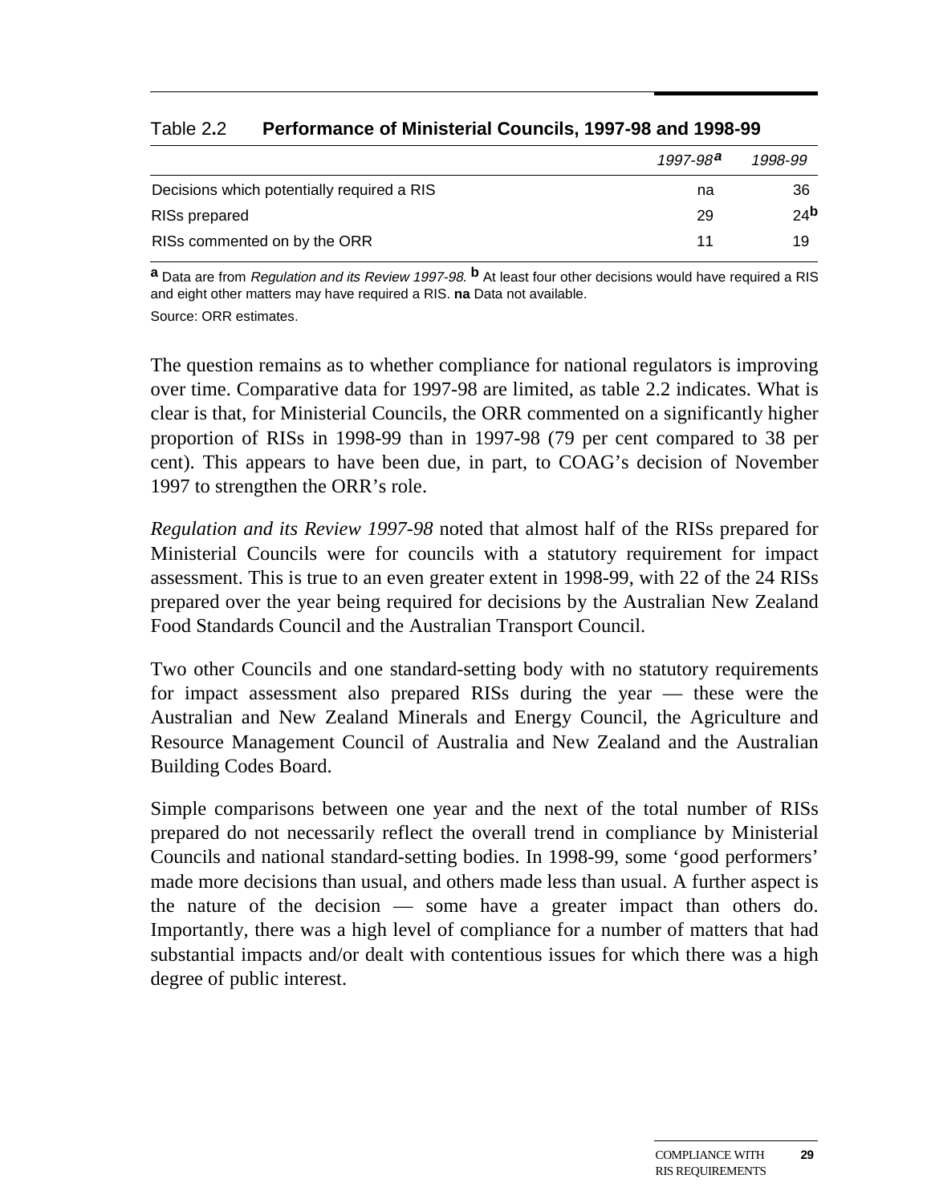Table 2.2 **Performance of Ministerial Councils, 1997-98 and 1998-99**

| | *1997-98*[a] | *1998-99* |
|---|---|---|
| Decisions which potentially required a RIS | na | 36 |
| RISs prepared | 29 | 24[b] |
| RISs commented on by the ORR | 11 | 19 |

[a] Data are from *Regulation and its Review 1997-98*. [b] At least four other decisions would have required a RIS and eight other matters may have required a RIS. **na** Data not available.

Source: ORR estimates.

The question remains as to whether compliance for national regulators is improving over time. Comparative data for 1997-98 are limited, as table 2.2 indicates. What is clear is that, for Ministerial Councils, the ORR commented on a significantly higher proportion of RISs in 1998-99 than in 1997-98 (79 per cent compared to 38 per cent). This appears to have been due, in part, to COAG's decision of November 1997 to strengthen the ORR's role.

*Regulation and its Review 1997-98* noted that almost half of the RISs prepared for Ministerial Councils were for councils with a statutory requirement for impact assessment. This is true to an even greater extent in 1998-99, with 22 of the 24 RISs prepared over the year being required for decisions by the Australian New Zealand Food Standards Council and the Australian Transport Council.

Two other Councils and one standard-setting body with no statutory requirements for impact assessment also prepared RISs during the year — these were the Australian and New Zealand Minerals and Energy Council, the Agriculture and Resource Management Council of Australia and New Zealand and the Australian Building Codes Board.

Simple comparisons between one year and the next of the total number of RISs prepared do not necessarily reflect the overall trend in compliance by Ministerial Councils and national standard-setting bodies. In 1998-99, some 'good performers' made more decisions than usual, and others made less than usual. A further aspect is the nature of the decision — some have a greater impact than others do. Importantly, there was a high level of compliance for a number of matters that had substantial impacts and/or dealt with contentious issues for which there was a high degree of public interest.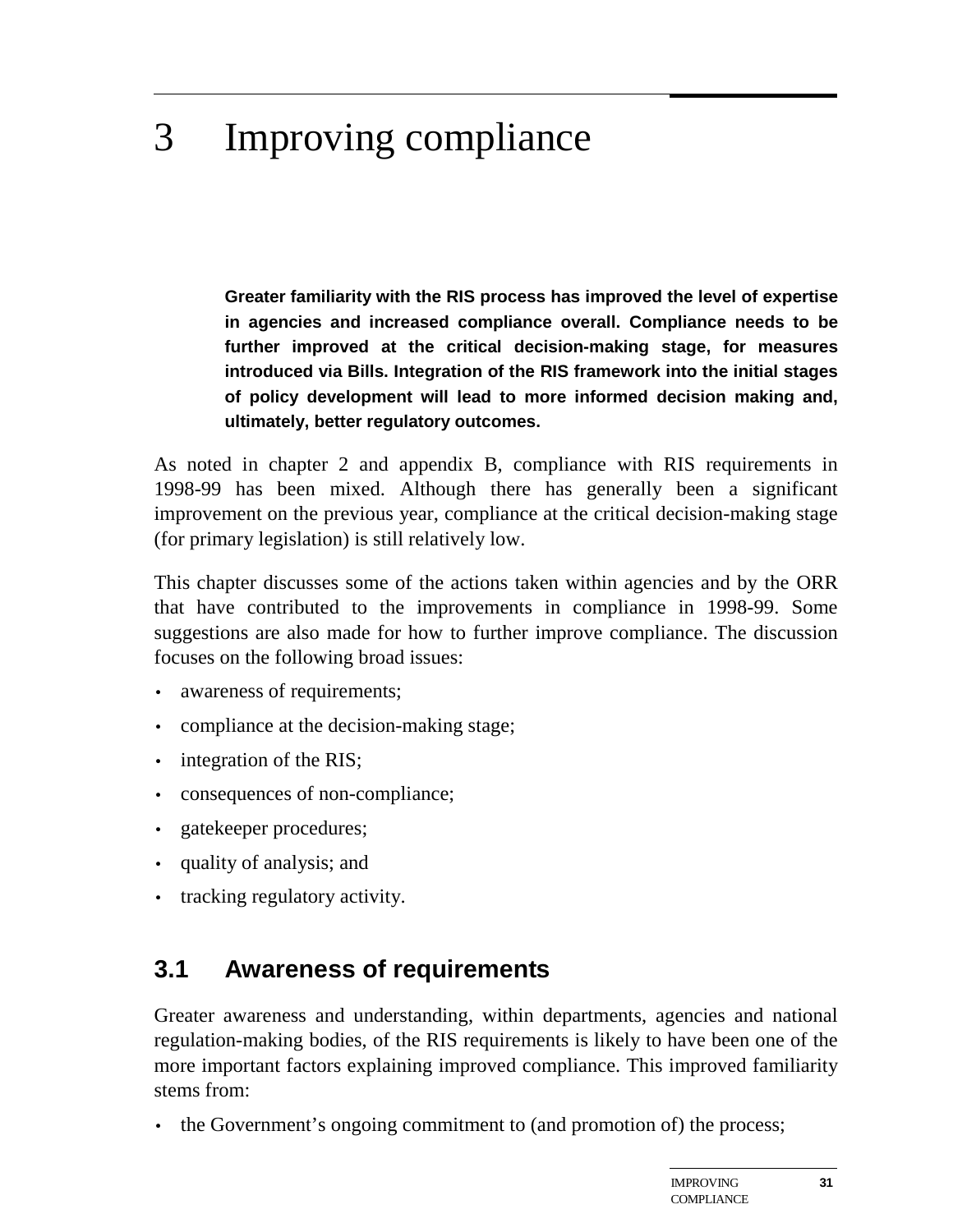# 3 Improving compliance

**Greater familiarity with the RIS process has improved the level of expertise in agencies and increased compliance overall. Compliance needs to be further improved at the critical decision-making stage, for measures introduced via Bills. Integration of the RIS framework into the initial stages of policy development will lead to more informed decision making and, ultimately, better regulatory outcomes.**

As noted in chapter 2 and appendix B, compliance with RIS requirements in 1998-99 has been mixed. Although there has generally been a significant improvement on the previous year, compliance at the critical decision-making stage (for primary legislation) is still relatively low.

This chapter discusses some of the actions taken within agencies and by the ORR that have contributed to the improvements in compliance in 1998-99. Some suggestions are also made for how to further improve compliance. The discussion focuses on the following broad issues:

- awareness of requirements;
- compliance at the decision-making stage;
- integration of the RIS;
- consequences of non-compliance;
- gatekeeper procedures;
- quality of analysis; and
- tracking regulatory activity.

## 3.1 Awareness of requirements

Greater awareness and understanding, within departments, agencies and national regulation-making bodies, of the RIS requirements is likely to have been one of the more important factors explaining improved compliance. This improved familiarity stems from:

- the Government's ongoing commitment to (and promotion of) the process;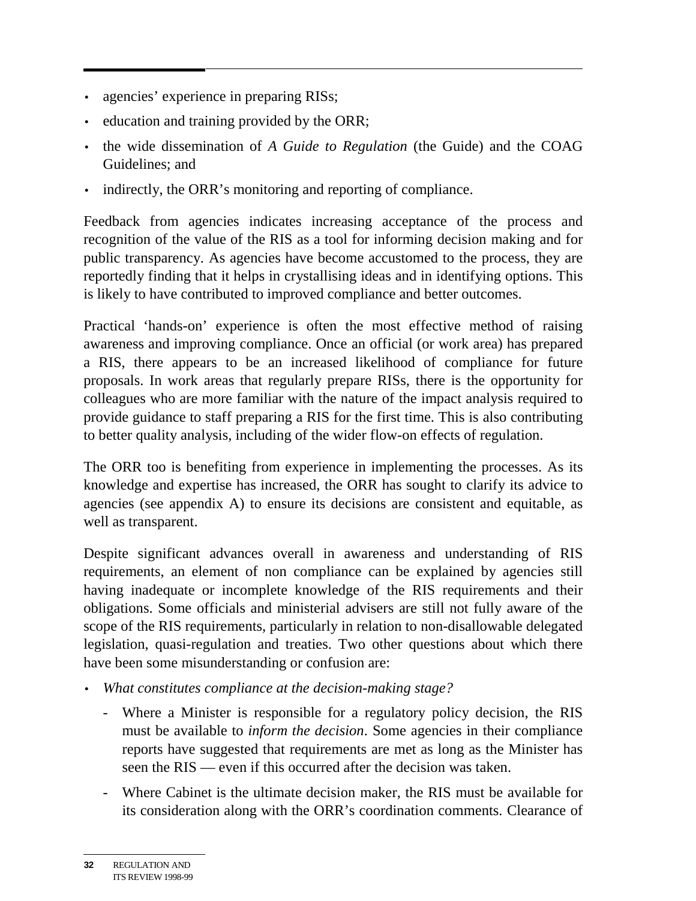- agencies' experience in preparing RISs;
- education and training provided by the ORR;
- the wide dissemination of *A Guide to Regulation* (the Guide) and the COAG Guidelines; and
- indirectly, the ORR's monitoring and reporting of compliance.

Feedback from agencies indicates increasing acceptance of the process and recognition of the value of the RIS as a tool for informing decision making and for public transparency. As agencies have become accustomed to the process, they are reportedly finding that it helps in crystallising ideas and in identifying options. This is likely to have contributed to improved compliance and better outcomes.

Practical 'hands-on' experience is often the most effective method of raising awareness and improving compliance. Once an official (or work area) has prepared a RIS, there appears to be an increased likelihood of compliance for future proposals. In work areas that regularly prepare RISs, there is the opportunity for colleagues who are more familiar with the nature of the impact analysis required to provide guidance to staff preparing a RIS for the first time. This is also contributing to better quality analysis, including of the wider flow-on effects of regulation.

The ORR too is benefiting from experience in implementing the processes. As its knowledge and expertise has increased, the ORR has sought to clarify its advice to agencies (see appendix A) to ensure its decisions are consistent and equitable, as well as transparent.

Despite significant advances overall in awareness and understanding of RIS requirements, an element of non compliance can be explained by agencies still having inadequate or incomplete knowledge of the RIS requirements and their obligations. Some officials and ministerial advisers are still not fully aware of the scope of the RIS requirements, particularly in relation to non-disallowable delegated legislation, quasi-regulation and treaties. Two other questions about which there have been some misunderstanding or confusion are:

- *What constitutes compliance at the decision-making stage?*
  - Where a Minister is responsible for a regulatory policy decision, the RIS must be available to *inform the decision*. Some agencies in their compliance reports have suggested that requirements are met as long as the Minister has seen the RIS — even if this occurred after the decision was taken.
  - Where Cabinet is the ultimate decision maker, the RIS must be available for its consideration along with the ORR's coordination comments. Clearance of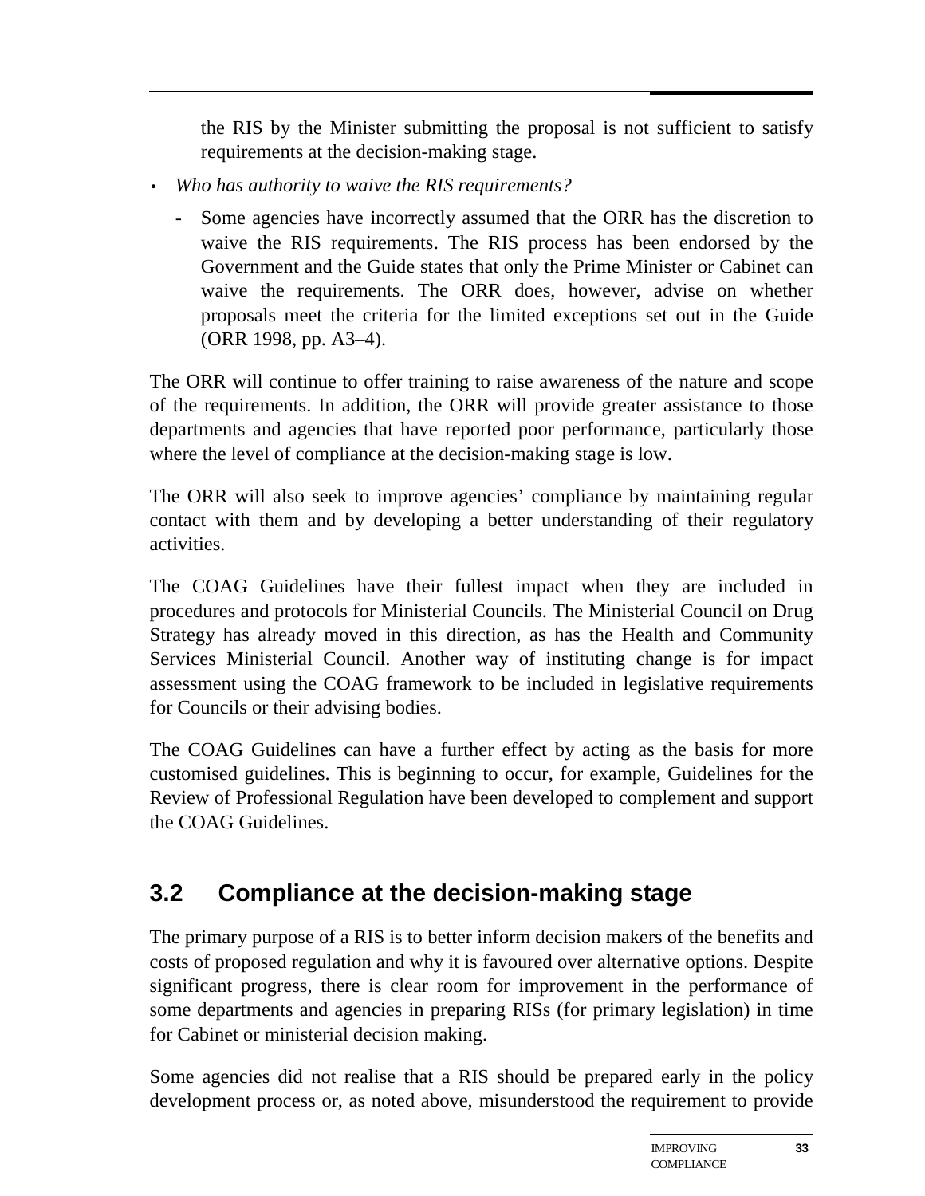the RIS by the Minister submitting the proposal is not sufficient to satisfy requirements at the decision-making stage.

- *Who has authority to waive the RIS requirements?*
  - Some agencies have incorrectly assumed that the ORR has the discretion to waive the RIS requirements. The RIS process has been endorsed by the Government and the Guide states that only the Prime Minister or Cabinet can waive the requirements. The ORR does, however, advise on whether proposals meet the criteria for the limited exceptions set out in the Guide (ORR 1998, pp. A3–4).

The ORR will continue to offer training to raise awareness of the nature and scope of the requirements. In addition, the ORR will provide greater assistance to those departments and agencies that have reported poor performance, particularly those where the level of compliance at the decision-making stage is low.

The ORR will also seek to improve agencies' compliance by maintaining regular contact with them and by developing a better understanding of their regulatory activities.

The COAG Guidelines have their fullest impact when they are included in procedures and protocols for Ministerial Councils. The Ministerial Council on Drug Strategy has already moved in this direction, as has the Health and Community Services Ministerial Council. Another way of instituting change is for impact assessment using the COAG framework to be included in legislative requirements for Councils or their advising bodies.

The COAG Guidelines can have a further effect by acting as the basis for more customised guidelines. This is beginning to occur, for example, Guidelines for the Review of Professional Regulation have been developed to complement and support the COAG Guidelines.

## 3.2 Compliance at the decision-making stage

The primary purpose of a RIS is to better inform decision makers of the benefits and costs of proposed regulation and why it is favoured over alternative options. Despite significant progress, there is clear room for improvement in the performance of some departments and agencies in preparing RISs (for primary legislation) in time for Cabinet or ministerial decision making.

Some agencies did not realise that a RIS should be prepared early in the policy development process or, as noted above, misunderstood the requirement to provide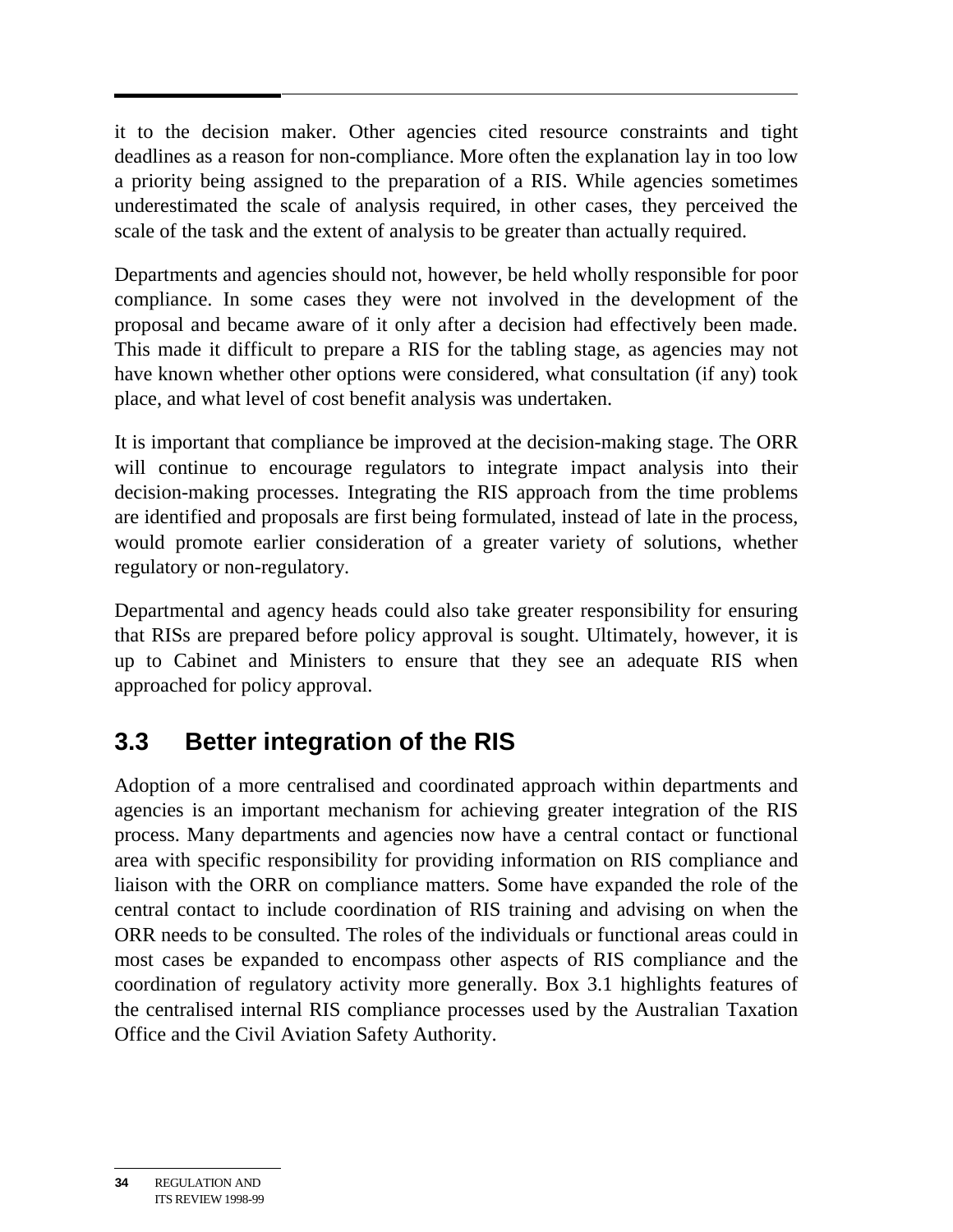it to the decision maker. Other agencies cited resource constraints and tight deadlines as a reason for non-compliance. More often the explanation lay in too low a priority being assigned to the preparation of a RIS. While agencies sometimes underestimated the scale of analysis required, in other cases, they perceived the scale of the task and the extent of analysis to be greater than actually required.

Departments and agencies should not, however, be held wholly responsible for poor compliance. In some cases they were not involved in the development of the proposal and became aware of it only after a decision had effectively been made. This made it difficult to prepare a RIS for the tabling stage, as agencies may not have known whether other options were considered, what consultation (if any) took place, and what level of cost benefit analysis was undertaken.

It is important that compliance be improved at the decision-making stage. The ORR will continue to encourage regulators to integrate impact analysis into their decision-making processes. Integrating the RIS approach from the time problems are identified and proposals are first being formulated, instead of late in the process, would promote earlier consideration of a greater variety of solutions, whether regulatory or non-regulatory.

Departmental and agency heads could also take greater responsibility for ensuring that RISs are prepared before policy approval is sought. Ultimately, however, it is up to Cabinet and Ministers to ensure that they see an adequate RIS when approached for policy approval.

## 3.3 Better integration of the RIS

Adoption of a more centralised and coordinated approach within departments and agencies is an important mechanism for achieving greater integration of the RIS process. Many departments and agencies now have a central contact or functional area with specific responsibility for providing information on RIS compliance and liaison with the ORR on compliance matters. Some have expanded the role of the central contact to include coordination of RIS training and advising on when the ORR needs to be consulted. The roles of the individuals or functional areas could in most cases be expanded to encompass other aspects of RIS compliance and the coordination of regulatory activity more generally. Box 3.1 highlights features of the centralised internal RIS compliance processes used by the Australian Taxation Office and the Civil Aviation Safety Authority.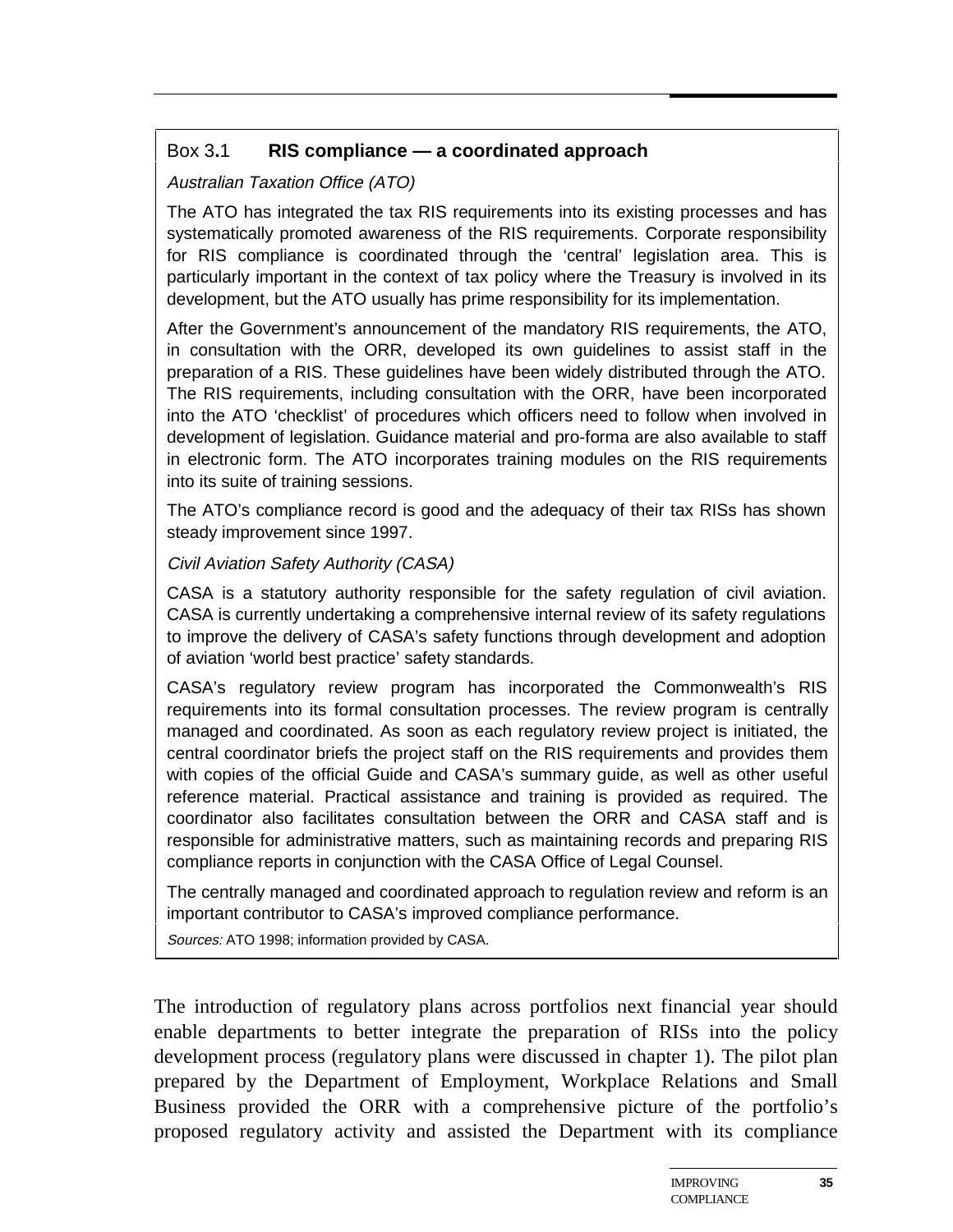### Box 3.1 **RIS compliance — a coordinated approach**

*Australian Taxation Office (ATO)*

The ATO has integrated the tax RIS requirements into its existing processes and has systematically promoted awareness of the RIS requirements. Corporate responsibility for RIS compliance is coordinated through the 'central' legislation area. This is particularly important in the context of tax policy where the Treasury is involved in its development, but the ATO usually has prime responsibility for its implementation.

After the Government's announcement of the mandatory RIS requirements, the ATO, in consultation with the ORR, developed its own guidelines to assist staff in the preparation of a RIS. These guidelines have been widely distributed through the ATO. The RIS requirements, including consultation with the ORR, have been incorporated into the ATO 'checklist' of procedures which officers need to follow when involved in development of legislation. Guidance material and pro-forma are also available to staff in electronic form. The ATO incorporates training modules on the RIS requirements into its suite of training sessions.

The ATO's compliance record is good and the adequacy of their tax RISs has shown steady improvement since 1997.

*Civil Aviation Safety Authority (CASA)*

CASA is a statutory authority responsible for the safety regulation of civil aviation. CASA is currently undertaking a comprehensive internal review of its safety regulations to improve the delivery of CASA's safety functions through development and adoption of aviation 'world best practice' safety standards.

CASA's regulatory review program has incorporated the Commonwealth's RIS requirements into its formal consultation processes. The review program is centrally managed and coordinated. As soon as each regulatory review project is initiated, the central coordinator briefs the project staff on the RIS requirements and provides them with copies of the official Guide and CASA's summary guide, as well as other useful reference material. Practical assistance and training is provided as required. The coordinator also facilitates consultation between the ORR and CASA staff and is responsible for administrative matters, such as maintaining records and preparing RIS compliance reports in conjunction with the CASA Office of Legal Counsel.

The centrally managed and coordinated approach to regulation review and reform is an important contributor to CASA's improved compliance performance.

*Sources:* ATO 1998; information provided by CASA.

The introduction of regulatory plans across portfolios next financial year should enable departments to better integrate the preparation of RISs into the policy development process (regulatory plans were discussed in chapter 1). The pilot plan prepared by the Department of Employment, Workplace Relations and Small Business provided the ORR with a comprehensive picture of the portfolio's proposed regulatory activity and assisted the Department with its compliance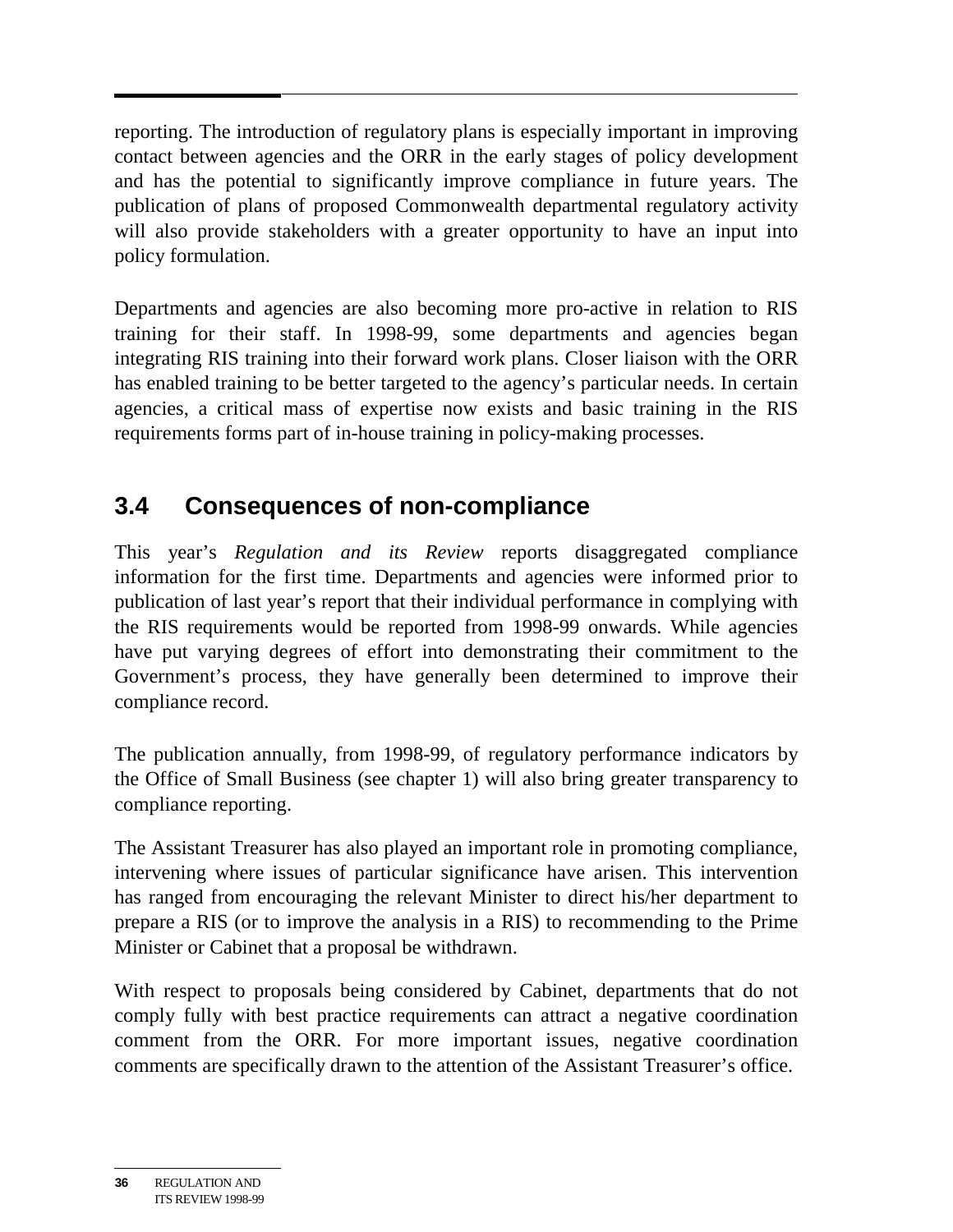reporting. The introduction of regulatory plans is especially important in improving contact between agencies and the ORR in the early stages of policy development and has the potential to significantly improve compliance in future years. The publication of plans of proposed Commonwealth departmental regulatory activity will also provide stakeholders with a greater opportunity to have an input into policy formulation.

Departments and agencies are also becoming more pro-active in relation to RIS training for their staff. In 1998-99, some departments and agencies began integrating RIS training into their forward work plans. Closer liaison with the ORR has enabled training to be better targeted to the agency's particular needs. In certain agencies, a critical mass of expertise now exists and basic training in the RIS requirements forms part of in-house training in policy-making processes.

## 3.4 Consequences of non-compliance

This year's *Regulation and its Review* reports disaggregated compliance information for the first time. Departments and agencies were informed prior to publication of last year's report that their individual performance in complying with the RIS requirements would be reported from 1998-99 onwards. While agencies have put varying degrees of effort into demonstrating their commitment to the Government's process, they have generally been determined to improve their compliance record.

The publication annually, from 1998-99, of regulatory performance indicators by the Office of Small Business (see chapter 1) will also bring greater transparency to compliance reporting.

The Assistant Treasurer has also played an important role in promoting compliance, intervening where issues of particular significance have arisen. This intervention has ranged from encouraging the relevant Minister to direct his/her department to prepare a RIS (or to improve the analysis in a RIS) to recommending to the Prime Minister or Cabinet that a proposal be withdrawn.

With respect to proposals being considered by Cabinet, departments that do not comply fully with best practice requirements can attract a negative coordination comment from the ORR. For more important issues, negative coordination comments are specifically drawn to the attention of the Assistant Treasurer's office.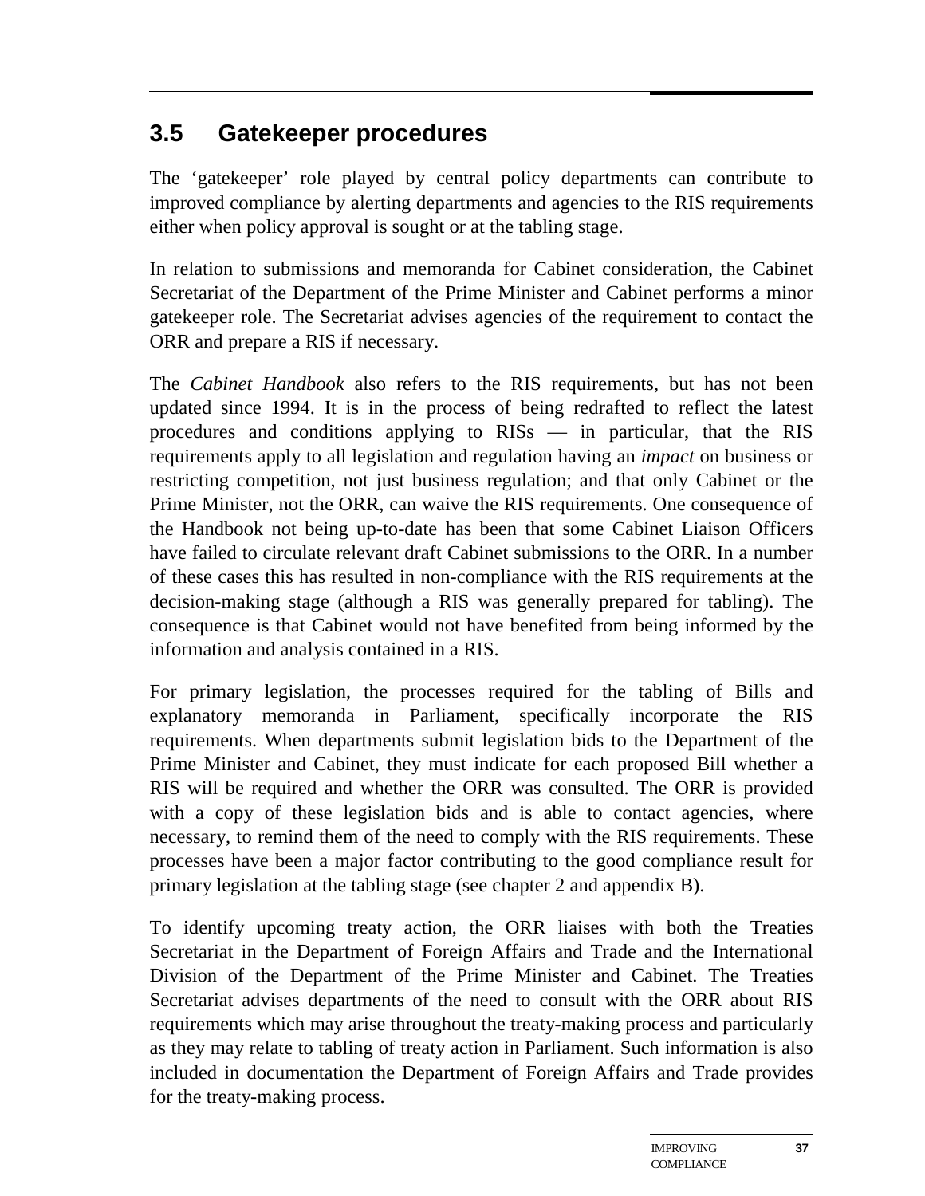## 3.5 Gatekeeper procedures

The 'gatekeeper' role played by central policy departments can contribute to improved compliance by alerting departments and agencies to the RIS requirements either when policy approval is sought or at the tabling stage.

In relation to submissions and memoranda for Cabinet consideration, the Cabinet Secretariat of the Department of the Prime Minister and Cabinet performs a minor gatekeeper role. The Secretariat advises agencies of the requirement to contact the ORR and prepare a RIS if necessary.

The *Cabinet Handbook* also refers to the RIS requirements, but has not been updated since 1994. It is in the process of being redrafted to reflect the latest procedures and conditions applying to RISs — in particular, that the RIS requirements apply to all legislation and regulation having an *impact* on business or restricting competition, not just business regulation; and that only Cabinet or the Prime Minister, not the ORR, can waive the RIS requirements. One consequence of the Handbook not being up-to-date has been that some Cabinet Liaison Officers have failed to circulate relevant draft Cabinet submissions to the ORR. In a number of these cases this has resulted in non-compliance with the RIS requirements at the decision-making stage (although a RIS was generally prepared for tabling). The consequence is that Cabinet would not have benefited from being informed by the information and analysis contained in a RIS.

For primary legislation, the processes required for the tabling of Bills and explanatory memoranda in Parliament, specifically incorporate the RIS requirements. When departments submit legislation bids to the Department of the Prime Minister and Cabinet, they must indicate for each proposed Bill whether a RIS will be required and whether the ORR was consulted. The ORR is provided with a copy of these legislation bids and is able to contact agencies, where necessary, to remind them of the need to comply with the RIS requirements. These processes have been a major factor contributing to the good compliance result for primary legislation at the tabling stage (see chapter 2 and appendix B).

To identify upcoming treaty action, the ORR liaises with both the Treaties Secretariat in the Department of Foreign Affairs and Trade and the International Division of the Department of the Prime Minister and Cabinet. The Treaties Secretariat advises departments of the need to consult with the ORR about RIS requirements which may arise throughout the treaty-making process and particularly as they may relate to tabling of treaty action in Parliament. Such information is also included in documentation the Department of Foreign Affairs and Trade provides for the treaty-making process.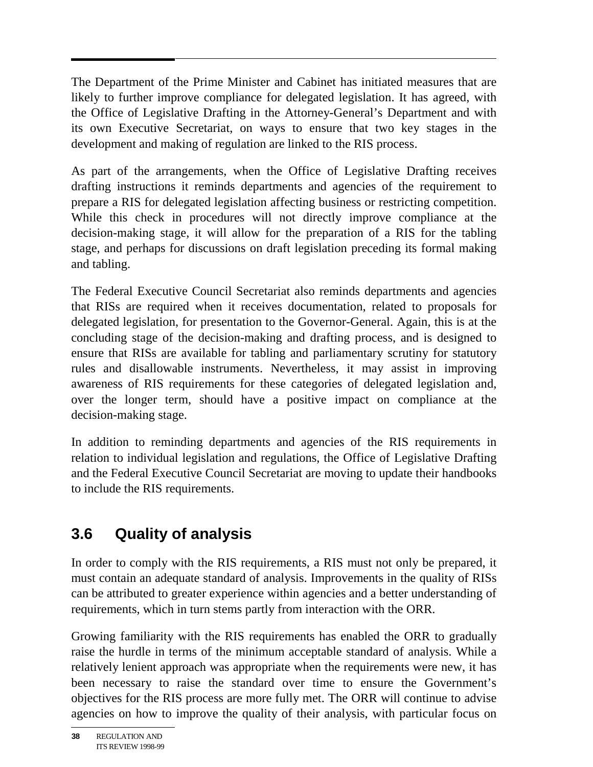The Department of the Prime Minister and Cabinet has initiated measures that are likely to further improve compliance for delegated legislation. It has agreed, with the Office of Legislative Drafting in the Attorney-General’s Department and with its own Executive Secretariat, on ways to ensure that two key stages in the development and making of regulation are linked to the RIS process.

As part of the arrangements, when the Office of Legislative Drafting receives drafting instructions it reminds departments and agencies of the requirement to prepare a RIS for delegated legislation affecting business or restricting competition. While this check in procedures will not directly improve compliance at the decision-making stage, it will allow for the preparation of a RIS for the tabling stage, and perhaps for discussions on draft legislation preceding its formal making and tabling.

The Federal Executive Council Secretariat also reminds departments and agencies that RISs are required when it receives documentation, related to proposals for delegated legislation, for presentation to the Governor-General. Again, this is at the concluding stage of the decision-making and drafting process, and is designed to ensure that RISs are available for tabling and parliamentary scrutiny for statutory rules and disallowable instruments. Nevertheless, it may assist in improving awareness of RIS requirements for these categories of delegated legislation and, over the longer term, should have a positive impact on compliance at the decision-making stage.

In addition to reminding departments and agencies of the RIS requirements in relation to individual legislation and regulations, the Office of Legislative Drafting and the Federal Executive Council Secretariat are moving to update their handbooks to include the RIS requirements.

## 3.6 Quality of analysis

In order to comply with the RIS requirements, a RIS must not only be prepared, it must contain an adequate standard of analysis. Improvements in the quality of RISs can be attributed to greater experience within agencies and a better understanding of requirements, which in turn stems partly from interaction with the ORR.

Growing familiarity with the RIS requirements has enabled the ORR to gradually raise the hurdle in terms of the minimum acceptable standard of analysis. While a relatively lenient approach was appropriate when the requirements were new, it has been necessary to raise the standard over time to ensure the Government’s objectives for the RIS process are more fully met. The ORR will continue to advise agencies on how to improve the quality of their analysis, with particular focus on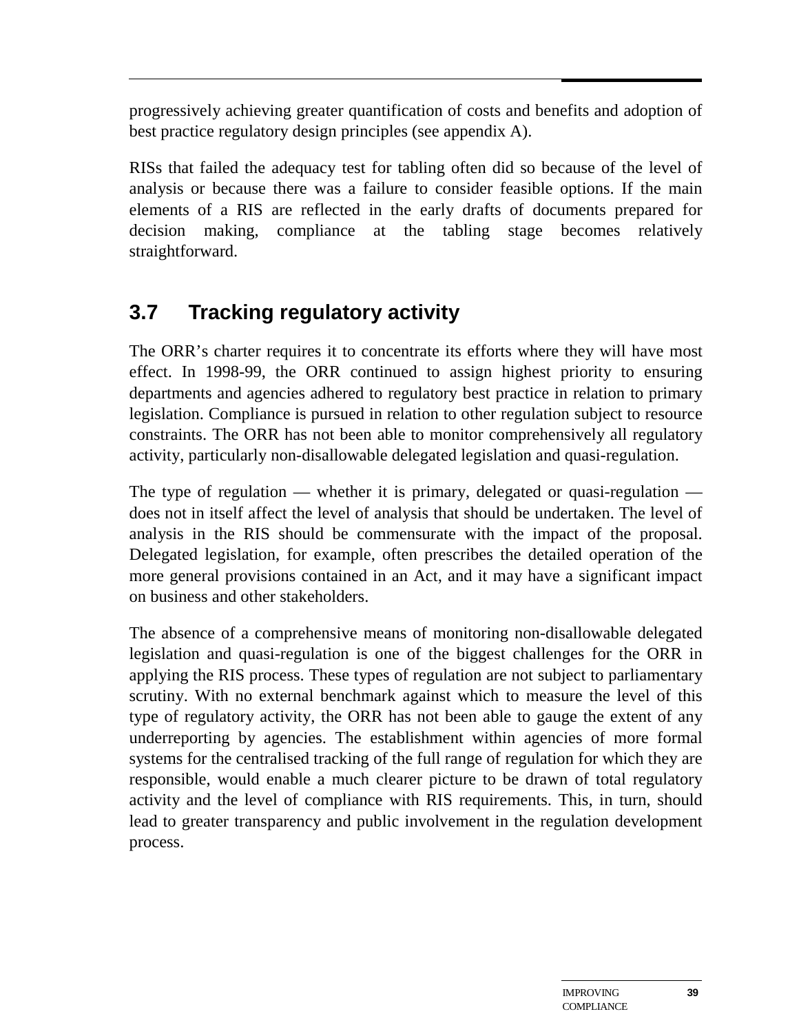progressively achieving greater quantification of costs and benefits and adoption of best practice regulatory design principles (see appendix A).

RISs that failed the adequacy test for tabling often did so because of the level of analysis or because there was a failure to consider feasible options. If the main elements of a RIS are reflected in the early drafts of documents prepared for decision making, compliance at the tabling stage becomes relatively straightforward.

## 3.7 Tracking regulatory activity

The ORR's charter requires it to concentrate its efforts where they will have most effect. In 1998-99, the ORR continued to assign highest priority to ensuring departments and agencies adhered to regulatory best practice in relation to primary legislation. Compliance is pursued in relation to other regulation subject to resource constraints. The ORR has not been able to monitor comprehensively all regulatory activity, particularly non-disallowable delegated legislation and quasi-regulation.

The type of regulation — whether it is primary, delegated or quasi-regulation — does not in itself affect the level of analysis that should be undertaken. The level of analysis in the RIS should be commensurate with the impact of the proposal. Delegated legislation, for example, often prescribes the detailed operation of the more general provisions contained in an Act, and it may have a significant impact on business and other stakeholders.

The absence of a comprehensive means of monitoring non-disallowable delegated legislation and quasi-regulation is one of the biggest challenges for the ORR in applying the RIS process. These types of regulation are not subject to parliamentary scrutiny. With no external benchmark against which to measure the level of this type of regulatory activity, the ORR has not been able to gauge the extent of any underreporting by agencies. The establishment within agencies of more formal systems for the centralised tracking of the full range of regulation for which they are responsible, would enable a much clearer picture to be drawn of total regulatory activity and the level of compliance with RIS requirements. This, in turn, should lead to greater transparency and public involvement in the regulation development process.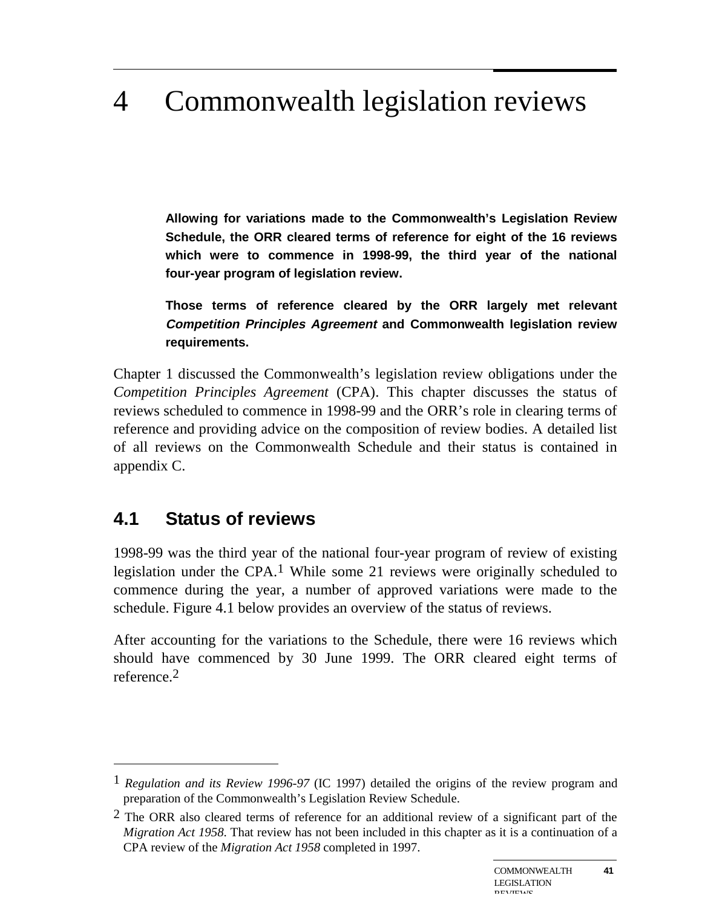# 4 Commonwealth legislation reviews

**Allowing for variations made to the Commonwealth's Legislation Review Schedule, the ORR cleared terms of reference for eight of the 16 reviews which were to commence in 1998-99, the third year of the national four-year program of legislation review.**

**Those terms of reference cleared by the ORR largely met relevant *Competition Principles Agreement* and Commonwealth legislation review requirements.**

Chapter 1 discussed the Commonwealth's legislation review obligations under the *Competition Principles Agreement* (CPA). This chapter discusses the status of reviews scheduled to commence in 1998-99 and the ORR's role in clearing terms of reference and providing advice on the composition of review bodies. A detailed list of all reviews on the Commonwealth Schedule and their status is contained in appendix C.

## 4.1 Status of reviews

1998-99 was the third year of the national four-year program of review of existing legislation under the CPA.[1] While some 21 reviews were originally scheduled to commence during the year, a number of approved variations were made to the schedule. Figure 4.1 below provides an overview of the status of reviews.

After accounting for the variations to the Schedule, there were 16 reviews which should have commenced by 30 June 1999. The ORR cleared eight terms of reference.[2]

---

[1] *Regulation and its Review 1996-97* (IC 1997) detailed the origins of the review program and preparation of the Commonwealth's Legislation Review Schedule.

[2] The ORR also cleared terms of reference for an additional review of a significant part of the *Migration Act 1958*. That review has not been included in this chapter as it is a continuation of a CPA review of the *Migration Act 1958* completed in 1997.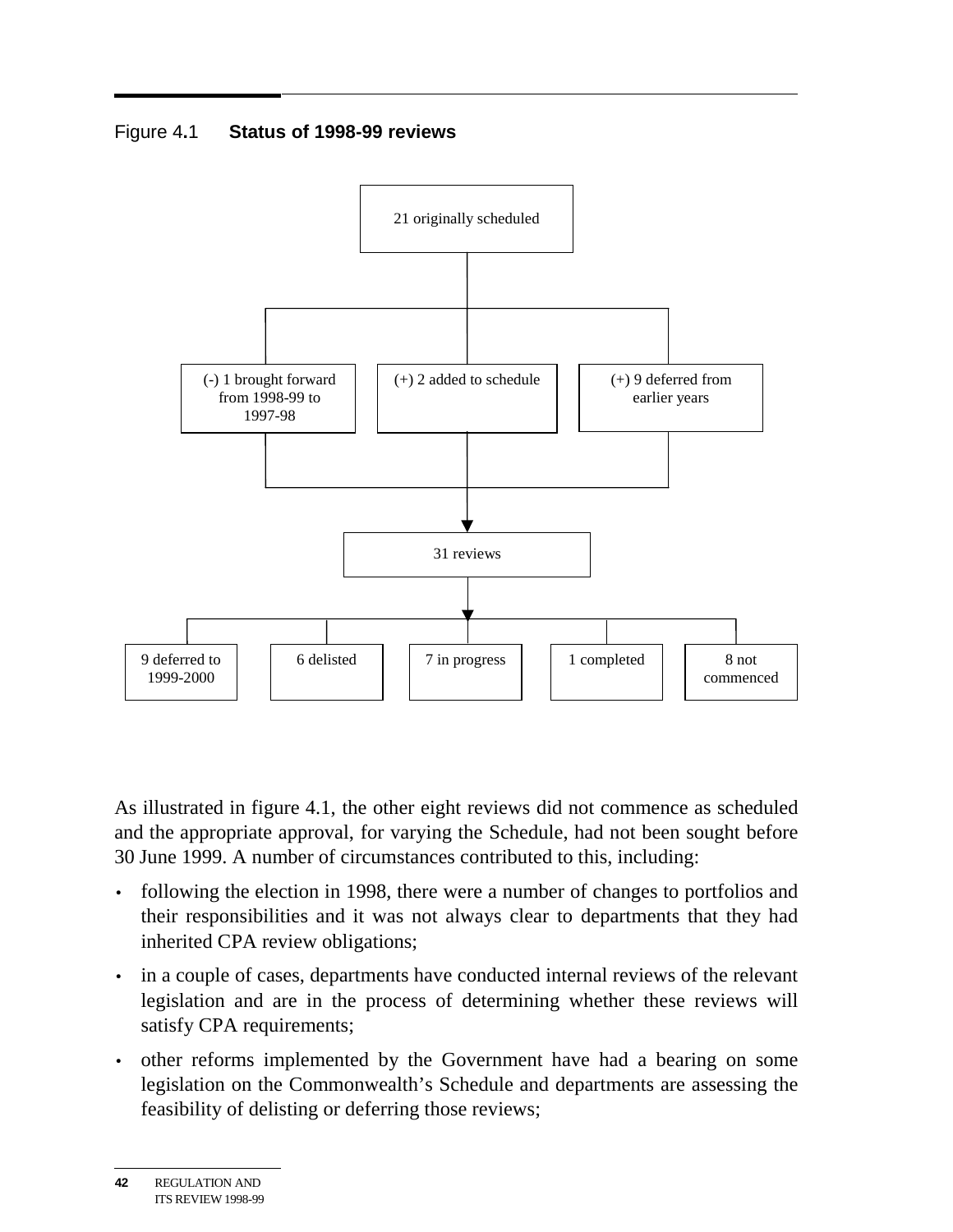Figure 4.1 **Status of 1998-99 reviews**

21 originally scheduled

(-) 1 brought forward from 1998-99 to 1997-98

(+) 2 added to schedule

(+) 9 deferred from earlier years

31 reviews

9 deferred to 1999-2000

6 delisted

7 in progress

1 completed

8 not commenced

As illustrated in figure 4.1, the other eight reviews did not commence as scheduled and the appropriate approval, for varying the Schedule, had not been sought before 30 June 1999. A number of circumstances contributed to this, including:

- following the election in 1998, there were a number of changes to portfolios and their responsibilities and it was not always clear to departments that they had inherited CPA review obligations;
- in a couple of cases, departments have conducted internal reviews of the relevant legislation and are in the process of determining whether these reviews will satisfy CPA requirements;
- other reforms implemented by the Government have had a bearing on some legislation on the Commonwealth's Schedule and departments are assessing the feasibility of delisting or deferring those reviews;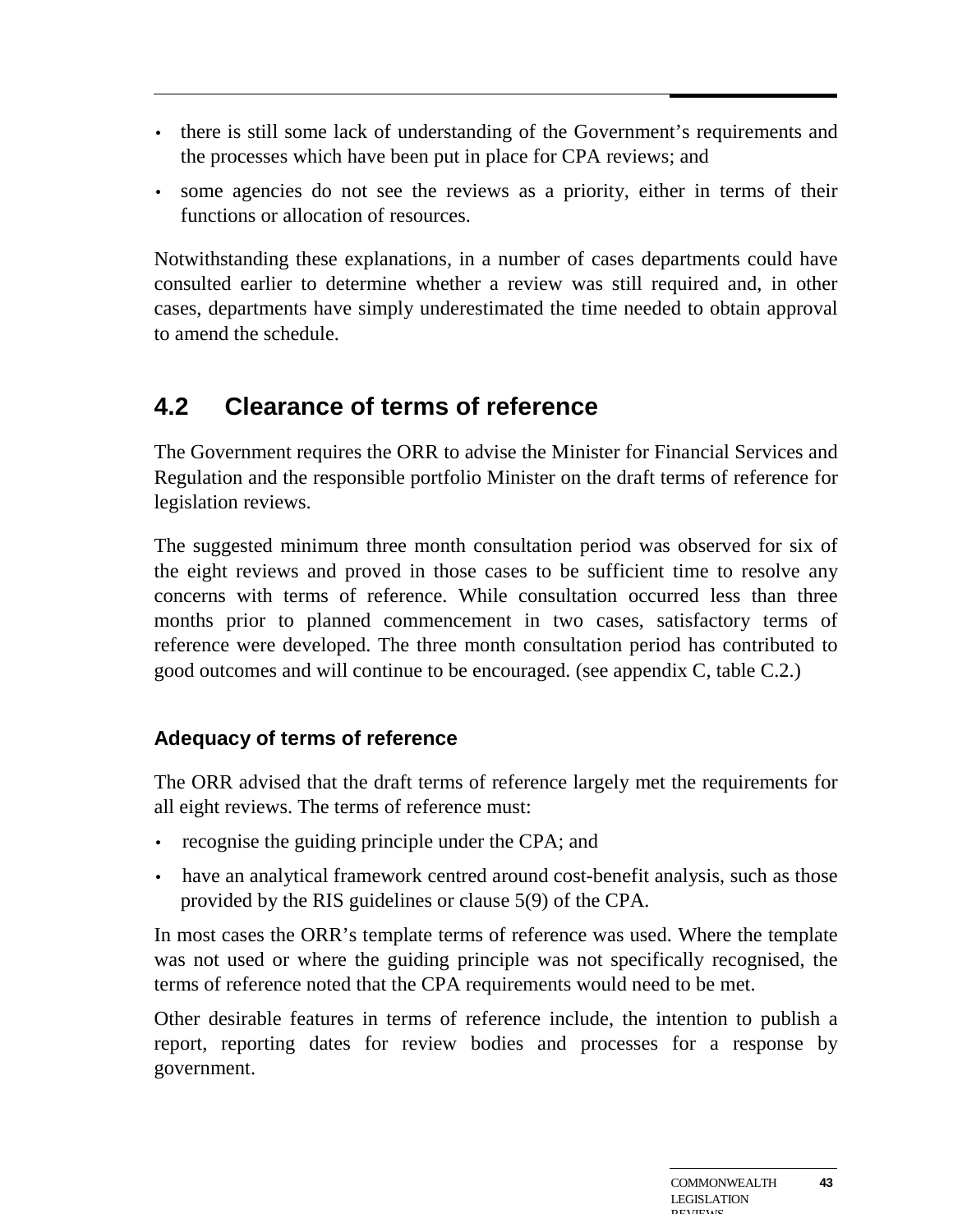- there is still some lack of understanding of the Government's requirements and the processes which have been put in place for CPA reviews; and
- some agencies do not see the reviews as a priority, either in terms of their functions or allocation of resources.

Notwithstanding these explanations, in a number of cases departments could have consulted earlier to determine whether a review was still required and, in other cases, departments have simply underestimated the time needed to obtain approval to amend the schedule.

## 4.2 Clearance of terms of reference

The Government requires the ORR to advise the Minister for Financial Services and Regulation and the responsible portfolio Minister on the draft terms of reference for legislation reviews.

The suggested minimum three month consultation period was observed for six of the eight reviews and proved in those cases to be sufficient time to resolve any concerns with terms of reference. While consultation occurred less than three months prior to planned commencement in two cases, satisfactory terms of reference were developed. The three month consultation period has contributed to good outcomes and will continue to be encouraged. (see appendix C, table C.2.)

### Adequacy of terms of reference

The ORR advised that the draft terms of reference largely met the requirements for all eight reviews. The terms of reference must:

- recognise the guiding principle under the CPA; and
- have an analytical framework centred around cost-benefit analysis, such as those provided by the RIS guidelines or clause 5(9) of the CPA.

In most cases the ORR's template terms of reference was used. Where the template was not used or where the guiding principle was not specifically recognised, the terms of reference noted that the CPA requirements would need to be met.

Other desirable features in terms of reference include, the intention to publish a report, reporting dates for review bodies and processes for a response by government.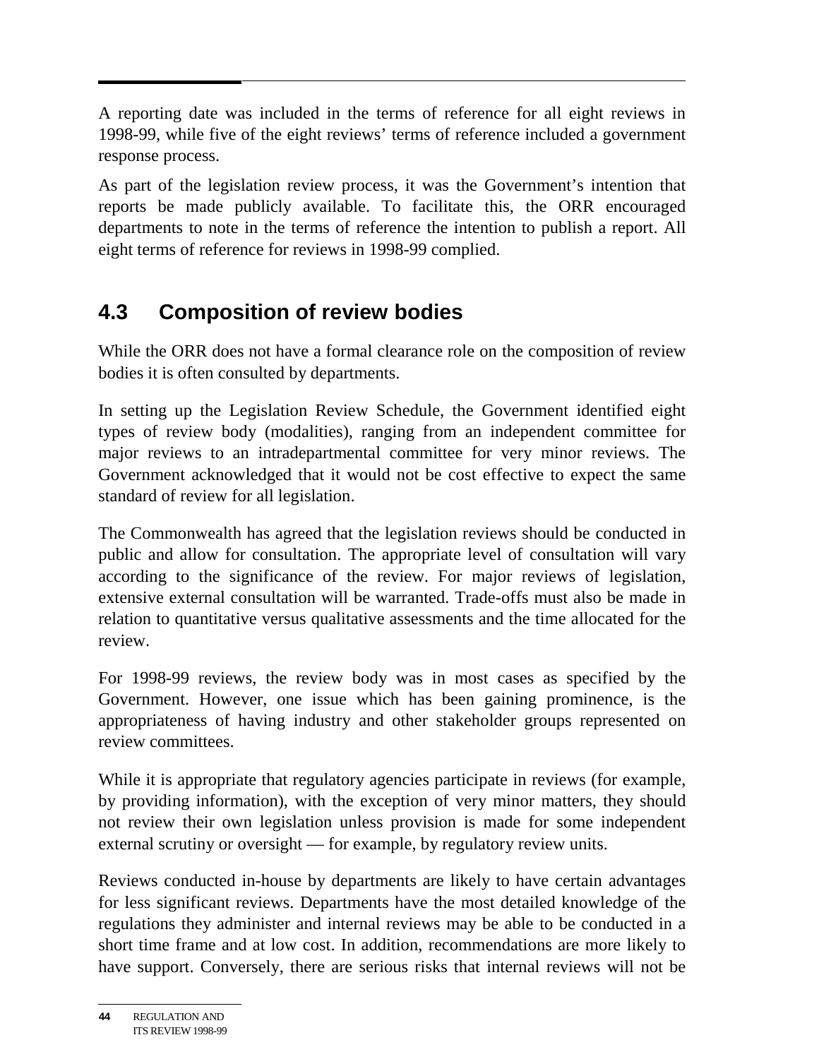A reporting date was included in the terms of reference for all eight reviews in 1998-99, while five of the eight reviews' terms of reference included a government response process.

As part of the legislation review process, it was the Government's intention that reports be made publicly available. To facilitate this, the ORR encouraged departments to note in the terms of reference the intention to publish a report. All eight terms of reference for reviews in 1998-99 complied.

## 4.3 Composition of review bodies

While the ORR does not have a formal clearance role on the composition of review bodies it is often consulted by departments.

In setting up the Legislation Review Schedule, the Government identified eight types of review body (modalities), ranging from an independent committee for major reviews to an intradepartmental committee for very minor reviews. The Government acknowledged that it would not be cost effective to expect the same standard of review for all legislation.

The Commonwealth has agreed that the legislation reviews should be conducted in public and allow for consultation. The appropriate level of consultation will vary according to the significance of the review. For major reviews of legislation, extensive external consultation will be warranted. Trade-offs must also be made in relation to quantitative versus qualitative assessments and the time allocated for the review.

For 1998-99 reviews, the review body was in most cases as specified by the Government. However, one issue which has been gaining prominence, is the appropriateness of having industry and other stakeholder groups represented on review committees.

While it is appropriate that regulatory agencies participate in reviews (for example, by providing information), with the exception of very minor matters, they should not review their own legislation unless provision is made for some independent external scrutiny or oversight — for example, by regulatory review units.

Reviews conducted in-house by departments are likely to have certain advantages for less significant reviews. Departments have the most detailed knowledge of the regulations they administer and internal reviews may be able to be conducted in a short time frame and at low cost. In addition, recommendations are more likely to have support. Conversely, there are serious risks that internal reviews will not be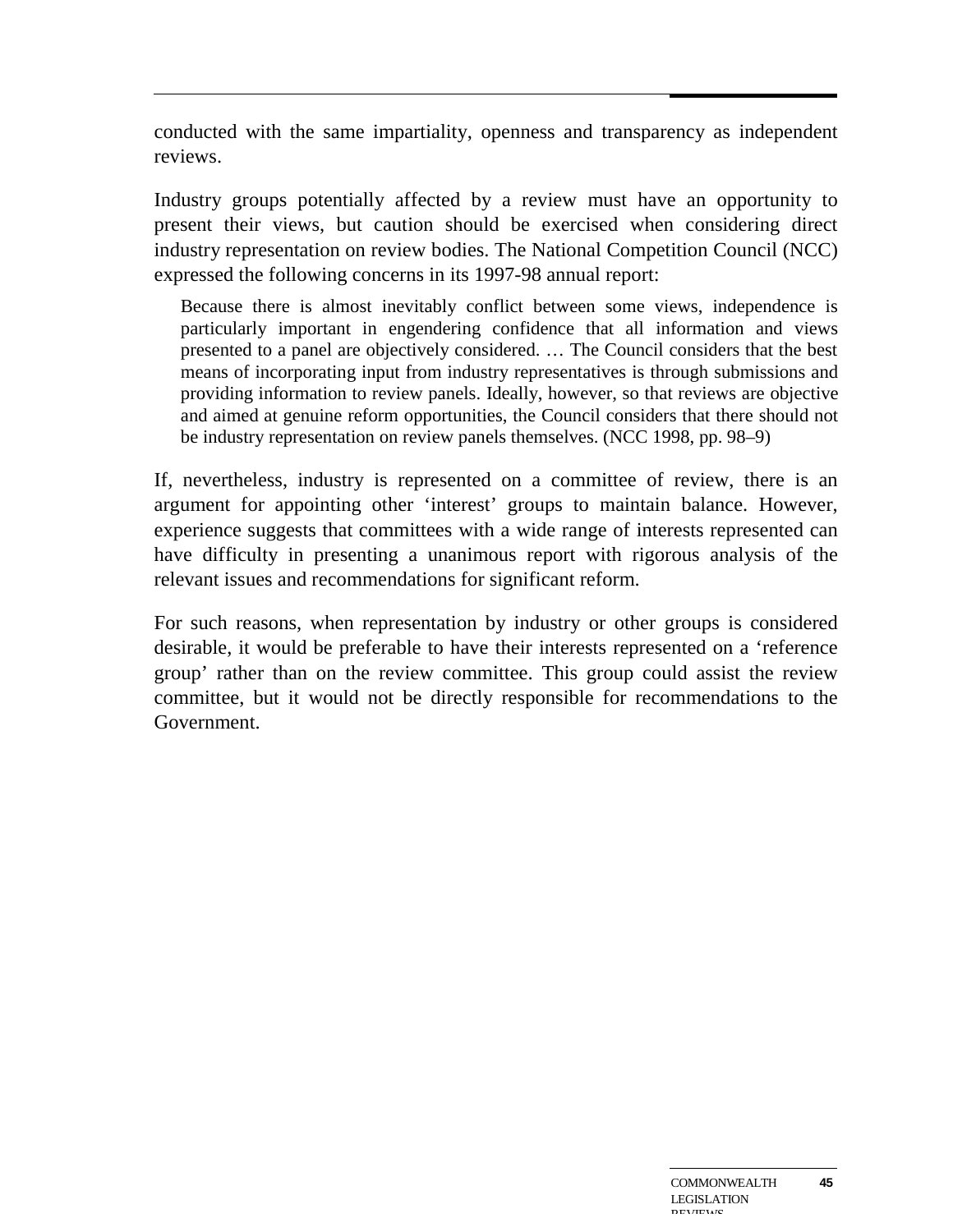conducted with the same impartiality, openness and transparency as independent reviews.

Industry groups potentially affected by a review must have an opportunity to present their views, but caution should be exercised when considering direct industry representation on review bodies. The National Competition Council (NCC) expressed the following concerns in its 1997-98 annual report:

> Because there is almost inevitably conflict between some views, independence is particularly important in engendering confidence that all information and views presented to a panel are objectively considered. … The Council considers that the best means of incorporating input from industry representatives is through submissions and providing information to review panels. Ideally, however, so that reviews are objective and aimed at genuine reform opportunities, the Council considers that there should not be industry representation on review panels themselves. (NCC 1998, pp. 98–9)

If, nevertheless, industry is represented on a committee of review, there is an argument for appointing other 'interest' groups to maintain balance. However, experience suggests that committees with a wide range of interests represented can have difficulty in presenting a unanimous report with rigorous analysis of the relevant issues and recommendations for significant reform.

For such reasons, when representation by industry or other groups is considered desirable, it would be preferable to have their interests represented on a 'reference group' rather than on the review committee. This group could assist the review committee, but it would not be directly responsible for recommendations to the Government.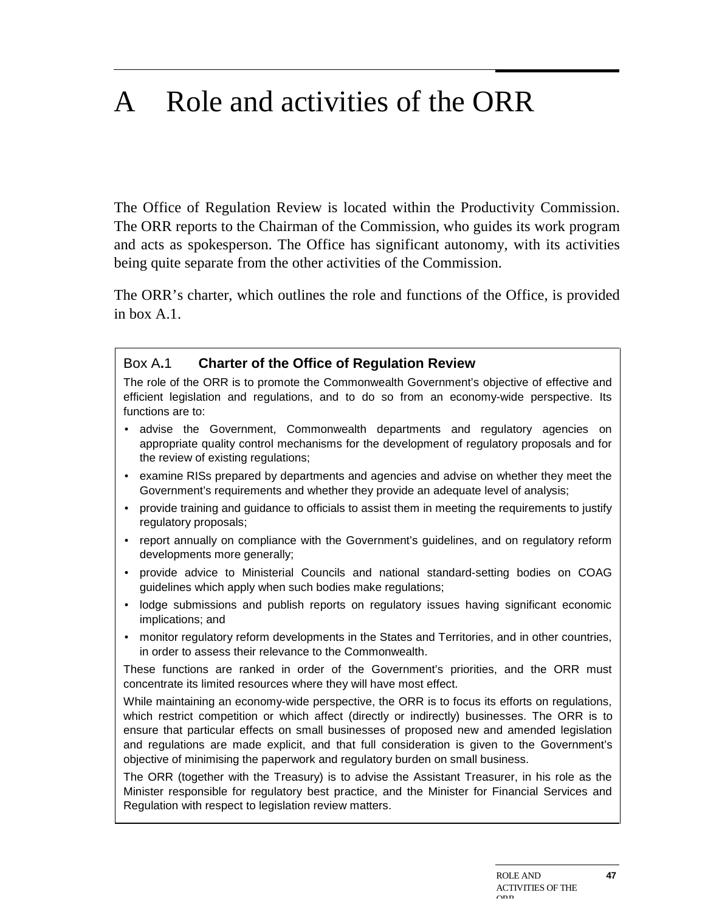# A Role and activities of the ORR

The Office of Regulation Review is located within the Productivity Commission. The ORR reports to the Chairman of the Commission, who guides its work program and acts as spokesperson. The Office has significant autonomy, with its activities being quite separate from the other activities of the Commission.

The ORR's charter, which outlines the role and functions of the Office, is provided in box A.1.

> **Box A.1 Charter of the Office of Regulation Review**
>
> The role of the ORR is to promote the Commonwealth Government's objective of effective and efficient legislation and regulations, and to do so from an economy-wide perspective. Its functions are to:
>
> - advise the Government, Commonwealth departments and regulatory agencies on appropriate quality control mechanisms for the development of regulatory proposals and for the review of existing regulations;
> - examine RISs prepared by departments and agencies and advise on whether they meet the Government's requirements and whether they provide an adequate level of analysis;
> - provide training and guidance to officials to assist them in meeting the requirements to justify regulatory proposals;
> - report annually on compliance with the Government's guidelines, and on regulatory reform developments more generally;
> - provide advice to Ministerial Councils and national standard-setting bodies on COAG guidelines which apply when such bodies make regulations;
> - lodge submissions and publish reports on regulatory issues having significant economic implications; and
> - monitor regulatory reform developments in the States and Territories, and in other countries, in order to assess their relevance to the Commonwealth.
>
> These functions are ranked in order of the Government's priorities, and the ORR must concentrate its limited resources where they will have most effect.
>
> While maintaining an economy-wide perspective, the ORR is to focus its efforts on regulations, which restrict competition or which affect (directly or indirectly) businesses. The ORR is to ensure that particular effects on small businesses of proposed new and amended legislation and regulations are made explicit, and that full consideration is given to the Government's objective of minimising the paperwork and regulatory burden on small business.
>
> The ORR (together with the Treasury) is to advise the Assistant Treasurer, in his role as the Minister responsible for regulatory best practice, and the Minister for Financial Services and Regulation with respect to legislation review matters.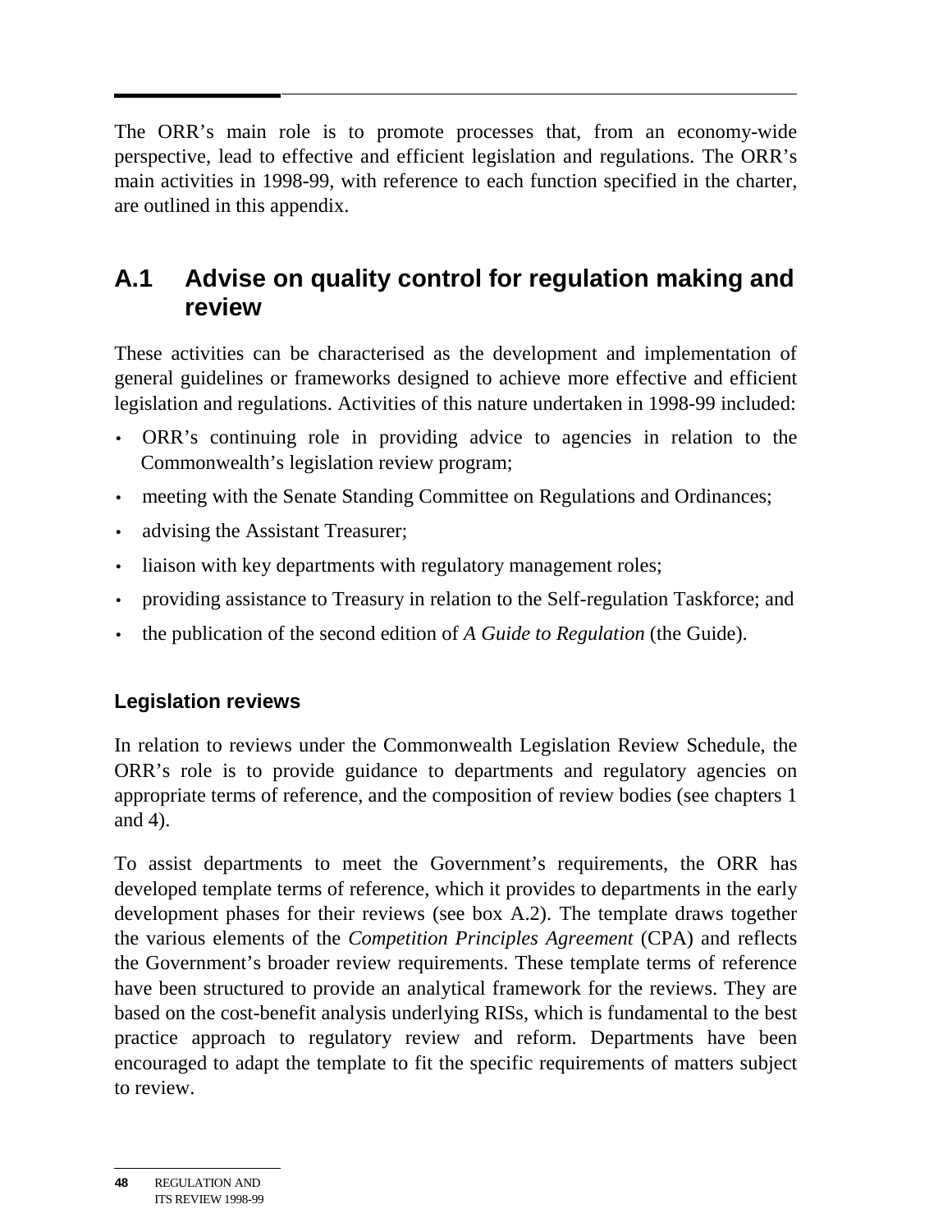The ORR's main role is to promote processes that, from an economy-wide perspective, lead to effective and efficient legislation and regulations. The ORR's main activities in 1998-99, with reference to each function specified in the charter, are outlined in this appendix.

## A.1 Advise on quality control for regulation making and review

These activities can be characterised as the development and implementation of general guidelines or frameworks designed to achieve more effective and efficient legislation and regulations. Activities of this nature undertaken in 1998-99 included:

- ORR's continuing role in providing advice to agencies in relation to the Commonwealth's legislation review program;
- meeting with the Senate Standing Committee on Regulations and Ordinances;
- advising the Assistant Treasurer;
- liaison with key departments with regulatory management roles;
- providing assistance to Treasury in relation to the Self-regulation Taskforce; and
- the publication of the second edition of *A Guide to Regulation* (the Guide).

### Legislation reviews

In relation to reviews under the Commonwealth Legislation Review Schedule, the ORR's role is to provide guidance to departments and regulatory agencies on appropriate terms of reference, and the composition of review bodies (see chapters 1 and 4).

To assist departments to meet the Government's requirements, the ORR has developed template terms of reference, which it provides to departments in the early development phases for their reviews (see box A.2). The template draws together the various elements of the *Competition Principles Agreement* (CPA) and reflects the Government's broader review requirements. These template terms of reference have been structured to provide an analytical framework for the reviews. They are based on the cost-benefit analysis underlying RISs, which is fundamental to the best practice approach to regulatory review and reform. Departments have been encouraged to adapt the template to fit the specific requirements of matters subject to review.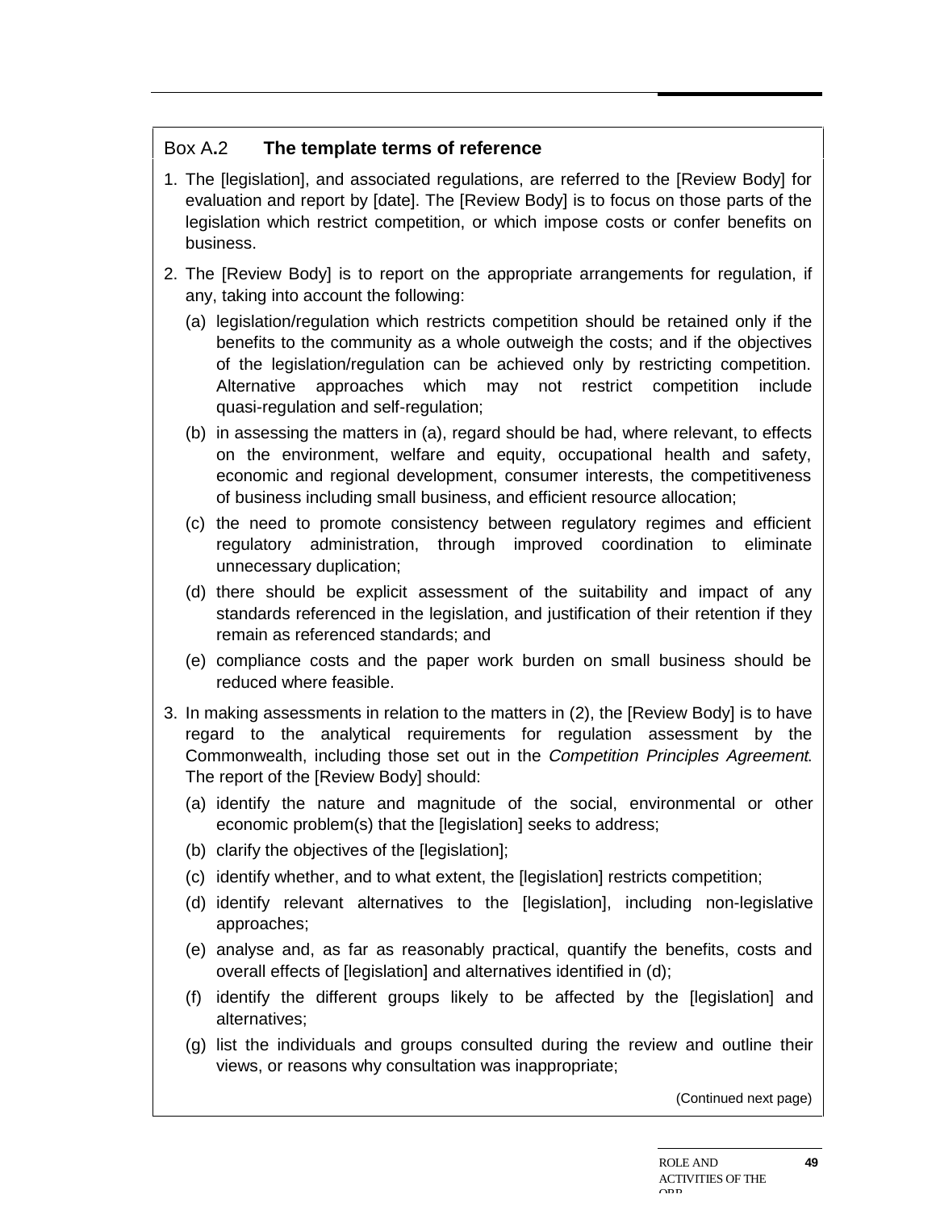Box A.2 **The template terms of reference**

1. The [legislation], and associated regulations, are referred to the [Review Body] for evaluation and report by [date]. The [Review Body] is to focus on those parts of the legislation which restrict competition, or which impose costs or confer benefits on business.

2. The [Review Body] is to report on the appropriate arrangements for regulation, if any, taking into account the following:

   (a) legislation/regulation which restricts competition should be retained only if the benefits to the community as a whole outweigh the costs; and if the objectives of the legislation/regulation can be achieved only by restricting competition. Alternative approaches which may not restrict competition include quasi-regulation and self-regulation;

   (b) in assessing the matters in (a), regard should be had, where relevant, to effects on the environment, welfare and equity, occupational health and safety, economic and regional development, consumer interests, the competitiveness of business including small business, and efficient resource allocation;

   (c) the need to promote consistency between regulatory regimes and efficient regulatory administration, through improved coordination to eliminate unnecessary duplication;

   (d) there should be explicit assessment of the suitability and impact of any standards referenced in the legislation, and justification of their retention if they remain as referenced standards; and

   (e) compliance costs and the paper work burden on small business should be reduced where feasible.

3. In making assessments in relation to the matters in (2), the [Review Body] is to have regard to the analytical requirements for regulation assessment by the Commonwealth, including those set out in the *Competition Principles Agreement*. The report of the [Review Body] should:

   (a) identify the nature and magnitude of the social, environmental or other economic problem(s) that the [legislation] seeks to address;

   (b) clarify the objectives of the [legislation];

   (c) identify whether, and to what extent, the [legislation] restricts competition;

   (d) identify relevant alternatives to the [legislation], including non-legislative approaches;

   (e) analyse and, as far as reasonably practical, quantify the benefits, costs and overall effects of [legislation] and alternatives identified in (d);

   (f) identify the different groups likely to be affected by the [legislation] and alternatives;

   (g) list the individuals and groups consulted during the review and outline their views, or reasons why consultation was inappropriate;

(Continued next page)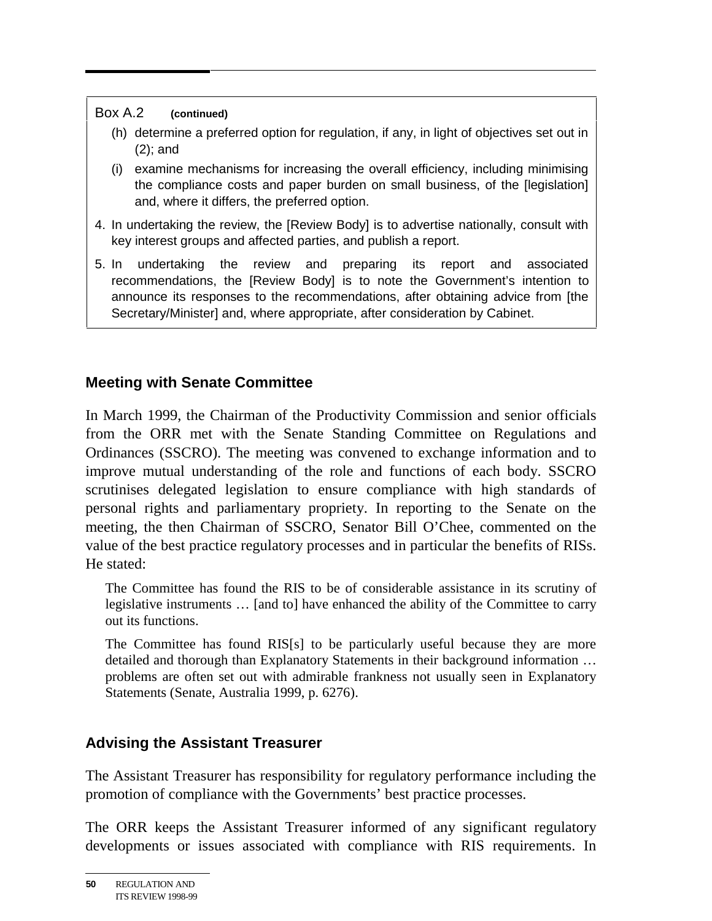Box A.2 **(continued)**

(h) determine a preferred option for regulation, if any, in light of objectives set out in (2); and

(i) examine mechanisms for increasing the overall efficiency, including minimising the compliance costs and paper burden on small business, of the [legislation] and, where it differs, the preferred option.

4. In undertaking the review, the [Review Body] is to advertise nationally, consult with key interest groups and affected parties, and publish a report.

5. In undertaking the review and preparing its report and associated recommendations, the [Review Body] is to note the Government's intention to announce its responses to the recommendations, after obtaining advice from [the Secretary/Minister] and, where appropriate, after consideration by Cabinet.

### Meeting with Senate Committee

In March 1999, the Chairman of the Productivity Commission and senior officials from the ORR met with the Senate Standing Committee on Regulations and Ordinances (SSCRO). The meeting was convened to exchange information and to improve mutual understanding of the role and functions of each body. SSCRO scrutinises delegated legislation to ensure compliance with high standards of personal rights and parliamentary propriety. In reporting to the Senate on the meeting, the then Chairman of SSCRO, Senator Bill O'Chee, commented on the value of the best practice regulatory processes and in particular the benefits of RISs. He stated:

> The Committee has found the RIS to be of considerable assistance in its scrutiny of legislative instruments … [and to] have enhanced the ability of the Committee to carry out its functions.
>
> The Committee has found RIS[s] to be particularly useful because they are more detailed and thorough than Explanatory Statements in their background information … problems are often set out with admirable frankness not usually seen in Explanatory Statements (Senate, Australia 1999, p. 6276).

### Advising the Assistant Treasurer

The Assistant Treasurer has responsibility for regulatory performance including the promotion of compliance with the Governments' best practice processes.

The ORR keeps the Assistant Treasurer informed of any significant regulatory developments or issues associated with compliance with RIS requirements. In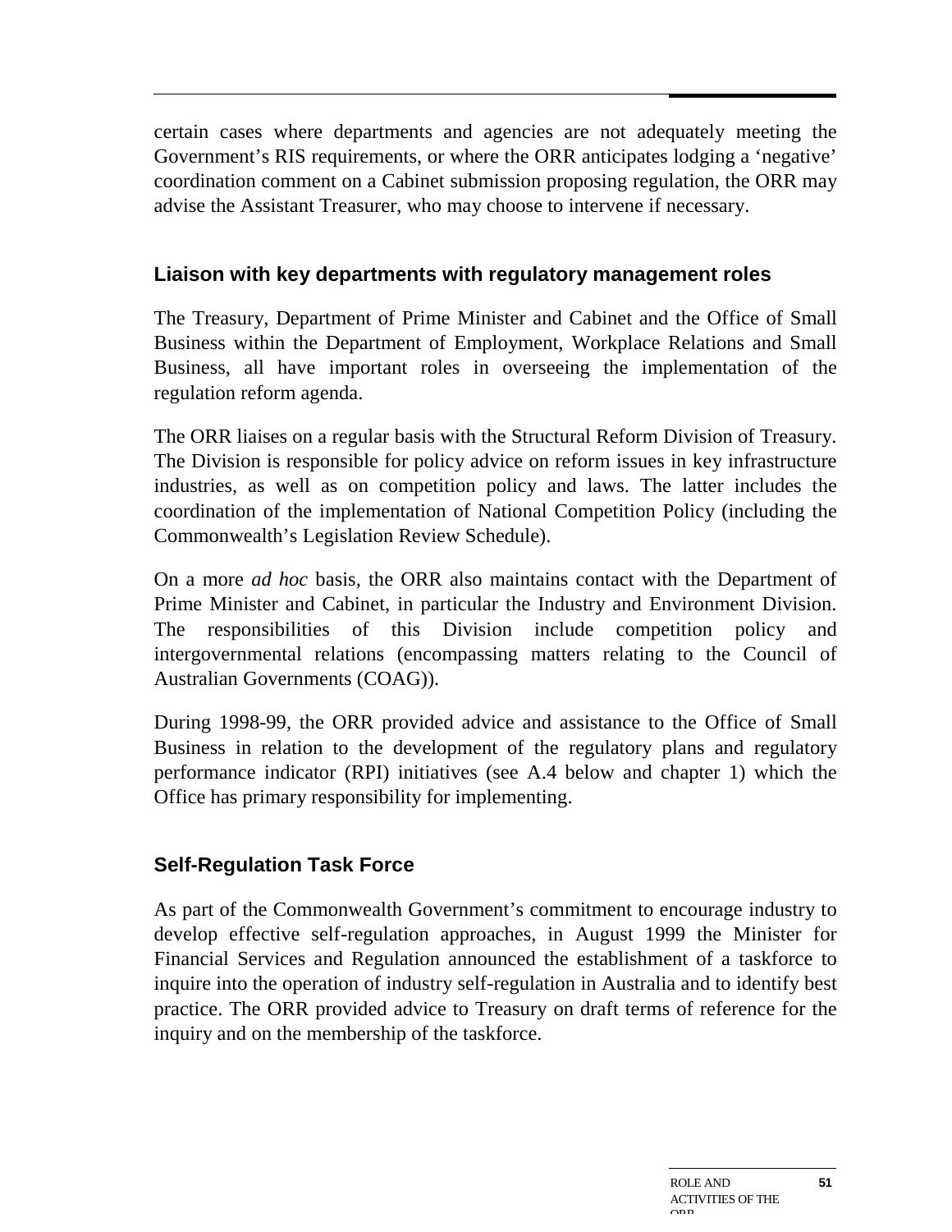certain cases where departments and agencies are not adequately meeting the Government's RIS requirements, or where the ORR anticipates lodging a 'negative' coordination comment on a Cabinet submission proposing regulation, the ORR may advise the Assistant Treasurer, who may choose to intervene if necessary.

### Liaison with key departments with regulatory management roles

The Treasury, Department of Prime Minister and Cabinet and the Office of Small Business within the Department of Employment, Workplace Relations and Small Business, all have important roles in overseeing the implementation of the regulation reform agenda.

The ORR liaises on a regular basis with the Structural Reform Division of Treasury. The Division is responsible for policy advice on reform issues in key infrastructure industries, as well as on competition policy and laws. The latter includes the coordination of the implementation of National Competition Policy (including the Commonwealth's Legislation Review Schedule).

On a more *ad hoc* basis, the ORR also maintains contact with the Department of Prime Minister and Cabinet, in particular the Industry and Environment Division. The responsibilities of this Division include competition policy and intergovernmental relations (encompassing matters relating to the Council of Australian Governments (COAG)).

During 1998-99, the ORR provided advice and assistance to the Office of Small Business in relation to the development of the regulatory plans and regulatory performance indicator (RPI) initiatives (see A.4 below and chapter 1) which the Office has primary responsibility for implementing.

### Self-Regulation Task Force

As part of the Commonwealth Government's commitment to encourage industry to develop effective self-regulation approaches, in August 1999 the Minister for Financial Services and Regulation announced the establishment of a taskforce to inquire into the operation of industry self-regulation in Australia and to identify best practice. The ORR provided advice to Treasury on draft terms of reference for the inquiry and on the membership of the taskforce.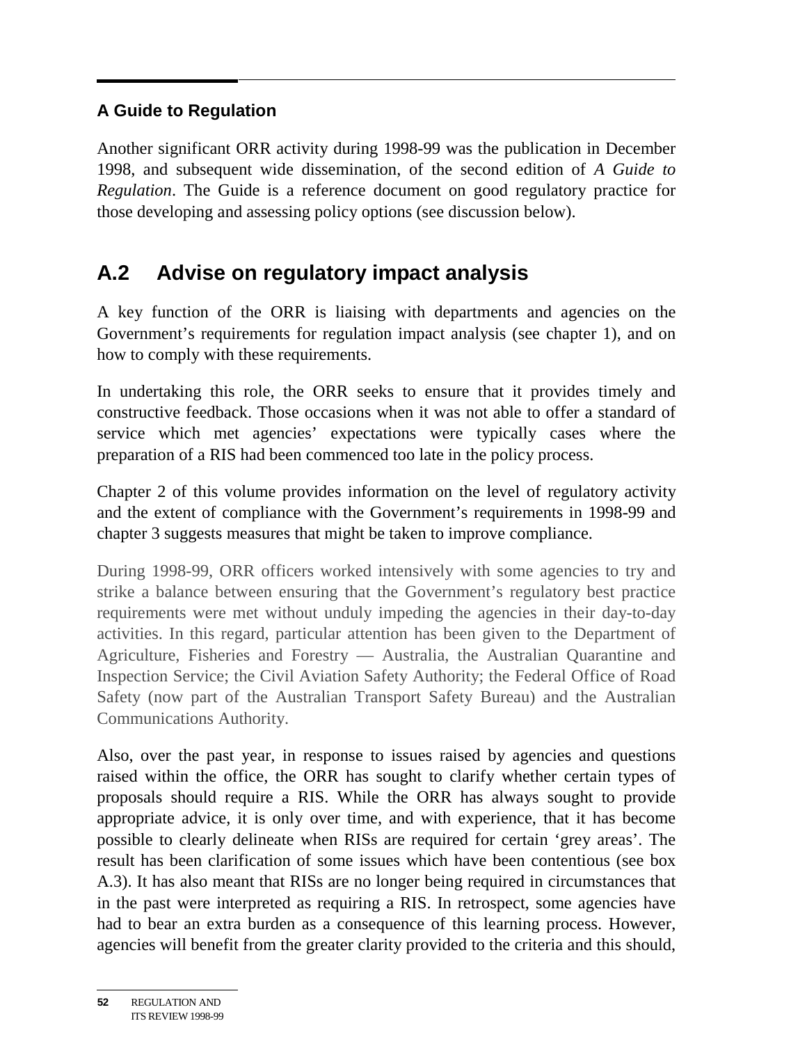### A Guide to Regulation

Another significant ORR activity during 1998-99 was the publication in December 1998, and subsequent wide dissemination, of the second edition of *A Guide to Regulation*. The Guide is a reference document on good regulatory practice for those developing and assessing policy options (see discussion below).

## A.2 Advise on regulatory impact analysis

A key function of the ORR is liaising with departments and agencies on the Government's requirements for regulation impact analysis (see chapter 1), and on how to comply with these requirements.

In undertaking this role, the ORR seeks to ensure that it provides timely and constructive feedback. Those occasions when it was not able to offer a standard of service which met agencies' expectations were typically cases where the preparation of a RIS had been commenced too late in the policy process.

Chapter 2 of this volume provides information on the level of regulatory activity and the extent of compliance with the Government's requirements in 1998-99 and chapter 3 suggests measures that might be taken to improve compliance.

During 1998-99, ORR officers worked intensively with some agencies to try and strike a balance between ensuring that the Government's regulatory best practice requirements were met without unduly impeding the agencies in their day-to-day activities. In this regard, particular attention has been given to the Department of Agriculture, Fisheries and Forestry — Australia, the Australian Quarantine and Inspection Service; the Civil Aviation Safety Authority; the Federal Office of Road Safety (now part of the Australian Transport Safety Bureau) and the Australian Communications Authority.

Also, over the past year, in response to issues raised by agencies and questions raised within the office, the ORR has sought to clarify whether certain types of proposals should require a RIS. While the ORR has always sought to provide appropriate advice, it is only over time, and with experience, that it has become possible to clearly delineate when RISs are required for certain 'grey areas'. The result has been clarification of some issues which have been contentious (see box A.3). It has also meant that RISs are no longer being required in circumstances that in the past were interpreted as requiring a RIS. In retrospect, some agencies have had to bear an extra burden as a consequence of this learning process. However, agencies will benefit from the greater clarity provided to the criteria and this should,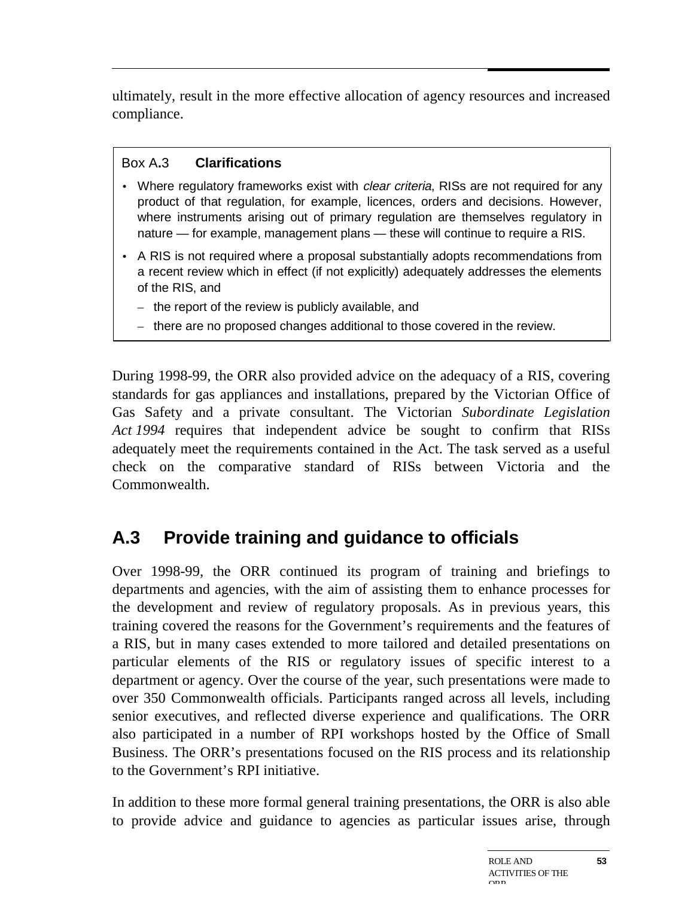ultimately, result in the more effective allocation of agency resources and increased compliance.

**Box A.3 Clarifications**

- Where regulatory frameworks exist with *clear criteria*, RISs are not required for any product of that regulation, for example, licences, orders and decisions. However, where instruments arising out of primary regulation are themselves regulatory in nature — for example, management plans — these will continue to require a RIS.
- A RIS is not required where a proposal substantially adopts recommendations from a recent review which in effect (if not explicitly) adequately addresses the elements of the RIS, and
  - the report of the review is publicly available, and
  - there are no proposed changes additional to those covered in the review.

During 1998-99, the ORR also provided advice on the adequacy of a RIS, covering standards for gas appliances and installations, prepared by the Victorian Office of Gas Safety and a private consultant. The Victorian *Subordinate Legislation Act 1994* requires that independent advice be sought to confirm that RISs adequately meet the requirements contained in the Act. The task served as a useful check on the comparative standard of RISs between Victoria and the Commonwealth.

## A.3 Provide training and guidance to officials

Over 1998-99, the ORR continued its program of training and briefings to departments and agencies, with the aim of assisting them to enhance processes for the development and review of regulatory proposals. As in previous years, this training covered the reasons for the Government's requirements and the features of a RIS, but in many cases extended to more tailored and detailed presentations on particular elements of the RIS or regulatory issues of specific interest to a department or agency. Over the course of the year, such presentations were made to over 350 Commonwealth officials. Participants ranged across all levels, including senior executives, and reflected diverse experience and qualifications. The ORR also participated in a number of RPI workshops hosted by the Office of Small Business. The ORR's presentations focused on the RIS process and its relationship to the Government's RPI initiative.

In addition to these more formal general training presentations, the ORR is also able to provide advice and guidance to agencies as particular issues arise, through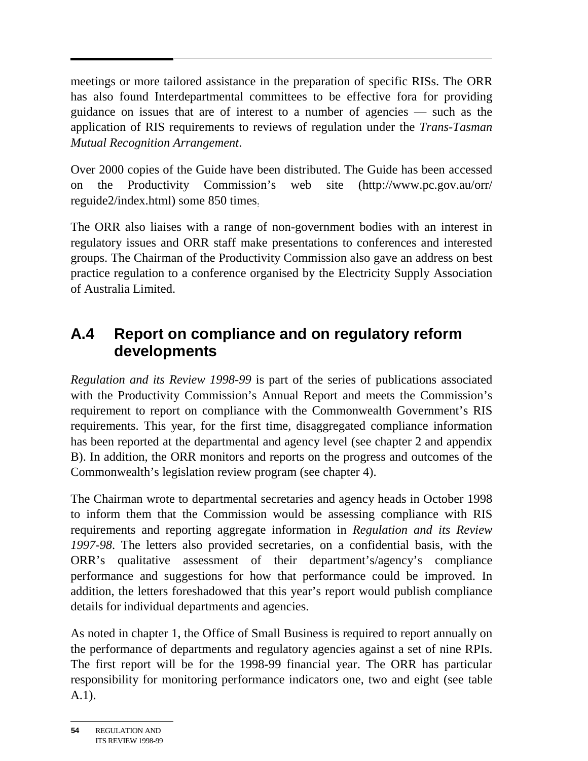meetings or more tailored assistance in the preparation of specific RISs. The ORR has also found Interdepartmental committees to be effective fora for providing guidance on issues that are of interest to a number of agencies — such as the application of RIS requirements to reviews of regulation under the *Trans-Tasman Mutual Recognition Arrangement*.

Over 2000 copies of the Guide have been distributed. The Guide has been accessed on the Productivity Commission's web site (http://www.pc.gov.au/orr/reguide2/index.html) some 850 times.

The ORR also liaises with a range of non-government bodies with an interest in regulatory issues and ORR staff make presentations to conferences and interested groups. The Chairman of the Productivity Commission also gave an address on best practice regulation to a conference organised by the Electricity Supply Association of Australia Limited.

## A.4 Report on compliance and on regulatory reform developments

*Regulation and its Review 1998-99* is part of the series of publications associated with the Productivity Commission's Annual Report and meets the Commission's requirement to report on compliance with the Commonwealth Government's RIS requirements. This year, for the first time, disaggregated compliance information has been reported at the departmental and agency level (see chapter 2 and appendix B). In addition, the ORR monitors and reports on the progress and outcomes of the Commonwealth's legislation review program (see chapter 4).

The Chairman wrote to departmental secretaries and agency heads in October 1998 to inform them that the Commission would be assessing compliance with RIS requirements and reporting aggregate information in *Regulation and its Review 1997-98*. The letters also provided secretaries, on a confidential basis, with the ORR's qualitative assessment of their department's/agency's compliance performance and suggestions for how that performance could be improved. In addition, the letters foreshadowed that this year's report would publish compliance details for individual departments and agencies.

As noted in chapter 1, the Office of Small Business is required to report annually on the performance of departments and regulatory agencies against a set of nine RPIs. The first report will be for the 1998-99 financial year. The ORR has particular responsibility for monitoring performance indicators one, two and eight (see table A.1).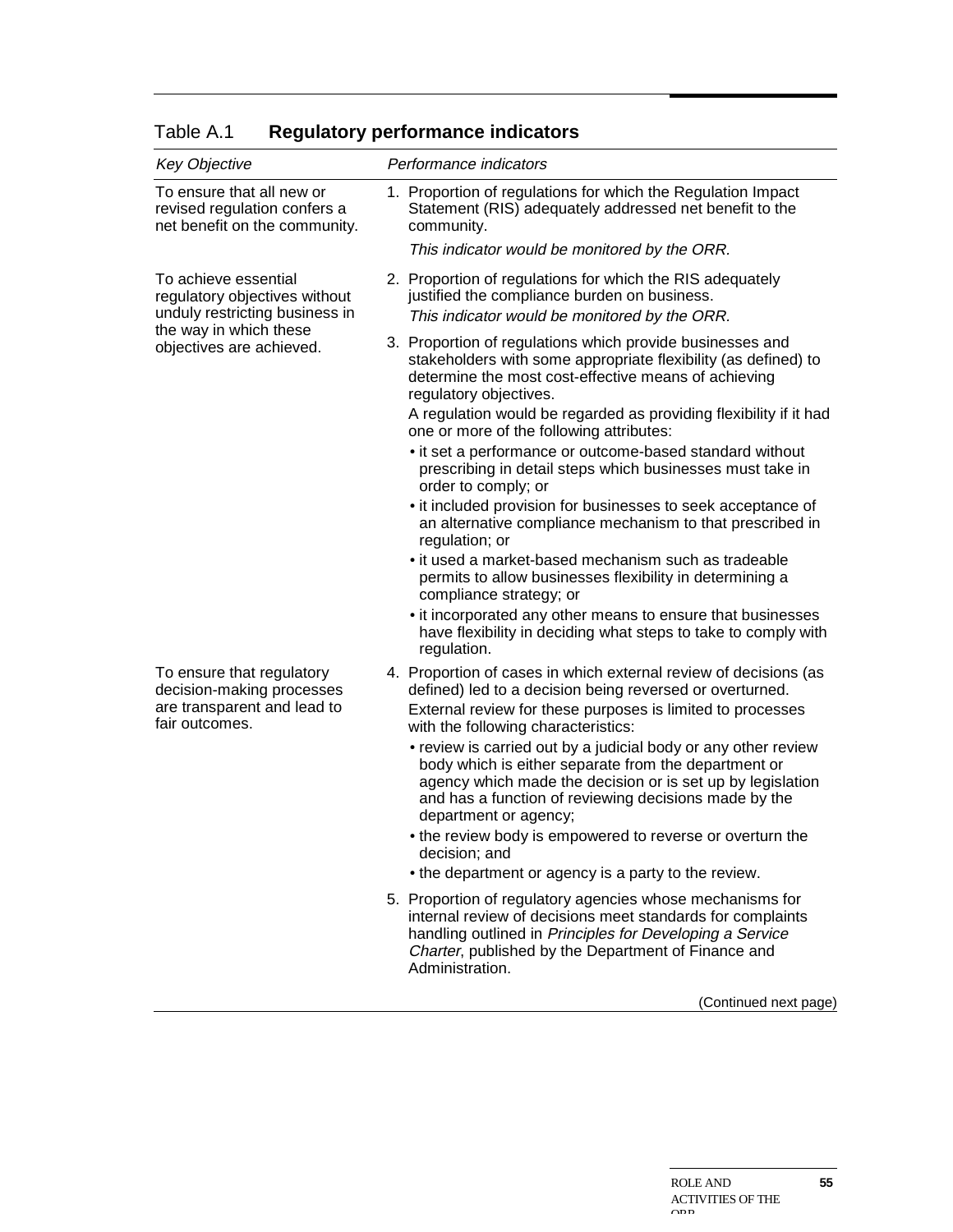Table A.1 **Regulatory performance indicators**

| *Key Objective* | *Performance indicators* |
| --- | --- |
| To ensure that all new or revised regulation confers a net benefit on the community. | 1. Proportion of regulations for which the Regulation Impact Statement (RIS) adequately addressed net benefit to the community.<br>*This indicator would be monitored by the ORR.* |
| To achieve essential regulatory objectives without unduly restricting business in the way in which these objectives are achieved. | 2. Proportion of regulations for which the RIS adequately justified the compliance burden on business.<br>*This indicator would be monitored by the ORR.* |
| | 3. Proportion of regulations which provide businesses and stakeholders with some appropriate flexibility (as defined) to determine the most cost-effective means of achieving regulatory objectives.<br>A regulation would be regarded as providing flexibility if it had one or more of the following attributes:<br>• it set a performance or outcome-based standard without prescribing in detail steps which businesses must take in order to comply; or<br>• it included provision for businesses to seek acceptance of an alternative compliance mechanism to that prescribed in regulation; or<br>• it used a market-based mechanism such as tradeable permits to allow businesses flexibility in determining a compliance strategy; or<br>• it incorporated any other means to ensure that businesses have flexibility in deciding what steps to take to comply with regulation. |
| To ensure that regulatory decision-making processes are transparent and lead to fair outcomes. | 4. Proportion of cases in which external review of decisions (as defined) led to a decision being reversed or overturned.<br>External review for these purposes is limited to processes with the following characteristics:<br>• review is carried out by a judicial body or any other review body which is either separate from the department or agency which made the decision or is set up by legislation and has a function of reviewing decisions made by the department or agency;<br>• the review body is empowered to reverse or overturn the decision; and<br>• the department or agency is a party to the review. |
| | 5. Proportion of regulatory agencies whose mechanisms for internal review of decisions meet standards for complaints handling outlined in *Principles for Developing a Service Charter*, published by the Department of Finance and Administration. |

(Continued next page)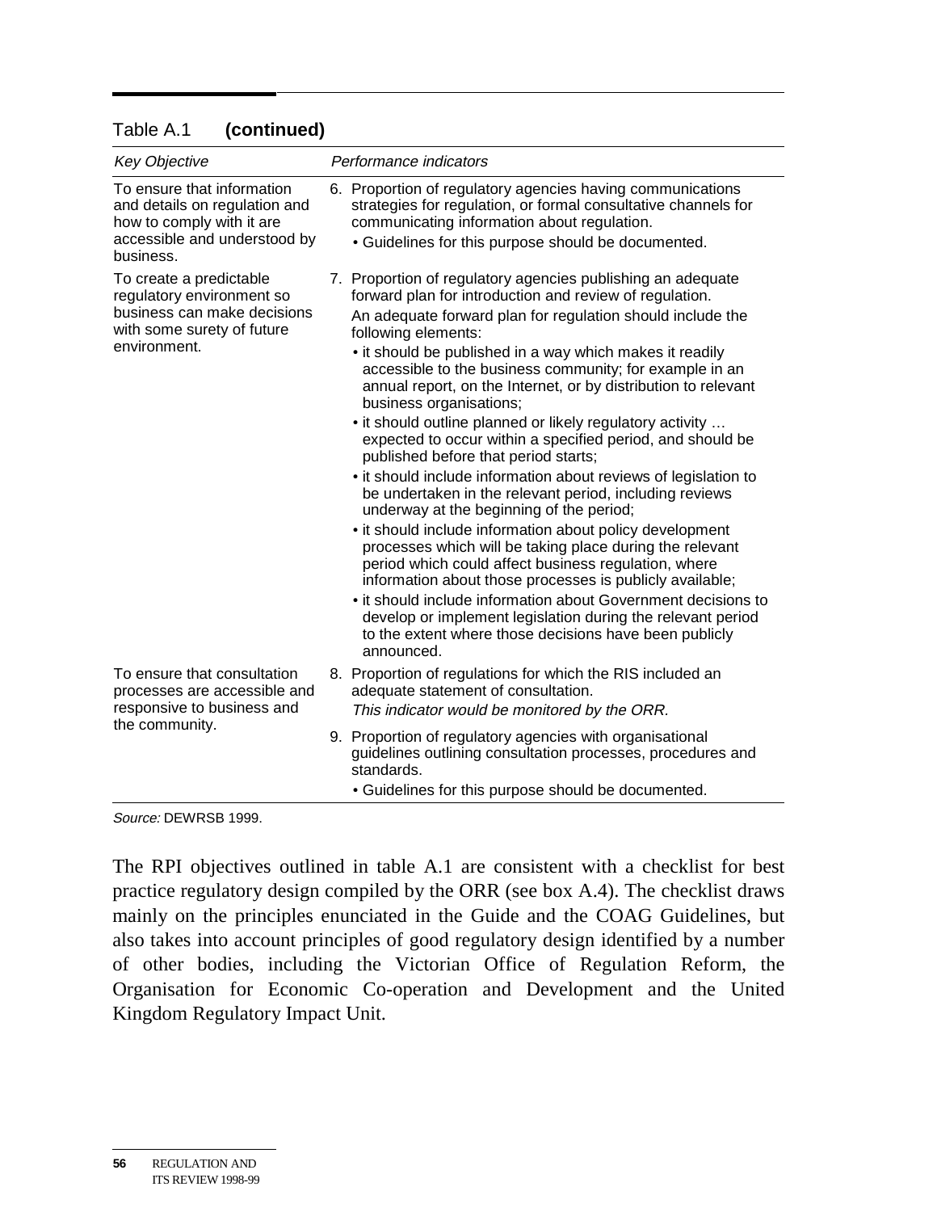Table A.1 **(continued)**

| *Key Objective* | *Performance indicators* |
| --- | --- |
| To ensure that information and details on regulation and how to comply with it are accessible and understood by business. | 6. Proportion of regulatory agencies having communications strategies for regulation, or formal consultative channels for communicating information about regulation.<br>• Guidelines for this purpose should be documented. |
| To create a predictable regulatory environment so business can make decisions with some surety of future environment. | 7. Proportion of regulatory agencies publishing an adequate forward plan for introduction and review of regulation.<br>An adequate forward plan for regulation should include the following elements:<br>• it should be published in a way which makes it readily accessible to the business community; for example in an annual report, on the Internet, or by distribution to relevant business organisations;<br>• it should outline planned or likely regulatory activity … expected to occur within a specified period, and should be published before that period starts;<br>• it should include information about reviews of legislation to be undertaken in the relevant period, including reviews underway at the beginning of the period;<br>• it should include information about policy development processes which will be taking place during the relevant period which could affect business regulation, where information about those processes is publicly available;<br>• it should include information about Government decisions to develop or implement legislation during the relevant period to the extent where those decisions have been publicly announced. |
| To ensure that consultation processes are accessible and responsive to business and the community. | 8. Proportion of regulations for which the RIS included an adequate statement of consultation.<br>*This indicator would be monitored by the ORR.*<br>9. Proportion of regulatory agencies with organisational guidelines outlining consultation processes, procedures and standards.<br>• Guidelines for this purpose should be documented. |

*Source:* DEWRSB 1999.

The RPI objectives outlined in table A.1 are consistent with a checklist for best practice regulatory design compiled by the ORR (see box A.4). The checklist draws mainly on the principles enunciated in the Guide and the COAG Guidelines, but also takes into account principles of good regulatory design identified by a number of other bodies, including the Victorian Office of Regulation Reform, the Organisation for Economic Co-operation and Development and the United Kingdom Regulatory Impact Unit.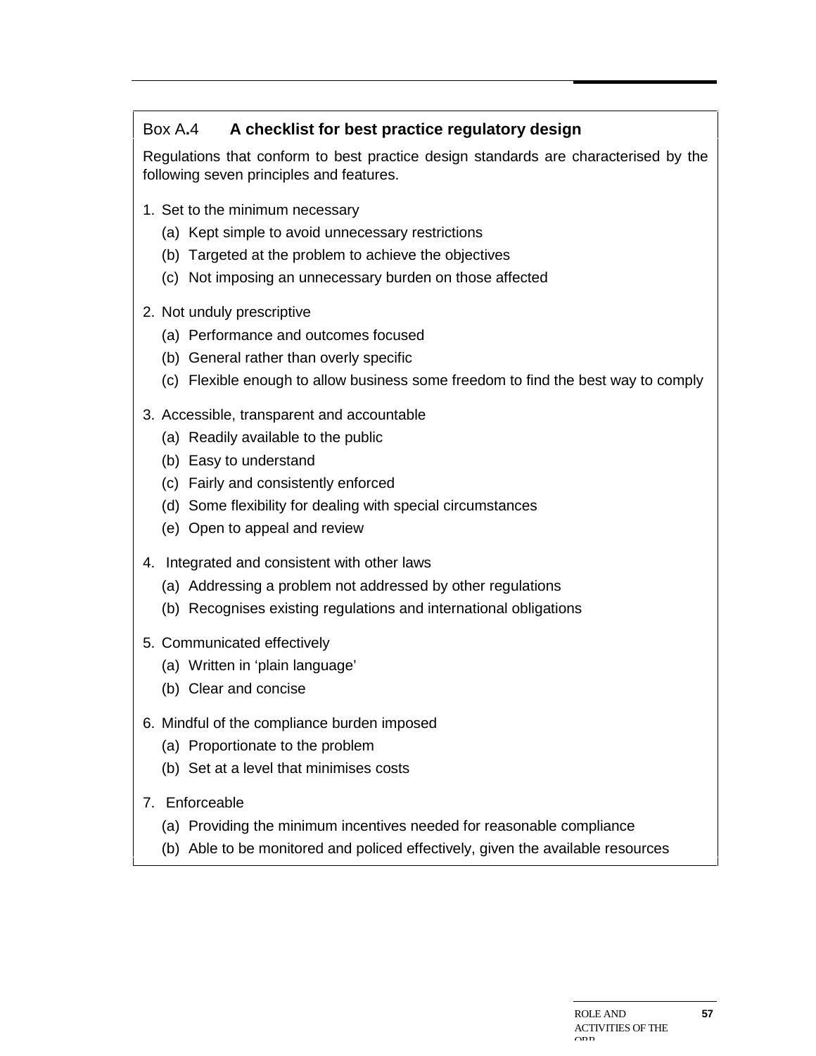### Box A.4 A checklist for best practice regulatory design

Regulations that conform to best practice design standards are characterised by the following seven principles and features.

1. Set to the minimum necessary
   - (a) Kept simple to avoid unnecessary restrictions
   - (b) Targeted at the problem to achieve the objectives
   - (c) Not imposing an unnecessary burden on those affected
2. Not unduly prescriptive
   - (a) Performance and outcomes focused
   - (b) General rather than overly specific
   - (c) Flexible enough to allow business some freedom to find the best way to comply
3. Accessible, transparent and accountable
   - (a) Readily available to the public
   - (b) Easy to understand
   - (c) Fairly and consistently enforced
   - (d) Some flexibility for dealing with special circumstances
   - (e) Open to appeal and review
4. Integrated and consistent with other laws
   - (a) Addressing a problem not addressed by other regulations
   - (b) Recognises existing regulations and international obligations
5. Communicated effectively
   - (a) Written in ‘plain language’
   - (b) Clear and concise
6. Mindful of the compliance burden imposed
   - (a) Proportionate to the problem
   - (b) Set at a level that minimises costs
7. Enforceable
   - (a) Providing the minimum incentives needed for reasonable compliance
   - (b) Able to be monitored and policed effectively, given the available resources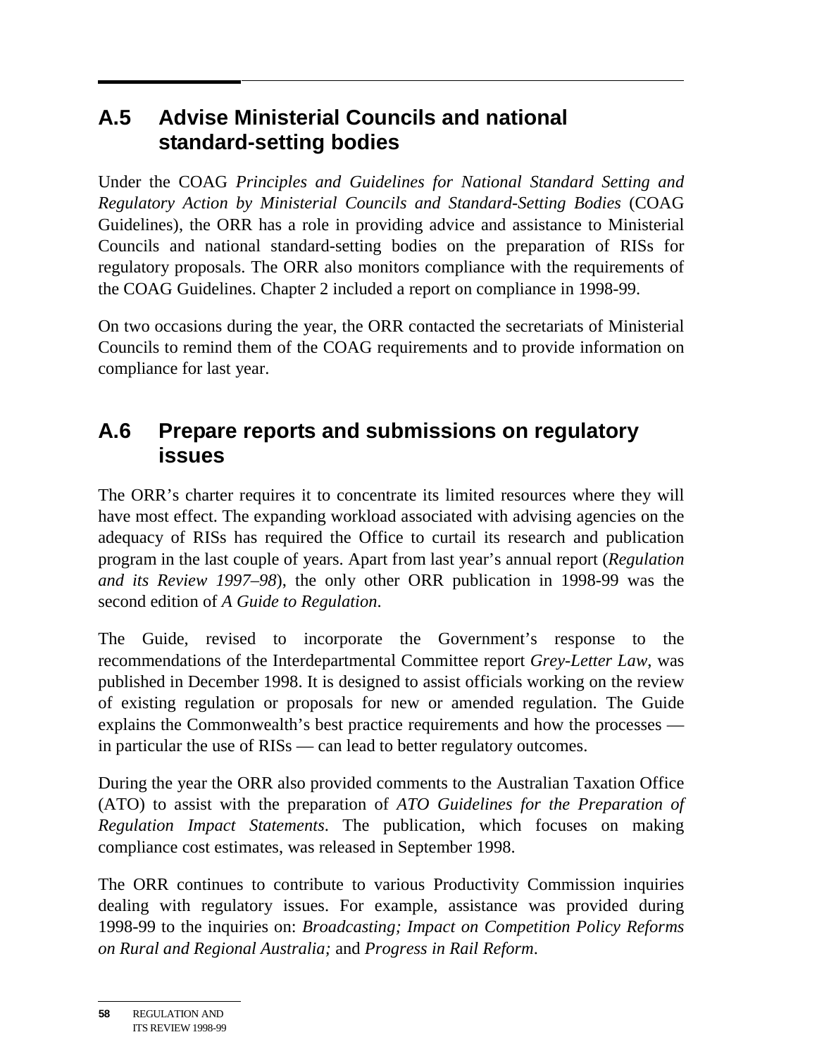## A.5 Advise Ministerial Councils and national standard-setting bodies

Under the COAG *Principles and Guidelines for National Standard Setting and Regulatory Action by Ministerial Councils and Standard-Setting Bodies* (COAG Guidelines), the ORR has a role in providing advice and assistance to Ministerial Councils and national standard-setting bodies on the preparation of RISs for regulatory proposals. The ORR also monitors compliance with the requirements of the COAG Guidelines. Chapter 2 included a report on compliance in 1998-99.

On two occasions during the year, the ORR contacted the secretariats of Ministerial Councils to remind them of the COAG requirements and to provide information on compliance for last year.

## A.6 Prepare reports and submissions on regulatory issues

The ORR's charter requires it to concentrate its limited resources where they will have most effect. The expanding workload associated with advising agencies on the adequacy of RISs has required the Office to curtail its research and publication program in the last couple of years. Apart from last year's annual report (*Regulation and its Review 1997–98*), the only other ORR publication in 1998-99 was the second edition of *A Guide to Regulation*.

The Guide, revised to incorporate the Government's response to the recommendations of the Interdepartmental Committee report *Grey-Letter Law*, was published in December 1998. It is designed to assist officials working on the review of existing regulation or proposals for new or amended regulation. The Guide explains the Commonwealth's best practice requirements and how the processes — in particular the use of RISs — can lead to better regulatory outcomes.

During the year the ORR also provided comments to the Australian Taxation Office (ATO) to assist with the preparation of *ATO Guidelines for the Preparation of Regulation Impact Statements*. The publication, which focuses on making compliance cost estimates, was released in September 1998.

The ORR continues to contribute to various Productivity Commission inquiries dealing with regulatory issues. For example, assistance was provided during 1998-99 to the inquiries on: *Broadcasting; Impact on Competition Policy Reforms on Rural and Regional Australia;* and *Progress in Rail Reform*.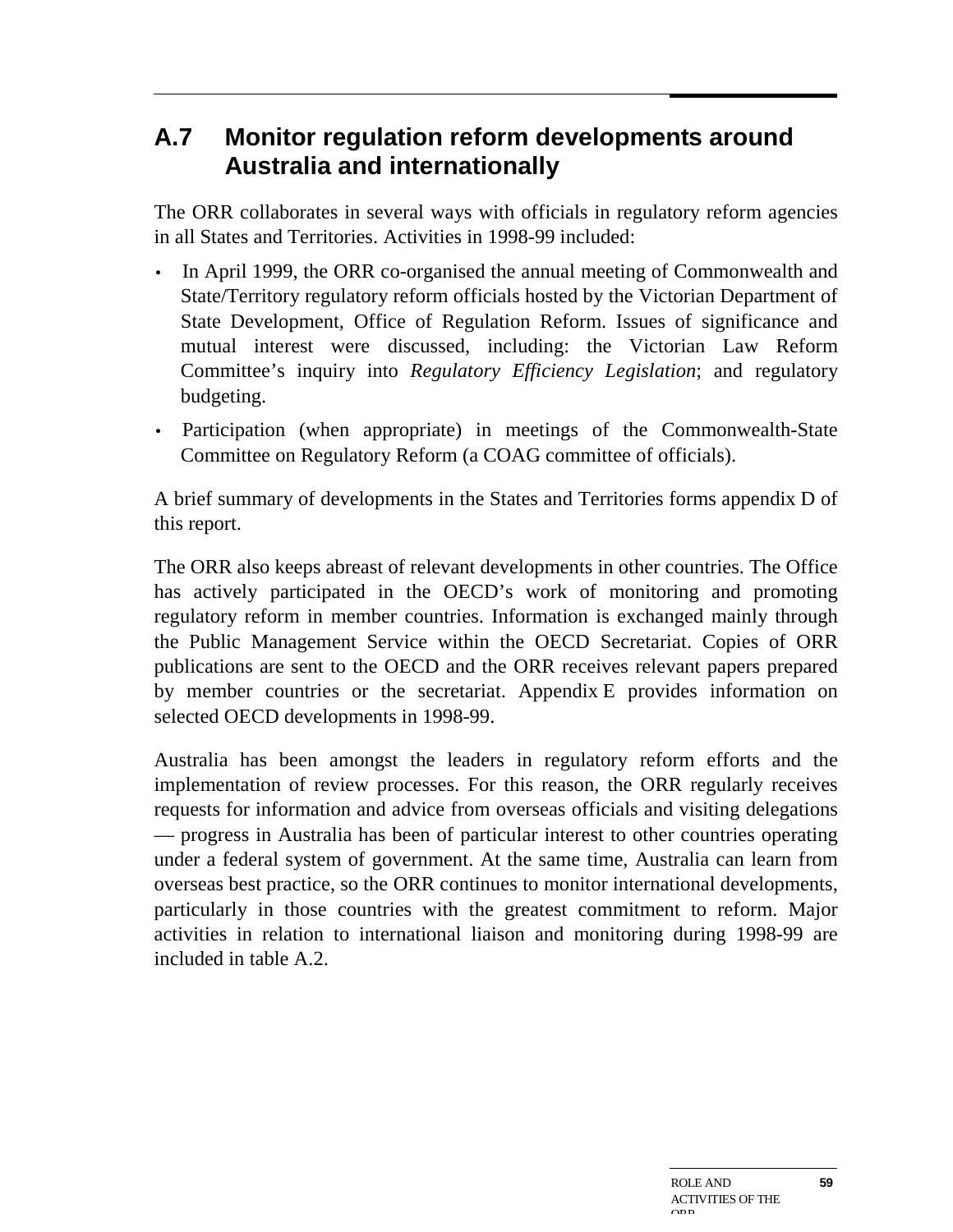## A.7 Monitor regulation reform developments around Australia and internationally

The ORR collaborates in several ways with officials in regulatory reform agencies in all States and Territories. Activities in 1998-99 included:

- In April 1999, the ORR co-organised the annual meeting of Commonwealth and State/Territory regulatory reform officials hosted by the Victorian Department of State Development, Office of Regulation Reform. Issues of significance and mutual interest were discussed, including: the Victorian Law Reform Committee's inquiry into *Regulatory Efficiency Legislation*; and regulatory budgeting.
- Participation (when appropriate) in meetings of the Commonwealth-State Committee on Regulatory Reform (a COAG committee of officials).

A brief summary of developments in the States and Territories forms appendix D of this report.

The ORR also keeps abreast of relevant developments in other countries. The Office has actively participated in the OECD's work of monitoring and promoting regulatory reform in member countries. Information is exchanged mainly through the Public Management Service within the OECD Secretariat. Copies of ORR publications are sent to the OECD and the ORR receives relevant papers prepared by member countries or the secretariat. Appendix E provides information on selected OECD developments in 1998-99.

Australia has been amongst the leaders in regulatory reform efforts and the implementation of review processes. For this reason, the ORR regularly receives requests for information and advice from overseas officials and visiting delegations — progress in Australia has been of particular interest to other countries operating under a federal system of government. At the same time, Australia can learn from overseas best practice, so the ORR continues to monitor international developments, particularly in those countries with the greatest commitment to reform. Major activities in relation to international liaison and monitoring during 1998-99 are included in table A.2.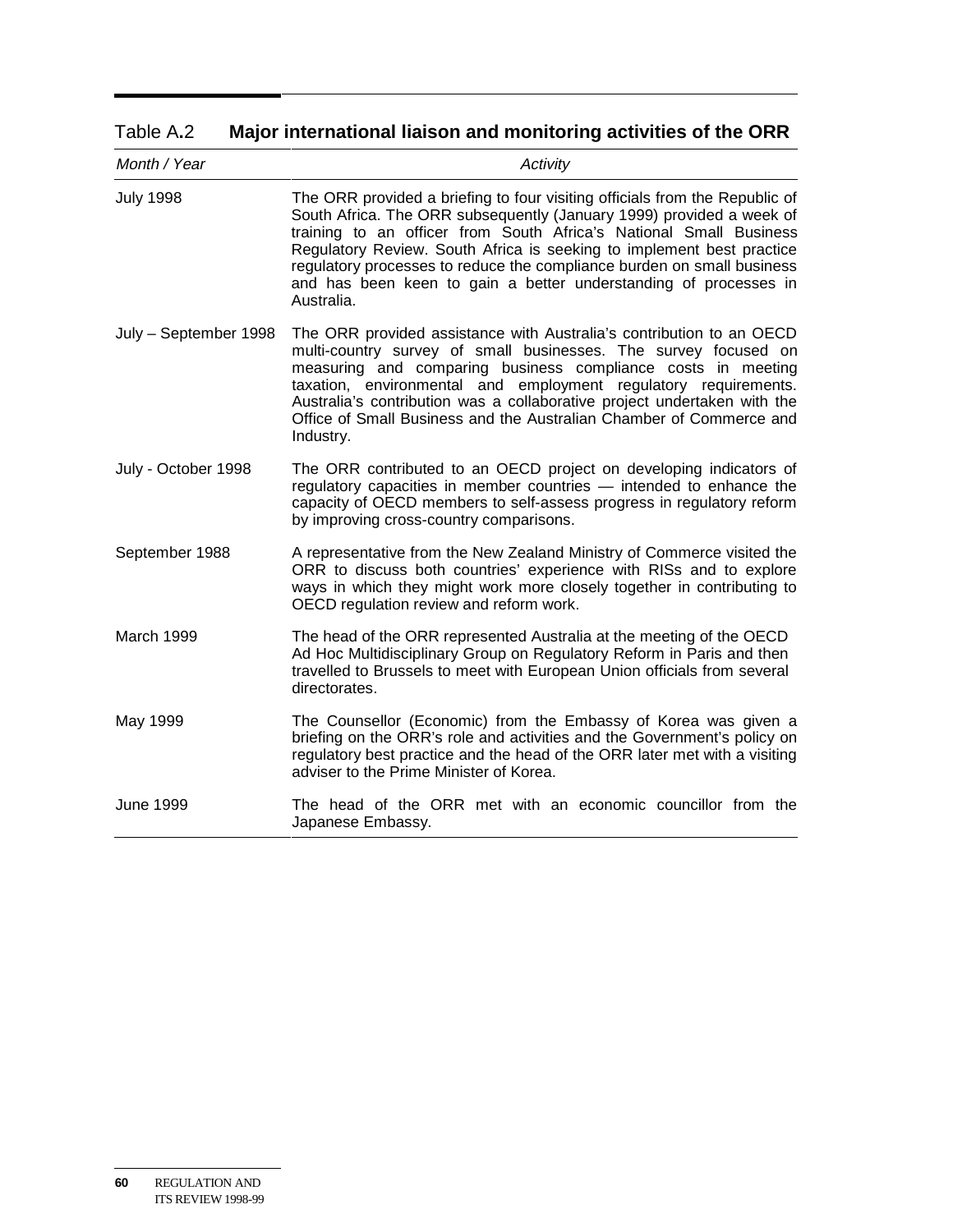Table A.2 **Major international liaison and monitoring activities of the ORR**

| *Month / Year* | *Activity* |
|---|---|
| July 1998 | The ORR provided a briefing to four visiting officials from the Republic of South Africa. The ORR subsequently (January 1999) provided a week of training to an officer from South Africa's National Small Business Regulatory Review. South Africa is seeking to implement best practice regulatory processes to reduce the compliance burden on small business and has been keen to gain a better understanding of processes in Australia. |
| July – September 1998 | The ORR provided assistance with Australia's contribution to an OECD multi-country survey of small businesses. The survey focused on measuring and comparing business compliance costs in meeting taxation, environmental and employment regulatory requirements. Australia's contribution was a collaborative project undertaken with the Office of Small Business and the Australian Chamber of Commerce and Industry. |
| July - October 1998 | The ORR contributed to an OECD project on developing indicators of regulatory capacities in member countries — intended to enhance the capacity of OECD members to self-assess progress in regulatory reform by improving cross-country comparisons. |
| September 1988 | A representative from the New Zealand Ministry of Commerce visited the ORR to discuss both countries' experience with RISs and to explore ways in which they might work more closely together in contributing to OECD regulation review and reform work. |
| March 1999 | The head of the ORR represented Australia at the meeting of the OECD Ad Hoc Multidisciplinary Group on Regulatory Reform in Paris and then travelled to Brussels to meet with European Union officials from several directorates. |
| May 1999 | The Counsellor (Economic) from the Embassy of Korea was given a briefing on the ORR's role and activities and the Government's policy on regulatory best practice and the head of the ORR later met with a visiting adviser to the Prime Minister of Korea. |
| June 1999 | The head of the ORR met with an economic councillor from the Japanese Embassy. |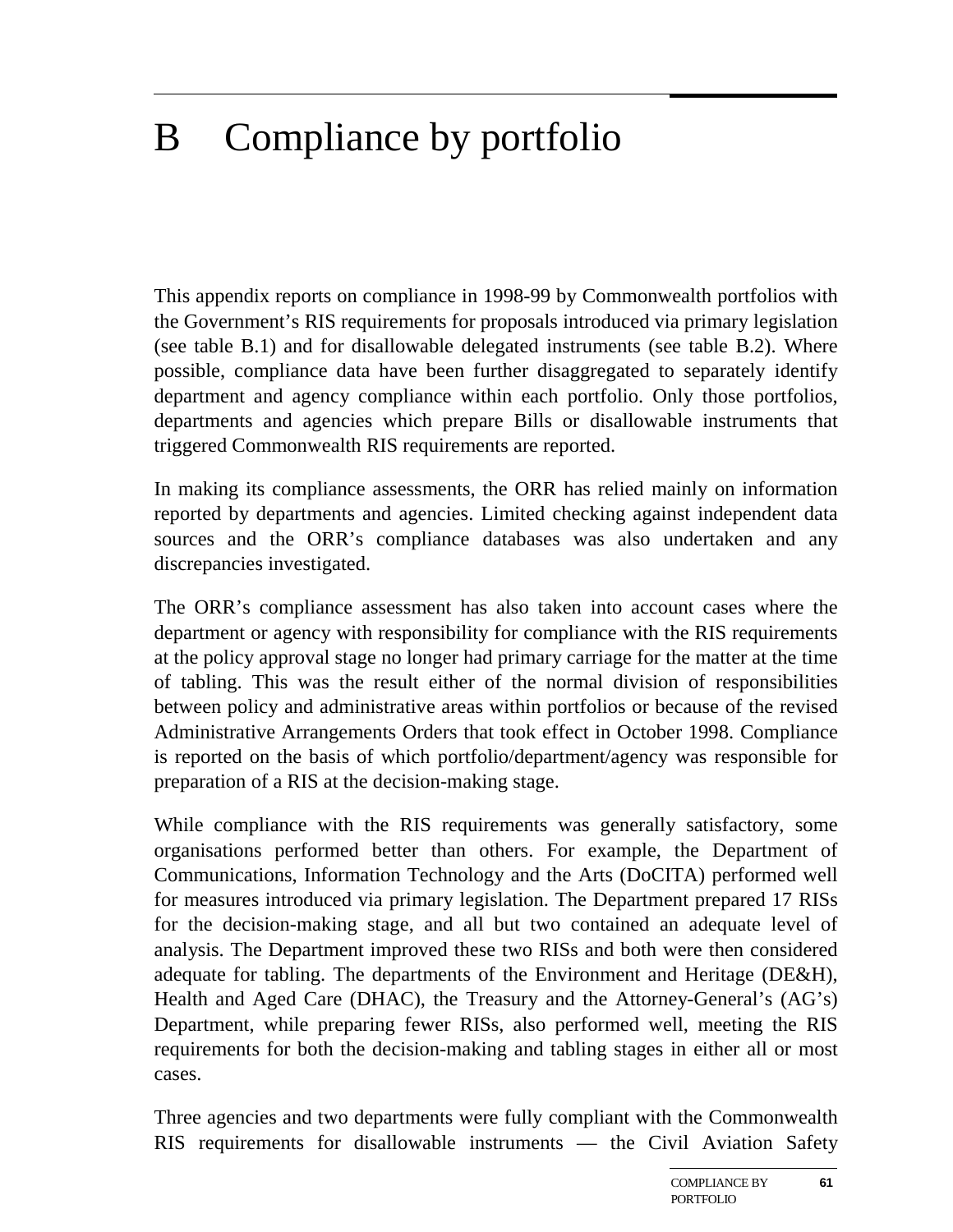# B Compliance by portfolio

This appendix reports on compliance in 1998-99 by Commonwealth portfolios with the Government's RIS requirements for proposals introduced via primary legislation (see table B.1) and for disallowable delegated instruments (see table B.2). Where possible, compliance data have been further disaggregated to separately identify department and agency compliance within each portfolio. Only those portfolios, departments and agencies which prepare Bills or disallowable instruments that triggered Commonwealth RIS requirements are reported.

In making its compliance assessments, the ORR has relied mainly on information reported by departments and agencies. Limited checking against independent data sources and the ORR's compliance databases was also undertaken and any discrepancies investigated.

The ORR's compliance assessment has also taken into account cases where the department or agency with responsibility for compliance with the RIS requirements at the policy approval stage no longer had primary carriage for the matter at the time of tabling. This was the result either of the normal division of responsibilities between policy and administrative areas within portfolios or because of the revised Administrative Arrangements Orders that took effect in October 1998. Compliance is reported on the basis of which portfolio/department/agency was responsible for preparation of a RIS at the decision-making stage.

While compliance with the RIS requirements was generally satisfactory, some organisations performed better than others. For example, the Department of Communications, Information Technology and the Arts (DoCITA) performed well for measures introduced via primary legislation. The Department prepared 17 RISs for the decision-making stage, and all but two contained an adequate level of analysis. The Department improved these two RISs and both were then considered adequate for tabling. The departments of the Environment and Heritage (DE&H), Health and Aged Care (DHAC), the Treasury and the Attorney-General's (AG's) Department, while preparing fewer RISs, also performed well, meeting the RIS requirements for both the decision-making and tabling stages in either all or most cases.

Three agencies and two departments were fully compliant with the Commonwealth RIS requirements for disallowable instruments — the Civil Aviation Safety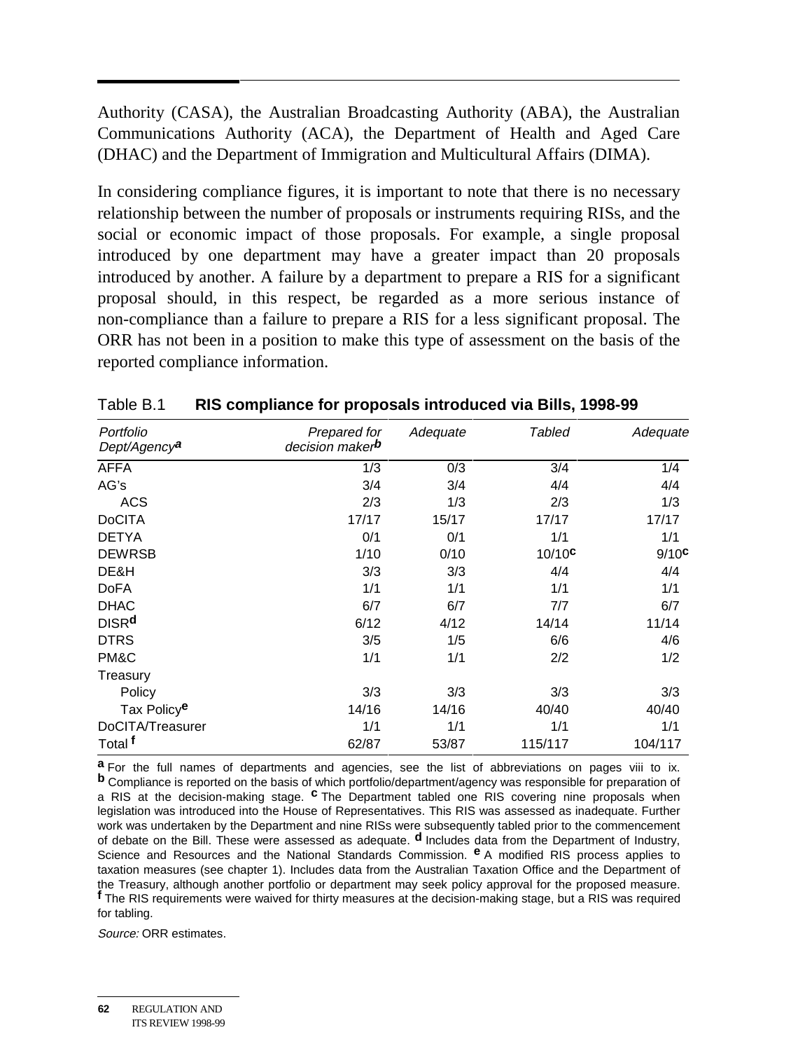Authority (CASA), the Australian Broadcasting Authority (ABA), the Australian Communications Authority (ACA), the Department of Health and Aged Care (DHAC) and the Department of Immigration and Multicultural Affairs (DIMA).

In considering compliance figures, it is important to note that there is no necessary relationship between the number of proposals or instruments requiring RISs, and the social or economic impact of those proposals. For example, a single proposal introduced by one department may have a greater impact than 20 proposals introduced by another. A failure by a department to prepare a RIS for a significant proposal should, in this respect, be regarded as a more serious instance of non-compliance than a failure to prepare a RIS for a less significant proposal. The ORR has not been in a position to make this type of assessment on the basis of the reported compliance information.

Table B.1 **RIS compliance for proposals introduced via Bills, 1998-99**

| *Portfolio Dept/Agency*[a] | *Prepared for decision maker*[b] | *Adequate* | *Tabled* | *Adequate* |
|---|---|---|---|---|
| AFFA | 1/3 | 0/3 | 3/4 | 1/4 |
| AG's | 3/4 | 3/4 | 4/4 | 4/4 |
| ACS | 2/3 | 1/3 | 2/3 | 1/3 |
| DoCITA | 17/17 | 15/17 | 17/17 | 17/17 |
| DETYA | 0/1 | 0/1 | 1/1 | 1/1 |
| DEWRSB | 1/10 | 0/10 | 10/10[c] | 9/10[c] |
| DE&H | 3/3 | 3/3 | 4/4 | 4/4 |
| DoFA | 1/1 | 1/1 | 1/1 | 1/1 |
| DHAC | 6/7 | 6/7 | 7/7 | 6/7 |
| DISR[d] | 6/12 | 4/12 | 14/14 | 11/14 |
| DTRS | 3/5 | 1/5 | 6/6 | 4/6 |
| PM&C | 1/1 | 1/1 | 2/2 | 1/2 |
| Treasury | | | | |
| Policy | 3/3 | 3/3 | 3/3 | 3/3 |
| Tax Policy[e] | 14/16 | 14/16 | 40/40 | 40/40 |
| DoCITA/Treasurer | 1/1 | 1/1 | 1/1 | 1/1 |
| Total[f] | 62/87 | 53/87 | 115/117 | 104/117 |

[a] For the full names of departments and agencies, see the list of abbreviations on pages viii to ix. [b] Compliance is reported on the basis of which portfolio/department/agency was responsible for preparation of a RIS at the decision-making stage. [c] The Department tabled one RIS covering nine proposals when legislation was introduced into the House of Representatives. This RIS was assessed as inadequate. Further work was undertaken by the Department and nine RISs were subsequently tabled prior to the commencement of debate on the Bill. These were assessed as adequate. [d] Includes data from the Department of Industry, Science and Resources and the National Standards Commission. [e] A modified RIS process applies to taxation measures (see chapter 1). Includes data from the Australian Taxation Office and the Department of the Treasury, although another portfolio or department may seek policy approval for the proposed measure. [f] The RIS requirements were waived for thirty measures at the decision-making stage, but a RIS was required for tabling.

*Source:* ORR estimates.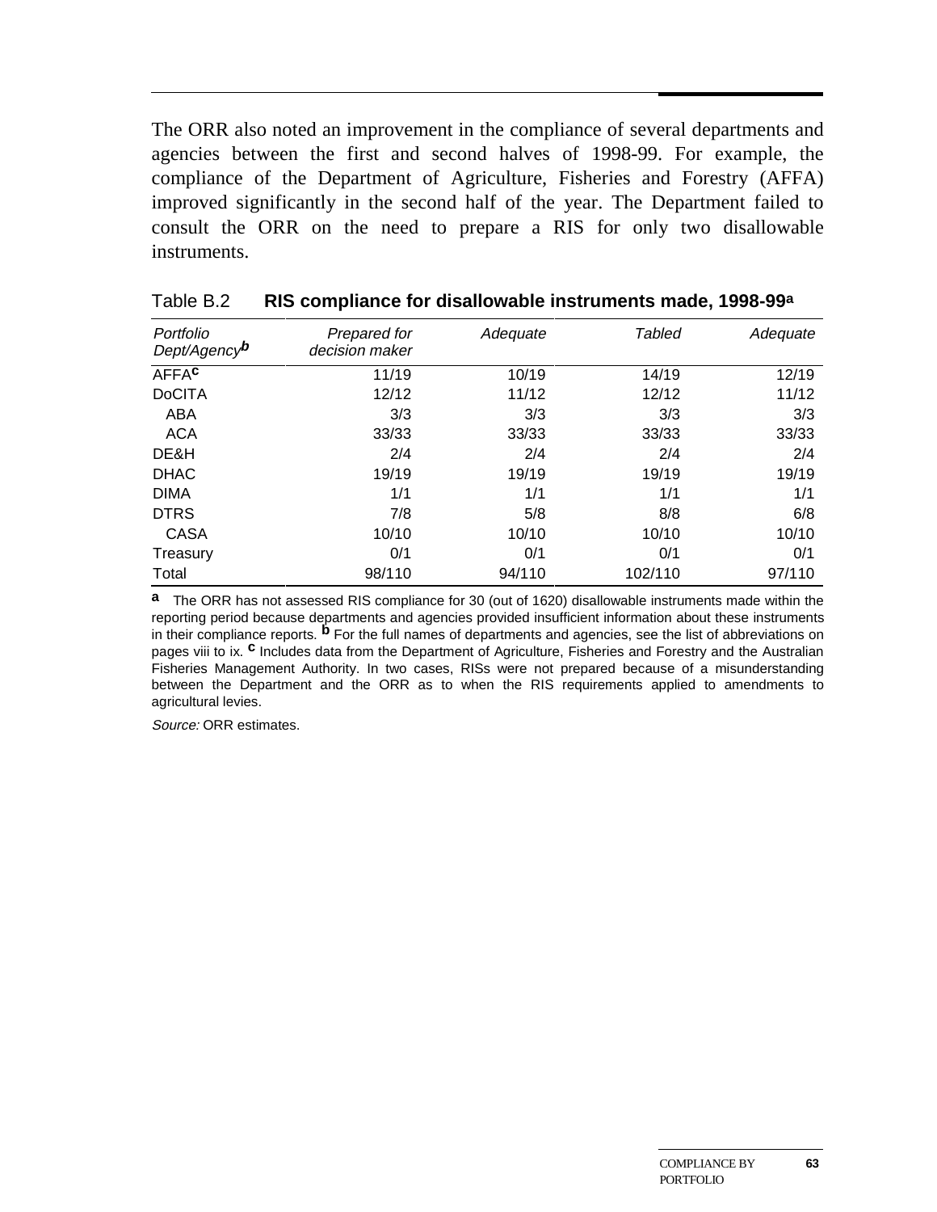The ORR also noted an improvement in the compliance of several departments and agencies between the first and second halves of 1998-99. For example, the compliance of the Department of Agriculture, Fisheries and Forestry (AFFA) improved significantly in the second half of the year. The Department failed to consult the ORR on the need to prepare a RIS for only two disallowable instruments.

Table B.2 **RIS compliance for disallowable instruments made, 1998-99**[a]

| *Portfolio Dept/Agency*[b] | *Prepared for decision maker* | *Adequate* | *Tabled* | *Adequate* |
|---|---|---|---|---|
| AFFA[c] | 11/19 | 10/19 | 14/19 | 12/19 |
| DoCITA | 12/12 | 11/12 | 12/12 | 11/12 |
| ABA | 3/3 | 3/3 | 3/3 | 3/3 |
| ACA | 33/33 | 33/33 | 33/33 | 33/33 |
| DE&H | 2/4 | 2/4 | 2/4 | 2/4 |
| DHAC | 19/19 | 19/19 | 19/19 | 19/19 |
| DIMA | 1/1 | 1/1 | 1/1 | 1/1 |
| DTRS | 7/8 | 5/8 | 8/8 | 6/8 |
| CASA | 10/10 | 10/10 | 10/10 | 10/10 |
| Treasury | 0/1 | 0/1 | 0/1 | 0/1 |
| Total | 98/110 | 94/110 | 102/110 | 97/110 |

**a** The ORR has not assessed RIS compliance for 30 (out of 1620) disallowable instruments made within the reporting period because departments and agencies provided insufficient information about these instruments in their compliance reports. **b** For the full names of departments and agencies, see the list of abbreviations on pages viii to ix. **c** Includes data from the Department of Agriculture, Fisheries and Forestry and the Australian Fisheries Management Authority. In two cases, RISs were not prepared because of a misunderstanding between the Department and the ORR as to when the RIS requirements applied to amendments to agricultural levies.

*Source:* ORR estimates.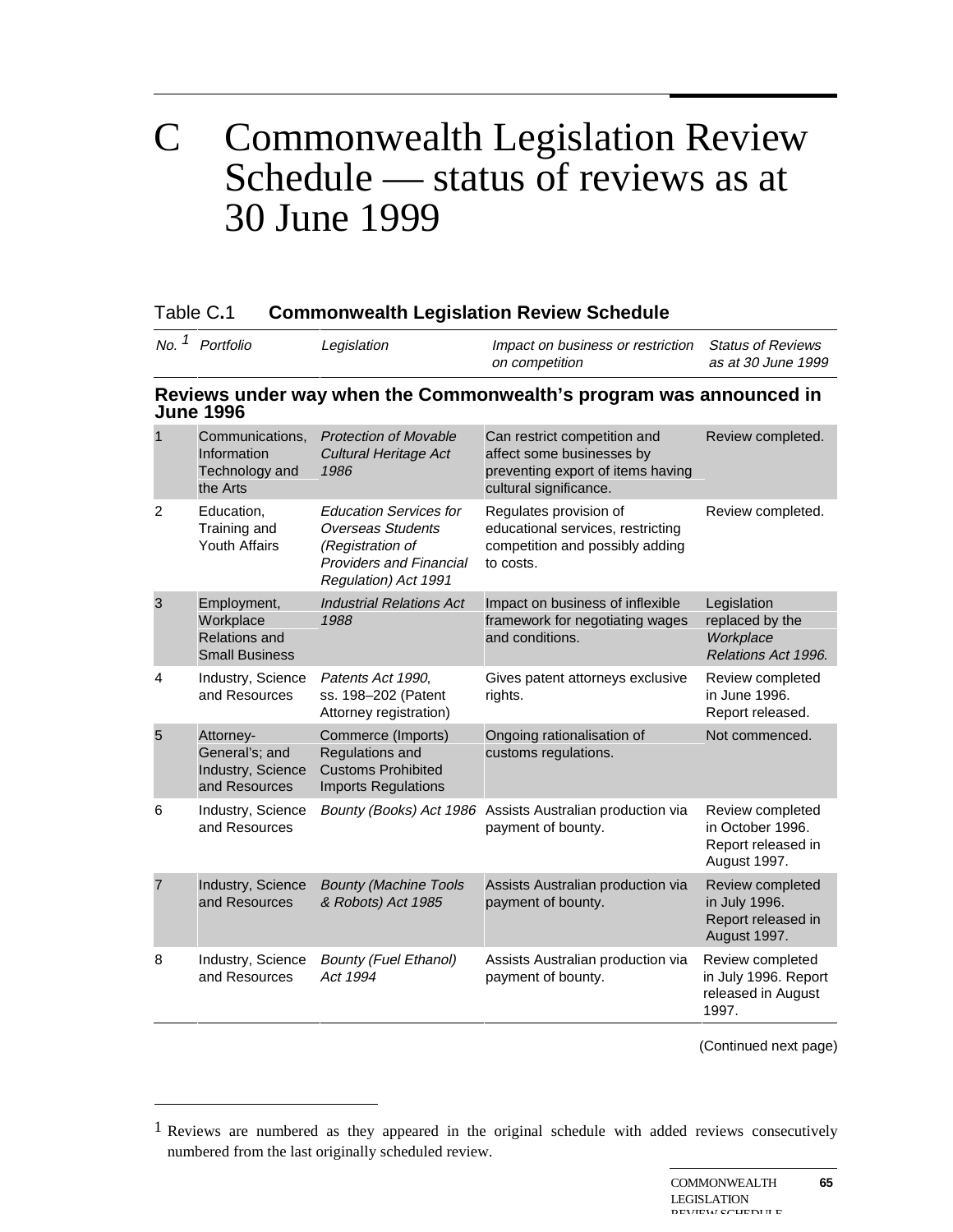# C Commonwealth Legislation Review Schedule — status of reviews as at 30 June 1999

Table C.1 **Commonwealth Legislation Review Schedule**

| *No.* [1] | *Portfolio* | *Legislation* | *Impact on business or restriction on competition* | *Status of Reviews as at 30 June 1999* |
|---|---|---|---|---|
| **Reviews under way when the Commonwealth's program was announced in June 1996** | | | | |
| 1 | Communications, Information Technology and the Arts | *Protection of Movable Cultural Heritage Act 1986* | Can restrict competition and affect some businesses by preventing export of items having cultural significance. | Review completed. |
| 2 | Education, Training and Youth Affairs | *Education Services for Overseas Students (Registration of Providers and Financial Regulation) Act 1991* | Regulates provision of educational services, restricting competition and possibly adding to costs. | Review completed. |
| 3 | Employment, Workplace Relations and Small Business | *Industrial Relations Act 1988* | Impact on business of inflexible framework for negotiating wages and conditions. | Legislation replaced by the *Workplace Relations Act 1996.* |
| 4 | Industry, Science and Resources | *Patents Act 1990*, ss. 198–202 (Patent Attorney registration) | Gives patent attorneys exclusive rights. | Review completed in June 1996. Report released. |
| 5 | Attorney-General's; and Industry, Science and Resources | Commerce (Imports) Regulations and Customs Prohibited Imports Regulations | Ongoing rationalisation of customs regulations. | Not commenced. |
| 6 | Industry, Science and Resources | *Bounty (Books) Act 1986* | Assists Australian production via payment of bounty. | Review completed in October 1996. Report released in August 1997. |
| 7 | Industry, Science and Resources | *Bounty (Machine Tools & Robots) Act 1985* | Assists Australian production via payment of bounty. | Review completed in July 1996. Report released in August 1997. |
| 8 | Industry, Science and Resources | *Bounty (Fuel Ethanol) Act 1994* | Assists Australian production via payment of bounty. | Review completed in July 1996. Report released in August 1997. |

(Continued next page)

[1] Reviews are numbered as they appeared in the original schedule with added reviews consecutively numbered from the last originally scheduled review.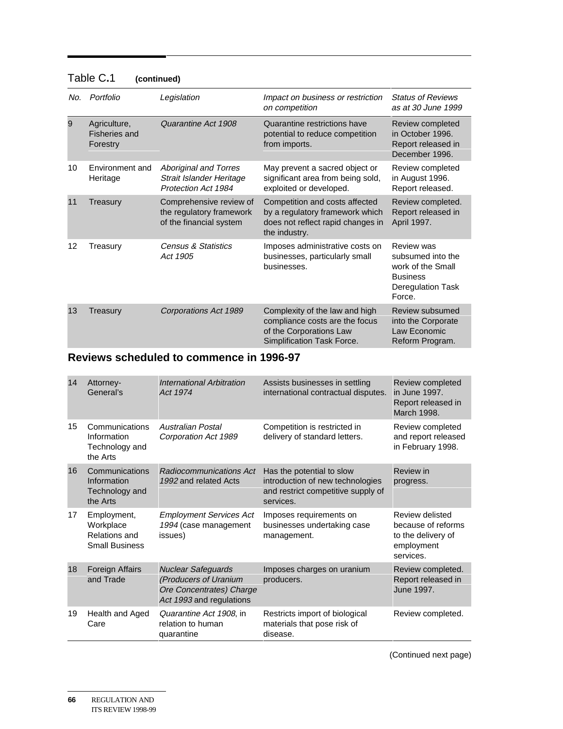Table C.1 **(continued)**

| *No.* | *Portfolio* | *Legislation* | *Impact on business or restriction on competition* | *Status of Reviews as at 30 June 1999* |
|---|---|---|---|---|
| 9 | Agriculture, Fisheries and Forestry | *Quarantine Act 1908* | Quarantine restrictions have potential to reduce competition from imports. | Review completed in October 1996. Report released in December 1996. |
| 10 | Environment and Heritage | *Aboriginal and Torres Strait Islander Heritage Protection Act 1984* | May prevent a sacred object or significant area from being sold, exploited or developed. | Review completed in August 1996. Report released. |
| 11 | Treasury | Comprehensive review of the regulatory framework of the financial system | Competition and costs affected by a regulatory framework which does not reflect rapid changes in the industry. | Review completed. Report released in April 1997. |
| 12 | Treasury | *Census & Statistics Act 1905* | Imposes administrative costs on businesses, particularly small businesses. | Review was subsumed into the work of the Small Business Deregulation Task Force. |
| 13 | Treasury | *Corporations Act 1989* | Complexity of the law and high compliance costs are the focus of the Corporations Law Simplification Task Force. | Review subsumed into the Corporate Law Economic Reform Program. |
| | **Reviews scheduled to commence in 1996-97** | | | |
| 14 | Attorney-General's | *International Arbitration Act 1974* | Assists businesses in settling international contractual disputes. | Review completed in June 1997. Report released in March 1998. |
| 15 | Communications Information Technology and the Arts | *Australian Postal Corporation Act 1989* | Competition is restricted in delivery of standard letters. | Review completed and report released in February 1998. |
| 16 | Communications Information Technology and the Arts | *Radiocommunications Act 1992* and related Acts | Has the potential to slow introduction of new technologies and restrict competitive supply of services. | Review in progress. |
| 17 | Employment, Workplace Relations and Small Business | *Employment Services Act 1994* (case management issues) | Imposes requirements on businesses undertaking case management. | Review delisted because of reforms to the delivery of employment services. |
| 18 | Foreign Affairs and Trade | *Nuclear Safeguards (Producers of Uranium Ore Concentrates) Charge Act 1993* and regulations | Imposes charges on uranium producers. | Review completed. Report released in June 1997. |
| 19 | Health and Aged Care | *Quarantine Act 1908*, in relation to human quarantine | Restricts import of biological materials that pose risk of disease. | Review completed. |

(Continued next page)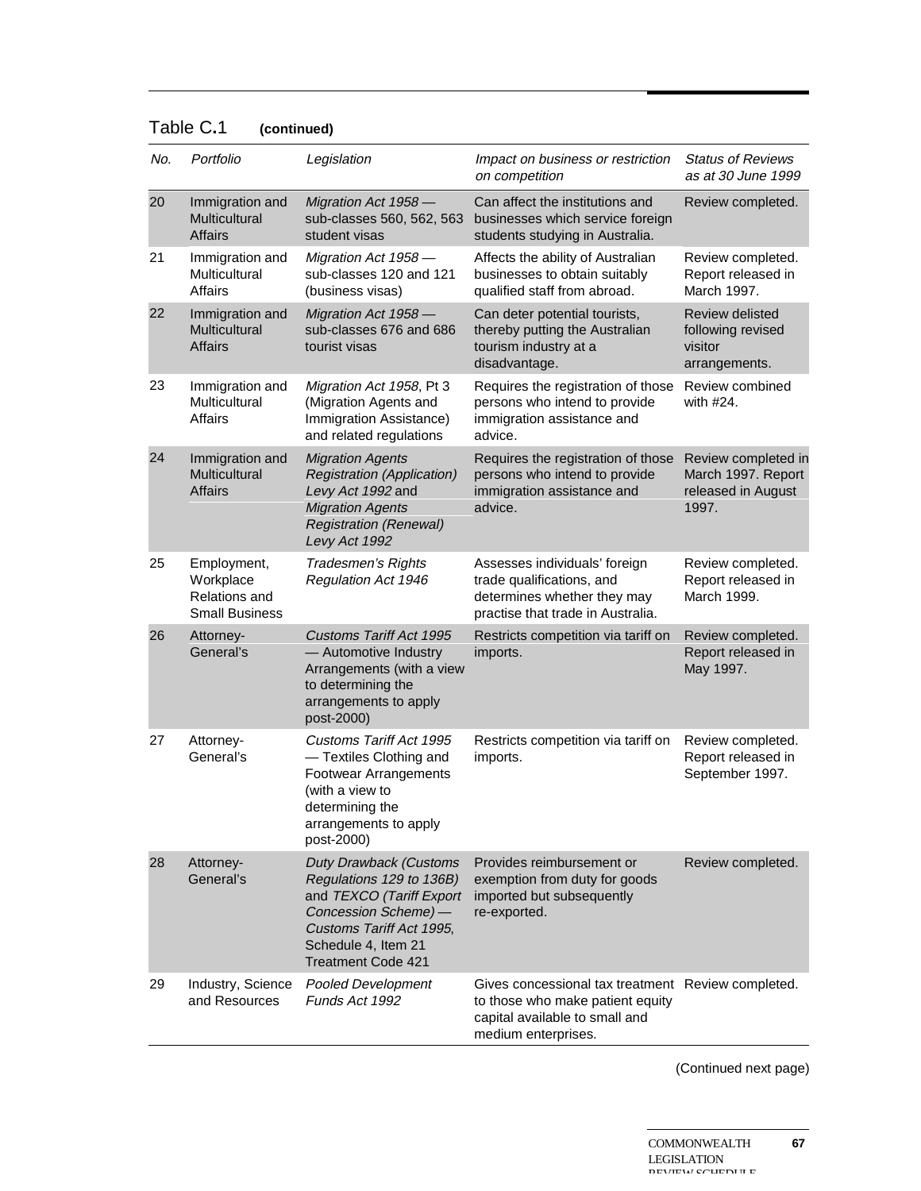Table C.1 **(continued)**

| No. | Portfolio | Legislation | Impact on business or restriction on competition | Status of Reviews as at 30 June 1999 |
|---|---|---|---|---|
| 20 | Immigration and Multicultural Affairs | *Migration Act 1958* — sub-classes 560, 562, 563 student visas | Can affect the institutions and businesses which service foreign students studying in Australia. | Review completed. |
| 21 | Immigration and Multicultural Affairs | *Migration Act 1958* — sub-classes 120 and 121 (business visas) | Affects the ability of Australian businesses to obtain suitably qualified staff from abroad. | Review completed. Report released in March 1997. |
| 22 | Immigration and Multicultural Affairs | *Migration Act 1958* — sub-classes 676 and 686 tourist visas | Can deter potential tourists, thereby putting the Australian tourism industry at a disadvantage. | Review delisted following revised visitor arrangements. |
| 23 | Immigration and Multicultural Affairs | *Migration Act 1958*, Pt 3 (Migration Agents and Immigration Assistance) and related regulations | Requires the registration of those persons who intend to provide immigration assistance and advice. | Review combined with #24. |
| 24 | Immigration and Multicultural Affairs | *Migration Agents Registration (Application) Levy Act 1992* and *Migration Agents Registration (Renewal) Levy Act 1992* | Requires the registration of those persons who intend to provide immigration assistance and advice. | Review completed in March 1997. Report released in August 1997. |
| 25 | Employment, Workplace Relations and Small Business | *Tradesmen's Rights Regulation Act 1946* | Assesses individuals' foreign trade qualifications, and determines whether they may practise that trade in Australia. | Review completed. Report released in March 1999. |
| 26 | Attorney-General's | *Customs Tariff Act 1995* — Automotive Industry Arrangements (with a view to determining the arrangements to apply post-2000) | Restricts competition via tariff on imports. | Review completed. Report released in May 1997. |
| 27 | Attorney-General's | *Customs Tariff Act 1995* — Textiles Clothing and Footwear Arrangements (with a view to determining the arrangements to apply post-2000) | Restricts competition via tariff on imports. | Review completed. Report released in September 1997. |
| 28 | Attorney-General's | *Duty Drawback (Customs Regulations 129 to 136B)* and *TEXCO (Tariff Export Concession Scheme)* — *Customs Tariff Act 1995*, Schedule 4, Item 21 Treatment Code 421 | Provides reimbursement or exemption from duty for goods imported but subsequently re-exported. | Review completed. |
| 29 | Industry, Science and Resources | *Pooled Development Funds Act 1992* | Gives concessional tax treatment to those who make patient equity capital available to small and medium enterprises. | Review completed. |

(Continued next page)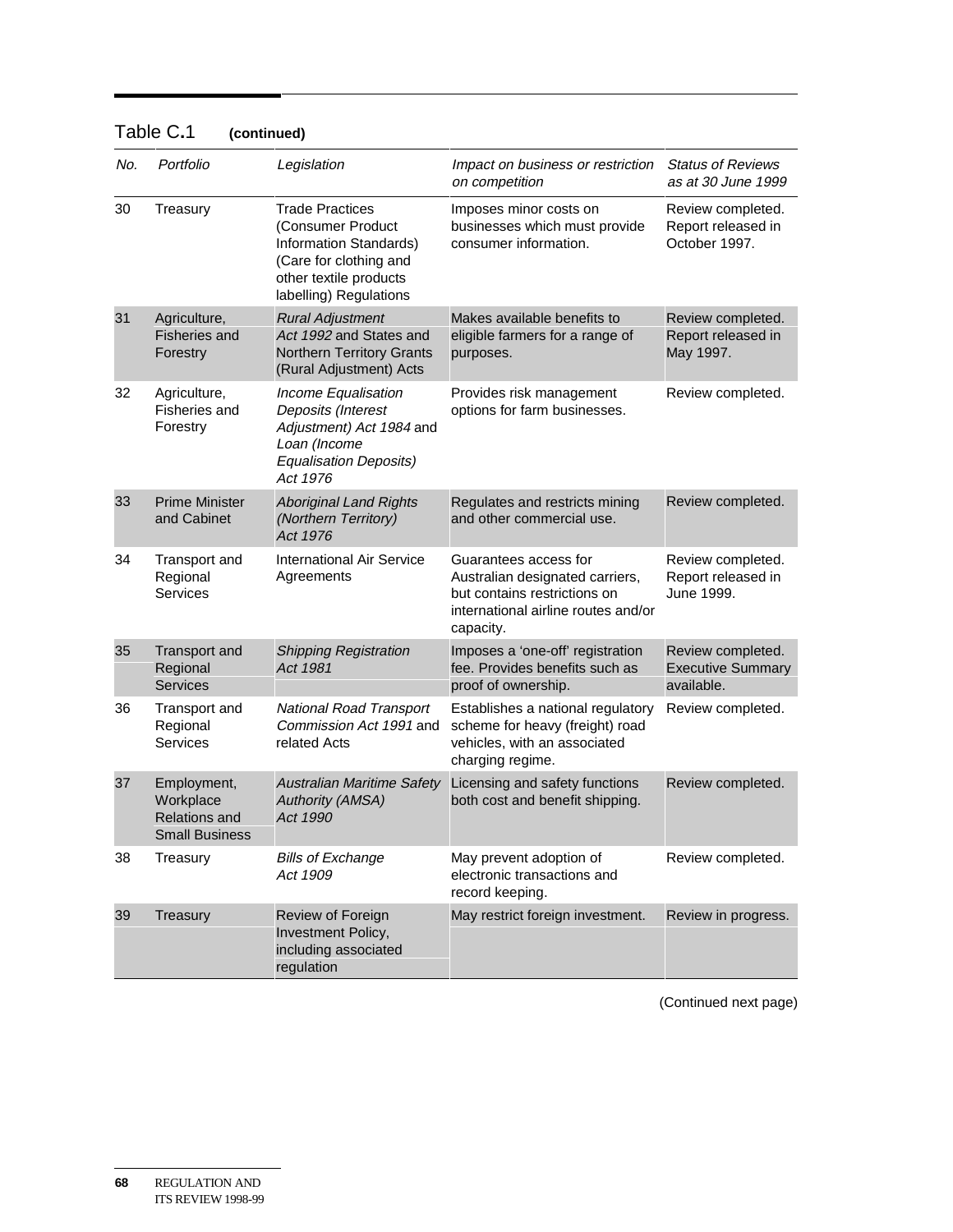Table C.1 **(continued)**

| *No.* | *Portfolio* | *Legislation* | *Impact on business or restriction on competition* | *Status of Reviews as at 30 June 1999* |
|---|---|---|---|---|
| 30 | Treasury | Trade Practices (Consumer Product Information Standards) (Care for clothing and other textile products labelling) Regulations | Imposes minor costs on businesses which must provide consumer information. | Review completed. Report released in October 1997. |
| 31 | Agriculture, Fisheries and Forestry | *Rural Adjustment Act 1992* and States and Northern Territory Grants (Rural Adjustment) Acts | Makes available benefits to eligible farmers for a range of purposes. | Review completed. Report released in May 1997. |
| 32 | Agriculture, Fisheries and Forestry | *Income Equalisation Deposits (Interest Adjustment) Act 1984* and *Loan (Income Equalisation Deposits) Act 1976* | Provides risk management options for farm businesses. | Review completed. |
| 33 | Prime Minister and Cabinet | *Aboriginal Land Rights (Northern Territory) Act 1976* | Regulates and restricts mining and other commercial use. | Review completed. |
| 34 | Transport and Regional Services | International Air Service Agreements | Guarantees access for Australian designated carriers, but contains restrictions on international airline routes and/or capacity. | Review completed. Report released in June 1999. |
| 35 | Transport and Regional Services | *Shipping Registration Act 1981* | Imposes a 'one-off' registration fee. Provides benefits such as proof of ownership. | Review completed. Executive Summary available. |
| 36 | Transport and Regional Services | *National Road Transport Commission Act 1991* and related Acts | Establishes a national regulatory scheme for heavy (freight) road vehicles, with an associated charging regime. | Review completed. |
| 37 | Employment, Workplace Relations and Small Business | *Australian Maritime Safety Authority (AMSA) Act 1990* | Licensing and safety functions both cost and benefit shipping. | Review completed. |
| 38 | Treasury | *Bills of Exchange Act 1909* | May prevent adoption of electronic transactions and record keeping. | Review completed. |
| 39 | Treasury | Review of Foreign Investment Policy, including associated regulation | May restrict foreign investment. | Review in progress. |

(Continued next page)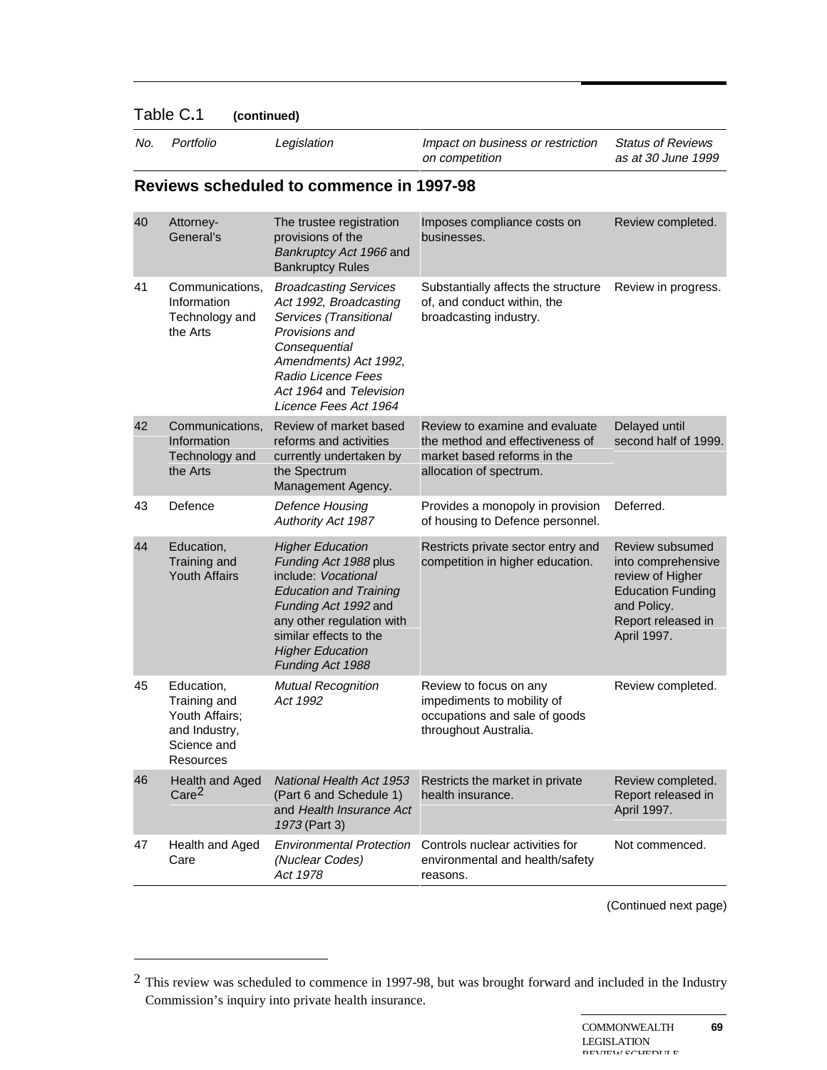Table C.1 **(continued)**

| *No.* | *Portfolio* | *Legislation* | *Impact on business or restriction on competition* | *Status of Reviews as at 30 June 1999* |
|---|---|---|---|---|
| **Reviews scheduled to commence in 1997-98** | | | | |
| 40 | Attorney-General's | The trustee registration provisions of the *Bankruptcy Act 1966* and Bankruptcy Rules | Imposes compliance costs on businesses. | Review completed. |
| 41 | Communications, Information Technology and the Arts | *Broadcasting Services Act 1992*, *Broadcasting Services (Transitional Provisions and Consequential Amendments) Act 1992*, *Radio Licence Fees Act 1964* and *Television Licence Fees Act 1964* | Substantially affects the structure of, and conduct within, the broadcasting industry. | Review in progress. |
| 42 | Communications, Information Technology and the Arts | Review of market based reforms and activities currently undertaken by the Spectrum Management Agency. | Review to examine and evaluate the method and effectiveness of market based reforms in the allocation of spectrum. | Delayed until second half of 1999. |
| 43 | Defence | *Defence Housing Authority Act 1987* | Provides a monopoly in provision of housing to Defence personnel. | Deferred. |
| 44 | Education, Training and Youth Affairs | *Higher Education Funding Act 1988* plus include: *Vocational Education and Training Funding Act 1992* and any other regulation with similar effects to the *Higher Education Funding Act 1988* | Restricts private sector entry and competition in higher education. | Review subsumed into comprehensive review of Higher Education Funding and Policy. Report released in April 1997. |
| 45 | Education, Training and Youth Affairs; and Industry, Science and Resources | *Mutual Recognition Act 1992* | Review to focus on any impediments to mobility of occupations and sale of goods throughout Australia. | Review completed. |
| 46 | Health and Aged Care[2] | *National Health Act 1953* (Part 6 and Schedule 1) and *Health Insurance Act 1973* (Part 3) | Restricts the market in private health insurance. | Review completed. Report released in April 1997. |
| 47 | Health and Aged Care | *Environmental Protection (Nuclear Codes) Act 1978* | Controls nuclear activities for environmental and health/safety reasons. | Not commenced. |

(Continued next page)

---

[2] This review was scheduled to commence in 1997-98, but was brought forward and included in the Industry Commission's inquiry into private health insurance.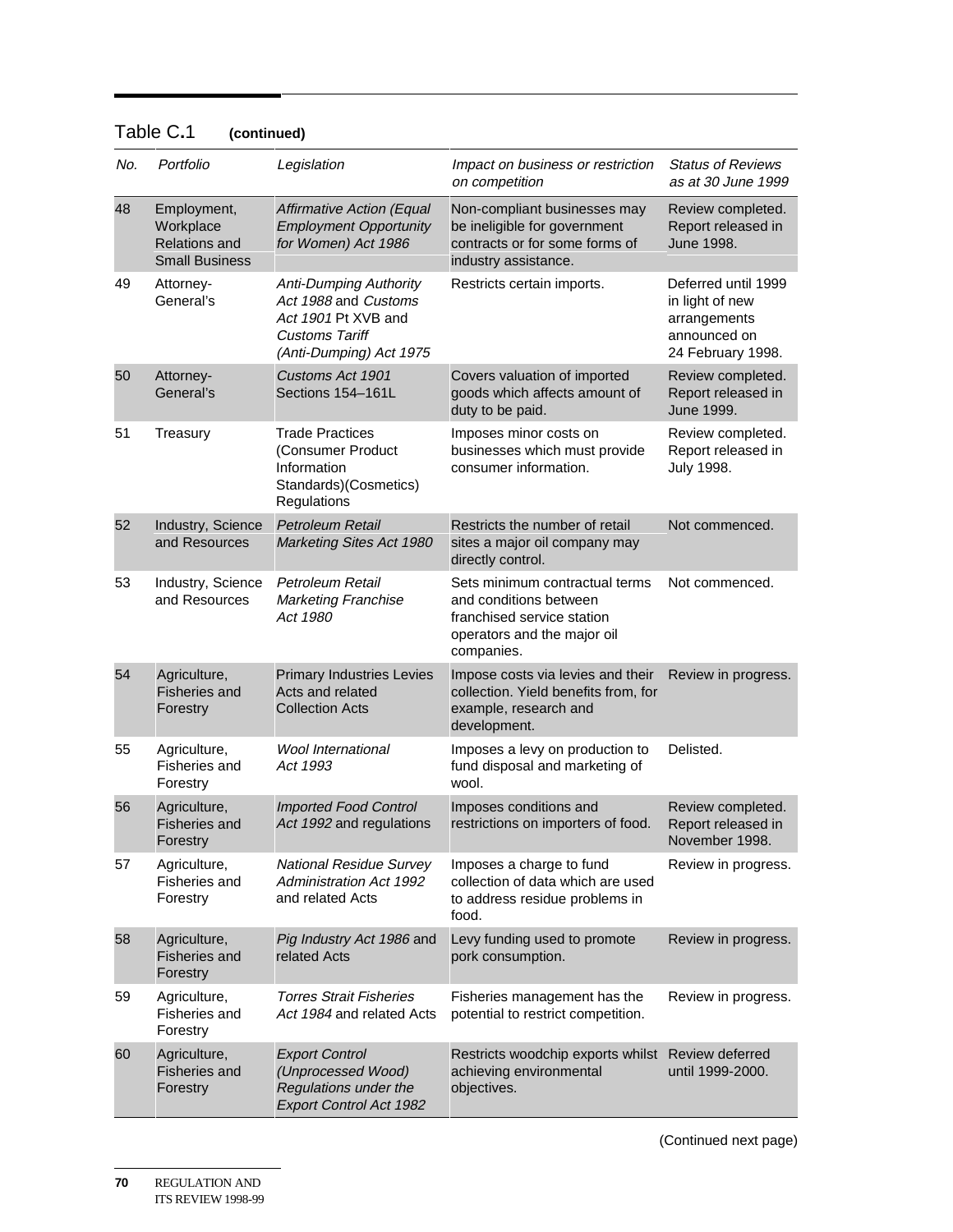Table C.1 **(continued)**

| *No.* | *Portfolio* | *Legislation* | *Impact on business or restriction on competition* | *Status of Reviews as at 30 June 1999* |
|---|---|---|---|---|
| 48 | Employment, Workplace Relations and Small Business | *Affirmative Action (Equal Employment Opportunity for Women) Act 1986* | Non-compliant businesses may be ineligible for government contracts or for some forms of industry assistance. | Review completed. Report released in June 1998. |
| 49 | Attorney-General's | *Anti-Dumping Authority Act 1988* and *Customs Act 1901* Pt XVB and *Customs Tariff (Anti-Dumping) Act 1975* | Restricts certain imports. | Deferred until 1999 in light of new arrangements announced on 24 February 1998. |
| 50 | Attorney-General's | *Customs Act 1901* Sections 154–161L | Covers valuation of imported goods which affects amount of duty to be paid. | Review completed. Report released in June 1999. |
| 51 | Treasury | Trade Practices (Consumer Product Information Standards)(Cosmetics) Regulations | Imposes minor costs on businesses which must provide consumer information. | Review completed. Report released in July 1998. |
| 52 | Industry, Science and Resources | *Petroleum Retail Marketing Sites Act 1980* | Restricts the number of retail sites a major oil company may directly control. | Not commenced. |
| 53 | Industry, Science and Resources | *Petroleum Retail Marketing Franchise Act 1980* | Sets minimum contractual terms and conditions between franchised service station operators and the major oil companies. | Not commenced. |
| 54 | Agriculture, Fisheries and Forestry | Primary Industries Levies Acts and related Collection Acts | Impose costs via levies and their collection. Yield benefits from, for example, research and development. | Review in progress. |
| 55 | Agriculture, Fisheries and Forestry | *Wool International Act 1993* | Imposes a levy on production to fund disposal and marketing of wool. | Delisted. |
| 56 | Agriculture, Fisheries and Forestry | *Imported Food Control Act 1992* and regulations | Imposes conditions and restrictions on importers of food. | Review completed. Report released in November 1998. |
| 57 | Agriculture, Fisheries and Forestry | *National Residue Survey Administration Act 1992* and related Acts | Imposes a charge to fund collection of data which are used to address residue problems in food. | Review in progress. |
| 58 | Agriculture, Fisheries and Forestry | *Pig Industry Act 1986* and related Acts | Levy funding used to promote pork consumption. | Review in progress. |
| 59 | Agriculture, Fisheries and Forestry | *Torres Strait Fisheries Act 1984* and related Acts | Fisheries management has the potential to restrict competition. | Review in progress. |
| 60 | Agriculture, Fisheries and Forestry | *Export Control (Unprocessed Wood) Regulations under the Export Control Act 1982* | Restricts woodchip exports whilst achieving environmental objectives. | Review deferred until 1999-2000. |

(Continued next page)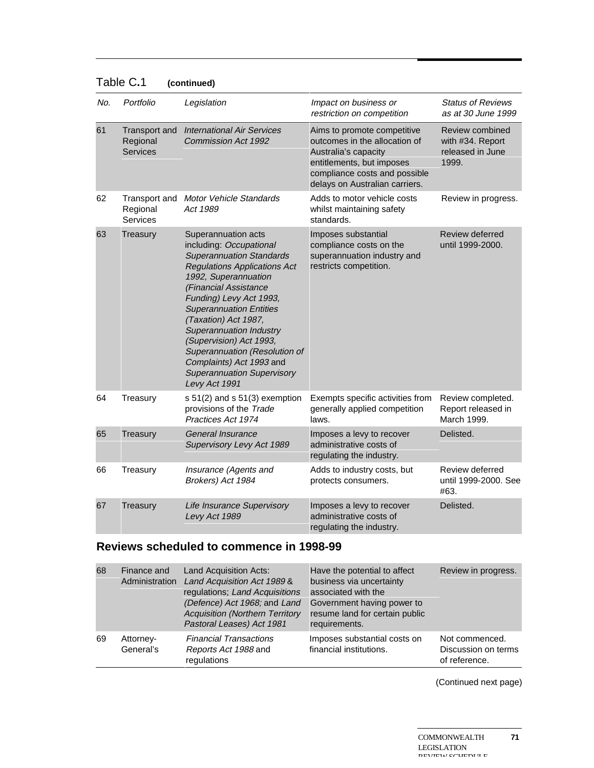Table C.1 **(continued)**

| *No.* | *Portfolio* | *Legislation* | *Impact on business or restriction on competition* | *Status of Reviews as at 30 June 1999* |
|---|---|---|---|---|
| 61 | Transport and Regional Services | *International Air Services Commission Act 1992* | Aims to promote competitive outcomes in the allocation of Australia's capacity entitlements, but imposes compliance costs and possible delays on Australian carriers. | Review combined with #34. Report released in June 1999. |
| 62 | Transport and Regional Services | *Motor Vehicle Standards Act 1989* | Adds to motor vehicle costs whilst maintaining safety standards. | Review in progress. |
| 63 | Treasury | Superannuation acts including: *Occupational Superannuation Standards Regulations Applications Act 1992, Superannuation (Financial Assistance Funding) Levy Act 1993, Superannuation Entities (Taxation) Act 1987, Superannuation Industry (Supervision) Act 1993, Superannuation (Resolution of Complaints) Act 1993* and *Superannuation Supervisory Levy Act 1991* | Imposes substantial compliance costs on the superannuation industry and restricts competition. | Review deferred until 1999-2000. |
| 64 | Treasury | s 51(2) and s 51(3) exemption provisions of the *Trade Practices Act 1974* | Exempts specific activities from generally applied competition laws. | Review completed. Report released in March 1999. |
| 65 | Treasury | *General Insurance Supervisory Levy Act 1989* | Imposes a levy to recover administrative costs of regulating the industry. | Delisted. |
| 66 | Treasury | *Insurance (Agents and Brokers) Act 1984* | Adds to industry costs, but protects consumers. | Review deferred until 1999-2000. See #63. |
| 67 | Treasury | *Life Insurance Supervisory Levy Act 1989* | Imposes a levy to recover administrative costs of regulating the industry. | Delisted. |

## Reviews scheduled to commence in 1998-99

| *No.* | *Portfolio* | *Legislation* | *Impact on business or restriction on competition* | *Status of Reviews as at 30 June 1999* |
|---|---|---|---|---|
| 68 | Finance and Administration | Land Acquisition Acts: *Land Acquisition Act 1989* & regulations; *Land Acquisitions (Defence) Act 1968;* and *Land Acquisition (Northern Territory Pastoral Leases) Act 1981* | Have the potential to affect business via uncertainty associated with the Government having power to resume land for certain public requirements. | Review in progress. |
| 69 | Attorney-General's | *Financial Transactions Reports Act 1988* and regulations | Imposes substantial costs on financial institutions. | Not commenced. Discussion on terms of reference. |

(Continued next page)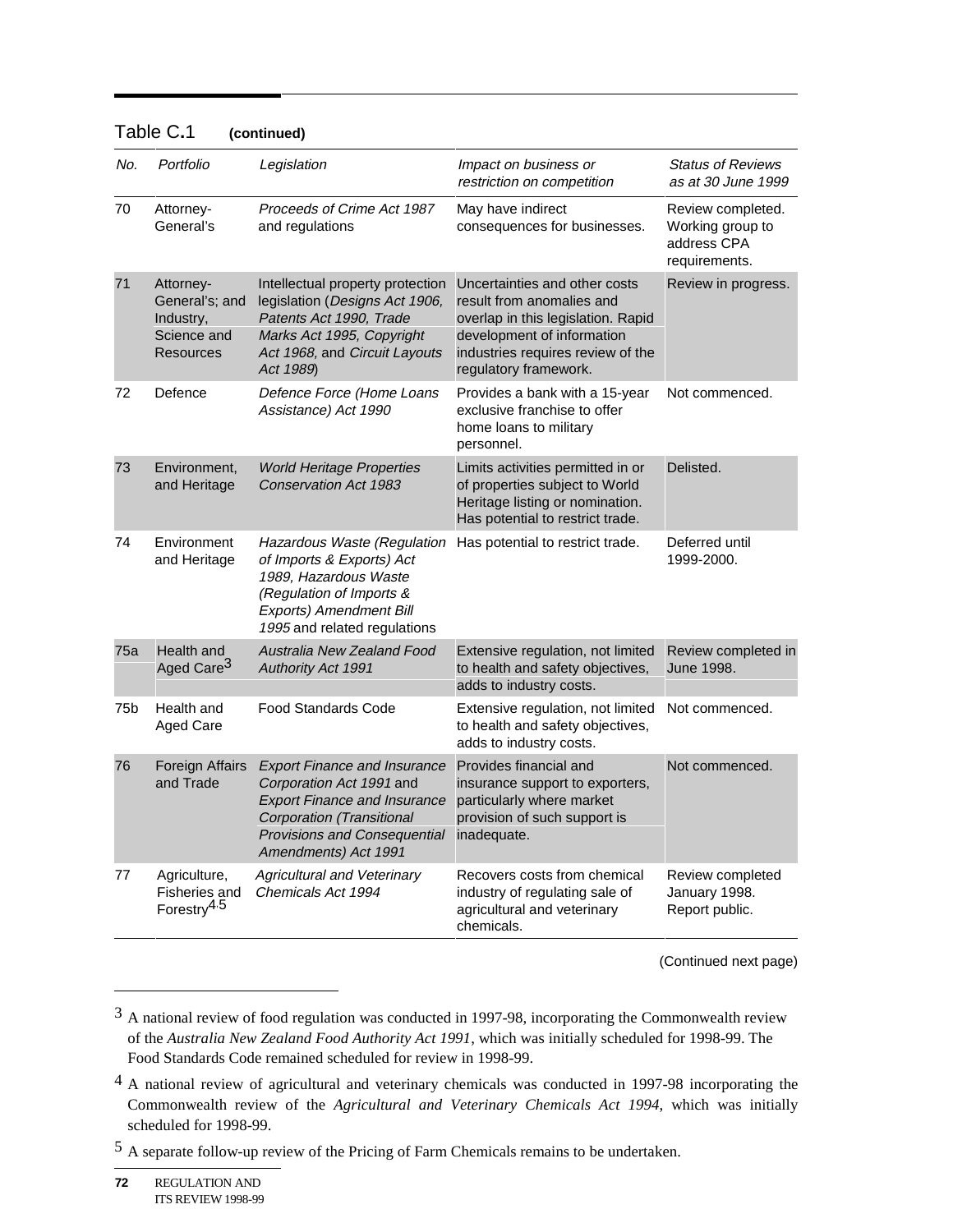Table C.1 **(continued)**

| *No.* | *Portfolio* | *Legislation* | *Impact on business or restriction on competition* | *Status of Reviews as at 30 June 1999* |
|---|---|---|---|---|
| 70 | Attorney-General's | *Proceeds of Crime Act 1987* and regulations | May have indirect consequences for businesses. | Review completed. Working group to address CPA requirements. |
| 71 | Attorney-General's; and Industry, Science and Resources | Intellectual property protection legislation (*Designs Act 1906, Patents Act 1990, Trade Marks Act 1995, Copyright Act 1968,* and *Circuit Layouts Act 1989*) | Uncertainties and other costs result from anomalies and overlap in this legislation. Rapid development of information industries requires review of the regulatory framework. | Review in progress. |
| 72 | Defence | *Defence Force (Home Loans Assistance) Act 1990* | Provides a bank with a 15-year exclusive franchise to offer home loans to military personnel. | Not commenced. |
| 73 | Environment, and Heritage | *World Heritage Properties Conservation Act 1983* | Limits activities permitted in or of properties subject to World Heritage listing or nomination. Has potential to restrict trade. | Delisted. |
| 74 | Environment and Heritage | *Hazardous Waste (Regulation of Imports & Exports) Act 1989, Hazardous Waste (Regulation of Imports & Exports) Amendment Bill 1995* and related regulations | Has potential to restrict trade. | Deferred until 1999-2000. |
| 75a | Health and Aged Care[3] | *Australia New Zealand Food Authority Act 1991* | Extensive regulation, not limited to health and safety objectives, adds to industry costs. | Review completed in June 1998. |
| 75b | Health and Aged Care | Food Standards Code | Extensive regulation, not limited to health and safety objectives, adds to industry costs. | Not commenced. |
| 76 | Foreign Affairs and Trade | *Export Finance and Insurance Corporation Act 1991* and *Export Finance and Insurance Corporation (Transitional Provisions and Consequential Amendments) Act 1991* | Provides financial and insurance support to exporters, particularly where market provision of such support is inadequate. | Not commenced. |
| 77 | Agriculture, Fisheries and Forestry[4,5] | *Agricultural and Veterinary Chemicals Act 1994* | Recovers costs from chemical industry of regulating sale of agricultural and veterinary chemicals. | Review completed January 1998. Report public. |

(Continued next page)

[3] A national review of food regulation was conducted in 1997-98, incorporating the Commonwealth review of the *Australia New Zealand Food Authority Act 1991*, which was initially scheduled for 1998-99. The Food Standards Code remained scheduled for review in 1998-99.

[4] A national review of agricultural and veterinary chemicals was conducted in 1997-98 incorporating the Commonwealth review of the *Agricultural and Veterinary Chemicals Act 1994*, which was initially scheduled for 1998-99.

[5] A separate follow-up review of the Pricing of Farm Chemicals remains to be undertaken.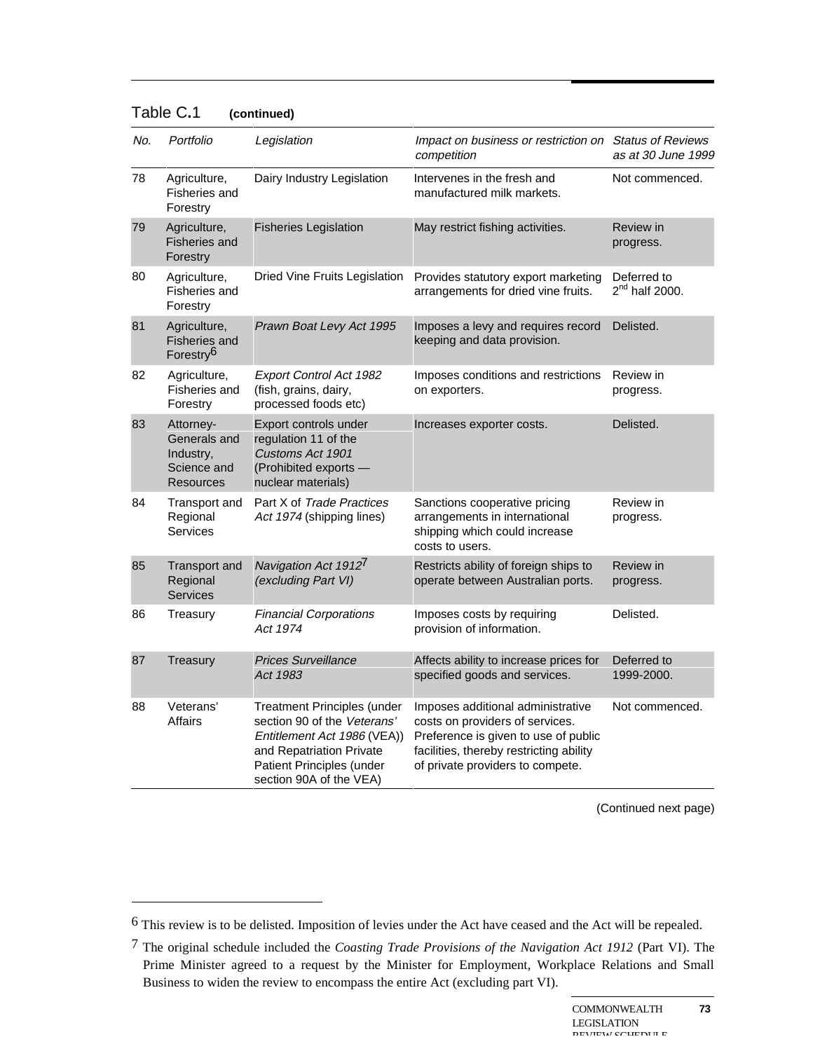Table C.1 **(continued)**

| *No.* | *Portfolio* | *Legislation* | *Impact on business or restriction on competition* | *Status of Reviews as at 30 June 1999* |
|---|---|---|---|---|
| 78 | Agriculture, Fisheries and Forestry | Dairy Industry Legislation | Intervenes in the fresh and manufactured milk markets. | Not commenced. |
| 79 | Agriculture, Fisheries and Forestry | Fisheries Legislation | May restrict fishing activities. | Review in progress. |
| 80 | Agriculture, Fisheries and Forestry | Dried Vine Fruits Legislation | Provides statutory export marketing arrangements for dried vine fruits. | Deferred to 2nd half 2000. |
| 81 | Agriculture, Fisheries and Forestry[6] | *Prawn Boat Levy Act 1995* | Imposes a levy and requires record keeping and data provision. | Delisted. |
| 82 | Agriculture, Fisheries and Forestry | *Export Control Act 1982* (fish, grains, dairy, processed foods etc) | Imposes conditions and restrictions on exporters. | Review in progress. |
| 83 | Attorney-Generals and Industry, Science and Resources | Export controls under regulation 11 of the *Customs Act 1901* (Prohibited exports — nuclear materials) | Increases exporter costs. | Delisted. |
| 84 | Transport and Regional Services | Part X of *Trade Practices Act 1974* (shipping lines) | Sanctions cooperative pricing arrangements in international shipping which could increase costs to users. | Review in progress. |
| 85 | Transport and Regional Services | *Navigation Act 1912*[7] *(excluding Part VI)* | Restricts ability of foreign ships to operate between Australian ports. | Review in progress. |
| 86 | Treasury | *Financial Corporations Act 1974* | Imposes costs by requiring provision of information. | Delisted. |
| 87 | Treasury | *Prices Surveillance Act 1983* | Affects ability to increase prices for specified goods and services. | Deferred to 1999-2000. |
| 88 | Veterans' Affairs | Treatment Principles (under section 90 of the *Veterans' Entitlement Act 1986* (VEA)) and Repatriation Private Patient Principles (under section 90A of the VEA) | Imposes additional administrative costs on providers of services. Preference is given to use of public facilities, thereby restricting ability of private providers to compete. | Not commenced. |

(Continued next page)

[6] This review is to be delisted. Imposition of levies under the Act have ceased and the Act will be repealed.

[7] The original schedule included the *Coasting Trade Provisions of the Navigation Act 1912* (Part VI). The Prime Minister agreed to a request by the Minister for Employment, Workplace Relations and Small Business to widen the review to encompass the entire Act (excluding part VI).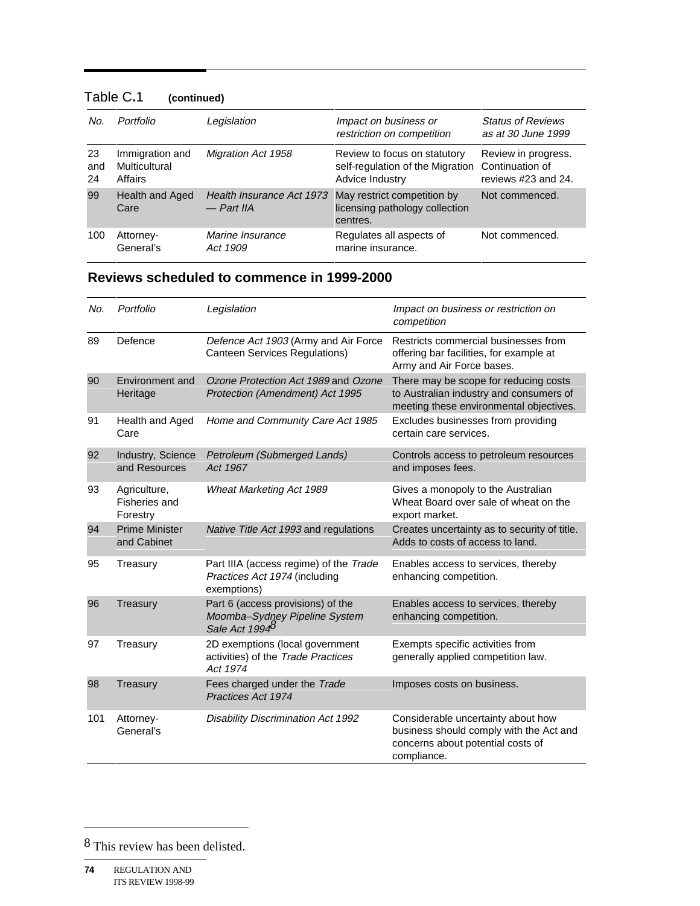Table C.1 **(continued)**

| *No.* | *Portfolio* | *Legislation* | *Impact on business or restriction on competition* | *Status of Reviews as at 30 June 1999* |
|---|---|---|---|---|
| 23 and 24 | Immigration and Multicultural Affairs | *Migration Act 1958* | Review to focus on statutory self-regulation of the Migration Advice Industry | Review in progress. Continuation of reviews #23 and 24. |
| 99 | Health and Aged Care | *Health Insurance Act 1973 — Part IIA* | May restrict competition by licensing pathology collection centres. | Not commenced. |
| 100 | Attorney-General's | *Marine Insurance Act 1909* | Regulates all aspects of marine insurance. | Not commenced. |

## Reviews scheduled to commence in 1999-2000

| *No.* | *Portfolio* | *Legislation* | *Impact on business or restriction on competition* |
|---|---|---|---|
| 89 | Defence | *Defence Act 1903* (Army and Air Force Canteen Services Regulations) | Restricts commercial businesses from offering bar facilities, for example at Army and Air Force bases. |
| 90 | Environment and Heritage | *Ozone Protection Act 1989* and *Ozone Protection (Amendment) Act 1995* | There may be scope for reducing costs to Australian industry and consumers of meeting these environmental objectives. |
| 91 | Health and Aged Care | *Home and Community Care Act 1985* | Excludes businesses from providing certain care services. |
| 92 | Industry, Science and Resources | *Petroleum (Submerged Lands) Act 1967* | Controls access to petroleum resources and imposes fees. |
| 93 | Agriculture, Fisheries and Forestry | *Wheat Marketing Act 1989* | Gives a monopoly to the Australian Wheat Board over sale of wheat on the export market. |
| 94 | Prime Minister and Cabinet | *Native Title Act 1993* and regulations | Creates uncertainty as to security of title. Adds to costs of access to land. |
| 95 | Treasury | Part IIIA (access regime) of the *Trade Practices Act 1974* (including exemptions) | Enables access to services, thereby enhancing competition. |
| 96 | Treasury | Part 6 (access provisions) of the *Moomba–Sydney Pipeline System Sale Act 1994*[8] | Enables access to services, thereby enhancing competition. |
| 97 | Treasury | 2D exemptions (local government activities) of the *Trade Practices Act 1974* | Exempts specific activities from generally applied competition law. |
| 98 | Treasury | Fees charged under the *Trade Practices Act 1974* | Imposes costs on business. |
| 101 | Attorney-General's | *Disability Discrimination Act 1992* | Considerable uncertainty about how business should comply with the Act and concerns about potential costs of compliance. |

[8] This review has been delisted.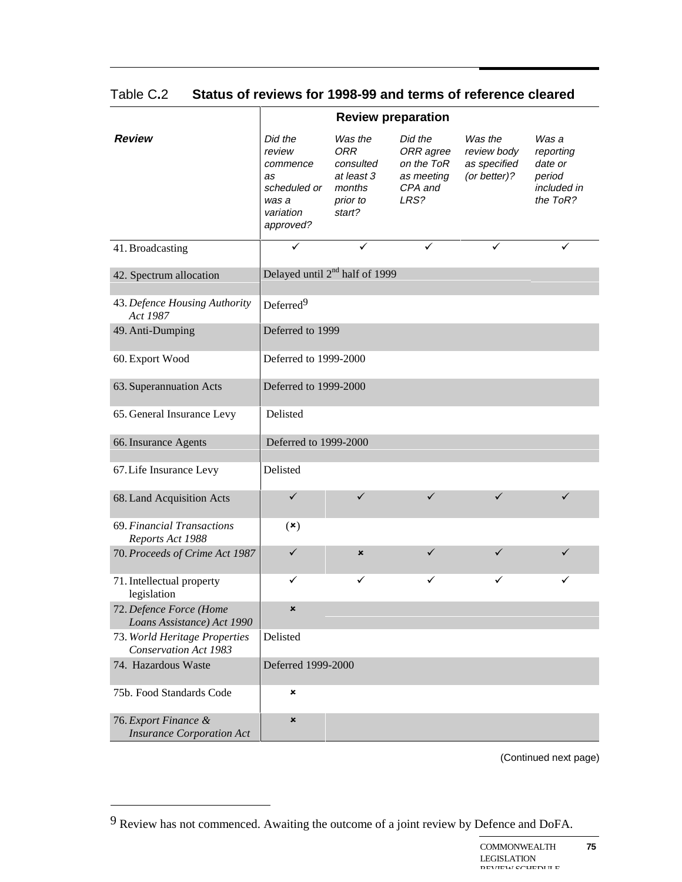Table C.2 **Status of reviews for 1998-99 and terms of reference cleared**

| Review | Review preparation | | | | |
|---|---|---|---|---|---|
| | *Did the review commence as scheduled or was a variation approved?* | *Was the ORR consulted at least 3 months prior to start?* | *Did the ORR agree on the ToR as meeting CPA and LRS?* | *Was the review body as specified (or better)?* | *Was a reporting date or period included in the ToR?* |
| 41. Broadcasting | ✓ | ✓ | ✓ | ✓ | ✓ |
| 42. Spectrum allocation | Delayed until 2nd half of 1999 | | | | |
| 43. *Defence Housing Authority Act 1987* | Deferred[9] | | | | |
| 49. Anti-Dumping | Deferred to 1999 | | | | |
| 60. Export Wood | Deferred to 1999-2000 | | | | |
| 63. Superannuation Acts | Deferred to 1999-2000 | | | | |
| 65. General Insurance Levy | Delisted | | | | |
| 66. Insurance Agents | Deferred to 1999-2000 | | | | |
| 67. Life Insurance Levy | Delisted | | | | |
| 68. Land Acquisition Acts | ✓ | ✓ | ✓ | ✓ | ✓ |
| 69. *Financial Transactions Reports Act 1988* | (✗) | | | | |
| 70. *Proceeds of Crime Act 1987* | ✓ | ✗ | ✓ | ✓ | ✓ |
| 71. Intellectual property legislation | ✓ | ✓ | ✓ | ✓ | ✓ |
| 72. *Defence Force (Home Loans Assistance) Act 1990* | ✗ | | | | |
| 73. *World Heritage Properties Conservation Act 1983* | Delisted | | | | |
| 74. Hazardous Waste | Deferred 1999-2000 | | | | |
| 75b. Food Standards Code | ✗ | | | | |
| 76. *Export Finance & Insurance Corporation Act* | ✗ | | | | |

(Continued next page)

[9] Review has not commenced. Awaiting the outcome of a joint review by Defence and DoFA.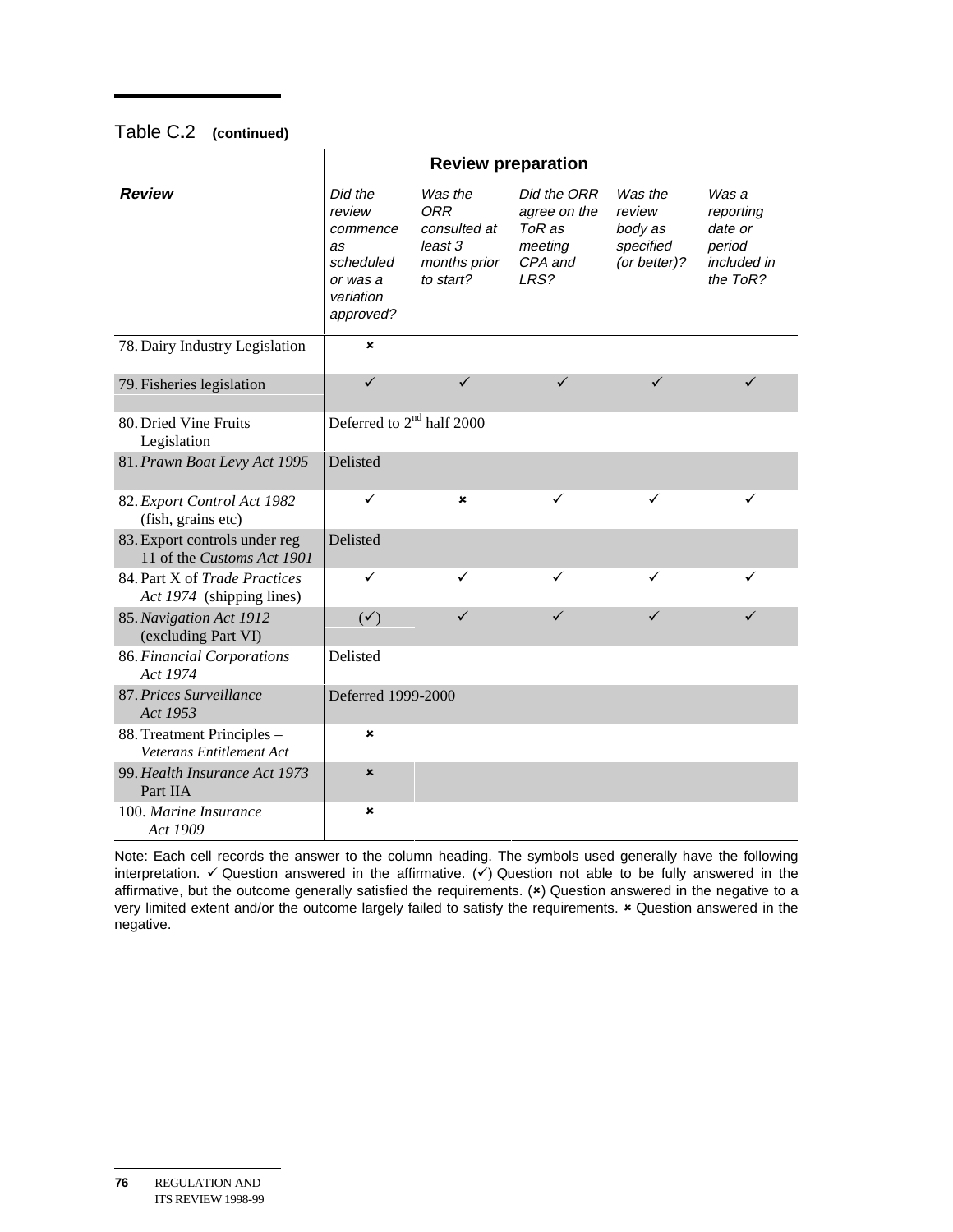Table C.2 **(continued)**

| *Review* | Review preparation | | | | |
|---|---|---|---|---|---|
| | *Did the review commence as scheduled or was a variation approved?* | *Was the ORR consulted at least 3 months prior to start?* | *Did the ORR agree on the ToR as meeting CPA and LRS?* | *Was the review body as specified (or better)?* | *Was a reporting date or period included in the ToR?* |
| 78. Dairy Industry Legislation | ✗ | | | | |
| 79. Fisheries legislation | ✓ | ✓ | ✓ | ✓ | ✓ |
| 80. Dried Vine Fruits Legislation | Deferred to 2nd half 2000 | | | | |
| 81. *Prawn Boat Levy Act 1995* | Delisted | | | | |
| 82. *Export Control Act 1982* (fish, grains etc) | ✓ | ✗ | ✓ | ✓ | ✓ |
| 83. Export controls under reg 11 of the *Customs Act 1901* | Delisted | | | | |
| 84. Part X of *Trade Practices Act 1974* (shipping lines) | ✓ | ✓ | ✓ | ✓ | ✓ |
| 85. *Navigation Act 1912* (excluding Part VI) | (✓) | ✓ | ✓ | ✓ | ✓ |
| 86. *Financial Corporations Act 1974* | Delisted | | | | |
| 87. *Prices Surveillance Act 1953* | Deferred 1999-2000 | | | | |
| 88. Treatment Principles – *Veterans Entitlement Act* | ✗ | | | | |
| 99. *Health Insurance Act 1973* Part IIA | ✗ | | | | |
| 100. *Marine Insurance Act 1909* | ✗ | | | | |

Note: Each cell records the answer to the column heading. The symbols used generally have the following interpretation. ✓ Question answered in the affirmative. (✓) Question not able to be fully answered in the affirmative, but the outcome generally satisfied the requirements. (✗) Question answered in the negative to a very limited extent and/or the outcome largely failed to satisfy the requirements. ✗ Question answered in the negative.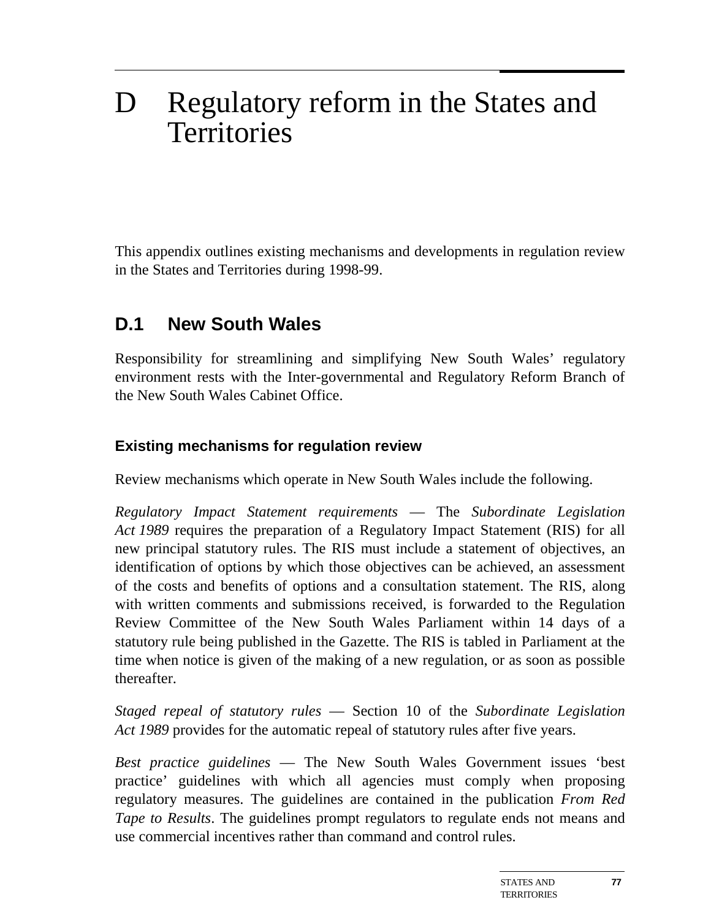# D Regulatory reform in the States and Territories

This appendix outlines existing mechanisms and developments in regulation review in the States and Territories during 1998-99.

## D.1 New South Wales

Responsibility for streamlining and simplifying New South Wales' regulatory environment rests with the Inter-governmental and Regulatory Reform Branch of the New South Wales Cabinet Office.

### Existing mechanisms for regulation review

Review mechanisms which operate in New South Wales include the following.

*Regulatory Impact Statement requirements* — The *Subordinate Legislation Act 1989* requires the preparation of a Regulatory Impact Statement (RIS) for all new principal statutory rules. The RIS must include a statement of objectives, an identification of options by which those objectives can be achieved, an assessment of the costs and benefits of options and a consultation statement. The RIS, along with written comments and submissions received, is forwarded to the Regulation Review Committee of the New South Wales Parliament within 14 days of a statutory rule being published in the Gazette. The RIS is tabled in Parliament at the time when notice is given of the making of a new regulation, or as soon as possible thereafter.

*Staged repeal of statutory rules* — Section 10 of the *Subordinate Legislation Act 1989* provides for the automatic repeal of statutory rules after five years.

*Best practice guidelines* — The New South Wales Government issues 'best practice' guidelines with which all agencies must comply when proposing regulatory measures. The guidelines are contained in the publication *From Red Tape to Results*. The guidelines prompt regulators to regulate ends not means and use commercial incentives rather than command and control rules.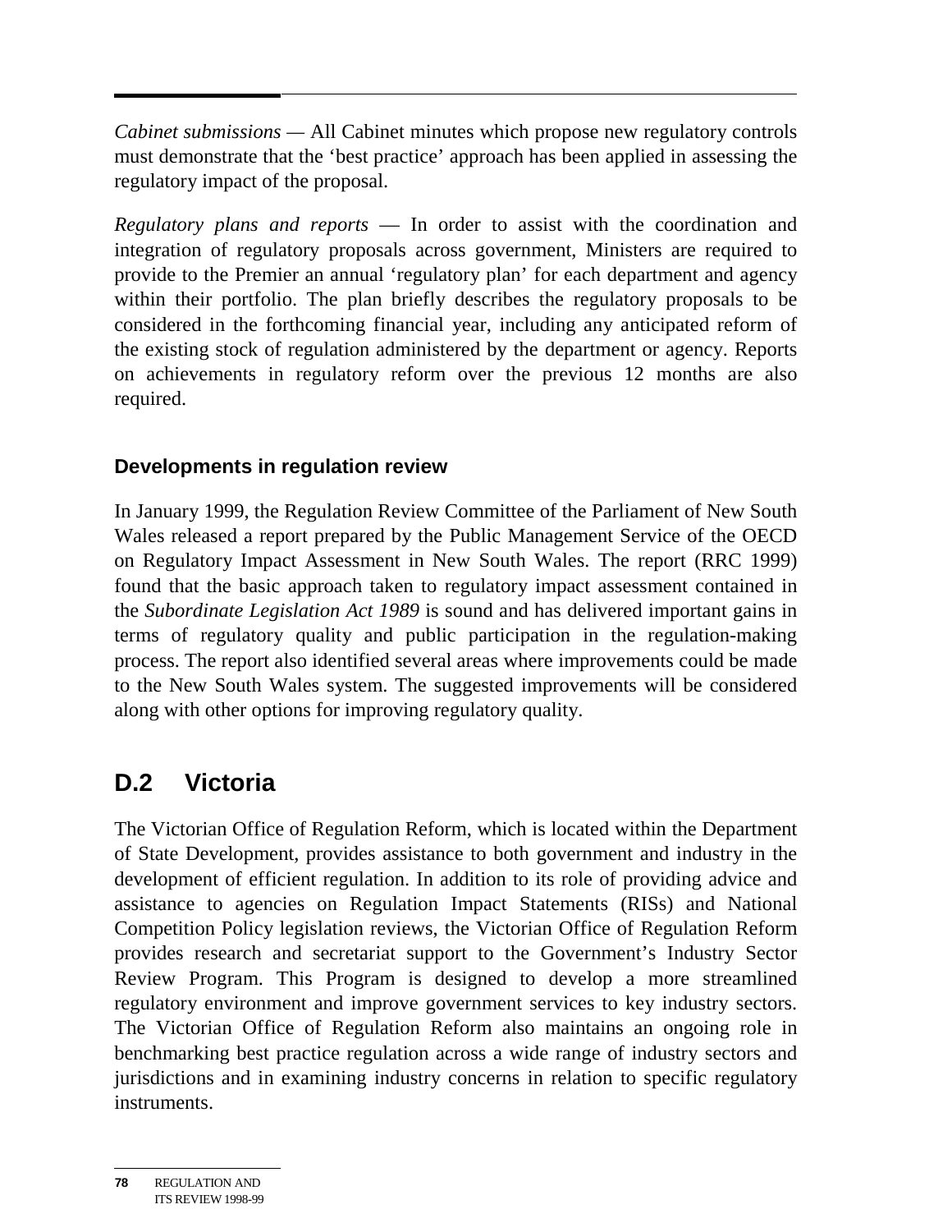*Cabinet submissions* — All Cabinet minutes which propose new regulatory controls must demonstrate that the 'best practice' approach has been applied in assessing the regulatory impact of the proposal.

*Regulatory plans and reports* — In order to assist with the coordination and integration of regulatory proposals across government, Ministers are required to provide to the Premier an annual 'regulatory plan' for each department and agency within their portfolio. The plan briefly describes the regulatory proposals to be considered in the forthcoming financial year, including any anticipated reform of the existing stock of regulation administered by the department or agency. Reports on achievements in regulatory reform over the previous 12 months are also required.

### Developments in regulation review

In January 1999, the Regulation Review Committee of the Parliament of New South Wales released a report prepared by the Public Management Service of the OECD on Regulatory Impact Assessment in New South Wales. The report (RRC 1999) found that the basic approach taken to regulatory impact assessment contained in the *Subordinate Legislation Act 1989* is sound and has delivered important gains in terms of regulatory quality and public participation in the regulation-making process. The report also identified several areas where improvements could be made to the New South Wales system. The suggested improvements will be considered along with other options for improving regulatory quality.

## D.2 Victoria

The Victorian Office of Regulation Reform, which is located within the Department of State Development, provides assistance to both government and industry in the development of efficient regulation. In addition to its role of providing advice and assistance to agencies on Regulation Impact Statements (RISs) and National Competition Policy legislation reviews, the Victorian Office of Regulation Reform provides research and secretariat support to the Government's Industry Sector Review Program. This Program is designed to develop a more streamlined regulatory environment and improve government services to key industry sectors. The Victorian Office of Regulation Reform also maintains an ongoing role in benchmarking best practice regulation across a wide range of industry sectors and jurisdictions and in examining industry concerns in relation to specific regulatory instruments.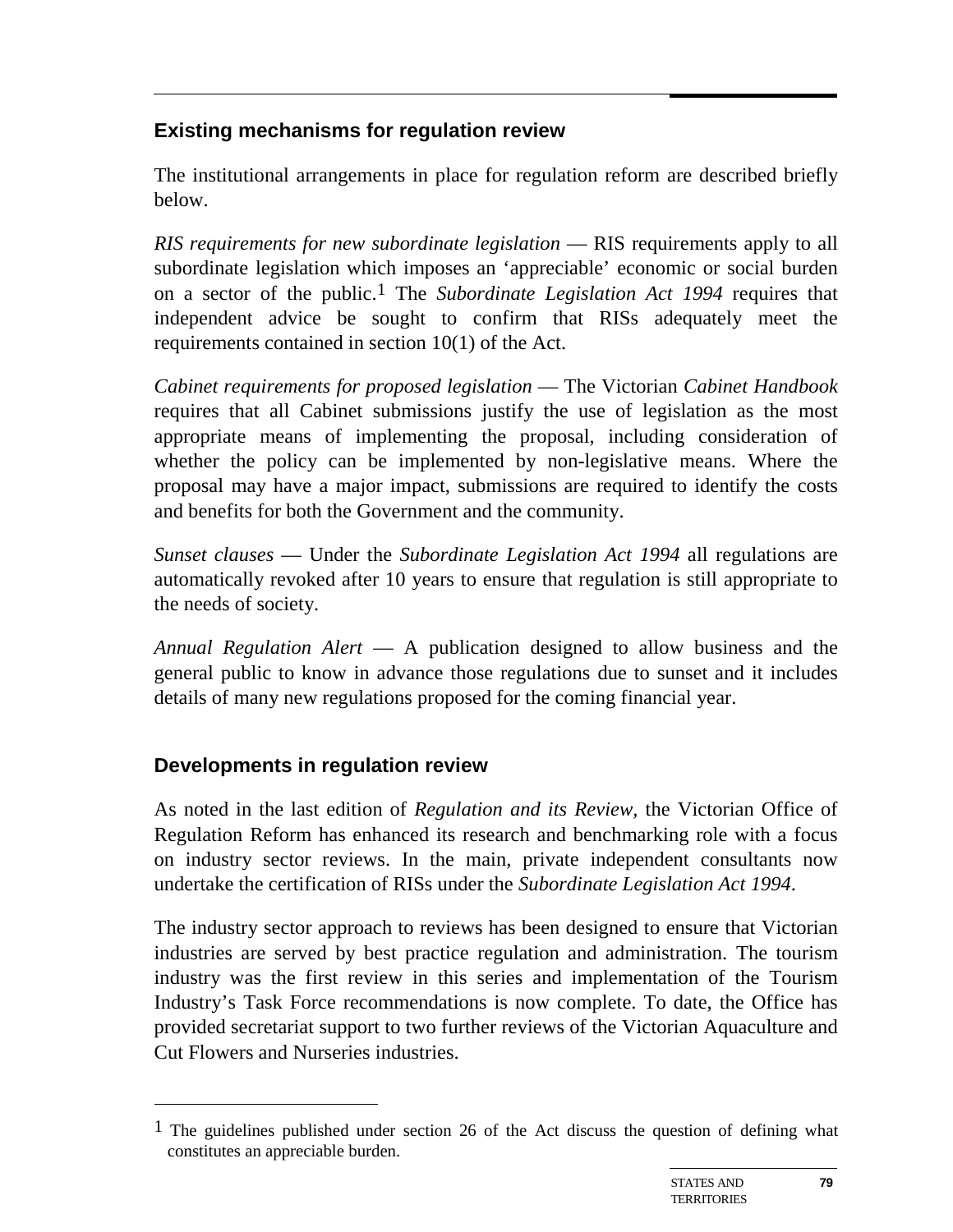## Existing mechanisms for regulation review

The institutional arrangements in place for regulation reform are described briefly below.

*RIS requirements for new subordinate legislation* — RIS requirements apply to all subordinate legislation which imposes an 'appreciable' economic or social burden on a sector of the public.[1] The *Subordinate Legislation Act 1994* requires that independent advice be sought to confirm that RISs adequately meet the requirements contained in section 10(1) of the Act.

*Cabinet requirements for proposed legislation* — The Victorian *Cabinet Handbook* requires that all Cabinet submissions justify the use of legislation as the most appropriate means of implementing the proposal, including consideration of whether the policy can be implemented by non-legislative means. Where the proposal may have a major impact, submissions are required to identify the costs and benefits for both the Government and the community.

*Sunset clauses* — Under the *Subordinate Legislation Act 1994* all regulations are automatically revoked after 10 years to ensure that regulation is still appropriate to the needs of society.

*Annual Regulation Alert* — A publication designed to allow business and the general public to know in advance those regulations due to sunset and it includes details of many new regulations proposed for the coming financial year.

## Developments in regulation review

As noted in the last edition of *Regulation and its Review*, the Victorian Office of Regulation Reform has enhanced its research and benchmarking role with a focus on industry sector reviews. In the main, private independent consultants now undertake the certification of RISs under the *Subordinate Legislation Act 1994*.

The industry sector approach to reviews has been designed to ensure that Victorian industries are served by best practice regulation and administration. The tourism industry was the first review in this series and implementation of the Tourism Industry's Task Force recommendations is now complete. To date, the Office has provided secretariat support to two further reviews of the Victorian Aquaculture and Cut Flowers and Nurseries industries.

---

[1] The guidelines published under section 26 of the Act discuss the question of defining what constitutes an appreciable burden.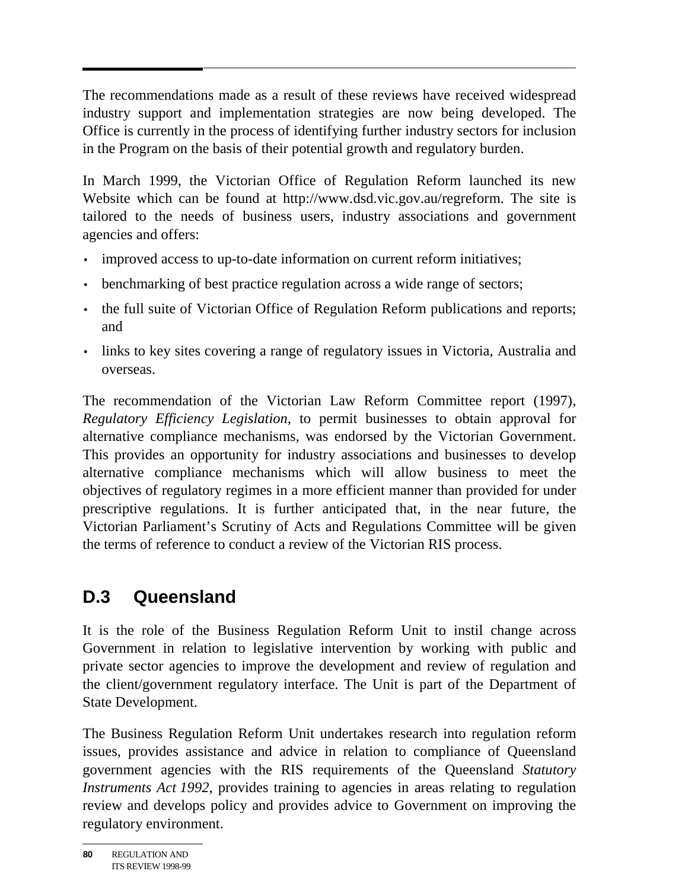The recommendations made as a result of these reviews have received widespread industry support and implementation strategies are now being developed. The Office is currently in the process of identifying further industry sectors for inclusion in the Program on the basis of their potential growth and regulatory burden.

In March 1999, the Victorian Office of Regulation Reform launched its new Website which can be found at http://www.dsd.vic.gov.au/regreform. The site is tailored to the needs of business users, industry associations and government agencies and offers:

- improved access to up-to-date information on current reform initiatives;
- benchmarking of best practice regulation across a wide range of sectors;
- the full suite of Victorian Office of Regulation Reform publications and reports; and
- links to key sites covering a range of regulatory issues in Victoria, Australia and overseas.

The recommendation of the Victorian Law Reform Committee report (1997), *Regulatory Efficiency Legislation*, to permit businesses to obtain approval for alternative compliance mechanisms, was endorsed by the Victorian Government. This provides an opportunity for industry associations and businesses to develop alternative compliance mechanisms which will allow business to meet the objectives of regulatory regimes in a more efficient manner than provided for under prescriptive regulations. It is further anticipated that, in the near future, the Victorian Parliament's Scrutiny of Acts and Regulations Committee will be given the terms of reference to conduct a review of the Victorian RIS process.

## D.3 Queensland

It is the role of the Business Regulation Reform Unit to instil change across Government in relation to legislative intervention by working with public and private sector agencies to improve the development and review of regulation and the client/government regulatory interface. The Unit is part of the Department of State Development.

The Business Regulation Reform Unit undertakes research into regulation reform issues, provides assistance and advice in relation to compliance of Queensland government agencies with the RIS requirements of the Queensland *Statutory Instruments Act 1992*, provides training to agencies in areas relating to regulation review and develops policy and provides advice to Government on improving the regulatory environment.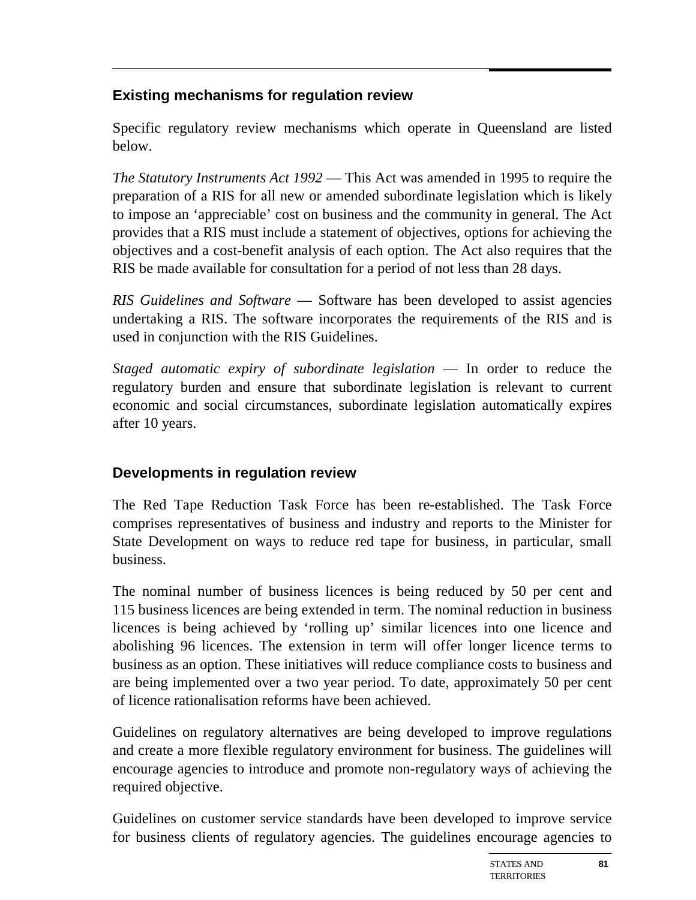### Existing mechanisms for regulation review

Specific regulatory review mechanisms which operate in Queensland are listed below.

*The Statutory Instruments Act 1992* — This Act was amended in 1995 to require the preparation of a RIS for all new or amended subordinate legislation which is likely to impose an 'appreciable' cost on business and the community in general. The Act provides that a RIS must include a statement of objectives, options for achieving the objectives and a cost-benefit analysis of each option. The Act also requires that the RIS be made available for consultation for a period of not less than 28 days.

*RIS Guidelines and Software* — Software has been developed to assist agencies undertaking a RIS. The software incorporates the requirements of the RIS and is used in conjunction with the RIS Guidelines.

*Staged automatic expiry of subordinate legislation* — In order to reduce the regulatory burden and ensure that subordinate legislation is relevant to current economic and social circumstances, subordinate legislation automatically expires after 10 years.

### Developments in regulation review

The Red Tape Reduction Task Force has been re-established. The Task Force comprises representatives of business and industry and reports to the Minister for State Development on ways to reduce red tape for business, in particular, small business.

The nominal number of business licences is being reduced by 50 per cent and 115 business licences are being extended in term. The nominal reduction in business licences is being achieved by 'rolling up' similar licences into one licence and abolishing 96 licences. The extension in term will offer longer licence terms to business as an option. These initiatives will reduce compliance costs to business and are being implemented over a two year period. To date, approximately 50 per cent of licence rationalisation reforms have been achieved.

Guidelines on regulatory alternatives are being developed to improve regulations and create a more flexible regulatory environment for business. The guidelines will encourage agencies to introduce and promote non-regulatory ways of achieving the required objective.

Guidelines on customer service standards have been developed to improve service for business clients of regulatory agencies. The guidelines encourage agencies to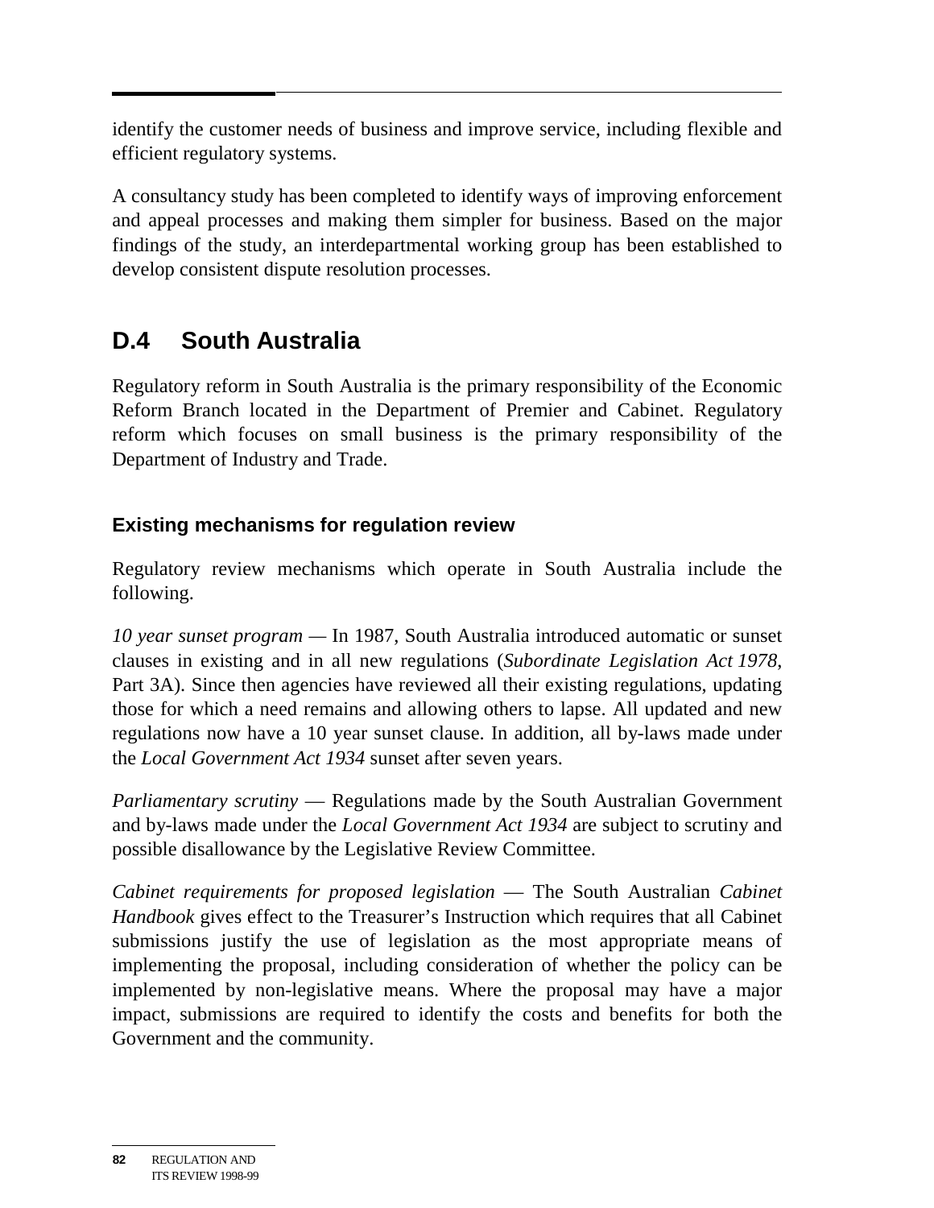identify the customer needs of business and improve service, including flexible and efficient regulatory systems.

A consultancy study has been completed to identify ways of improving enforcement and appeal processes and making them simpler for business. Based on the major findings of the study, an interdepartmental working group has been established to develop consistent dispute resolution processes.

## D.4 South Australia

Regulatory reform in South Australia is the primary responsibility of the Economic Reform Branch located in the Department of Premier and Cabinet. Regulatory reform which focuses on small business is the primary responsibility of the Department of Industry and Trade.

### Existing mechanisms for regulation review

Regulatory review mechanisms which operate in South Australia include the following.

*10 year sunset program* — In 1987, South Australia introduced automatic or sunset clauses in existing and in all new regulations (*Subordinate Legislation Act 1978*, Part 3A). Since then agencies have reviewed all their existing regulations, updating those for which a need remains and allowing others to lapse. All updated and new regulations now have a 10 year sunset clause. In addition, all by-laws made under the *Local Government Act 1934* sunset after seven years.

*Parliamentary scrutiny* — Regulations made by the South Australian Government and by-laws made under the *Local Government Act 1934* are subject to scrutiny and possible disallowance by the Legislative Review Committee.

*Cabinet requirements for proposed legislation* — The South Australian *Cabinet Handbook* gives effect to the Treasurer's Instruction which requires that all Cabinet submissions justify the use of legislation as the most appropriate means of implementing the proposal, including consideration of whether the policy can be implemented by non-legislative means. Where the proposal may have a major impact, submissions are required to identify the costs and benefits for both the Government and the community.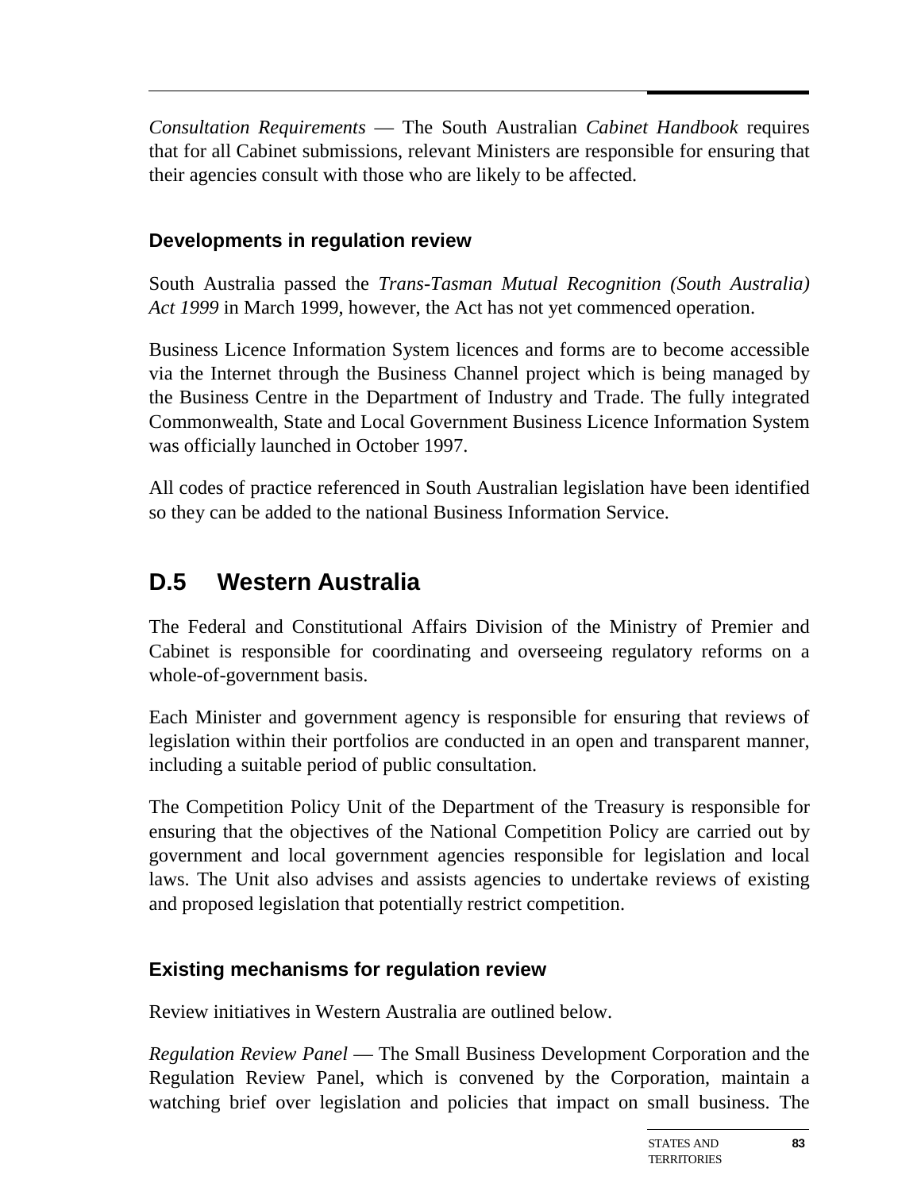*Consultation Requirements* — The South Australian *Cabinet Handbook* requires that for all Cabinet submissions, relevant Ministers are responsible for ensuring that their agencies consult with those who are likely to be affected.

### Developments in regulation review

South Australia passed the *Trans-Tasman Mutual Recognition (South Australia) Act 1999* in March 1999, however, the Act has not yet commenced operation.

Business Licence Information System licences and forms are to become accessible via the Internet through the Business Channel project which is being managed by the Business Centre in the Department of Industry and Trade. The fully integrated Commonwealth, State and Local Government Business Licence Information System was officially launched in October 1997.

All codes of practice referenced in South Australian legislation have been identified so they can be added to the national Business Information Service.

## D.5 Western Australia

The Federal and Constitutional Affairs Division of the Ministry of Premier and Cabinet is responsible for coordinating and overseeing regulatory reforms on a whole-of-government basis.

Each Minister and government agency is responsible for ensuring that reviews of legislation within their portfolios are conducted in an open and transparent manner, including a suitable period of public consultation.

The Competition Policy Unit of the Department of the Treasury is responsible for ensuring that the objectives of the National Competition Policy are carried out by government and local government agencies responsible for legislation and local laws. The Unit also advises and assists agencies to undertake reviews of existing and proposed legislation that potentially restrict competition.

### Existing mechanisms for regulation review

Review initiatives in Western Australia are outlined below.

*Regulation Review Panel* — The Small Business Development Corporation and the Regulation Review Panel, which is convened by the Corporation, maintain a watching brief over legislation and policies that impact on small business. The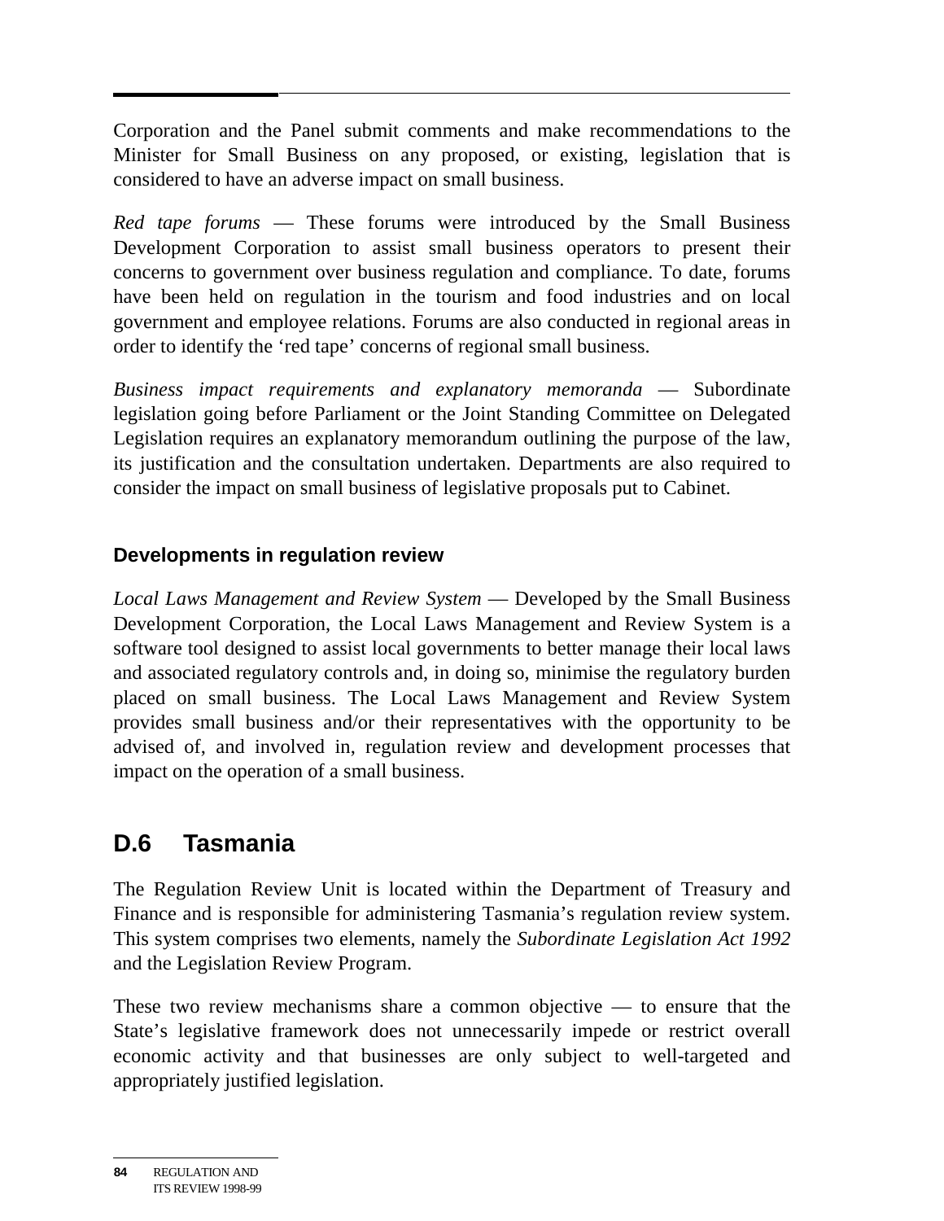Corporation and the Panel submit comments and make recommendations to the Minister for Small Business on any proposed, or existing, legislation that is considered to have an adverse impact on small business.

*Red tape forums* — These forums were introduced by the Small Business Development Corporation to assist small business operators to present their concerns to government over business regulation and compliance. To date, forums have been held on regulation in the tourism and food industries and on local government and employee relations. Forums are also conducted in regional areas in order to identify the 'red tape' concerns of regional small business.

*Business impact requirements and explanatory memoranda* — Subordinate legislation going before Parliament or the Joint Standing Committee on Delegated Legislation requires an explanatory memorandum outlining the purpose of the law, its justification and the consultation undertaken. Departments are also required to consider the impact on small business of legislative proposals put to Cabinet.

### Developments in regulation review

*Local Laws Management and Review System* — Developed by the Small Business Development Corporation, the Local Laws Management and Review System is a software tool designed to assist local governments to better manage their local laws and associated regulatory controls and, in doing so, minimise the regulatory burden placed on small business. The Local Laws Management and Review System provides small business and/or their representatives with the opportunity to be advised of, and involved in, regulation review and development processes that impact on the operation of a small business.

## D.6 Tasmania

The Regulation Review Unit is located within the Department of Treasury and Finance and is responsible for administering Tasmania's regulation review system. This system comprises two elements, namely the *Subordinate Legislation Act 1992* and the Legislation Review Program.

These two review mechanisms share a common objective — to ensure that the State's legislative framework does not unnecessarily impede or restrict overall economic activity and that businesses are only subject to well-targeted and appropriately justified legislation.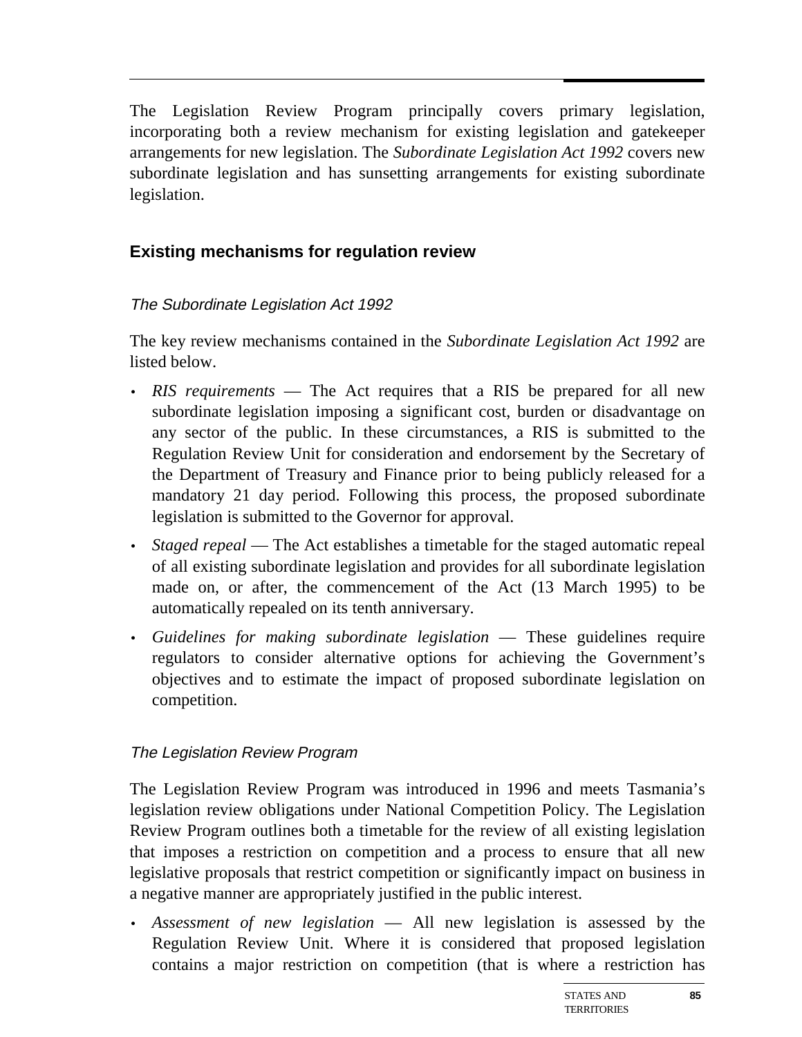The Legislation Review Program principally covers primary legislation, incorporating both a review mechanism for existing legislation and gatekeeper arrangements for new legislation. The *Subordinate Legislation Act 1992* covers new subordinate legislation and has sunsetting arrangements for existing subordinate legislation.

## Existing mechanisms for regulation review

### *The Subordinate Legislation Act 1992*

The key review mechanisms contained in the *Subordinate Legislation Act 1992* are listed below.

- *RIS requirements* — The Act requires that a RIS be prepared for all new subordinate legislation imposing a significant cost, burden or disadvantage on any sector of the public. In these circumstances, a RIS is submitted to the Regulation Review Unit for consideration and endorsement by the Secretary of the Department of Treasury and Finance prior to being publicly released for a mandatory 21 day period. Following this process, the proposed subordinate legislation is submitted to the Governor for approval.
- *Staged repeal* — The Act establishes a timetable for the staged automatic repeal of all existing subordinate legislation and provides for all subordinate legislation made on, or after, the commencement of the Act (13 March 1995) to be automatically repealed on its tenth anniversary.
- *Guidelines for making subordinate legislation* — These guidelines require regulators to consider alternative options for achieving the Government's objectives and to estimate the impact of proposed subordinate legislation on competition.

### *The Legislation Review Program*

The Legislation Review Program was introduced in 1996 and meets Tasmania's legislation review obligations under National Competition Policy. The Legislation Review Program outlines both a timetable for the review of all existing legislation that imposes a restriction on competition and a process to ensure that all new legislative proposals that restrict competition or significantly impact on business in a negative manner are appropriately justified in the public interest.

- *Assessment of new legislation* — All new legislation is assessed by the Regulation Review Unit. Where it is considered that proposed legislation contains a major restriction on competition (that is where a restriction has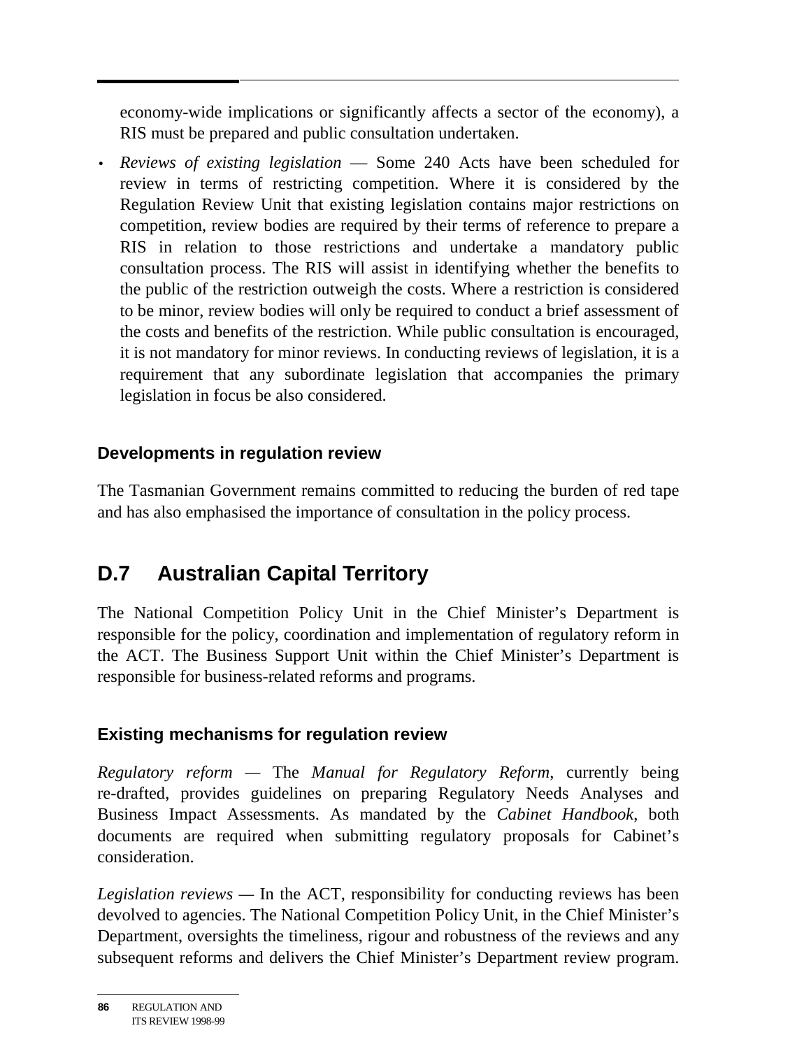economy-wide implications or significantly affects a sector of the economy), a RIS must be prepared and public consultation undertaken.

- *Reviews of existing legislation* — Some 240 Acts have been scheduled for review in terms of restricting competition. Where it is considered by the Regulation Review Unit that existing legislation contains major restrictions on competition, review bodies are required by their terms of reference to prepare a RIS in relation to those restrictions and undertake a mandatory public consultation process. The RIS will assist in identifying whether the benefits to the public of the restriction outweigh the costs. Where a restriction is considered to be minor, review bodies will only be required to conduct a brief assessment of the costs and benefits of the restriction. While public consultation is encouraged, it is not mandatory for minor reviews. In conducting reviews of legislation, it is a requirement that any subordinate legislation that accompanies the primary legislation in focus be also considered.

### Developments in regulation review

The Tasmanian Government remains committed to reducing the burden of red tape and has also emphasised the importance of consultation in the policy process.

## D.7 Australian Capital Territory

The National Competition Policy Unit in the Chief Minister's Department is responsible for the policy, coordination and implementation of regulatory reform in the ACT. The Business Support Unit within the Chief Minister's Department is responsible for business-related reforms and programs.

### Existing mechanisms for regulation review

*Regulatory reform* — The *Manual for Regulatory Reform*, currently being re-drafted, provides guidelines on preparing Regulatory Needs Analyses and Business Impact Assessments. As mandated by the *Cabinet Handbook*, both documents are required when submitting regulatory proposals for Cabinet's consideration.

*Legislation reviews* — In the ACT, responsibility for conducting reviews has been devolved to agencies. The National Competition Policy Unit, in the Chief Minister's Department, oversights the timeliness, rigour and robustness of the reviews and any subsequent reforms and delivers the Chief Minister's Department review program.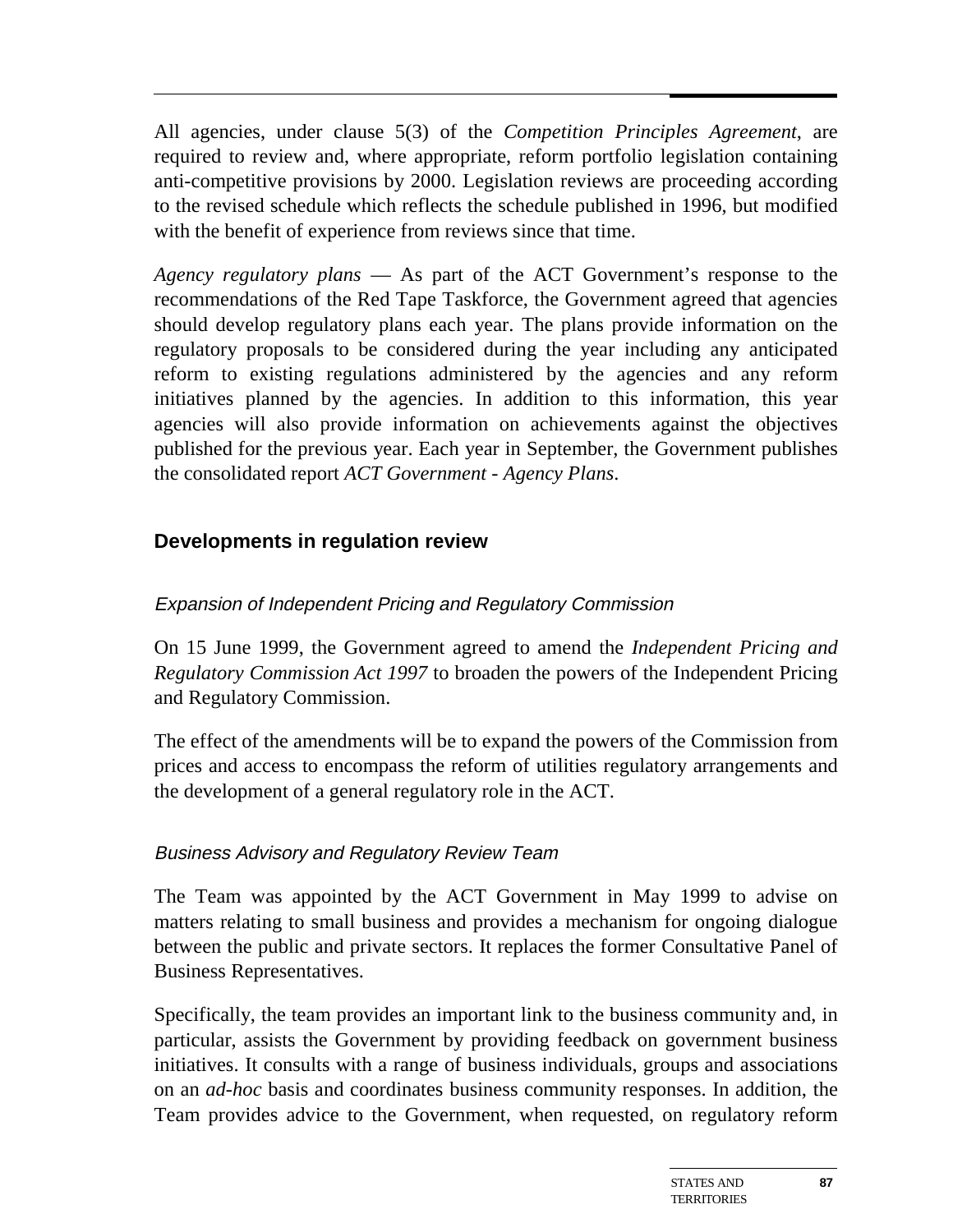All agencies, under clause 5(3) of the *Competition Principles Agreement*, are required to review and, where appropriate, reform portfolio legislation containing anti-competitive provisions by 2000. Legislation reviews are proceeding according to the revised schedule which reflects the schedule published in 1996, but modified with the benefit of experience from reviews since that time.

*Agency regulatory plans* — As part of the ACT Government's response to the recommendations of the Red Tape Taskforce, the Government agreed that agencies should develop regulatory plans each year. The plans provide information on the regulatory proposals to be considered during the year including any anticipated reform to existing regulations administered by the agencies and any reform initiatives planned by the agencies. In addition to this information, this year agencies will also provide information on achievements against the objectives published for the previous year. Each year in September, the Government publishes the consolidated report *ACT Government - Agency Plans*.

## Developments in regulation review

### *Expansion of Independent Pricing and Regulatory Commission*

On 15 June 1999, the Government agreed to amend the *Independent Pricing and Regulatory Commission Act 1997* to broaden the powers of the Independent Pricing and Regulatory Commission.

The effect of the amendments will be to expand the powers of the Commission from prices and access to encompass the reform of utilities regulatory arrangements and the development of a general regulatory role in the ACT.

### *Business Advisory and Regulatory Review Team*

The Team was appointed by the ACT Government in May 1999 to advise on matters relating to small business and provides a mechanism for ongoing dialogue between the public and private sectors. It replaces the former Consultative Panel of Business Representatives.

Specifically, the team provides an important link to the business community and, in particular, assists the Government by providing feedback on government business initiatives. It consults with a range of business individuals, groups and associations on an *ad-hoc* basis and coordinates business community responses. In addition, the Team provides advice to the Government, when requested, on regulatory reform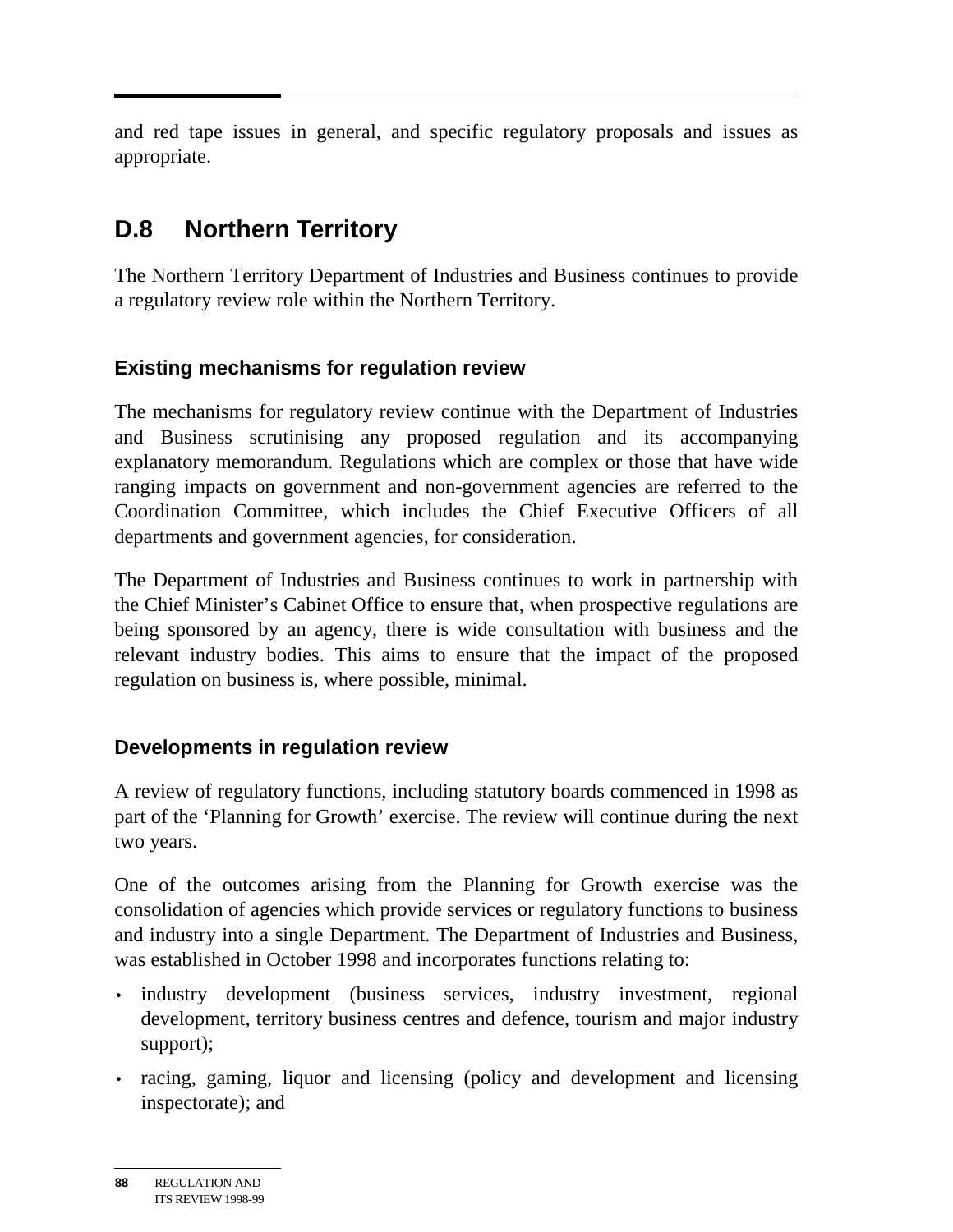and red tape issues in general, and specific regulatory proposals and issues as appropriate.

## D.8 Northern Territory

The Northern Territory Department of Industries and Business continues to provide a regulatory review role within the Northern Territory.

### Existing mechanisms for regulation review

The mechanisms for regulatory review continue with the Department of Industries and Business scrutinising any proposed regulation and its accompanying explanatory memorandum. Regulations which are complex or those that have wide ranging impacts on government and non-government agencies are referred to the Coordination Committee, which includes the Chief Executive Officers of all departments and government agencies, for consideration.

The Department of Industries and Business continues to work in partnership with the Chief Minister's Cabinet Office to ensure that, when prospective regulations are being sponsored by an agency, there is wide consultation with business and the relevant industry bodies. This aims to ensure that the impact of the proposed regulation on business is, where possible, minimal.

### Developments in regulation review

A review of regulatory functions, including statutory boards commenced in 1998 as part of the 'Planning for Growth' exercise. The review will continue during the next two years.

One of the outcomes arising from the Planning for Growth exercise was the consolidation of agencies which provide services or regulatory functions to business and industry into a single Department. The Department of Industries and Business, was established in October 1998 and incorporates functions relating to:

- industry development (business services, industry investment, regional development, territory business centres and defence, tourism and major industry support);
- racing, gaming, liquor and licensing (policy and development and licensing inspectorate); and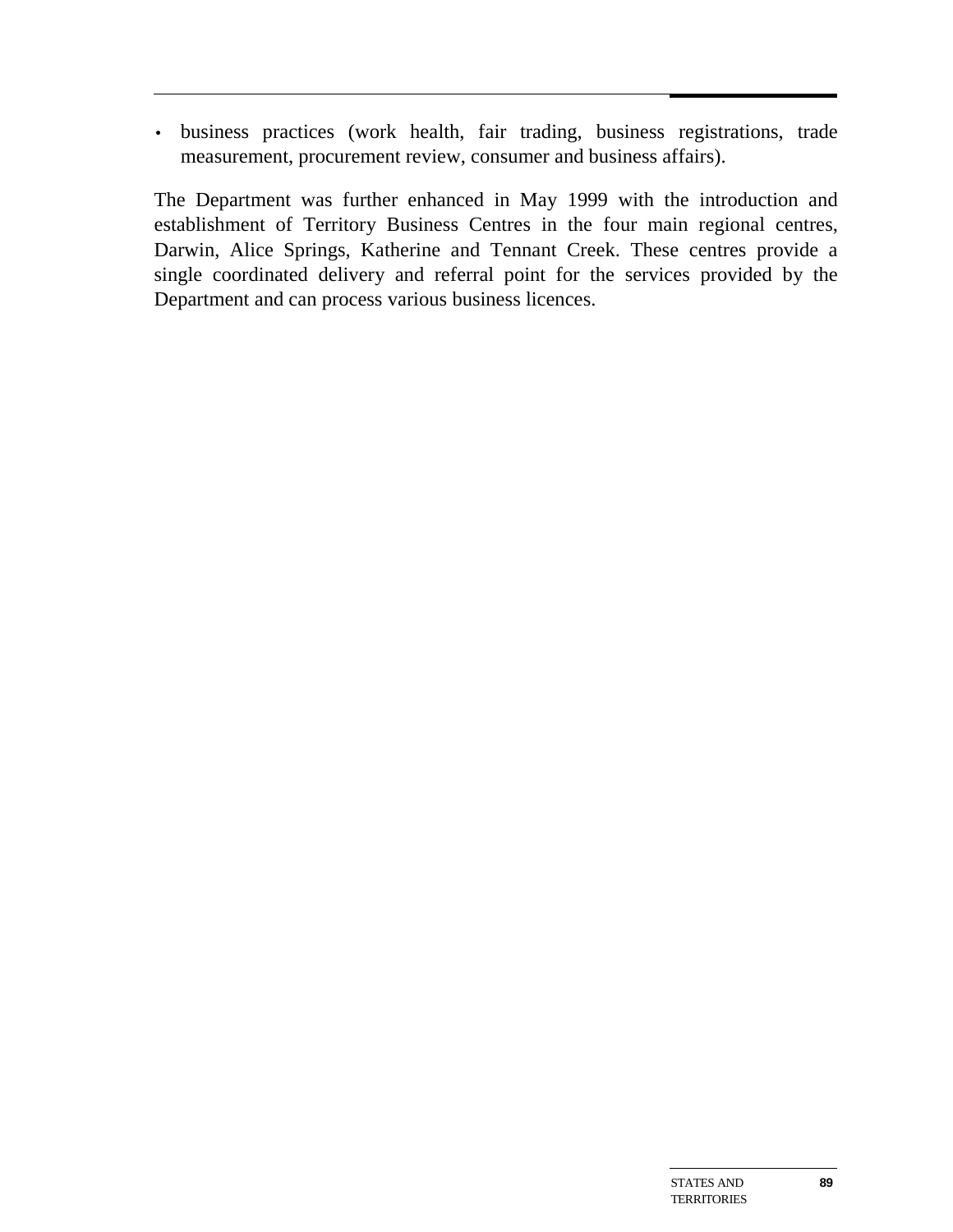- business practices (work health, fair trading, business registrations, trade measurement, procurement review, consumer and business affairs).

The Department was further enhanced in May 1999 with the introduction and establishment of Territory Business Centres in the four main regional centres, Darwin, Alice Springs, Katherine and Tennant Creek. These centres provide a single coordinated delivery and referral point for the services provided by the Department and can process various business licences.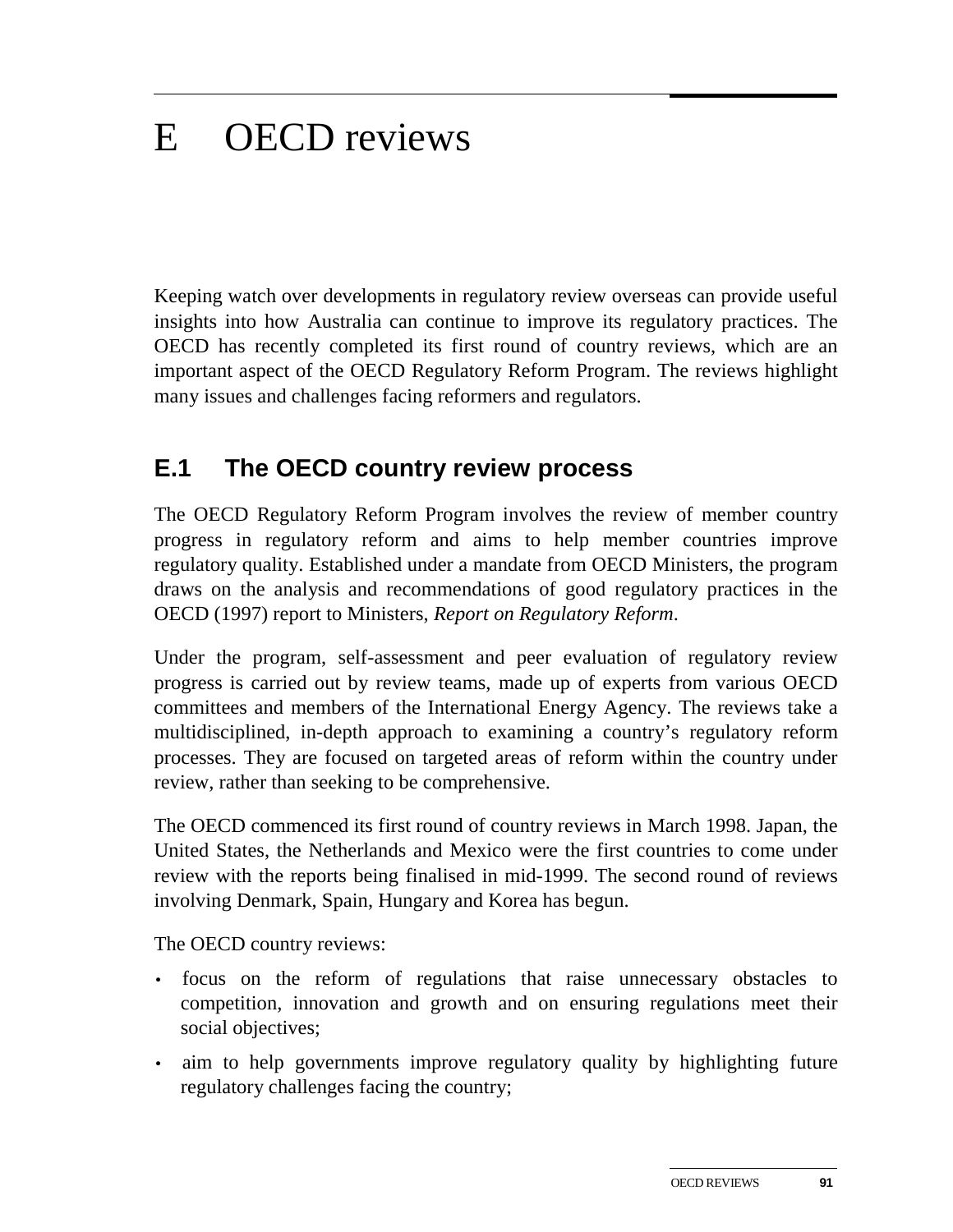# E OECD reviews

Keeping watch over developments in regulatory review overseas can provide useful insights into how Australia can continue to improve its regulatory practices. The OECD has recently completed its first round of country reviews, which are an important aspect of the OECD Regulatory Reform Program. The reviews highlight many issues and challenges facing reformers and regulators.

## E.1 The OECD country review process

The OECD Regulatory Reform Program involves the review of member country progress in regulatory reform and aims to help member countries improve regulatory quality. Established under a mandate from OECD Ministers, the program draws on the analysis and recommendations of good regulatory practices in the OECD (1997) report to Ministers, *Report on Regulatory Reform*.

Under the program, self-assessment and peer evaluation of regulatory review progress is carried out by review teams, made up of experts from various OECD committees and members of the International Energy Agency. The reviews take a multidisciplined, in-depth approach to examining a country's regulatory reform processes. They are focused on targeted areas of reform within the country under review, rather than seeking to be comprehensive.

The OECD commenced its first round of country reviews in March 1998. Japan, the United States, the Netherlands and Mexico were the first countries to come under review with the reports being finalised in mid-1999. The second round of reviews involving Denmark, Spain, Hungary and Korea has begun.

The OECD country reviews:

- focus on the reform of regulations that raise unnecessary obstacles to competition, innovation and growth and on ensuring regulations meet their social objectives;
- aim to help governments improve regulatory quality by highlighting future regulatory challenges facing the country;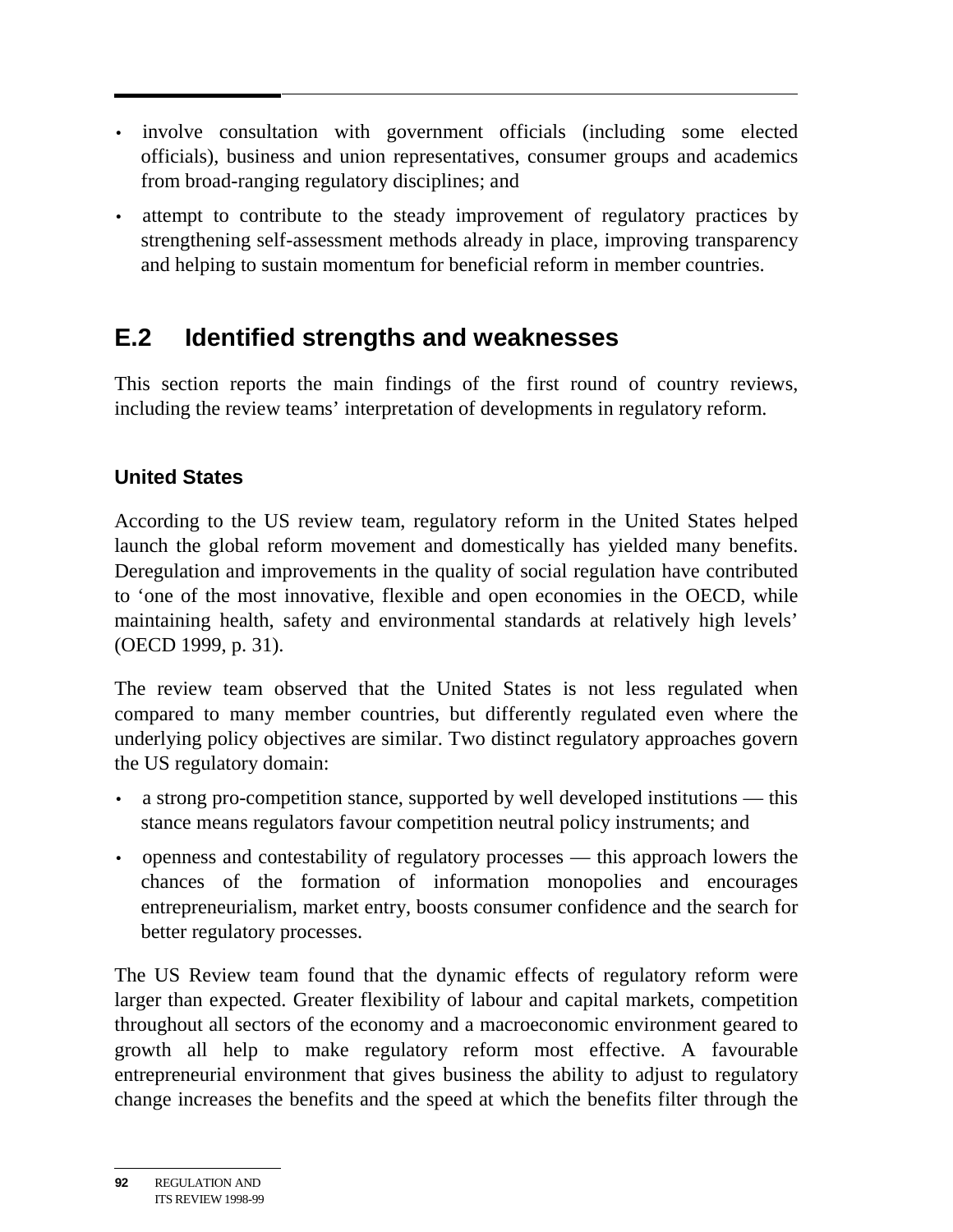- involve consultation with government officials (including some elected officials), business and union representatives, consumer groups and academics from broad-ranging regulatory disciplines; and
- attempt to contribute to the steady improvement of regulatory practices by strengthening self-assessment methods already in place, improving transparency and helping to sustain momentum for beneficial reform in member countries.

## E.2 Identified strengths and weaknesses

This section reports the main findings of the first round of country reviews, including the review teams' interpretation of developments in regulatory reform.

### United States

According to the US review team, regulatory reform in the United States helped launch the global reform movement and domestically has yielded many benefits. Deregulation and improvements in the quality of social regulation have contributed to 'one of the most innovative, flexible and open economies in the OECD, while maintaining health, safety and environmental standards at relatively high levels' (OECD 1999, p. 31).

The review team observed that the United States is not less regulated when compared to many member countries, but differently regulated even where the underlying policy objectives are similar. Two distinct regulatory approaches govern the US regulatory domain:

- a strong pro-competition stance, supported by well developed institutions — this stance means regulators favour competition neutral policy instruments; and
- openness and contestability of regulatory processes — this approach lowers the chances of the formation of information monopolies and encourages entrepreneurialism, market entry, boosts consumer confidence and the search for better regulatory processes.

The US Review team found that the dynamic effects of regulatory reform were larger than expected. Greater flexibility of labour and capital markets, competition throughout all sectors of the economy and a macroeconomic environment geared to growth all help to make regulatory reform most effective. A favourable entrepreneurial environment that gives business the ability to adjust to regulatory change increases the benefits and the speed at which the benefits filter through the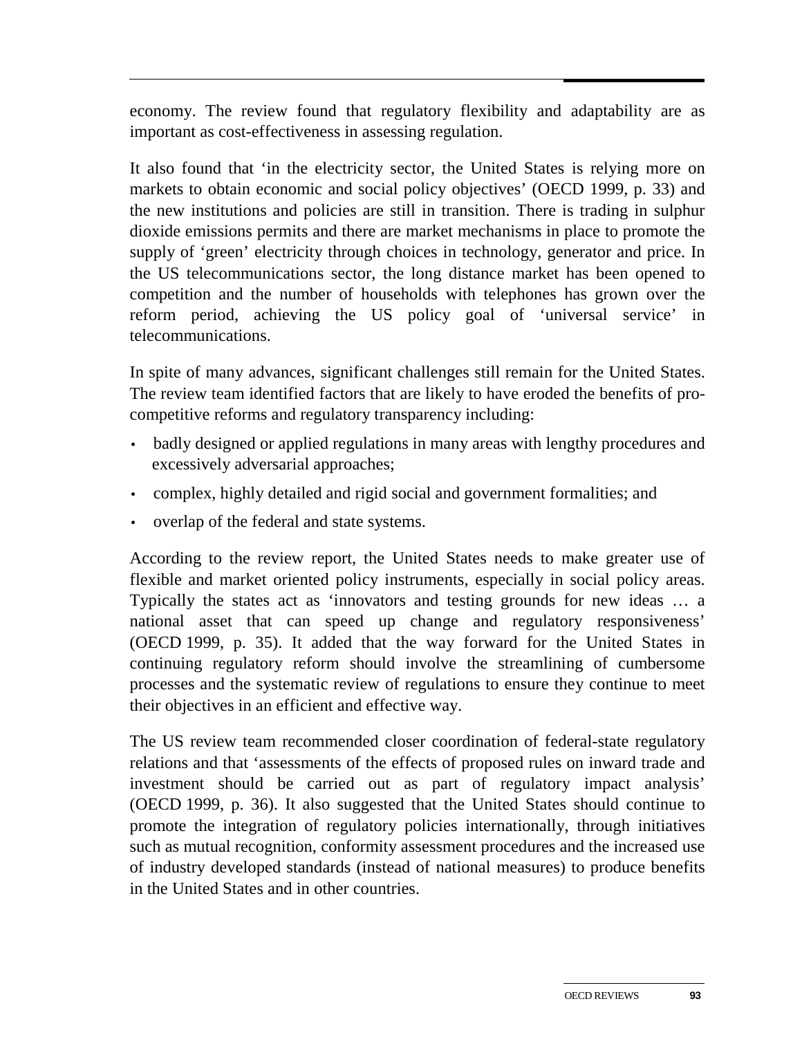economy. The review found that regulatory flexibility and adaptability are as important as cost-effectiveness in assessing regulation.

It also found that 'in the electricity sector, the United States is relying more on markets to obtain economic and social policy objectives' (OECD 1999, p. 33) and the new institutions and policies are still in transition. There is trading in sulphur dioxide emissions permits and there are market mechanisms in place to promote the supply of 'green' electricity through choices in technology, generator and price. In the US telecommunications sector, the long distance market has been opened to competition and the number of households with telephones has grown over the reform period, achieving the US policy goal of 'universal service' in telecommunications.

In spite of many advances, significant challenges still remain for the United States. The review team identified factors that are likely to have eroded the benefits of pro-competitive reforms and regulatory transparency including:

- badly designed or applied regulations in many areas with lengthy procedures and excessively adversarial approaches;
- complex, highly detailed and rigid social and government formalities; and
- overlap of the federal and state systems.

According to the review report, the United States needs to make greater use of flexible and market oriented policy instruments, especially in social policy areas. Typically the states act as 'innovators and testing grounds for new ideas … a national asset that can speed up change and regulatory responsiveness' (OECD 1999, p. 35). It added that the way forward for the United States in continuing regulatory reform should involve the streamlining of cumbersome processes and the systematic review of regulations to ensure they continue to meet their objectives in an efficient and effective way.

The US review team recommended closer coordination of federal-state regulatory relations and that 'assessments of the effects of proposed rules on inward trade and investment should be carried out as part of regulatory impact analysis' (OECD 1999, p. 36). It also suggested that the United States should continue to promote the integration of regulatory policies internationally, through initiatives such as mutual recognition, conformity assessment procedures and the increased use of industry developed standards (instead of national measures) to produce benefits in the United States and in other countries.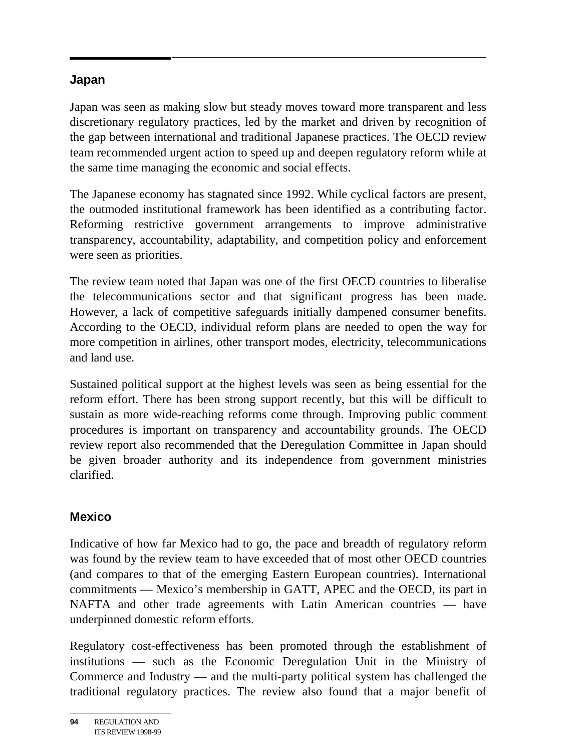## Japan

Japan was seen as making slow but steady moves toward more transparent and less discretionary regulatory practices, led by the market and driven by recognition of the gap between international and traditional Japanese practices. The OECD review team recommended urgent action to speed up and deepen regulatory reform while at the same time managing the economic and social effects.

The Japanese economy has stagnated since 1992. While cyclical factors are present, the outmoded institutional framework has been identified as a contributing factor. Reforming restrictive government arrangements to improve administrative transparency, accountability, adaptability, and competition policy and enforcement were seen as priorities.

The review team noted that Japan was one of the first OECD countries to liberalise the telecommunications sector and that significant progress has been made. However, a lack of competitive safeguards initially dampened consumer benefits. According to the OECD, individual reform plans are needed to open the way for more competition in airlines, other transport modes, electricity, telecommunications and land use.

Sustained political support at the highest levels was seen as being essential for the reform effort. There has been strong support recently, but this will be difficult to sustain as more wide-reaching reforms come through. Improving public comment procedures is important on transparency and accountability grounds. The OECD review report also recommended that the Deregulation Committee in Japan should be given broader authority and its independence from government ministries clarified.

## Mexico

Indicative of how far Mexico had to go, the pace and breadth of regulatory reform was found by the review team to have exceeded that of most other OECD countries (and compares to that of the emerging Eastern European countries). International commitments — Mexico's membership in GATT, APEC and the OECD, its part in NAFTA and other trade agreements with Latin American countries — have underpinned domestic reform efforts.

Regulatory cost-effectiveness has been promoted through the establishment of institutions — such as the Economic Deregulation Unit in the Ministry of Commerce and Industry — and the multi-party political system has challenged the traditional regulatory practices. The review also found that a major benefit of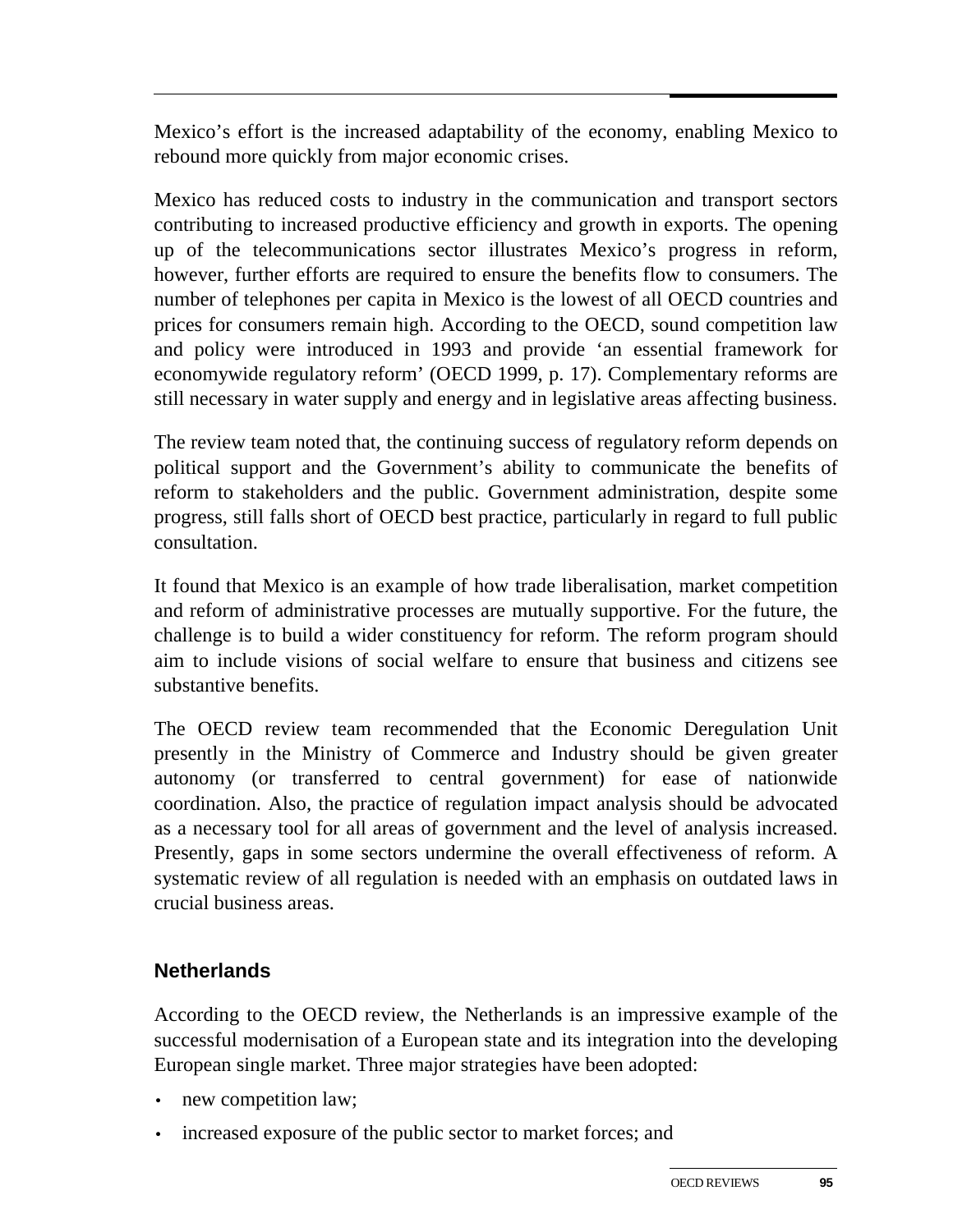Mexico's effort is the increased adaptability of the economy, enabling Mexico to rebound more quickly from major economic crises.

Mexico has reduced costs to industry in the communication and transport sectors contributing to increased productive efficiency and growth in exports. The opening up of the telecommunications sector illustrates Mexico's progress in reform, however, further efforts are required to ensure the benefits flow to consumers. The number of telephones per capita in Mexico is the lowest of all OECD countries and prices for consumers remain high. According to the OECD, sound competition law and policy were introduced in 1993 and provide 'an essential framework for economywide regulatory reform' (OECD 1999, p. 17). Complementary reforms are still necessary in water supply and energy and in legislative areas affecting business.

The review team noted that, the continuing success of regulatory reform depends on political support and the Government's ability to communicate the benefits of reform to stakeholders and the public. Government administration, despite some progress, still falls short of OECD best practice, particularly in regard to full public consultation.

It found that Mexico is an example of how trade liberalisation, market competition and reform of administrative processes are mutually supportive. For the future, the challenge is to build a wider constituency for reform. The reform program should aim to include visions of social welfare to ensure that business and citizens see substantive benefits.

The OECD review team recommended that the Economic Deregulation Unit presently in the Ministry of Commerce and Industry should be given greater autonomy (or transferred to central government) for ease of nationwide coordination. Also, the practice of regulation impact analysis should be advocated as a necessary tool for all areas of government and the level of analysis increased. Presently, gaps in some sectors undermine the overall effectiveness of reform. A systematic review of all regulation is needed with an emphasis on outdated laws in crucial business areas.

### Netherlands

According to the OECD review, the Netherlands is an impressive example of the successful modernisation of a European state and its integration into the developing European single market. Three major strategies have been adopted:

- new competition law;
- increased exposure of the public sector to market forces; and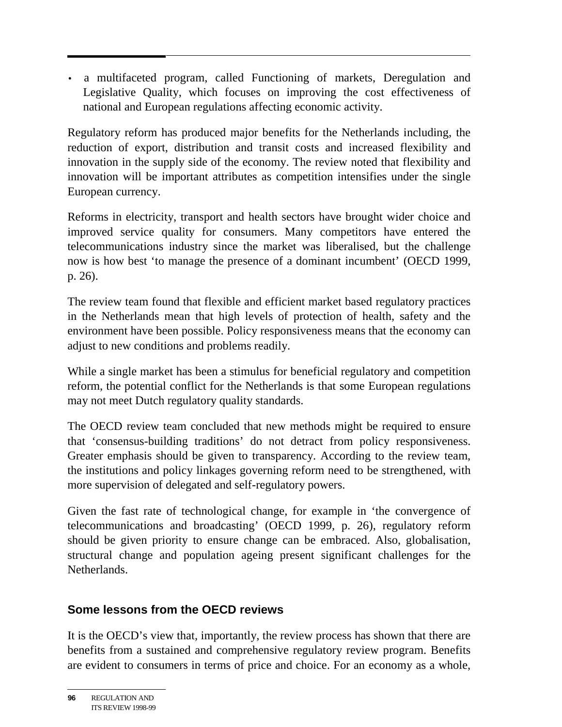- a multifaceted program, called Functioning of markets, Deregulation and Legislative Quality, which focuses on improving the cost effectiveness of national and European regulations affecting economic activity.

Regulatory reform has produced major benefits for the Netherlands including, the reduction of export, distribution and transit costs and increased flexibility and innovation in the supply side of the economy. The review noted that flexibility and innovation will be important attributes as competition intensifies under the single European currency.

Reforms in electricity, transport and health sectors have brought wider choice and improved service quality for consumers. Many competitors have entered the telecommunications industry since the market was liberalised, but the challenge now is how best 'to manage the presence of a dominant incumbent' (OECD 1999, p. 26).

The review team found that flexible and efficient market based regulatory practices in the Netherlands mean that high levels of protection of health, safety and the environment have been possible. Policy responsiveness means that the economy can adjust to new conditions and problems readily.

While a single market has been a stimulus for beneficial regulatory and competition reform, the potential conflict for the Netherlands is that some European regulations may not meet Dutch regulatory quality standards.

The OECD review team concluded that new methods might be required to ensure that 'consensus-building traditions' do not detract from policy responsiveness. Greater emphasis should be given to transparency. According to the review team, the institutions and policy linkages governing reform need to be strengthened, with more supervision of delegated and self-regulatory powers.

Given the fast rate of technological change, for example in 'the convergence of telecommunications and broadcasting' (OECD 1999, p. 26), regulatory reform should be given priority to ensure change can be embraced. Also, globalisation, structural change and population ageing present significant challenges for the Netherlands.

### Some lessons from the OECD reviews

It is the OECD's view that, importantly, the review process has shown that there are benefits from a sustained and comprehensive regulatory review program. Benefits are evident to consumers in terms of price and choice. For an economy as a whole,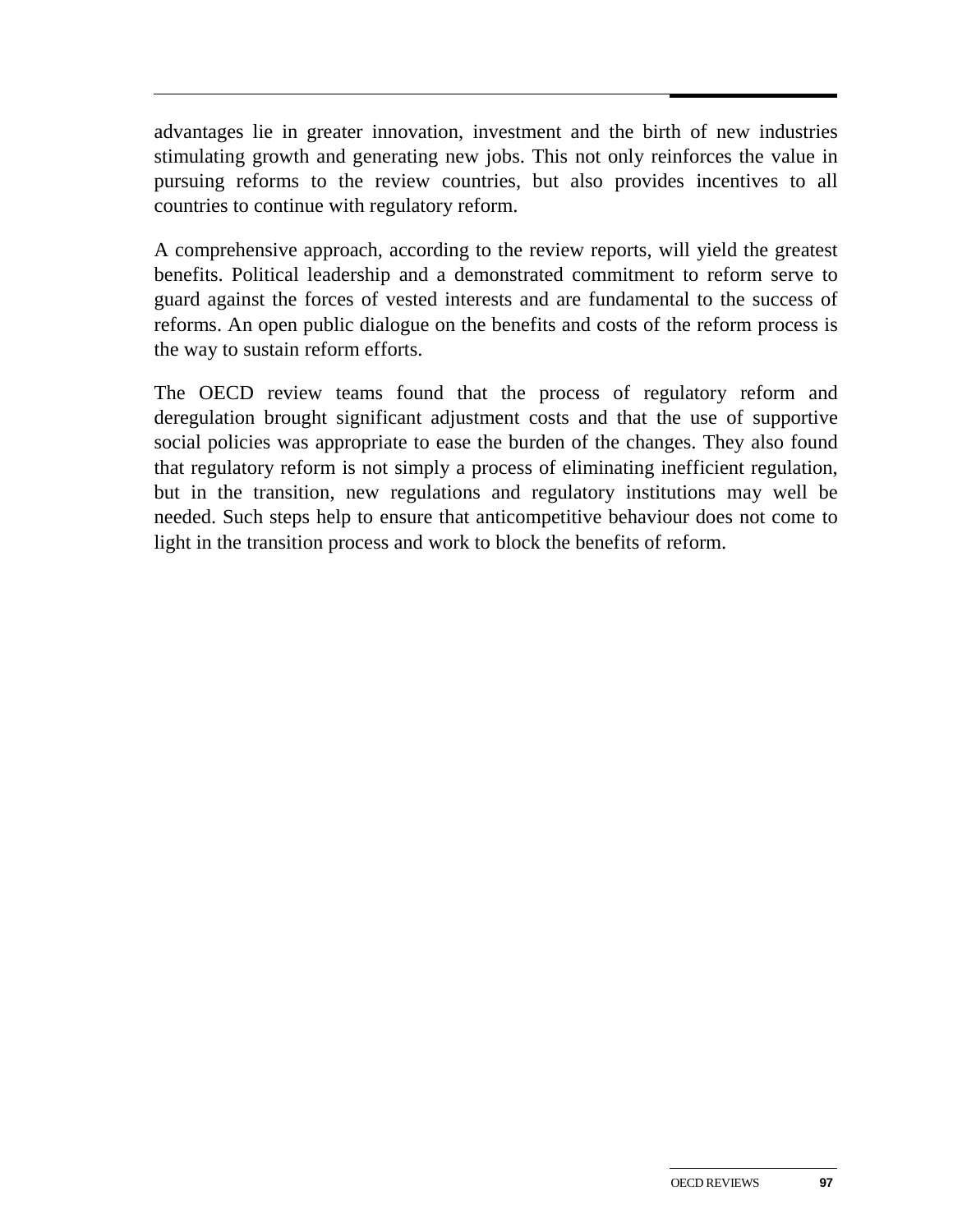advantages lie in greater innovation, investment and the birth of new industries stimulating growth and generating new jobs. This not only reinforces the value in pursuing reforms to the review countries, but also provides incentives to all countries to continue with regulatory reform.

A comprehensive approach, according to the review reports, will yield the greatest benefits. Political leadership and a demonstrated commitment to reform serve to guard against the forces of vested interests and are fundamental to the success of reforms. An open public dialogue on the benefits and costs of the reform process is the way to sustain reform efforts.

The OECD review teams found that the process of regulatory reform and deregulation brought significant adjustment costs and that the use of supportive social policies was appropriate to ease the burden of the changes. They also found that regulatory reform is not simply a process of eliminating inefficient regulation, but in the transition, new regulations and regulatory institutions may well be needed. Such steps help to ensure that anticompetitive behaviour does not come to light in the transition process and work to block the benefits of reform.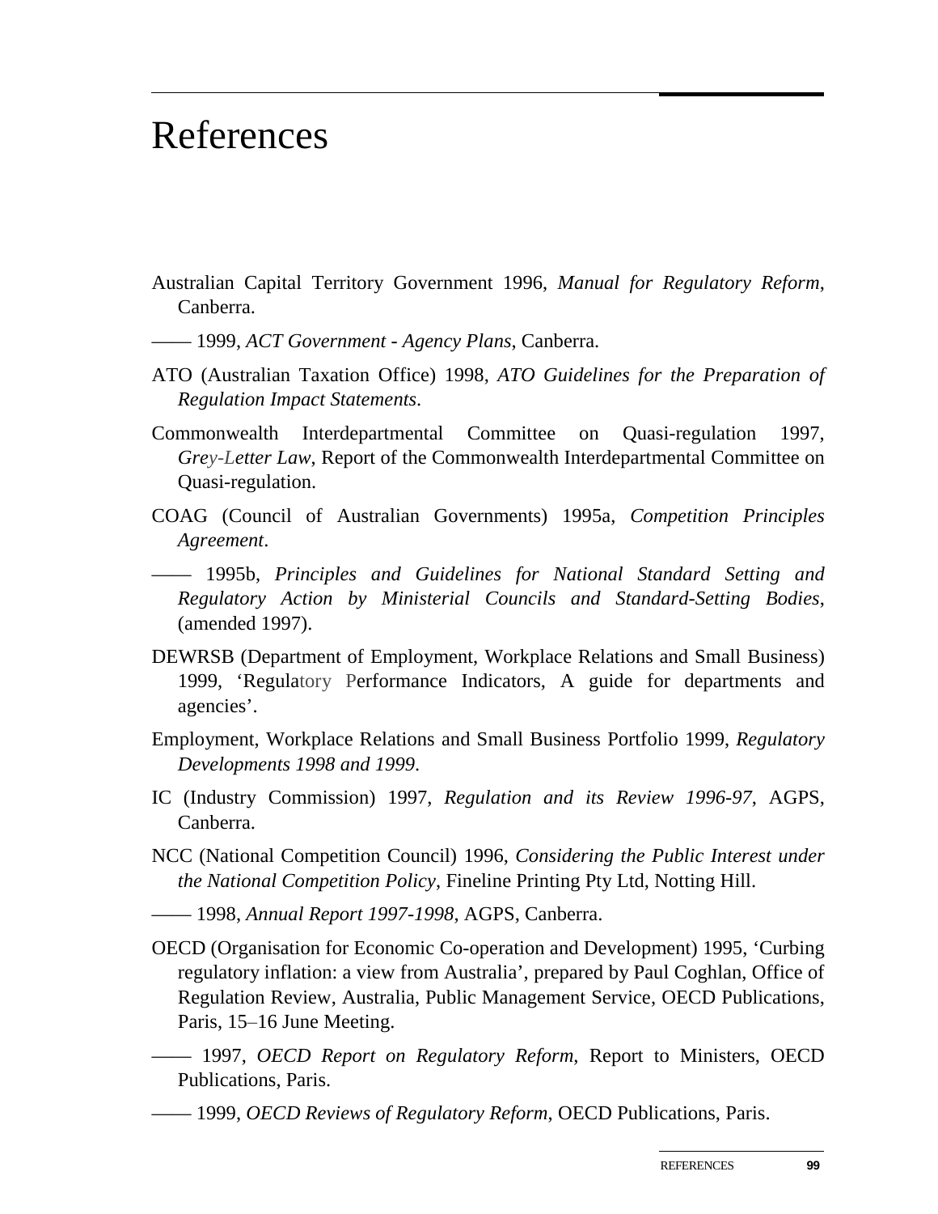# References

Australian Capital Territory Government 1996, *Manual for Regulatory Reform*, Canberra.

—— 1999, *ACT Government - Agency Plans*, Canberra.

ATO (Australian Taxation Office) 1998, *ATO Guidelines for the Preparation of Regulation Impact Statements*.

Commonwealth Interdepartmental Committee on Quasi-regulation 1997, *Grey-Letter Law*, Report of the Commonwealth Interdepartmental Committee on Quasi-regulation.

COAG (Council of Australian Governments) 1995a, *Competition Principles Agreement*.

—— 1995b, *Principles and Guidelines for National Standard Setting and Regulatory Action by Ministerial Councils and Standard-Setting Bodies*, (amended 1997).

DEWRSB (Department of Employment, Workplace Relations and Small Business) 1999, 'Regulatory Performance Indicators, A guide for departments and agencies'.

Employment, Workplace Relations and Small Business Portfolio 1999, *Regulatory Developments 1998 and 1999*.

IC (Industry Commission) 1997, *Regulation and its Review 1996-97*, AGPS, Canberra.

NCC (National Competition Council) 1996, *Considering the Public Interest under the National Competition Policy*, Fineline Printing Pty Ltd, Notting Hill.

—— 1998, *Annual Report 1997-1998*, AGPS, Canberra.

OECD (Organisation for Economic Co-operation and Development) 1995, 'Curbing regulatory inflation: a view from Australia', prepared by Paul Coghlan, Office of Regulation Review, Australia, Public Management Service, OECD Publications, Paris, 15–16 June Meeting.

—— 1997, *OECD Report on Regulatory Reform*, Report to Ministers, OECD Publications, Paris.

—— 1999, *OECD Reviews of Regulatory Reform*, OECD Publications, Paris.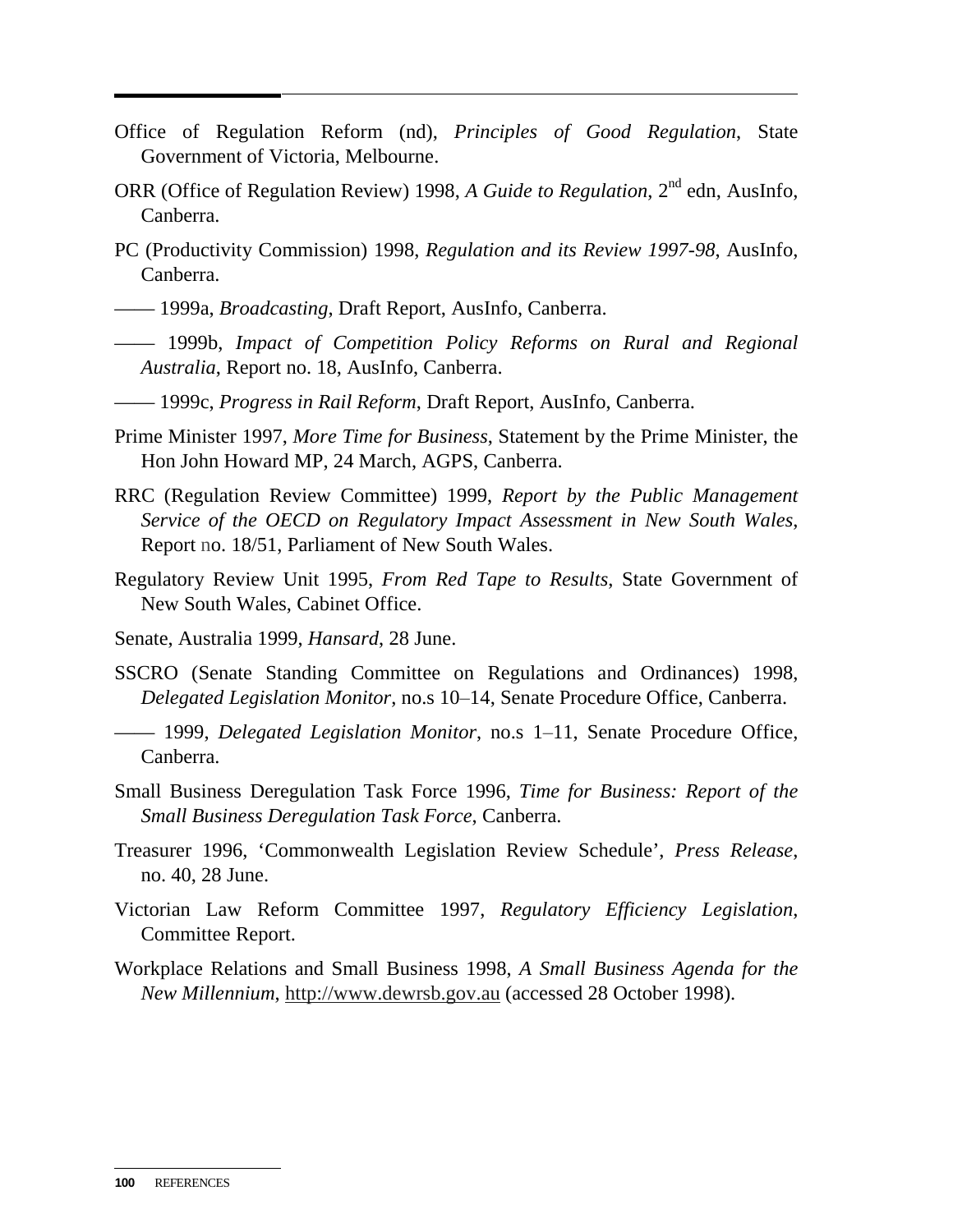Office of Regulation Reform (nd), *Principles of Good Regulation*, State Government of Victoria, Melbourne.

ORR (Office of Regulation Review) 1998, *A Guide to Regulation*, 2nd edn, AusInfo, Canberra.

PC (Productivity Commission) 1998, *Regulation and its Review 1997-98*, AusInfo, Canberra.

—— 1999a, *Broadcasting*, Draft Report, AusInfo, Canberra.

—— 1999b, *Impact of Competition Policy Reforms on Rural and Regional Australia*, Report no. 18, AusInfo, Canberra.

—— 1999c, *Progress in Rail Reform*, Draft Report, AusInfo, Canberra.

Prime Minister 1997, *More Time for Business*, Statement by the Prime Minister, the Hon John Howard MP, 24 March, AGPS, Canberra.

RRC (Regulation Review Committee) 1999, *Report by the Public Management Service of the OECD on Regulatory Impact Assessment in New South Wales*, Report no. 18/51, Parliament of New South Wales.

Regulatory Review Unit 1995, *From Red Tape to Results*, State Government of New South Wales, Cabinet Office.

Senate, Australia 1999, *Hansard*, 28 June.

SSCRO (Senate Standing Committee on Regulations and Ordinances) 1998, *Delegated Legislation Monitor*, no.s 10–14, Senate Procedure Office, Canberra.

—— 1999, *Delegated Legislation Monitor*, no.s 1–11, Senate Procedure Office, Canberra.

Small Business Deregulation Task Force 1996, *Time for Business: Report of the Small Business Deregulation Task Force*, Canberra.

Treasurer 1996, 'Commonwealth Legislation Review Schedule', *Press Release*, no. 40, 28 June.

Victorian Law Reform Committee 1997, *Regulatory Efficiency Legislation*, Committee Report.

Workplace Relations and Small Business 1998, *A Small Business Agenda for the New Millennium*, http://www.dewrsb.gov.au (accessed 28 October 1998).